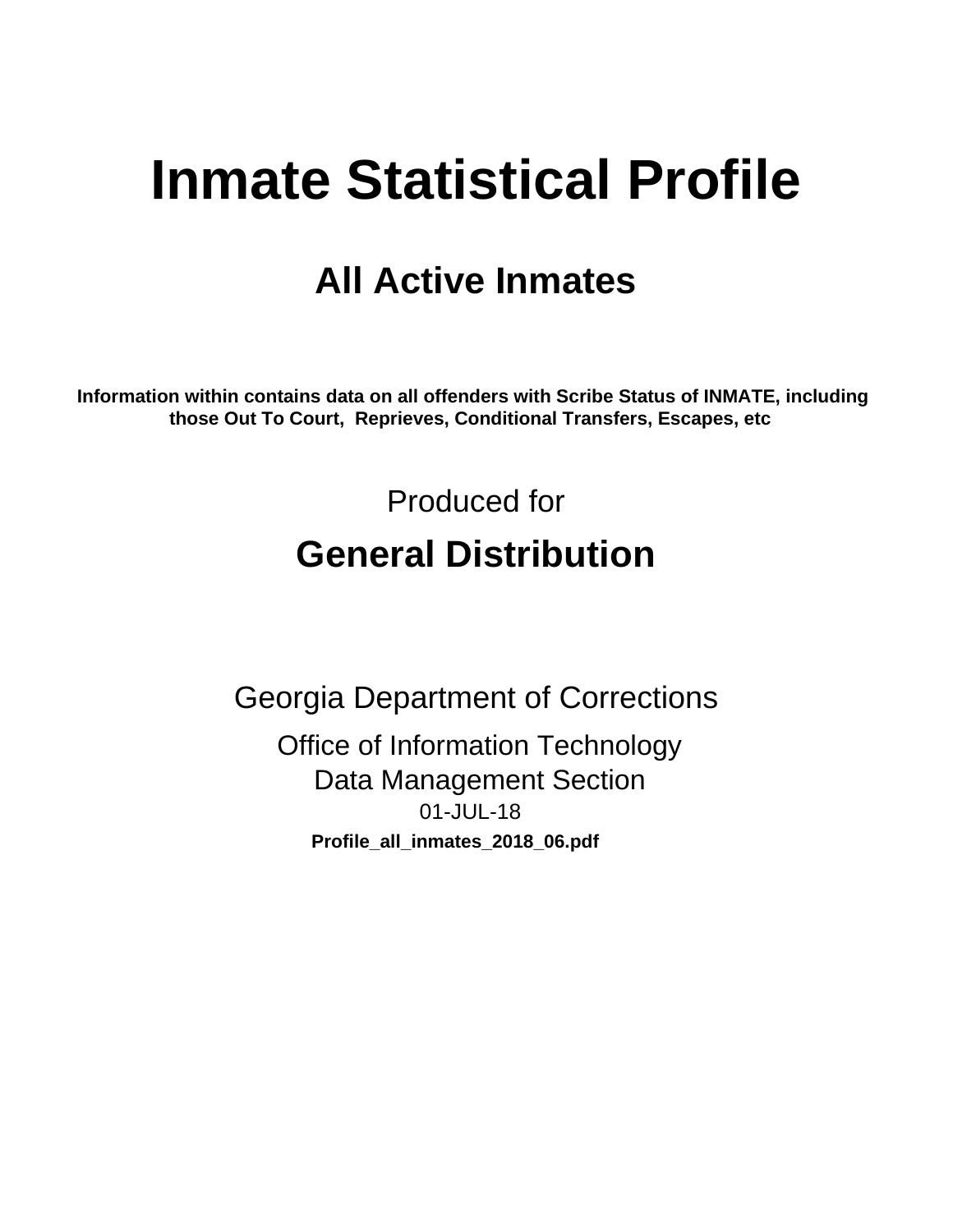# Inmate Statistical Profile

## All Active Inmates

**Information within contains data on all offenders with Scribe Status of INMATE, including those Out To Court, Reprieves, Conditional Transfers, Escapes, etc**

Produced for

## General Distribution

Georgia Department of Corrections

Office of Information Technology
Data Management Section
01-JUL-18

**Profile_all_inmates_2018_06.pdf**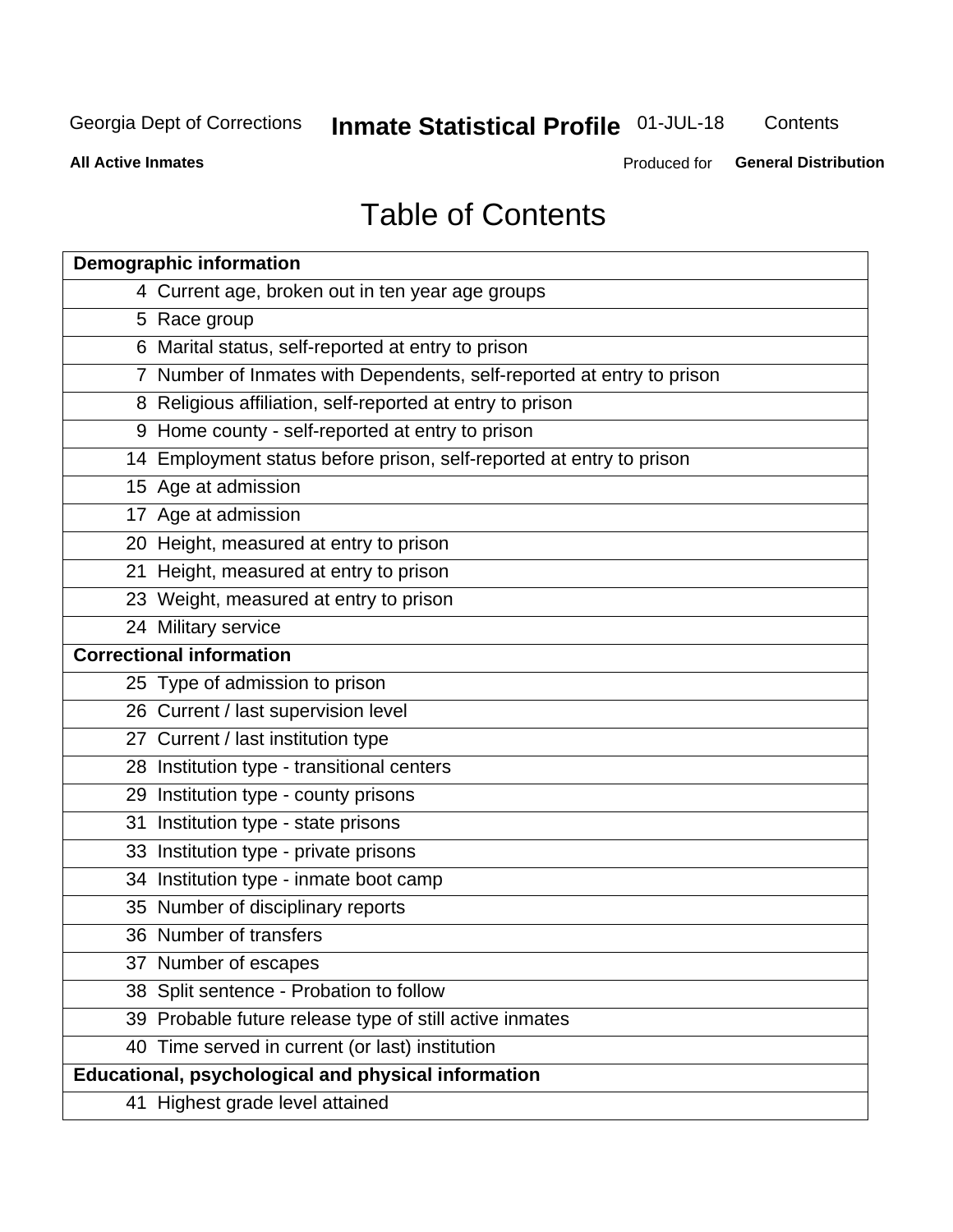# Table of Contents

| Page | Contents |
|---|---|
| **Demographic information** | |
| 4 | Current age, broken out in ten year age groups |
| 5 | Race group |
| 6 | Marital status, self-reported at entry to prison |
| 7 | Number of Inmates with Dependents, self-reported at entry to prison |
| 8 | Religious affiliation, self-reported at entry to prison |
| 9 | Home county - self-reported at entry to prison |
| 14 | Employment status before prison, self-reported at entry to prison |
| 15 | Age at admission |
| 17 | Age at admission |
| 20 | Height, measured at entry to prison |
| 21 | Height, measured at entry to prison |
| 23 | Weight, measured at entry to prison |
| 24 | Military service |
| **Correctional information** | |
| 25 | Type of admission to prison |
| 26 | Current / last supervision level |
| 27 | Current / last institution type |
| 28 | Institution type - transitional centers |
| 29 | Institution type - county prisons |
| 31 | Institution type - state prisons |
| 33 | Institution type - private prisons |
| 34 | Institution type - inmate boot camp |
| 35 | Number of disciplinary reports |
| 36 | Number of transfers |
| 37 | Number of escapes |
| 38 | Split sentence - Probation to follow |
| 39 | Probable future release type of still active inmates |
| 40 | Time served in current (or last) institution |
| **Educational, psychological and physical information** | |
| 41 | Highest grade level attained |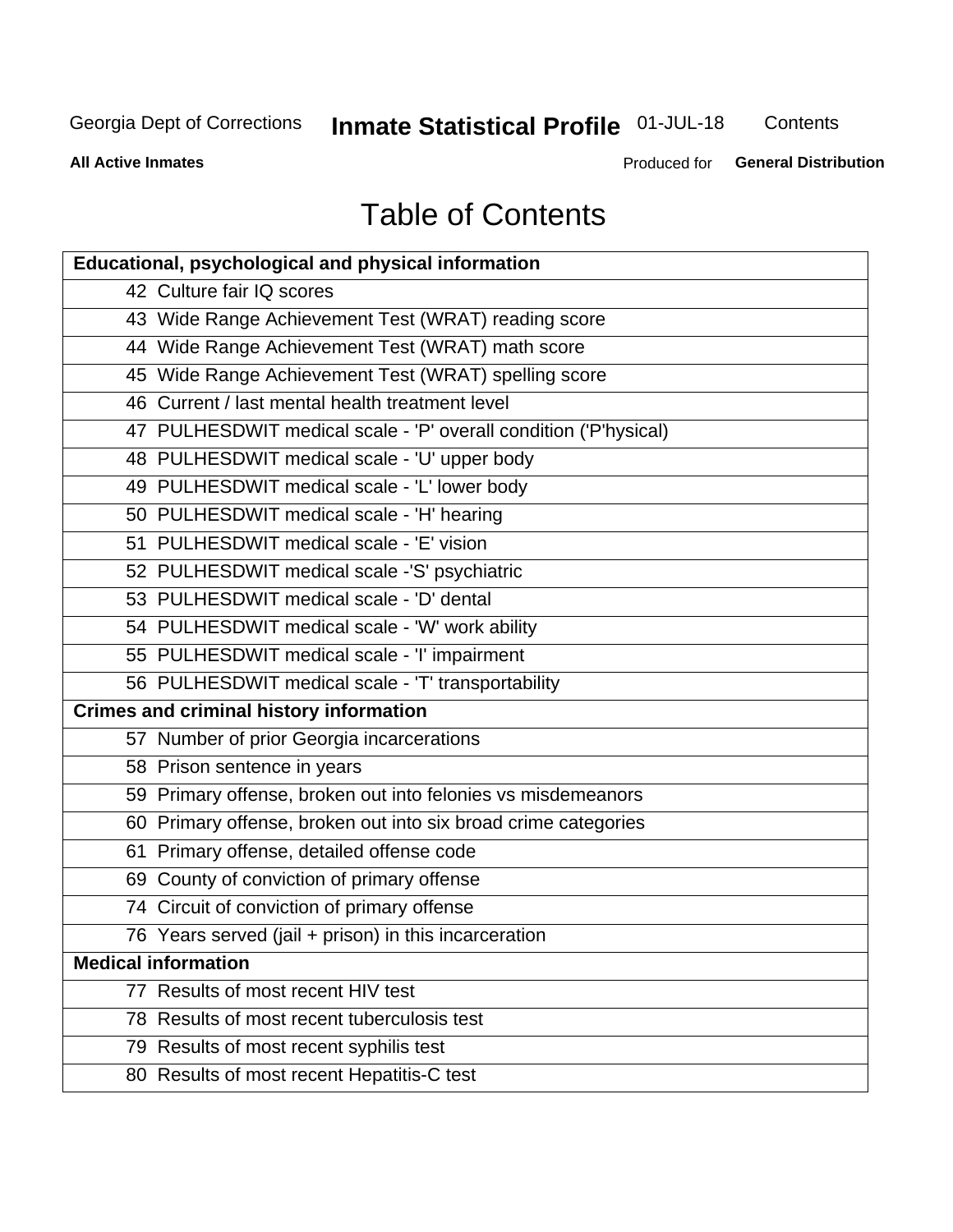# Table of Contents

| Educational, psychological and physical information |
|---|
| 42 Culture fair IQ scores |
| 43 Wide Range Achievement Test (WRAT) reading score |
| 44 Wide Range Achievement Test (WRAT) math score |
| 45 Wide Range Achievement Test (WRAT) spelling score |
| 46 Current / last mental health treatment level |
| 47 PULHESDWIT medical scale - 'P' overall condition ('P'hysical) |
| 48 PULHESDWIT medical scale - 'U' upper body |
| 49 PULHESDWIT medical scale - 'L' lower body |
| 50 PULHESDWIT medical scale - 'H' hearing |
| 51 PULHESDWIT medical scale - 'E' vision |
| 52 PULHESDWIT medical scale -'S' psychiatric |
| 53 PULHESDWIT medical scale - 'D' dental |
| 54 PULHESDWIT medical scale - 'W' work ability |
| 55 PULHESDWIT medical scale - 'I' impairment |
| 56 PULHESDWIT medical scale - 'T' transportability |
| **Crimes and criminal history information** |
| 57 Number of prior Georgia incarcerations |
| 58 Prison sentence in years |
| 59 Primary offense, broken out into felonies vs misdemeanors |
| 60 Primary offense, broken out into six broad crime categories |
| 61 Primary offense, detailed offense code |
| 69 County of conviction of primary offense |
| 74 Circuit of conviction of primary offense |
| 76 Years served (jail + prison) in this incarceration |
| **Medical information** |
| 77 Results of most recent HIV test |
| 78 Results of most recent tuberculosis test |
| 79 Results of most recent syphilis test |
| 80 Results of most recent Hepatitis-C test |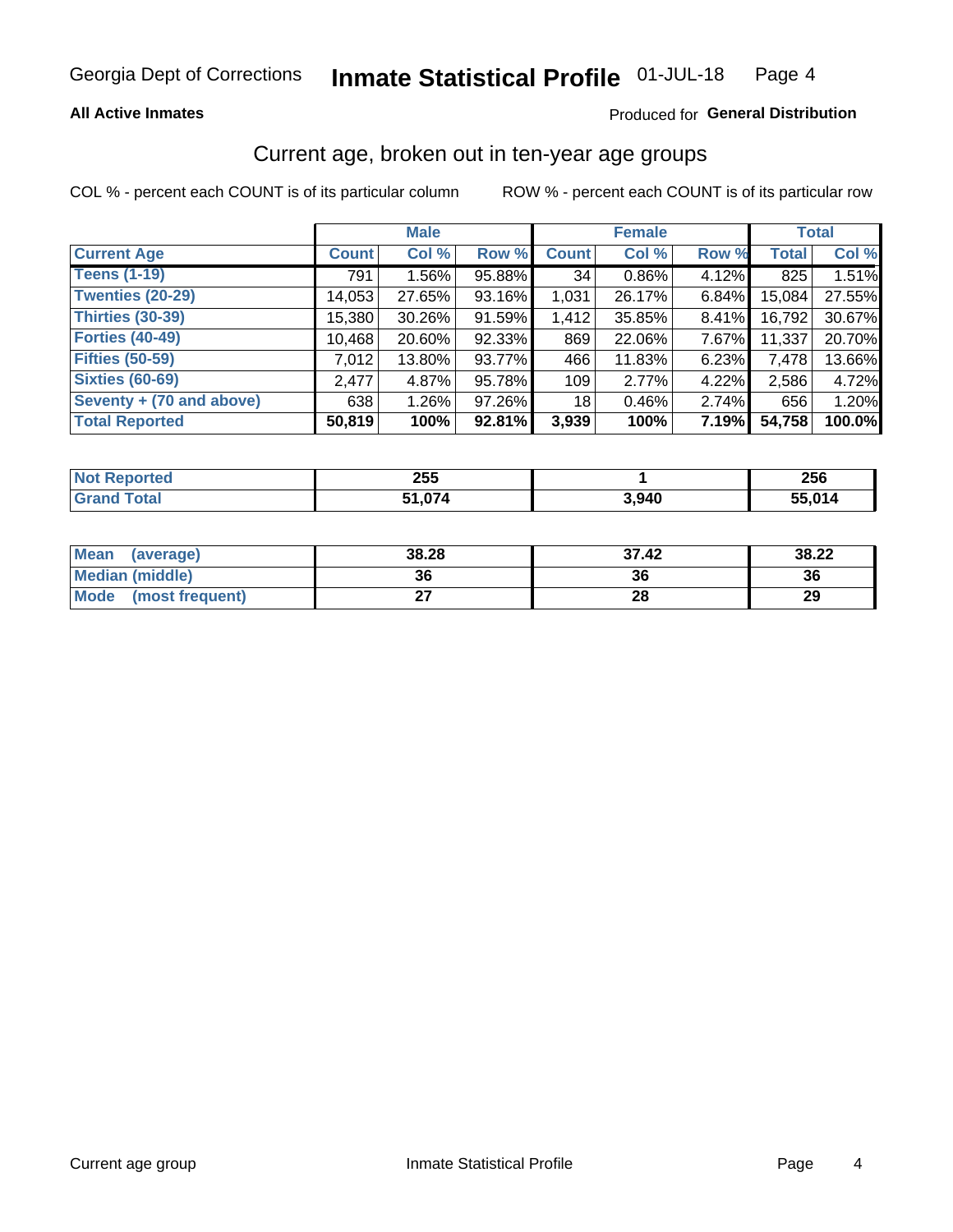Georgia Dept of Corrections **Inmate Statistical Profile** 01-JUL-18

**All Active Inmates**

Produced for **General Distribution**

## Current age, broken out in ten-year age groups

COL % - percent each COUNT is of its particular column    ROW % - percent each COUNT is of its particular row

| | Male | | | Female | | | Total | |
|---|---|---|---|---|---|---|---|---|
| **Current Age** | **Count** | **Col %** | **Row %** | **Count** | **Col %** | **Row %** | **Total** | **Col %** |
| **Teens (1-19)** | 791 | 1.56% | 95.88% | 34 | 0.86% | 4.12% | 825 | 1.51% |
| **Twenties (20-29)** | 14,053 | 27.65% | 93.16% | 1,031 | 26.17% | 6.84% | 15,084 | 27.55% |
| **Thirties (30-39)** | 15,380 | 30.26% | 91.59% | 1,412 | 35.85% | 8.41% | 16,792 | 30.67% |
| **Forties (40-49)** | 10,468 | 20.60% | 92.33% | 869 | 22.06% | 7.67% | 11,337 | 20.70% |
| **Fifties (50-59)** | 7,012 | 13.80% | 93.77% | 466 | 11.83% | 6.23% | 7,478 | 13.66% |
| **Sixties (60-69)** | 2,477 | 4.87% | 95.78% | 109 | 2.77% | 4.22% | 2,586 | 4.72% |
| **Seventy + (70 and above)** | 638 | 1.26% | 97.26% | 18 | 0.46% | 2.74% | 656 | 1.20% |
| **Total Reported** | **50,819** | **100%** | **92.81%** | **3,939** | **100%** | **7.19%** | **54,758** | **100.0%** |

| | Male | Female | Total |
|---|---|---|---|
| **Not Reported** | **255** | **1** | **256** |
| **Grand Total** | **51,074** | **3,940** | **55,014** |

| | Male | Female | Total |
|---|---|---|---|
| **Mean (average)** | **38.28** | **37.42** | **38.22** |
| **Median (middle)** | **36** | **36** | **36** |
| **Mode (most frequent)** | **27** | **28** | **29** |

Current age group    Inmate Statistical Profile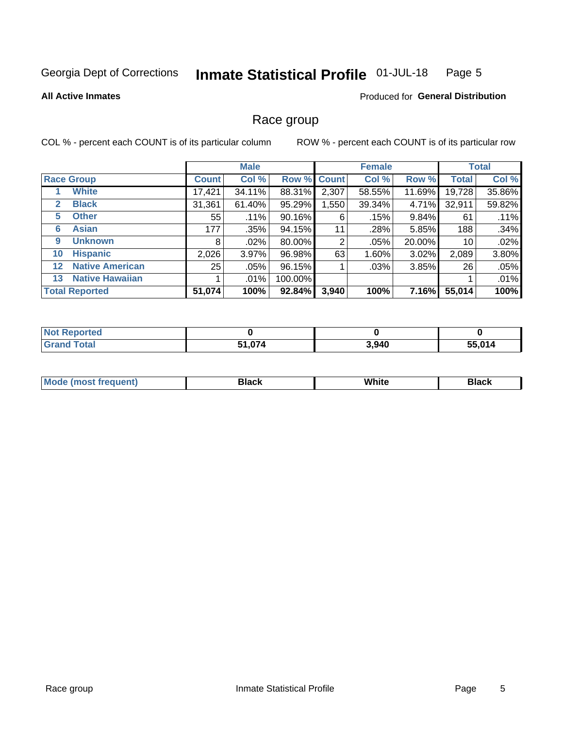Georgia Dept of Corrections **Inmate Statistical Profile** 01-JUL-18

**All Active Inmates**

Produced for **General Distribution**

## Race group

COL % - percent each COUNT is of its particular column

ROW % - percent each COUNT is of its particular row

| | | Male | | | Female | | | Total | |
|---|---|---|---|---|---|---|---|---|---|
| **Race Group** | | **Count** | **Col %** | **Row %** | **Count** | **Col %** | **Row %** | **Total** | **Col %** |
| 1 | **White** | 17,421 | 34.11% | 88.31% | 2,307 | 58.55% | 11.69% | 19,728 | 35.86% |
| 2 | **Black** | 31,361 | 61.40% | 95.29% | 1,550 | 39.34% | 4.71% | 32,911 | 59.82% |
| 5 | **Other** | 55 | .11% | 90.16% | 6 | .15% | 9.84% | 61 | .11% |
| 6 | **Asian** | 177 | .35% | 94.15% | 11 | .28% | 5.85% | 188 | .34% |
| 9 | **Unknown** | 8 | .02% | 80.00% | 2 | .05% | 20.00% | 10 | .02% |
| 10 | **Hispanic** | 2,026 | 3.97% | 96.98% | 63 | 1.60% | 3.02% | 2,089 | 3.80% |
| 12 | **Native American** | 25 | .05% | 96.15% | 1 | .03% | 3.85% | 26 | .05% |
| 13 | **Native Hawaiian** | 1 | .01% | 100.00% | | | | 1 | .01% |
| **Total Reported** | | **51,074** | **100%** | **92.84%** | **3,940** | **100%** | **7.16%** | **55,014** | **100%** |

| | Male | Female | Total |
|---|---|---|---|
| **Not Reported** | **0** | **0** | **0** |
| **Grand Total** | **51,074** | **3,940** | **55,014** |

| | Male | Female | Total |
|---|---|---|---|
| **Mode (most frequent)** | **Black** | **White** | **Black** |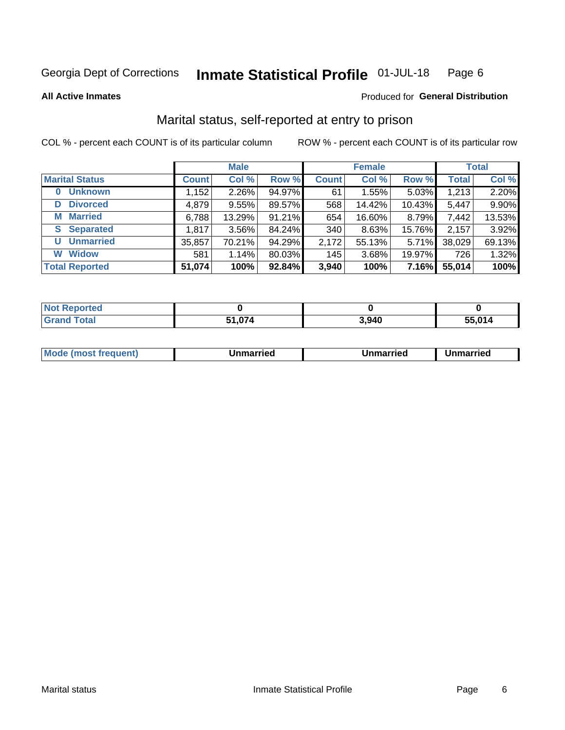Georgia Dept of Corrections **Inmate Statistical Profile** 01-JUL-18

**All Active Inmates**

Produced for **General Distribution**

## Marital status, self-reported at entry to prison

COL % - percent each COUNT is of its particular column

ROW % - percent each COUNT is of its particular row

| | Male | | | Female | | | Total | |
|---|---|---|---|---|---|---|---|---|
| **Marital Status** | **Count** | **Col %** | **Row %** | **Count** | **Col %** | **Row %** | **Total** | **Col %** |
| 0 Unknown | 1,152 | 2.26% | 94.97% | 61 | 1.55% | 5.03% | 1,213 | 2.20% |
| D Divorced | 4,879 | 9.55% | 89.57% | 568 | 14.42% | 10.43% | 5,447 | 9.90% |
| M Married | 6,788 | 13.29% | 91.21% | 654 | 16.60% | 8.79% | 7,442 | 13.53% |
| S Separated | 1,817 | 3.56% | 84.24% | 340 | 8.63% | 15.76% | 2,157 | 3.92% |
| U Unmarried | 35,857 | 70.21% | 94.29% | 2,172 | 55.13% | 5.71% | 38,029 | 69.13% |
| W Widow | 581 | 1.14% | 80.03% | 145 | 3.68% | 19.97% | 726 | 1.32% |
| **Total Reported** | **51,074** | **100%** | **92.84%** | **3,940** | **100%** | **7.16%** | **55,014** | **100%** |

| | Male | Female | Total |
|---|---|---|---|
| **Not Reported** | **0** | **0** | **0** |
| **Grand Total** | **51,074** | **3,940** | **55,014** |

| | Male | Female | Total |
|---|---|---|---|
| **Mode (most frequent)** | **Unmarried** | **Unmarried** | **Unmarried** |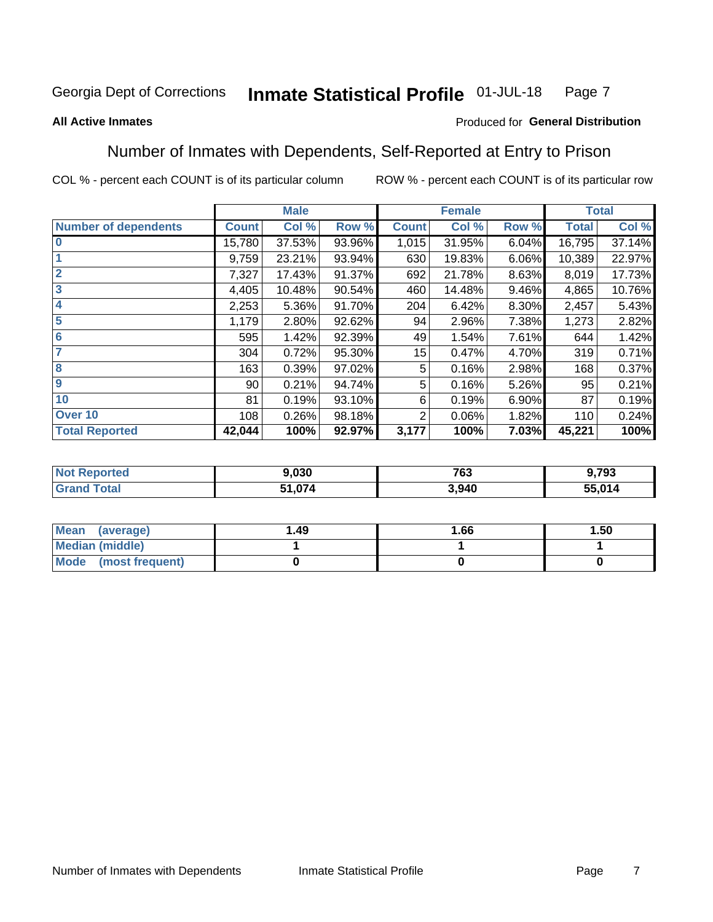Georgia Dept of Corrections **Inmate Statistical Profile** 01-JUL-18

**All Active Inmates**

Produced for **General Distribution**

## Number of Inmates with Dependents, Self-Reported at Entry to Prison

COL % - percent each COUNT is of its particular column

ROW % - percent each COUNT is of its particular row

| | Male | | | Female | | | Total | |
|---|---|---|---|---|---|---|---|---|
| **Number of dependents** | **Count** | **Col %** | **Row %** | **Count** | **Col %** | **Row %** | **Total** | **Col %** |
| **0** | 15,780 | 37.53% | 93.96% | 1,015 | 31.95% | 6.04% | 16,795 | 37.14% |
| **1** | 9,759 | 23.21% | 93.94% | 630 | 19.83% | 6.06% | 10,389 | 22.97% |
| **2** | 7,327 | 17.43% | 91.37% | 692 | 21.78% | 8.63% | 8,019 | 17.73% |
| **3** | 4,405 | 10.48% | 90.54% | 460 | 14.48% | 9.46% | 4,865 | 10.76% |
| **4** | 2,253 | 5.36% | 91.70% | 204 | 6.42% | 8.30% | 2,457 | 5.43% |
| **5** | 1,179 | 2.80% | 92.62% | 94 | 2.96% | 7.38% | 1,273 | 2.82% |
| **6** | 595 | 1.42% | 92.39% | 49 | 1.54% | 7.61% | 644 | 1.42% |
| **7** | 304 | 0.72% | 95.30% | 15 | 0.47% | 4.70% | 319 | 0.71% |
| **8** | 163 | 0.39% | 97.02% | 5 | 0.16% | 2.98% | 168 | 0.37% |
| **9** | 90 | 0.21% | 94.74% | 5 | 0.16% | 5.26% | 95 | 0.21% |
| **10** | 81 | 0.19% | 93.10% | 6 | 0.19% | 6.90% | 87 | 0.19% |
| **Over 10** | 108 | 0.26% | 98.18% | 2 | 0.06% | 1.82% | 110 | 0.24% |
| **Total Reported** | **42,044** | **100%** | **92.97%** | **3,177** | **100%** | **7.03%** | **45,221** | **100%** |

| | Male | Female | Total |
|---|---|---|---|
| **Not Reported** | **9,030** | **763** | **9,793** |
| **Grand Total** | **51,074** | **3,940** | **55,014** |

| | Male | Female | Total |
|---|---|---|---|
| **Mean (average)** | **1.49** | **1.66** | **1.50** |
| **Median (middle)** | **1** | **1** | **1** |
| **Mode (most frequent)** | **0** | **0** | **0** |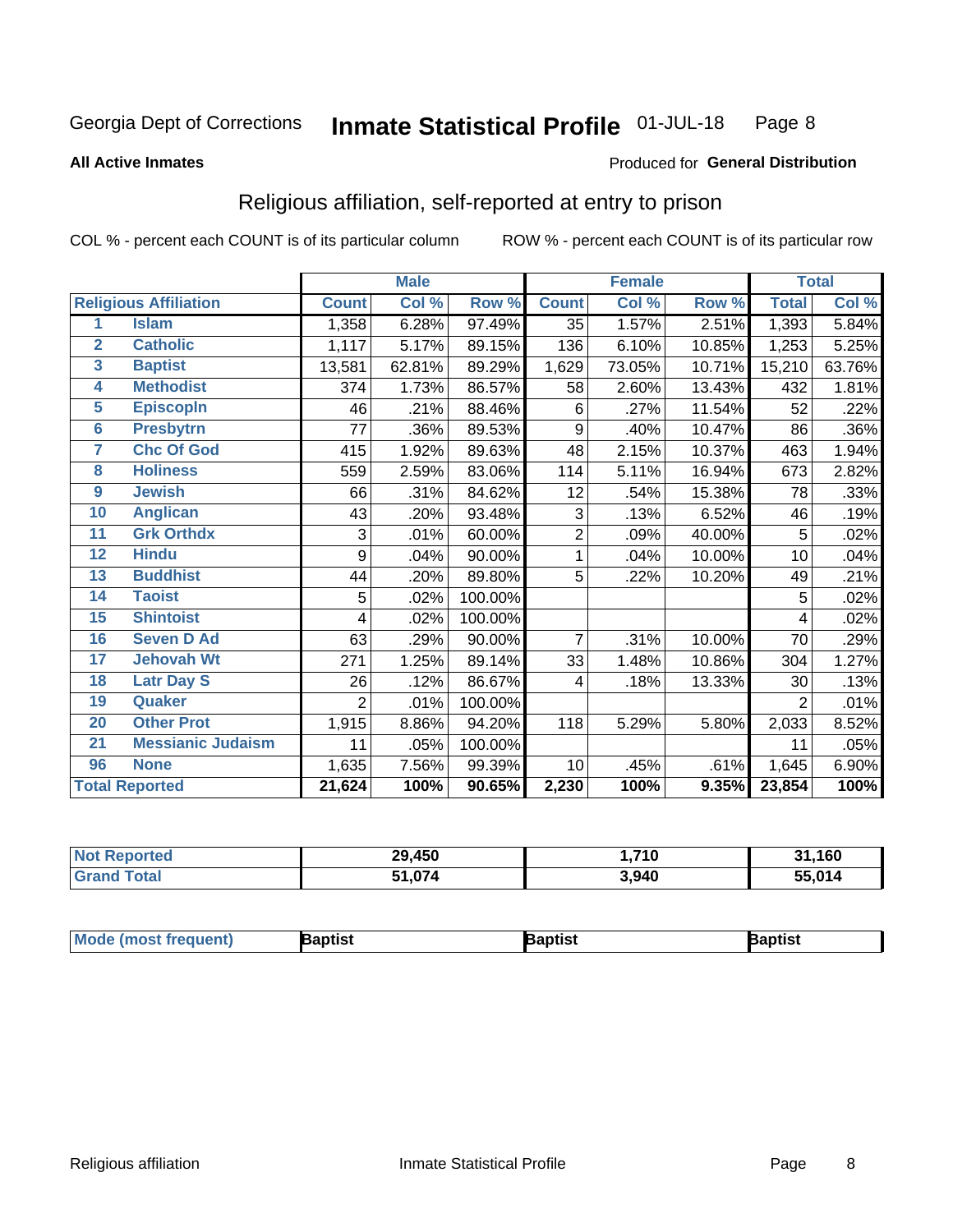Georgia Dept of Corrections **Inhate Statistical Profile** 01-JUL-18

**All Active Inmates** Produced for **General Distribution**

## Religious affiliation, self-reported at entry to prison

COL % - percent each COUNT is of its particular column ROW % - percent each COUNT is of its particular row

| | | Male | | | Female | | | Total | |
|---|---|---|---|---|---|---|---|---|---|
| **Religious Affiliation** | | **Count** | **Col %** | **Row %** | **Count** | **Col %** | **Row %** | **Total** | **Col %** |
| 1 | Islam | 1,358 | 6.28% | 97.49% | 35 | 1.57% | 2.51% | 1,393 | 5.84% |
| 2 | Catholic | 1,117 | 5.17% | 89.15% | 136 | 6.10% | 10.85% | 1,253 | 5.25% |
| 3 | Baptist | 13,581 | 62.81% | 89.29% | 1,629 | 73.05% | 10.71% | 15,210 | 63.76% |
| 4 | Methodist | 374 | 1.73% | 86.57% | 58 | 2.60% | 13.43% | 432 | 1.81% |
| 5 | Episcopln | 46 | .21% | 88.46% | 6 | .27% | 11.54% | 52 | .22% |
| 6 | Presbytrn | 77 | .36% | 89.53% | 9 | .40% | 10.47% | 86 | .36% |
| 7 | Chc Of God | 415 | 1.92% | 89.63% | 48 | 2.15% | 10.37% | 463 | 1.94% |
| 8 | Holiness | 559 | 2.59% | 83.06% | 114 | 5.11% | 16.94% | 673 | 2.82% |
| 9 | Jewish | 66 | .31% | 84.62% | 12 | .54% | 15.38% | 78 | .33% |
| 10 | Anglican | 43 | .20% | 93.48% | 3 | .13% | 6.52% | 46 | .19% |
| 11 | Grk Orthdx | 3 | .01% | 60.00% | 2 | .09% | 40.00% | 5 | .02% |
| 12 | Hindu | 9 | .04% | 90.00% | 1 | .04% | 10.00% | 10 | .04% |
| 13 | Buddhist | 44 | .20% | 89.80% | 5 | .22% | 10.20% | 49 | .21% |
| 14 | Taoist | 5 | .02% | 100.00% | | | | 5 | .02% |
| 15 | Shintoist | 4 | .02% | 100.00% | | | | 4 | .02% |
| 16 | Seven D Ad | 63 | .29% | 90.00% | 7 | .31% | 10.00% | 70 | .29% |
| 17 | Jehovah Wt | 271 | 1.25% | 89.14% | 33 | 1.48% | 10.86% | 304 | 1.27% |
| 18 | Latr Day S | 26 | .12% | 86.67% | 4 | .18% | 13.33% | 30 | .13% |
| 19 | Quaker | 2 | .01% | 100.00% | | | | 2 | .01% |
| 20 | Other Prot | 1,915 | 8.86% | 94.20% | 118 | 5.29% | 5.80% | 2,033 | 8.52% |
| 21 | Messianic Judaism | 11 | .05% | 100.00% | | | | 11 | .05% |
| 96 | None | 1,635 | 7.56% | 99.39% | 10 | .45% | .61% | 1,645 | 6.90% |
| **Total Reported** | | **21,624** | **100%** | **90.65%** | **2,230** | **100%** | **9.35%** | **23,854** | **100%** |

| | Male | Female | Total |
|---|---|---|---|
| **Not Reported** | **29,450** | **1,710** | **31,160** |
| **Grand Total** | **51,074** | **3,940** | **55,014** |

| | Male | Female | Total |
|---|---|---|---|
| **Mode (most frequent)** | **Baptist** | **Baptist** | **Baptist** |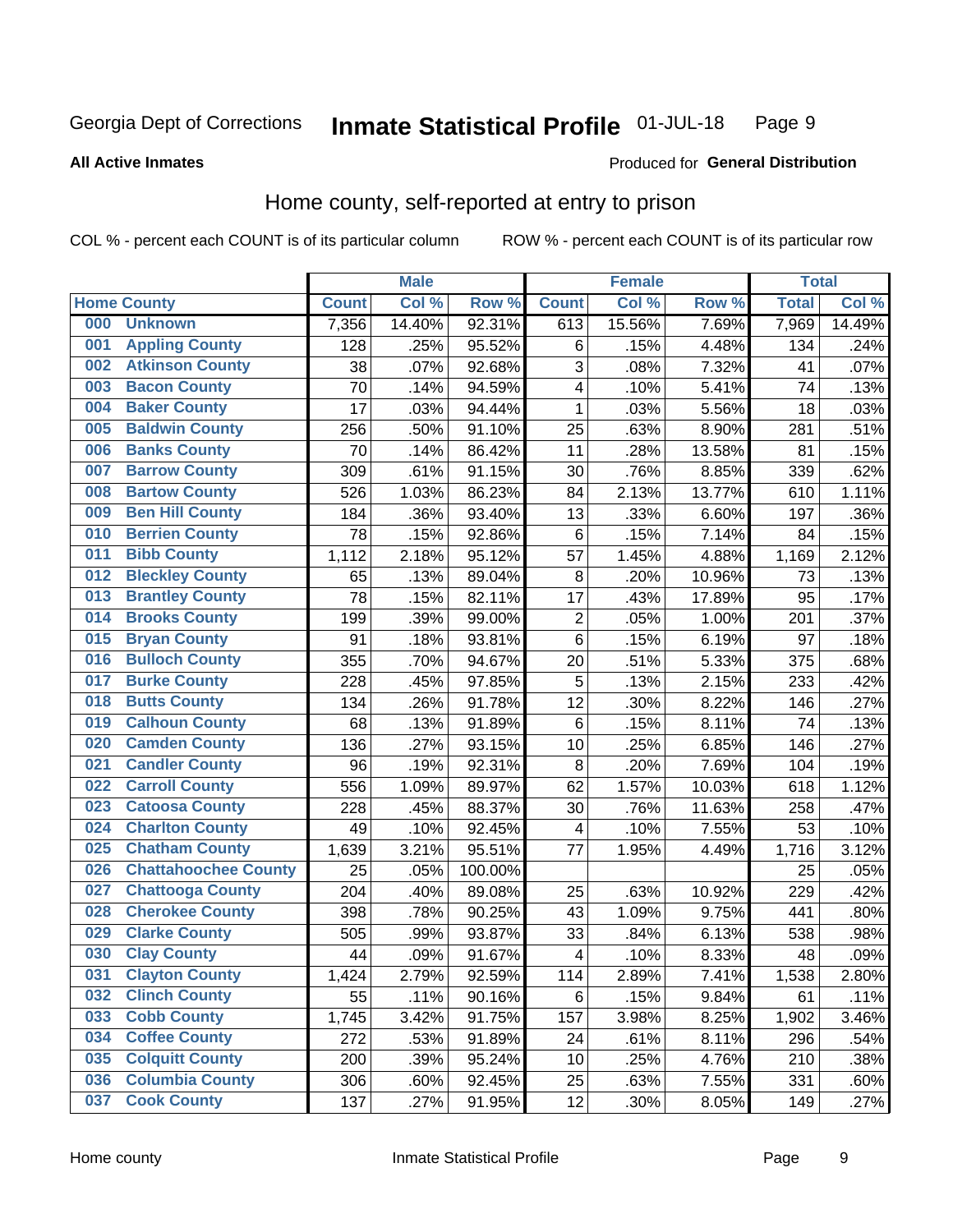Georgia Dept of Corrections **Inmate Statistical Profile** 01-JUL-18

**All Active Inmates**

Produced for **General Distribution**

## Home county, self-reported at entry to prison

COL % - percent each COUNT is of its particular column ROW % - percent each COUNT is of its particular row

| Home County | | Male | | | Female | | | Total | |
|---|---|---|---|---|---|---|---|---|---|
| | | Count | Col % | Row % | Count | Col % | Row % | Total | Col % |
| 000 | Unknown | 7,356 | 14.40% | 92.31% | 613 | 15.56% | 7.69% | 7,969 | 14.49% |
| 001 | Appling County | 128 | .25% | 95.52% | 6 | .15% | 4.48% | 134 | .24% |
| 002 | Atkinson County | 38 | .07% | 92.68% | 3 | .08% | 7.32% | 41 | .07% |
| 003 | Bacon County | 70 | .14% | 94.59% | 4 | .10% | 5.41% | 74 | .13% |
| 004 | Baker County | 17 | .03% | 94.44% | 1 | .03% | 5.56% | 18 | .03% |
| 005 | Baldwin County | 256 | .50% | 91.10% | 25 | .63% | 8.90% | 281 | .51% |
| 006 | Banks County | 70 | .14% | 86.42% | 11 | .28% | 13.58% | 81 | .15% |
| 007 | Barrow County | 309 | .61% | 91.15% | 30 | .76% | 8.85% | 339 | .62% |
| 008 | Bartow County | 526 | 1.03% | 86.23% | 84 | 2.13% | 13.77% | 610 | 1.11% |
| 009 | Ben Hill County | 184 | .36% | 93.40% | 13 | .33% | 6.60% | 197 | .36% |
| 010 | Berrien County | 78 | .15% | 92.86% | 6 | .15% | 7.14% | 84 | .15% |
| 011 | Bibb County | 1,112 | 2.18% | 95.12% | 57 | 1.45% | 4.88% | 1,169 | 2.12% |
| 012 | Bleckley County | 65 | .13% | 89.04% | 8 | .20% | 10.96% | 73 | .13% |
| 013 | Brantley County | 78 | .15% | 82.11% | 17 | .43% | 17.89% | 95 | .17% |
| 014 | Brooks County | 199 | .39% | 99.00% | 2 | .05% | 1.00% | 201 | .37% |
| 015 | Bryan County | 91 | .18% | 93.81% | 6 | .15% | 6.19% | 97 | .18% |
| 016 | Bulloch County | 355 | .70% | 94.67% | 20 | .51% | 5.33% | 375 | .68% |
| 017 | Burke County | 228 | .45% | 97.85% | 5 | .13% | 2.15% | 233 | .42% |
| 018 | Butts County | 134 | .26% | 91.78% | 12 | .30% | 8.22% | 146 | .27% |
| 019 | Calhoun County | 68 | .13% | 91.89% | 6 | .15% | 8.11% | 74 | .13% |
| 020 | Camden County | 136 | .27% | 93.15% | 10 | .25% | 6.85% | 146 | .27% |
| 021 | Candler County | 96 | .19% | 92.31% | 8 | .20% | 7.69% | 104 | .19% |
| 022 | Carroll County | 556 | 1.09% | 89.97% | 62 | 1.57% | 10.03% | 618 | 1.12% |
| 023 | Catoosa County | 228 | .45% | 88.37% | 30 | .76% | 11.63% | 258 | .47% |
| 024 | Charlton County | 49 | .10% | 92.45% | 4 | .10% | 7.55% | 53 | .10% |
| 025 | Chatham County | 1,639 | 3.21% | 95.51% | 77 | 1.95% | 4.49% | 1,716 | 3.12% |
| 026 | Chattahoochee County | 25 | .05% | 100.00% | | | | 25 | .05% |
| 027 | Chattooga County | 204 | .40% | 89.08% | 25 | .63% | 10.92% | 229 | .42% |
| 028 | Cherokee County | 398 | .78% | 90.25% | 43 | 1.09% | 9.75% | 441 | .80% |
| 029 | Clarke County | 505 | .99% | 93.87% | 33 | .84% | 6.13% | 538 | .98% |
| 030 | Clay County | 44 | .09% | 91.67% | 4 | .10% | 8.33% | 48 | .09% |
| 031 | Clayton County | 1,424 | 2.79% | 92.59% | 114 | 2.89% | 7.41% | 1,538 | 2.80% |
| 032 | Clinch County | 55 | .11% | 90.16% | 6 | .15% | 9.84% | 61 | .11% |
| 033 | Cobb County | 1,745 | 3.42% | 91.75% | 157 | 3.98% | 8.25% | 1,902 | 3.46% |
| 034 | Coffee County | 272 | .53% | 91.89% | 24 | .61% | 8.11% | 296 | .54% |
| 035 | Colquitt County | 200 | .39% | 95.24% | 10 | .25% | 4.76% | 210 | .38% |
| 036 | Columbia County | 306 | .60% | 92.45% | 25 | .63% | 7.55% | 331 | .60% |
| 037 | Cook County | 137 | .27% | 91.95% | 12 | .30% | 8.05% | 149 | .27% |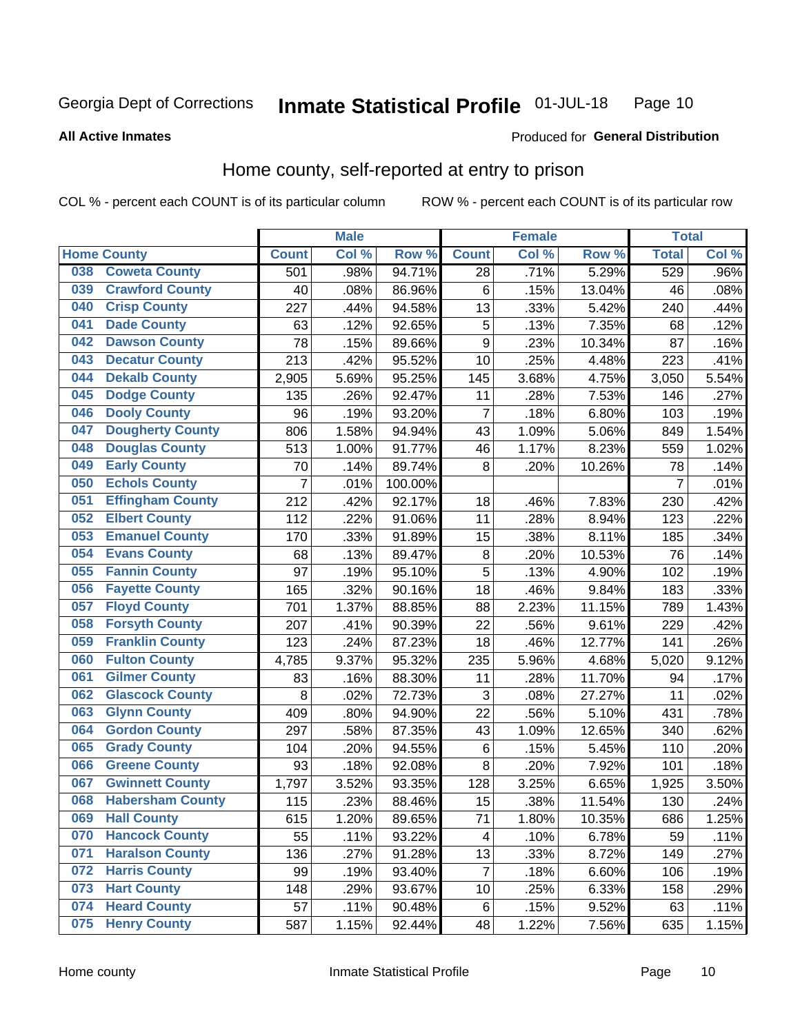Georgia Dept of Corrections **Inmate Statistical Profile** 01-JUL-18

**All Active Inmates**

Produced for **General Distribution**

## Home county, self-reported at entry to prison

COL % - percent each COUNT is of its particular column ROW % - percent each COUNT is of its particular row

| Home County | | Male | | | Female | | | Total | |
|---|---|---|---|---|---|---|---|---|---|
| | | Count | Col % | Row % | Count | Col % | Row % | Total | Col % |
| 038 | Coweta County | 501 | .98% | 94.71% | 28 | .71% | 5.29% | 529 | .96% |
| 039 | Crawford County | 40 | .08% | 86.96% | 6 | .15% | 13.04% | 46 | .08% |
| 040 | Crisp County | 227 | .44% | 94.58% | 13 | .33% | 5.42% | 240 | .44% |
| 041 | Dade County | 63 | .12% | 92.65% | 5 | .13% | 7.35% | 68 | .12% |
| 042 | Dawson County | 78 | .15% | 89.66% | 9 | .23% | 10.34% | 87 | .16% |
| 043 | Decatur County | 213 | .42% | 95.52% | 10 | .25% | 4.48% | 223 | .41% |
| 044 | Dekalb County | 2,905 | 5.69% | 95.25% | 145 | 3.68% | 4.75% | 3,050 | 5.54% |
| 045 | Dodge County | 135 | .26% | 92.47% | 11 | .28% | 7.53% | 146 | .27% |
| 046 | Dooly County | 96 | .19% | 93.20% | 7 | .18% | 6.80% | 103 | .19% |
| 047 | Dougherty County | 806 | 1.58% | 94.94% | 43 | 1.09% | 5.06% | 849 | 1.54% |
| 048 | Douglas County | 513 | 1.00% | 91.77% | 46 | 1.17% | 8.23% | 559 | 1.02% |
| 049 | Early County | 70 | .14% | 89.74% | 8 | .20% | 10.26% | 78 | .14% |
| 050 | Echols County | 7 | .01% | 100.00% | | | | 7 | .01% |
| 051 | Effingham County | 212 | .42% | 92.17% | 18 | .46% | 7.83% | 230 | .42% |
| 052 | Elbert County | 112 | .22% | 91.06% | 11 | .28% | 8.94% | 123 | .22% |
| 053 | Emanuel County | 170 | .33% | 91.89% | 15 | .38% | 8.11% | 185 | .34% |
| 054 | Evans County | 68 | .13% | 89.47% | 8 | .20% | 10.53% | 76 | .14% |
| 055 | Fannin County | 97 | .19% | 95.10% | 5 | .13% | 4.90% | 102 | .19% |
| 056 | Fayette County | 165 | .32% | 90.16% | 18 | .46% | 9.84% | 183 | .33% |
| 057 | Floyd County | 701 | 1.37% | 88.85% | 88 | 2.23% | 11.15% | 789 | 1.43% |
| 058 | Forsyth County | 207 | .41% | 90.39% | 22 | .56% | 9.61% | 229 | .42% |
| 059 | Franklin County | 123 | .24% | 87.23% | 18 | .46% | 12.77% | 141 | .26% |
| 060 | Fulton County | 4,785 | 9.37% | 95.32% | 235 | 5.96% | 4.68% | 5,020 | 9.12% |
| 061 | Gilmer County | 83 | .16% | 88.30% | 11 | .28% | 11.70% | 94 | .17% |
| 062 | Glascock County | 8 | .02% | 72.73% | 3 | .08% | 27.27% | 11 | .02% |
| 063 | Glynn County | 409 | .80% | 94.90% | 22 | .56% | 5.10% | 431 | .78% |
| 064 | Gordon County | 297 | .58% | 87.35% | 43 | 1.09% | 12.65% | 340 | .62% |
| 065 | Grady County | 104 | .20% | 94.55% | 6 | .15% | 5.45% | 110 | .20% |
| 066 | Greene County | 93 | .18% | 92.08% | 8 | .20% | 7.92% | 101 | .18% |
| 067 | Gwinnett County | 1,797 | 3.52% | 93.35% | 128 | 3.25% | 6.65% | 1,925 | 3.50% |
| 068 | Habersham County | 115 | .23% | 88.46% | 15 | .38% | 11.54% | 130 | .24% |
| 069 | Hall County | 615 | 1.20% | 89.65% | 71 | 1.80% | 10.35% | 686 | 1.25% |
| 070 | Hancock County | 55 | .11% | 93.22% | 4 | .10% | 6.78% | 59 | .11% |
| 071 | Haralson County | 136 | .27% | 91.28% | 13 | .33% | 8.72% | 149 | .27% |
| 072 | Harris County | 99 | .19% | 93.40% | 7 | .18% | 6.60% | 106 | .19% |
| 073 | Hart County | 148 | .29% | 93.67% | 10 | .25% | 6.33% | 158 | .29% |
| 074 | Heard County | 57 | .11% | 90.48% | 6 | .15% | 9.52% | 63 | .11% |
| 075 | Henry County | 587 | 1.15% | 92.44% | 48 | 1.22% | 7.56% | 635 | 1.15% |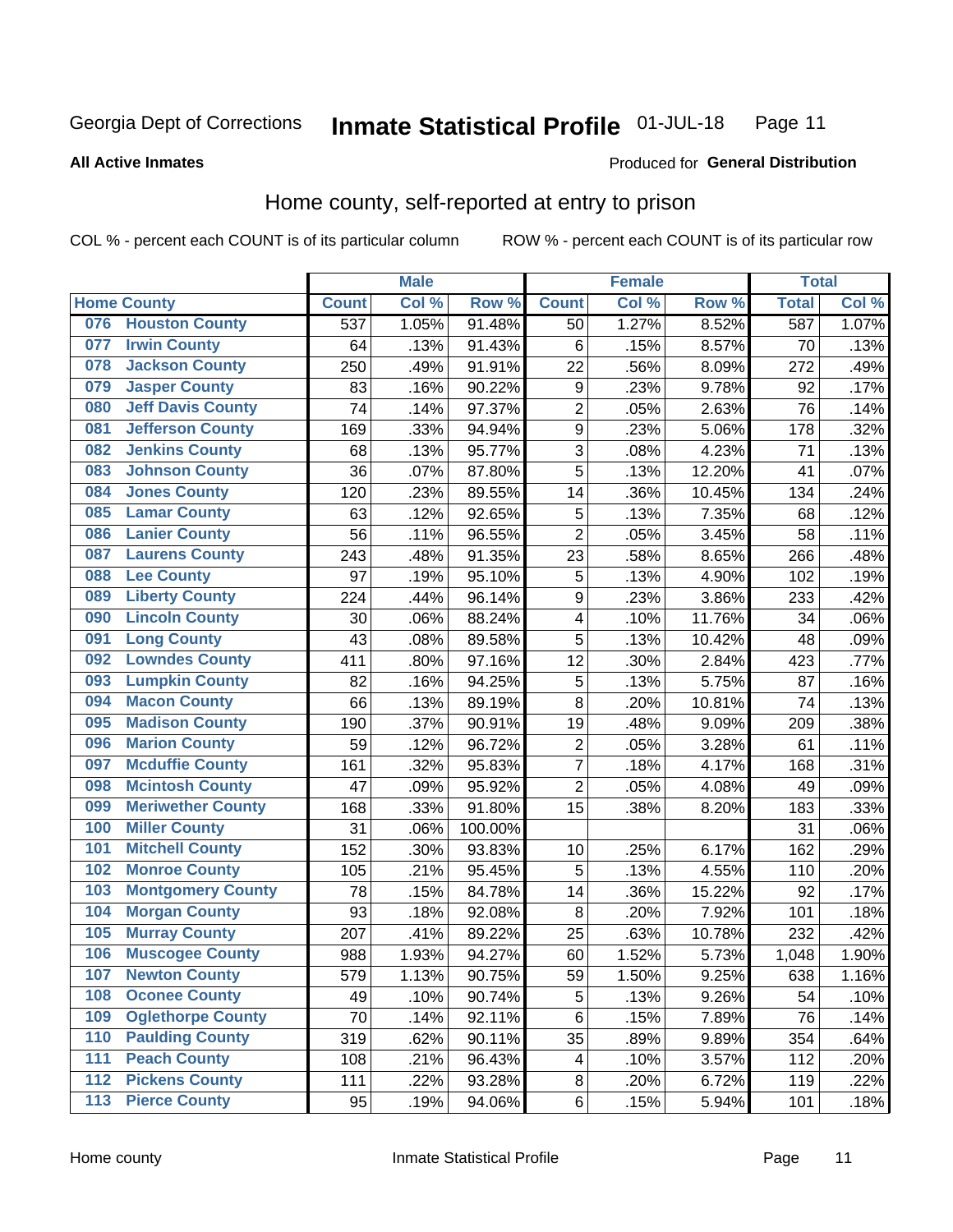Georgia Dept of Corrections **Inmate Statistical Profile** 01-JUL-18

**All Active Inmates**

Produced for **General Distribution**

## Home county, self-reported at entry to prison

COL % - percent each COUNT is of its particular column ROW % - percent each COUNT is of its particular row

| Home County | | Male | | | Female | | | Total | |
|---|---|---|---|---|---|---|---|---|---|
| | | Count | Col % | Row % | Count | Col % | Row % | Total | Col % |
| 076 | Houston County | 537 | 1.05% | 91.48% | 50 | 1.27% | 8.52% | 587 | 1.07% |
| 077 | Irwin County | 64 | .13% | 91.43% | 6 | .15% | 8.57% | 70 | .13% |
| 078 | Jackson County | 250 | .49% | 91.91% | 22 | .56% | 8.09% | 272 | .49% |
| 079 | Jasper County | 83 | .16% | 90.22% | 9 | .23% | 9.78% | 92 | .17% |
| 080 | Jeff Davis County | 74 | .14% | 97.37% | 2 | .05% | 2.63% | 76 | .14% |
| 081 | Jefferson County | 169 | .33% | 94.94% | 9 | .23% | 5.06% | 178 | .32% |
| 082 | Jenkins County | 68 | .13% | 95.77% | 3 | .08% | 4.23% | 71 | .13% |
| 083 | Johnson County | 36 | .07% | 87.80% | 5 | .13% | 12.20% | 41 | .07% |
| 084 | Jones County | 120 | .23% | 89.55% | 14 | .36% | 10.45% | 134 | .24% |
| 085 | Lamar County | 63 | .12% | 92.65% | 5 | .13% | 7.35% | 68 | .12% |
| 086 | Lanier County | 56 | .11% | 96.55% | 2 | .05% | 3.45% | 58 | .11% |
| 087 | Laurens County | 243 | .48% | 91.35% | 23 | .58% | 8.65% | 266 | .48% |
| 088 | Lee County | 97 | .19% | 95.10% | 5 | .13% | 4.90% | 102 | .19% |
| 089 | Liberty County | 224 | .44% | 96.14% | 9 | .23% | 3.86% | 233 | .42% |
| 090 | Lincoln County | 30 | .06% | 88.24% | 4 | .10% | 11.76% | 34 | .06% |
| 091 | Long County | 43 | .08% | 89.58% | 5 | .13% | 10.42% | 48 | .09% |
| 092 | Lowndes County | 411 | .80% | 97.16% | 12 | .30% | 2.84% | 423 | .77% |
| 093 | Lumpkin County | 82 | .16% | 94.25% | 5 | .13% | 5.75% | 87 | .16% |
| 094 | Macon County | 66 | .13% | 89.19% | 8 | .20% | 10.81% | 74 | .13% |
| 095 | Madison County | 190 | .37% | 90.91% | 19 | .48% | 9.09% | 209 | .38% |
| 096 | Marion County | 59 | .12% | 96.72% | 2 | .05% | 3.28% | 61 | .11% |
| 097 | Mcduffie County | 161 | .32% | 95.83% | 7 | .18% | 4.17% | 168 | .31% |
| 098 | Mcintosh County | 47 | .09% | 95.92% | 2 | .05% | 4.08% | 49 | .09% |
| 099 | Meriwether County | 168 | .33% | 91.80% | 15 | .38% | 8.20% | 183 | .33% |
| 100 | Miller County | 31 | .06% | 100.00% | | | | 31 | .06% |
| 101 | Mitchell County | 152 | .30% | 93.83% | 10 | .25% | 6.17% | 162 | .29% |
| 102 | Monroe County | 105 | .21% | 95.45% | 5 | .13% | 4.55% | 110 | .20% |
| 103 | Montgomery County | 78 | .15% | 84.78% | 14 | .36% | 15.22% | 92 | .17% |
| 104 | Morgan County | 93 | .18% | 92.08% | 8 | .20% | 7.92% | 101 | .18% |
| 105 | Murray County | 207 | .41% | 89.22% | 25 | .63% | 10.78% | 232 | .42% |
| 106 | Muscogee County | 988 | 1.93% | 94.27% | 60 | 1.52% | 5.73% | 1,048 | 1.90% |
| 107 | Newton County | 579 | 1.13% | 90.75% | 59 | 1.50% | 9.25% | 638 | 1.16% |
| 108 | Oconee County | 49 | .10% | 90.74% | 5 | .13% | 9.26% | 54 | .10% |
| 109 | Oglethorpe County | 70 | .14% | 92.11% | 6 | .15% | 7.89% | 76 | .14% |
| 110 | Paulding County | 319 | .62% | 90.11% | 35 | .89% | 9.89% | 354 | .64% |
| 111 | Peach County | 108 | .21% | 96.43% | 4 | .10% | 3.57% | 112 | .20% |
| 112 | Pickens County | 111 | .22% | 93.28% | 8 | .20% | 6.72% | 119 | .22% |
| 113 | Pierce County | 95 | .19% | 94.06% | 6 | .15% | 5.94% | 101 | .18% |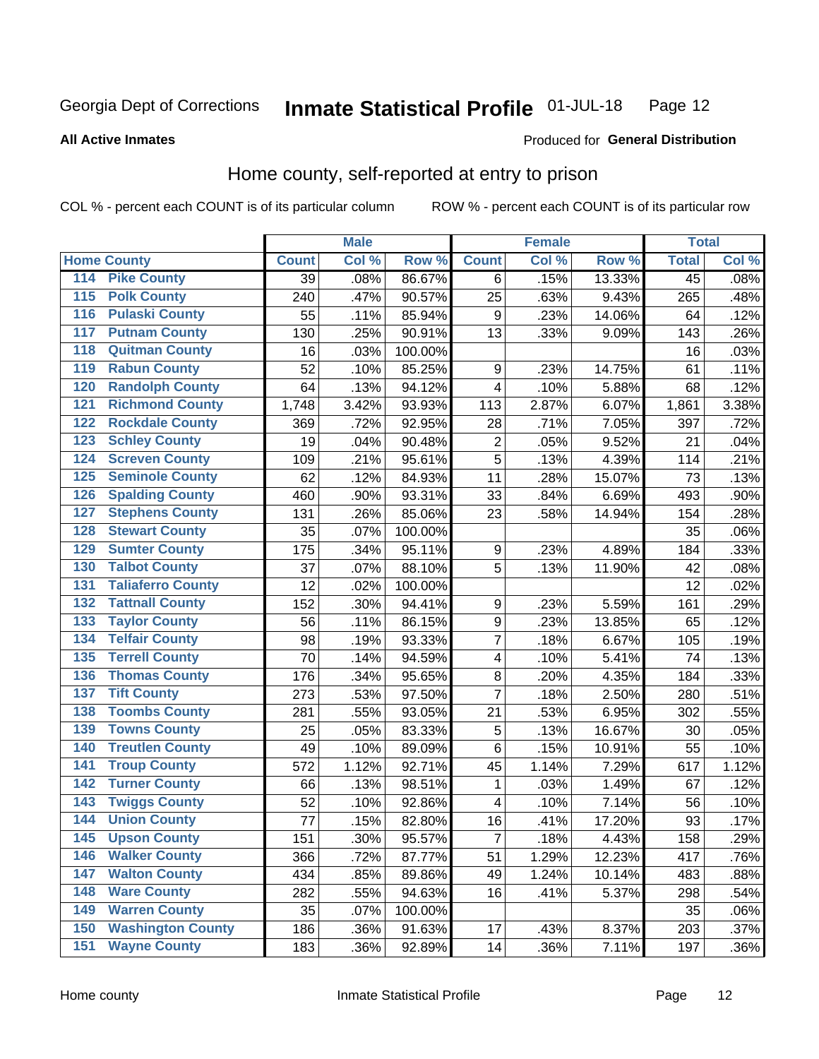Georgia Dept of Corrections **Inmate Statistical Profile** 01-JUL-18

**All Active Inmates**

Produced for **General Distribution**

## Home county, self-reported at entry to prison

COL % - percent each COUNT is of its particular column ROW % - percent each COUNT is of its particular row

| Home County | | Male | | | Female | | | Total | |
|---|---|---|---|---|---|---|---|---|---|
| | | Count | Col % | Row % | Count | Col % | Row % | Total | Col % |
| 114 | Pike County | 39 | .08% | 86.67% | 6 | .15% | 13.33% | 45 | .08% |
| 115 | Polk County | 240 | .47% | 90.57% | 25 | .63% | 9.43% | 265 | .48% |
| 116 | Pulaski County | 55 | .11% | 85.94% | 9 | .23% | 14.06% | 64 | .12% |
| 117 | Putnam County | 130 | .25% | 90.91% | 13 | .33% | 9.09% | 143 | .26% |
| 118 | Quitman County | 16 | .03% | 100.00% | | | | 16 | .03% |
| 119 | Rabun County | 52 | .10% | 85.25% | 9 | .23% | 14.75% | 61 | .11% |
| 120 | Randolph County | 64 | .13% | 94.12% | 4 | .10% | 5.88% | 68 | .12% |
| 121 | Richmond County | 1,748 | 3.42% | 93.93% | 113 | 2.87% | 6.07% | 1,861 | 3.38% |
| 122 | Rockdale County | 369 | .72% | 92.95% | 28 | .71% | 7.05% | 397 | .72% |
| 123 | Schley County | 19 | .04% | 90.48% | 2 | .05% | 9.52% | 21 | .04% |
| 124 | Screven County | 109 | .21% | 95.61% | 5 | .13% | 4.39% | 114 | .21% |
| 125 | Seminole County | 62 | .12% | 84.93% | 11 | .28% | 15.07% | 73 | .13% |
| 126 | Spalding County | 460 | .90% | 93.31% | 33 | .84% | 6.69% | 493 | .90% |
| 127 | Stephens County | 131 | .26% | 85.06% | 23 | .58% | 14.94% | 154 | .28% |
| 128 | Stewart County | 35 | .07% | 100.00% | | | | 35 | .06% |
| 129 | Sumter County | 175 | .34% | 95.11% | 9 | .23% | 4.89% | 184 | .33% |
| 130 | Talbot County | 37 | .07% | 88.10% | 5 | .13% | 11.90% | 42 | .08% |
| 131 | Taliaferro County | 12 | .02% | 100.00% | | | | 12 | .02% |
| 132 | Tattnall County | 152 | .30% | 94.41% | 9 | .23% | 5.59% | 161 | .29% |
| 133 | Taylor County | 56 | .11% | 86.15% | 9 | .23% | 13.85% | 65 | .12% |
| 134 | Telfair County | 98 | .19% | 93.33% | 7 | .18% | 6.67% | 105 | .19% |
| 135 | Terrell County | 70 | .14% | 94.59% | 4 | .10% | 5.41% | 74 | .13% |
| 136 | Thomas County | 176 | .34% | 95.65% | 8 | .20% | 4.35% | 184 | .33% |
| 137 | Tift County | 273 | .53% | 97.50% | 7 | .18% | 2.50% | 280 | .51% |
| 138 | Toombs County | 281 | .55% | 93.05% | 21 | .53% | 6.95% | 302 | .55% |
| 139 | Towns County | 25 | .05% | 83.33% | 5 | .13% | 16.67% | 30 | .05% |
| 140 | Treutlen County | 49 | .10% | 89.09% | 6 | .15% | 10.91% | 55 | .10% |
| 141 | Troup County | 572 | 1.12% | 92.71% | 45 | 1.14% | 7.29% | 617 | 1.12% |
| 142 | Turner County | 66 | .13% | 98.51% | 1 | .03% | 1.49% | 67 | .12% |
| 143 | Twiggs County | 52 | .10% | 92.86% | 4 | .10% | 7.14% | 56 | .10% |
| 144 | Union County | 77 | .15% | 82.80% | 16 | .41% | 17.20% | 93 | .17% |
| 145 | Upson County | 151 | .30% | 95.57% | 7 | .18% | 4.43% | 158 | .29% |
| 146 | Walker County | 366 | .72% | 87.77% | 51 | 1.29% | 12.23% | 417 | .76% |
| 147 | Walton County | 434 | .85% | 89.86% | 49 | 1.24% | 10.14% | 483 | .88% |
| 148 | Ware County | 282 | .55% | 94.63% | 16 | .41% | 5.37% | 298 | .54% |
| 149 | Warren County | 35 | .07% | 100.00% | | | | 35 | .06% |
| 150 | Washington County | 186 | .36% | 91.63% | 17 | .43% | 8.37% | 203 | .37% |
| 151 | Wayne County | 183 | .36% | 92.89% | 14 | .36% | 7.11% | 197 | .36% |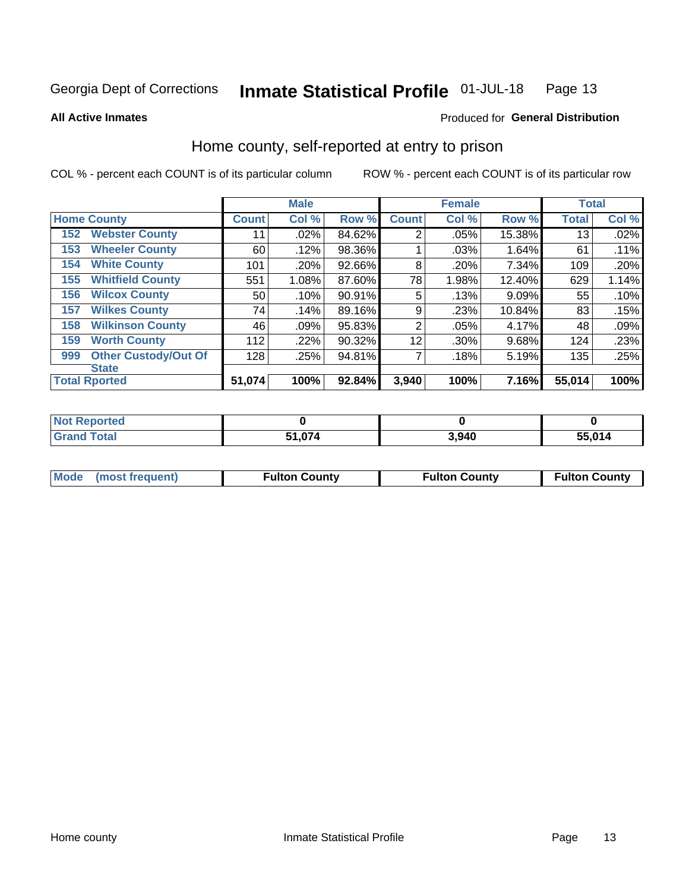Georgia Dept of Corrections **Inmate Statistical Profile** 01-JUL-18

**All Active Inmates**

Produced for **General Distribution**

## Home county, self-reported at entry to prison

COL % - percent each COUNT is of its particular column

ROW % - percent each COUNT is of its particular row

| | | Male | | | Female | | | Total | |
|---|---|---|---|---|---|---|---|---|---|
| **Home County** | | **Count** | **Col %** | **Row %** | **Count** | **Col %** | **Row %** | **Total** | **Col %** |
| 152 | Webster County | 11 | .02% | 84.62% | 2 | .05% | 15.38% | 13 | .02% |
| 153 | Wheeler County | 60 | .12% | 98.36% | 1 | .03% | 1.64% | 61 | .11% |
| 154 | White County | 101 | .20% | 92.66% | 8 | .20% | 7.34% | 109 | .20% |
| 155 | Whitfield County | 551 | 1.08% | 87.60% | 78 | 1.98% | 12.40% | 629 | 1.14% |
| 156 | Wilcox County | 50 | .10% | 90.91% | 5 | .13% | 9.09% | 55 | .10% |
| 157 | Wilkes County | 74 | .14% | 89.16% | 9 | .23% | 10.84% | 83 | .15% |
| 158 | Wilkinson County | 46 | .09% | 95.83% | 2 | .05% | 4.17% | 48 | .09% |
| 159 | Worth County | 112 | .22% | 90.32% | 12 | .30% | 9.68% | 124 | .23% |
| 999 | Other Custody/Out Of State | 128 | .25% | 94.81% | 7 | .18% | 5.19% | 135 | .25% |
| **Total Rported** | | **51,074** | **100%** | **92.84%** | **3,940** | **100%** | **7.16%** | **55,014** | **100%** |

| | Male | Female | Total |
|---|---|---|---|
| Not Reported | 0 | 0 | 0 |
| Grand Total | 51,074 | 3,940 | 55,014 |

| | Male | Female | Total |
|---|---|---|---|
| Mode (most frequent) | Fulton County | Fulton County | Fulton County |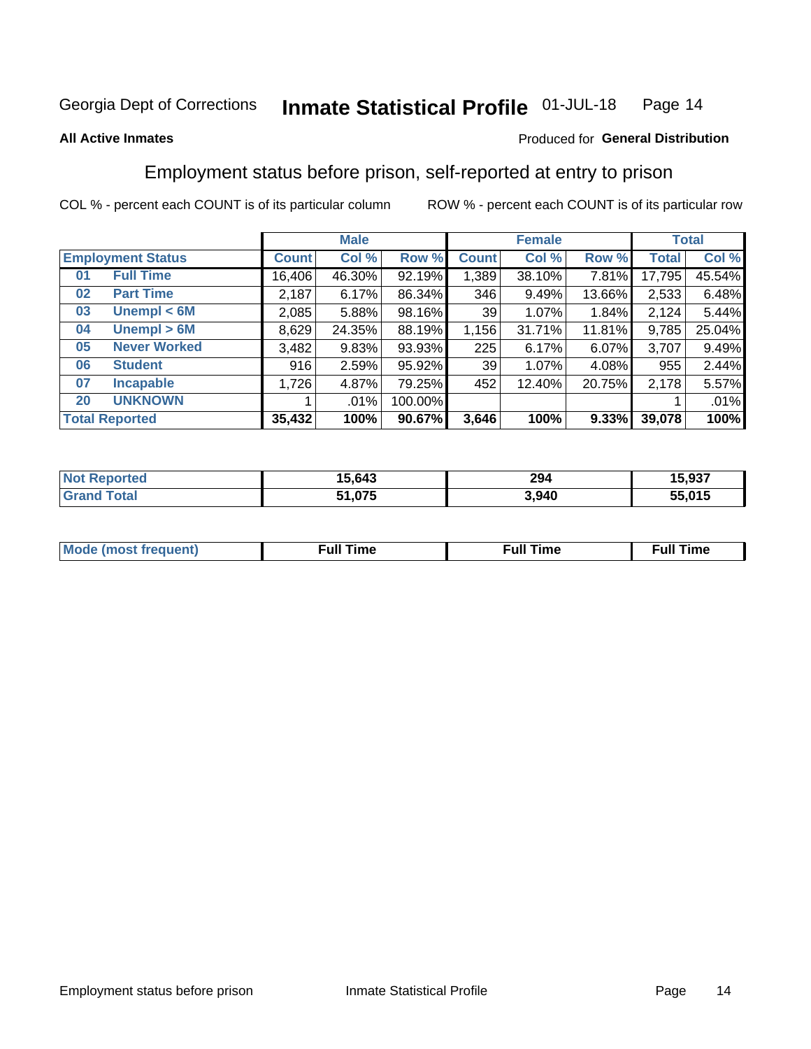Georgia Dept of Corrections **Inmate Statistical Profile** 01-JUL-18

**All Active Inmates**

Produced for **General Distribution**

## Employment status before prison, self-reported at entry to prison

COL % - percent each COUNT is of its particular column ROW % - percent each COUNT is of its particular row

| | | Male | | | Female | | | Total | |
|---|---|---|---|---|---|---|---|---|---|
| **Employment Status** | | **Count** | **Col %** | **Row %** | **Count** | **Col %** | **Row %** | **Total** | **Col %** |
| 01 | Full Time | 16,406 | 46.30% | 92.19% | 1,389 | 38.10% | 7.81% | 17,795 | 45.54% |
| 02 | Part Time | 2,187 | 6.17% | 86.34% | 346 | 9.49% | 13.66% | 2,533 | 6.48% |
| 03 | Unempl < 6M | 2,085 | 5.88% | 98.16% | 39 | 1.07% | 1.84% | 2,124 | 5.44% |
| 04 | Unempl > 6M | 8,629 | 24.35% | 88.19% | 1,156 | 31.71% | 11.81% | 9,785 | 25.04% |
| 05 | Never Worked | 3,482 | 9.83% | 93.93% | 225 | 6.17% | 6.07% | 3,707 | 9.49% |
| 06 | Student | 916 | 2.59% | 95.92% | 39 | 1.07% | 4.08% | 955 | 2.44% |
| 07 | Incapable | 1,726 | 4.87% | 79.25% | 452 | 12.40% | 20.75% | 2,178 | 5.57% |
| 20 | UNKNOWN | 1 | .01% | 100.00% | | | | 1 | .01% |
| **Total Reported** | | **35,432** | **100%** | **90.67%** | **3,646** | **100%** | **9.33%** | **39,078** | **100%** |

| | Male | Female | Total |
|---|---|---|---|
| Not Reported | **15,643** | **294** | **15,937** |
| Grand Total | **51,075** | **3,940** | **55,015** |

| | Male | Female | Total |
|---|---|---|---|
| Mode (most frequent) | **Full Time** | **Full Time** | **Full Time** |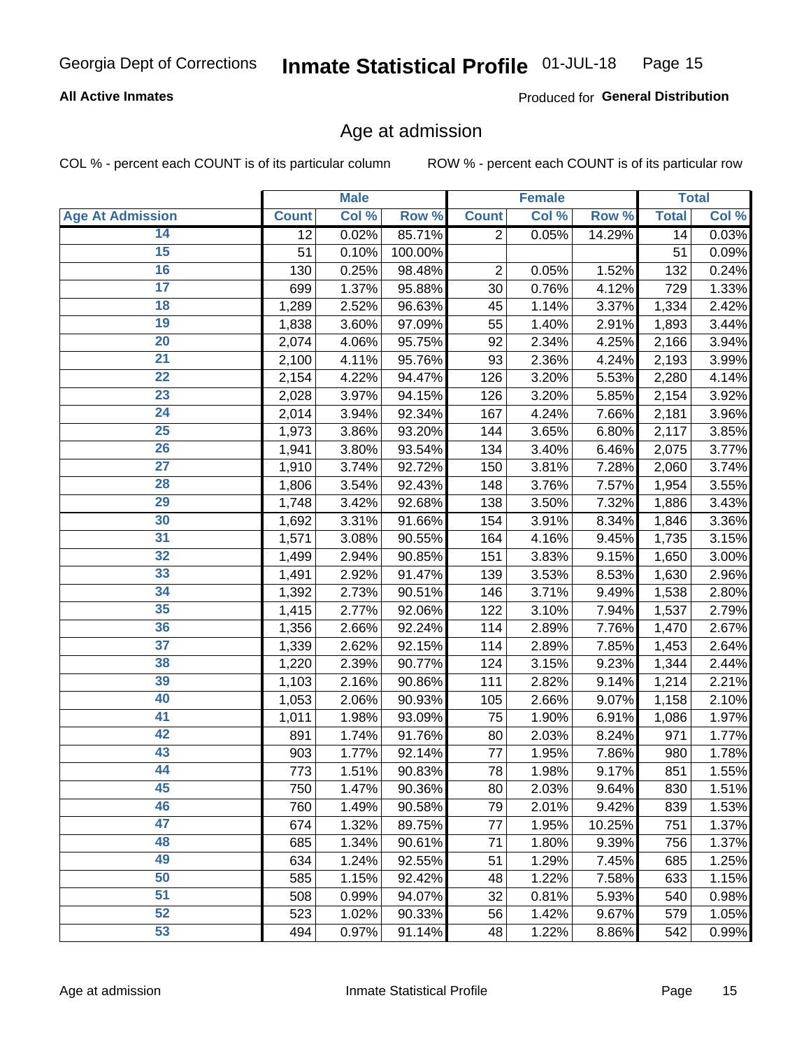Georgia Dept of Corrections **Inmate Statistical Profile** 01-JUL-18

**All Active Inmates**

Produced for **General Distribution**

## Age at admission

COL % - percent each COUNT is of its particular column ROW % - percent each COUNT is of its particular row

| | Male | | | Female | | | Total | |
|---|---|---|---|---|---|---|---|---|
| **Age At Admission** | **Count** | **Col %** | **Row %** | **Count** | **Col %** | **Row %** | **Total** | **Col %** |
| 14 | 12 | 0.02% | 85.71% | 2 | 0.05% | 14.29% | 14 | 0.03% |
| 15 | 51 | 0.10% | 100.00% | | | | 51 | 0.09% |
| 16 | 130 | 0.25% | 98.48% | 2 | 0.05% | 1.52% | 132 | 0.24% |
| 17 | 699 | 1.37% | 95.88% | 30 | 0.76% | 4.12% | 729 | 1.33% |
| 18 | 1,289 | 2.52% | 96.63% | 45 | 1.14% | 3.37% | 1,334 | 2.42% |
| 19 | 1,838 | 3.60% | 97.09% | 55 | 1.40% | 2.91% | 1,893 | 3.44% |
| 20 | 2,074 | 4.06% | 95.75% | 92 | 2.34% | 4.25% | 2,166 | 3.94% |
| 21 | 2,100 | 4.11% | 95.76% | 93 | 2.36% | 4.24% | 2,193 | 3.99% |
| 22 | 2,154 | 4.22% | 94.47% | 126 | 3.20% | 5.53% | 2,280 | 4.14% |
| 23 | 2,028 | 3.97% | 94.15% | 126 | 3.20% | 5.85% | 2,154 | 3.92% |
| 24 | 2,014 | 3.94% | 92.34% | 167 | 4.24% | 7.66% | 2,181 | 3.96% |
| 25 | 1,973 | 3.86% | 93.20% | 144 | 3.65% | 6.80% | 2,117 | 3.85% |
| 26 | 1,941 | 3.80% | 93.54% | 134 | 3.40% | 6.46% | 2,075 | 3.77% |
| 27 | 1,910 | 3.74% | 92.72% | 150 | 3.81% | 7.28% | 2,060 | 3.74% |
| 28 | 1,806 | 3.54% | 92.43% | 148 | 3.76% | 7.57% | 1,954 | 3.55% |
| 29 | 1,748 | 3.42% | 92.68% | 138 | 3.50% | 7.32% | 1,886 | 3.43% |
| 30 | 1,692 | 3.31% | 91.66% | 154 | 3.91% | 8.34% | 1,846 | 3.36% |
| 31 | 1,571 | 3.08% | 90.55% | 164 | 4.16% | 9.45% | 1,735 | 3.15% |
| 32 | 1,499 | 2.94% | 90.85% | 151 | 3.83% | 9.15% | 1,650 | 3.00% |
| 33 | 1,491 | 2.92% | 91.47% | 139 | 3.53% | 8.53% | 1,630 | 2.96% |
| 34 | 1,392 | 2.73% | 90.51% | 146 | 3.71% | 9.49% | 1,538 | 2.80% |
| 35 | 1,415 | 2.77% | 92.06% | 122 | 3.10% | 7.94% | 1,537 | 2.79% |
| 36 | 1,356 | 2.66% | 92.24% | 114 | 2.89% | 7.76% | 1,470 | 2.67% |
| 37 | 1,339 | 2.62% | 92.15% | 114 | 2.89% | 7.85% | 1,453 | 2.64% |
| 38 | 1,220 | 2.39% | 90.77% | 124 | 3.15% | 9.23% | 1,344 | 2.44% |
| 39 | 1,103 | 2.16% | 90.86% | 111 | 2.82% | 9.14% | 1,214 | 2.21% |
| 40 | 1,053 | 2.06% | 90.93% | 105 | 2.66% | 9.07% | 1,158 | 2.10% |
| 41 | 1,011 | 1.98% | 93.09% | 75 | 1.90% | 6.91% | 1,086 | 1.97% |
| 42 | 891 | 1.74% | 91.76% | 80 | 2.03% | 8.24% | 971 | 1.77% |
| 43 | 903 | 1.77% | 92.14% | 77 | 1.95% | 7.86% | 980 | 1.78% |
| 44 | 773 | 1.51% | 90.83% | 78 | 1.98% | 9.17% | 851 | 1.55% |
| 45 | 750 | 1.47% | 90.36% | 80 | 2.03% | 9.64% | 830 | 1.51% |
| 46 | 760 | 1.49% | 90.58% | 79 | 2.01% | 9.42% | 839 | 1.53% |
| 47 | 674 | 1.32% | 89.75% | 77 | 1.95% | 10.25% | 751 | 1.37% |
| 48 | 685 | 1.34% | 90.61% | 71 | 1.80% | 9.39% | 756 | 1.37% |
| 49 | 634 | 1.24% | 92.55% | 51 | 1.29% | 7.45% | 685 | 1.25% |
| 50 | 585 | 1.15% | 92.42% | 48 | 1.22% | 7.58% | 633 | 1.15% |
| 51 | 508 | 0.99% | 94.07% | 32 | 0.81% | 5.93% | 540 | 0.98% |
| 52 | 523 | 1.02% | 90.33% | 56 | 1.42% | 9.67% | 579 | 1.05% |
| 53 | 494 | 0.97% | 91.14% | 48 | 1.22% | 8.86% | 542 | 0.99% |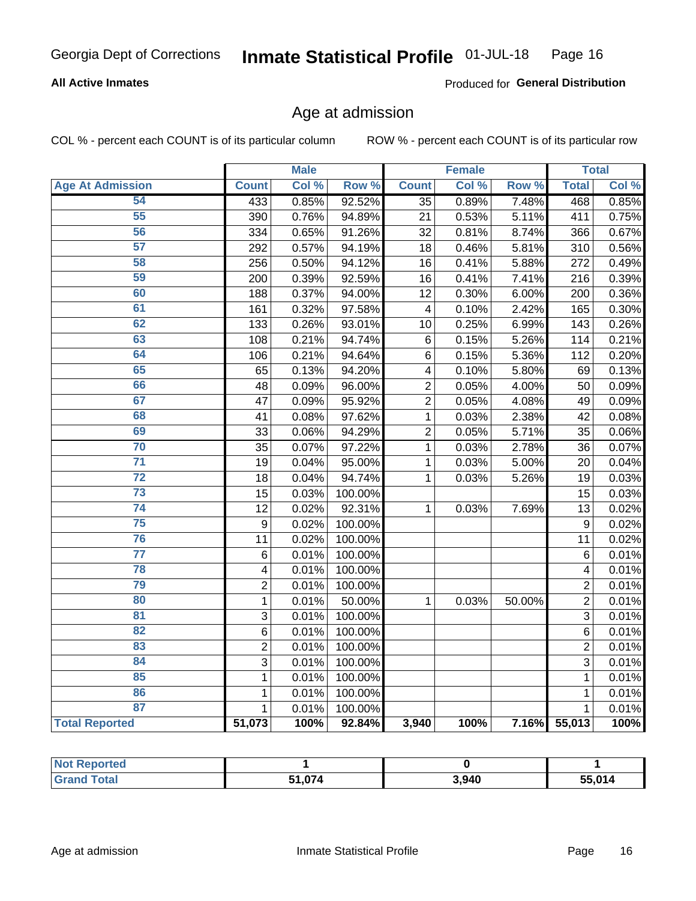Georgia Dept of Corrections **Inmate Statistical Profile** 01-JUL-18

**All Active Inmates**

Produced for **General Distribution**

## Age at admission

COL % - percent each COUNT is of its particular column

ROW % - percent each COUNT is of its particular row

| | Male | | | Female | | | Total | |
|---|---|---|---|---|---|---|---|---|
| **Age At Admission** | **Count** | **Col %** | **Row %** | **Count** | **Col %** | **Row %** | **Total** | **Col %** |
| 54 | 433 | 0.85% | 92.52% | 35 | 0.89% | 7.48% | 468 | 0.85% |
| 55 | 390 | 0.76% | 94.89% | 21 | 0.53% | 5.11% | 411 | 0.75% |
| 56 | 334 | 0.65% | 91.26% | 32 | 0.81% | 8.74% | 366 | 0.67% |
| 57 | 292 | 0.57% | 94.19% | 18 | 0.46% | 5.81% | 310 | 0.56% |
| 58 | 256 | 0.50% | 94.12% | 16 | 0.41% | 5.88% | 272 | 0.49% |
| 59 | 200 | 0.39% | 92.59% | 16 | 0.41% | 7.41% | 216 | 0.39% |
| 60 | 188 | 0.37% | 94.00% | 12 | 0.30% | 6.00% | 200 | 0.36% |
| 61 | 161 | 0.32% | 97.58% | 4 | 0.10% | 2.42% | 165 | 0.30% |
| 62 | 133 | 0.26% | 93.01% | 10 | 0.25% | 6.99% | 143 | 0.26% |
| 63 | 108 | 0.21% | 94.74% | 6 | 0.15% | 5.26% | 114 | 0.21% |
| 64 | 106 | 0.21% | 94.64% | 6 | 0.15% | 5.36% | 112 | 0.20% |
| 65 | 65 | 0.13% | 94.20% | 4 | 0.10% | 5.80% | 69 | 0.13% |
| 66 | 48 | 0.09% | 96.00% | 2 | 0.05% | 4.00% | 50 | 0.09% |
| 67 | 47 | 0.09% | 95.92% | 2 | 0.05% | 4.08% | 49 | 0.09% |
| 68 | 41 | 0.08% | 97.62% | 1 | 0.03% | 2.38% | 42 | 0.08% |
| 69 | 33 | 0.06% | 94.29% | 2 | 0.05% | 5.71% | 35 | 0.06% |
| 70 | 35 | 0.07% | 97.22% | 1 | 0.03% | 2.78% | 36 | 0.07% |
| 71 | 19 | 0.04% | 95.00% | 1 | 0.03% | 5.00% | 20 | 0.04% |
| 72 | 18 | 0.04% | 94.74% | 1 | 0.03% | 5.26% | 19 | 0.03% |
| 73 | 15 | 0.03% | 100.00% | | | | 15 | 0.03% |
| 74 | 12 | 0.02% | 92.31% | 1 | 0.03% | 7.69% | 13 | 0.02% |
| 75 | 9 | 0.02% | 100.00% | | | | 9 | 0.02% |
| 76 | 11 | 0.02% | 100.00% | | | | 11 | 0.02% |
| 77 | 6 | 0.01% | 100.00% | | | | 6 | 0.01% |
| 78 | 4 | 0.01% | 100.00% | | | | 4 | 0.01% |
| 79 | 2 | 0.01% | 100.00% | | | | 2 | 0.01% |
| 80 | 1 | 0.01% | 50.00% | 1 | 0.03% | 50.00% | 2 | 0.01% |
| 81 | 3 | 0.01% | 100.00% | | | | 3 | 0.01% |
| 82 | 6 | 0.01% | 100.00% | | | | 6 | 0.01% |
| 83 | 2 | 0.01% | 100.00% | | | | 2 | 0.01% |
| 84 | 3 | 0.01% | 100.00% | | | | 3 | 0.01% |
| 85 | 1 | 0.01% | 100.00% | | | | 1 | 0.01% |
| 86 | 1 | 0.01% | 100.00% | | | | 1 | 0.01% |
| 87 | 1 | 0.01% | 100.00% | | | | 1 | 0.01% |
| **Total Reported** | **51,073** | **100%** | **92.84%** | **3,940** | **100%** | **7.16%** | **55,013** | **100%** |

| | Male | Female | Total |
|---|---|---|---|
| **Not Reported** | **1** | **0** | **1** |
| **Grand Total** | **51,074** | **3,940** | **55,014** |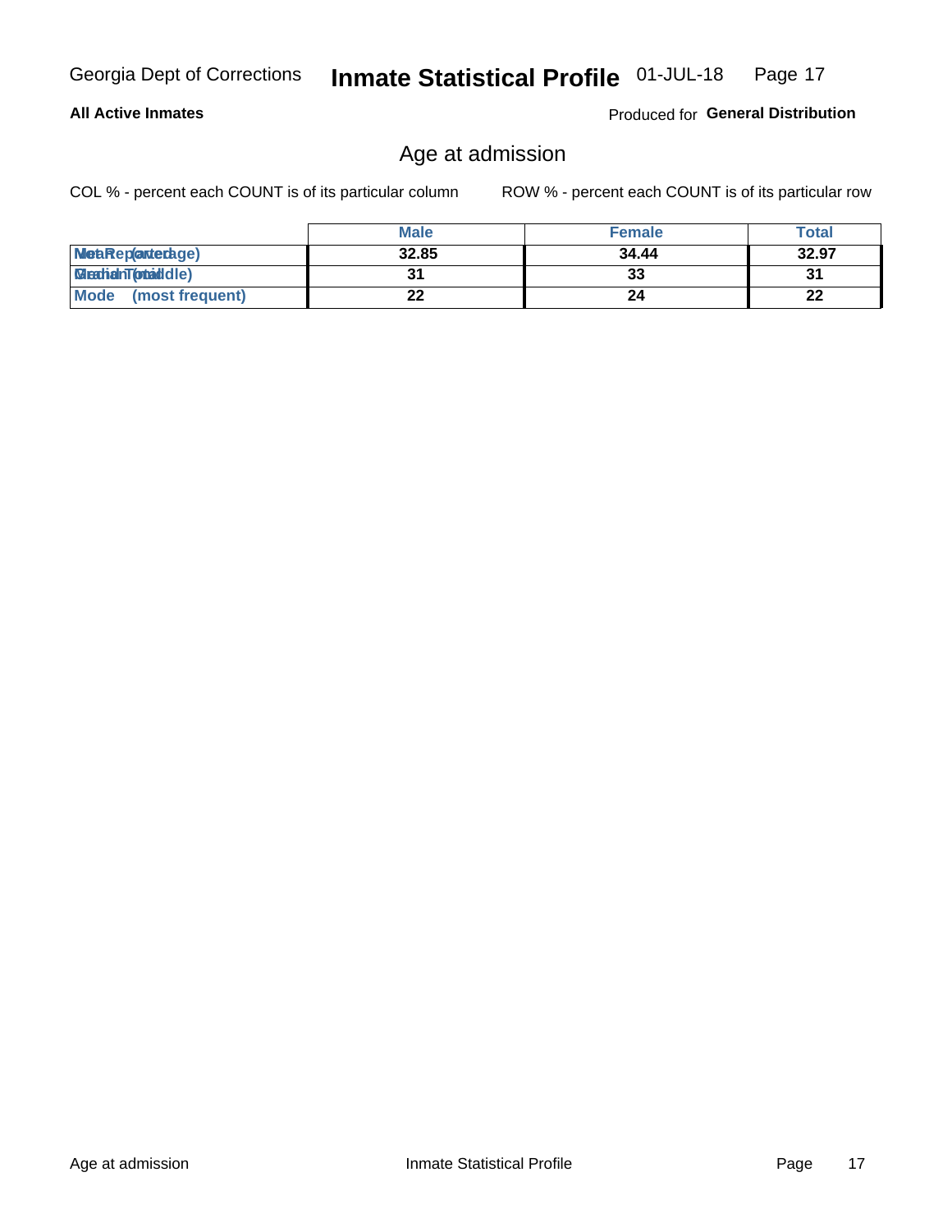**All Active Inmates**

Produced for **General Distribution**

## Age at admission

COL % - percent each COUNT is of its particular column

ROW % - percent each COUNT is of its particular row

| | Male | Female | Total |
|---|---|---|---|
| Mean (average) | 32.85 | 34.44 | 32.97 |
| Median (middle) | 31 | 33 | 31 |
| Mode (most frequent) | 22 | 24 | 22 |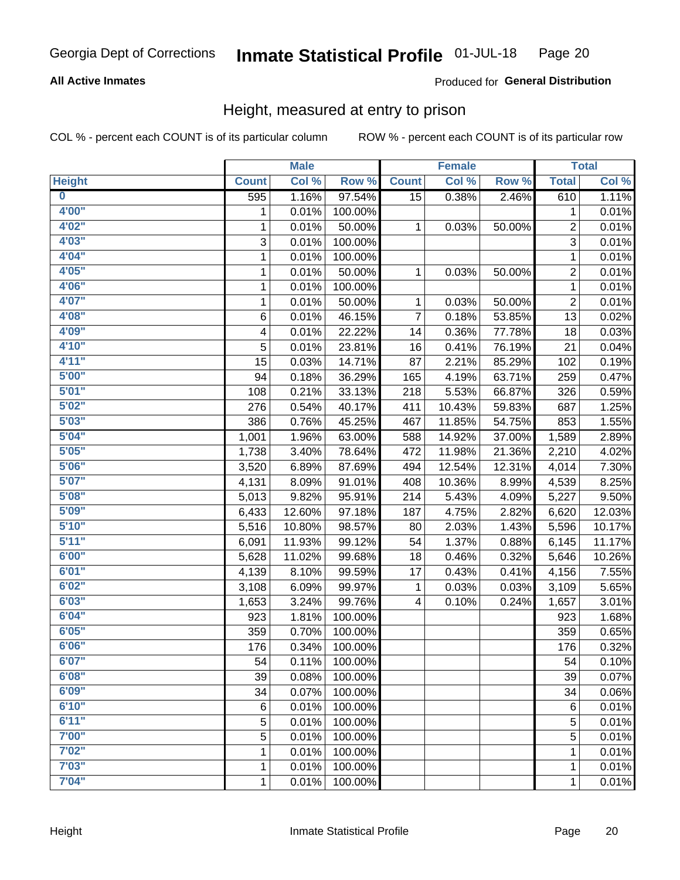# Height, measured at entry to prison

**All Active Inmates**

Produced for **General Distribution**

COL % - percent each COUNT is of its particular column

ROW % - percent each COUNT is of its particular row

| | Male | | | Female | | | Total | |
|---|---|---|---|---|---|---|---|---|
| **Height** | **Count** | **Col %** | **Row %** | **Count** | **Col %** | **Row %** | **Total** | **Col %** |
| **0** | 595 | 1.16% | 97.54% | 15 | 0.38% | 2.46% | 610 | 1.11% |
| **4'00"** | 1 | 0.01% | 100.00% | | | | 1 | 0.01% |
| **4'02"** | 1 | 0.01% | 50.00% | 1 | 0.03% | 50.00% | 2 | 0.01% |
| **4'03"** | 3 | 0.01% | 100.00% | | | | 3 | 0.01% |
| **4'04"** | 1 | 0.01% | 100.00% | | | | 1 | 0.01% |
| **4'05"** | 1 | 0.01% | 50.00% | 1 | 0.03% | 50.00% | 2 | 0.01% |
| **4'06"** | 1 | 0.01% | 100.00% | | | | 1 | 0.01% |
| **4'07"** | 1 | 0.01% | 50.00% | 1 | 0.03% | 50.00% | 2 | 0.01% |
| **4'08"** | 6 | 0.01% | 46.15% | 7 | 0.18% | 53.85% | 13 | 0.02% |
| **4'09"** | 4 | 0.01% | 22.22% | 14 | 0.36% | 77.78% | 18 | 0.03% |
| **4'10"** | 5 | 0.01% | 23.81% | 16 | 0.41% | 76.19% | 21 | 0.04% |
| **4'11"** | 15 | 0.03% | 14.71% | 87 | 2.21% | 85.29% | 102 | 0.19% |
| **5'00"** | 94 | 0.18% | 36.29% | 165 | 4.19% | 63.71% | 259 | 0.47% |
| **5'01"** | 108 | 0.21% | 33.13% | 218 | 5.53% | 66.87% | 326 | 0.59% |
| **5'02"** | 276 | 0.54% | 40.17% | 411 | 10.43% | 59.83% | 687 | 1.25% |
| **5'03"** | 386 | 0.76% | 45.25% | 467 | 11.85% | 54.75% | 853 | 1.55% |
| **5'04"** | 1,001 | 1.96% | 63.00% | 588 | 14.92% | 37.00% | 1,589 | 2.89% |
| **5'05"** | 1,738 | 3.40% | 78.64% | 472 | 11.98% | 21.36% | 2,210 | 4.02% |
| **5'06"** | 3,520 | 6.89% | 87.69% | 494 | 12.54% | 12.31% | 4,014 | 7.30% |
| **5'07"** | 4,131 | 8.09% | 91.01% | 408 | 10.36% | 8.99% | 4,539 | 8.25% |
| **5'08"** | 5,013 | 9.82% | 95.91% | 214 | 5.43% | 4.09% | 5,227 | 9.50% |
| **5'09"** | 6,433 | 12.60% | 97.18% | 187 | 4.75% | 2.82% | 6,620 | 12.03% |
| **5'10"** | 5,516 | 10.80% | 98.57% | 80 | 2.03% | 1.43% | 5,596 | 10.17% |
| **5'11"** | 6,091 | 11.93% | 99.12% | 54 | 1.37% | 0.88% | 6,145 | 11.17% |
| **6'00"** | 5,628 | 11.02% | 99.68% | 18 | 0.46% | 0.32% | 5,646 | 10.26% |
| **6'01"** | 4,139 | 8.10% | 99.59% | 17 | 0.43% | 0.41% | 4,156 | 7.55% |
| **6'02"** | 3,108 | 6.09% | 99.97% | 1 | 0.03% | 0.03% | 3,109 | 5.65% |
| **6'03"** | 1,653 | 3.24% | 99.76% | 4 | 0.10% | 0.24% | 1,657 | 3.01% |
| **6'04"** | 923 | 1.81% | 100.00% | | | | 923 | 1.68% |
| **6'05"** | 359 | 0.70% | 100.00% | | | | 359 | 0.65% |
| **6'06"** | 176 | 0.34% | 100.00% | | | | 176 | 0.32% |
| **6'07"** | 54 | 0.11% | 100.00% | | | | 54 | 0.10% |
| **6'08"** | 39 | 0.08% | 100.00% | | | | 39 | 0.07% |
| **6'09"** | 34 | 0.07% | 100.00% | | | | 34 | 0.06% |
| **6'10"** | 6 | 0.01% | 100.00% | | | | 6 | 0.01% |
| **6'11"** | 5 | 0.01% | 100.00% | | | | 5 | 0.01% |
| **7'00"** | 5 | 0.01% | 100.00% | | | | 5 | 0.01% |
| **7'02"** | 1 | 0.01% | 100.00% | | | | 1 | 0.01% |
| **7'03"** | 1 | 0.01% | 100.00% | | | | 1 | 0.01% |
| **7'04"** | 1 | 0.01% | 100.00% | | | | 1 | 0.01% |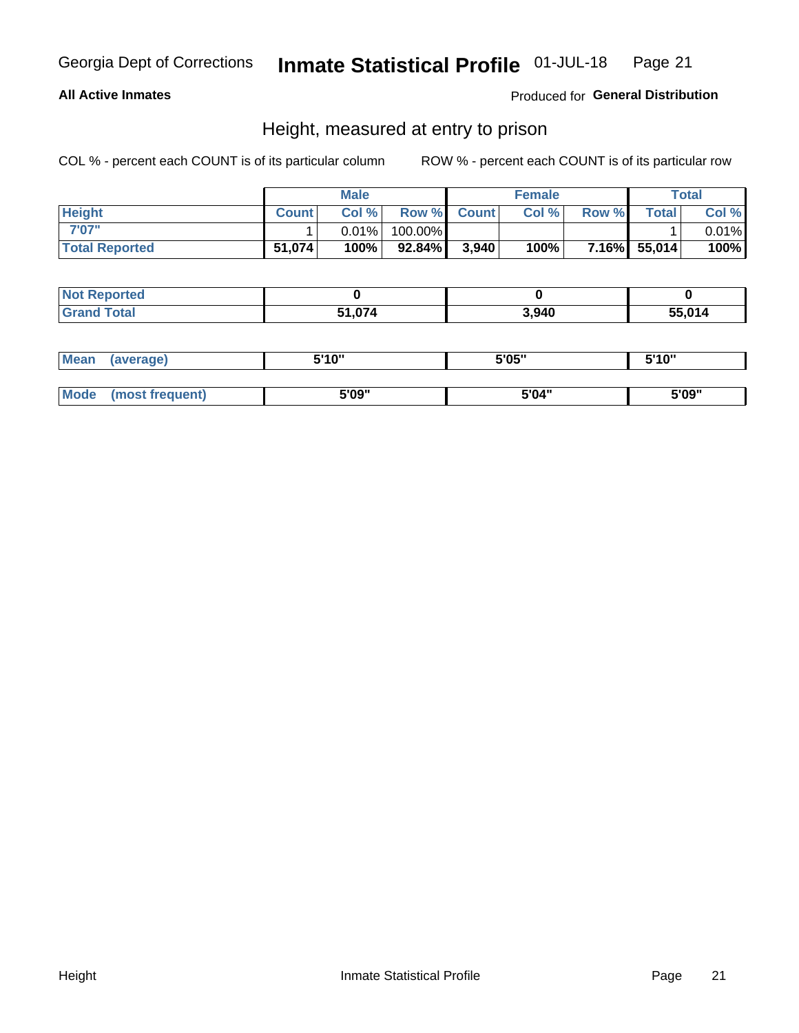Georgia Dept of Corrections **Inmate Statistical Profile** 01-JUL-18

**All Active Inmates**

Produced for **General Distribution**

## Height, measured at entry to prison

COL % - percent each COUNT is of its particular column

ROW % - percent each COUNT is of its particular row

| | Male | | | Female | | | Total | |
|---|---|---|---|---|---|---|---|---|
| **Height** | **Count** | **Col %** | **Row %** | **Count** | **Col %** | **Row %** | **Total** | **Col %** |
| 7'07" | 1 | 0.01% | 100.00% | | | | 1 | 0.01% |
| **Total Reported** | **51,074** | **100%** | **92.84%** | **3,940** | **100%** | **7.16%** | **55,014** | **100%** |

| | Male | Female | Total |
|---|---|---|---|
| **Not Reported** | **0** | **0** | **0** |
| **Grand Total** | **51,074** | **3,940** | **55,014** |

| | Male | Female | Total |
|---|---|---|---|
| **Mean (average)** | **5'10"** | **5'05"** | **5'10"** |
| **Mode (most frequent)** | **5'09"** | **5'04"** | **5'09"** |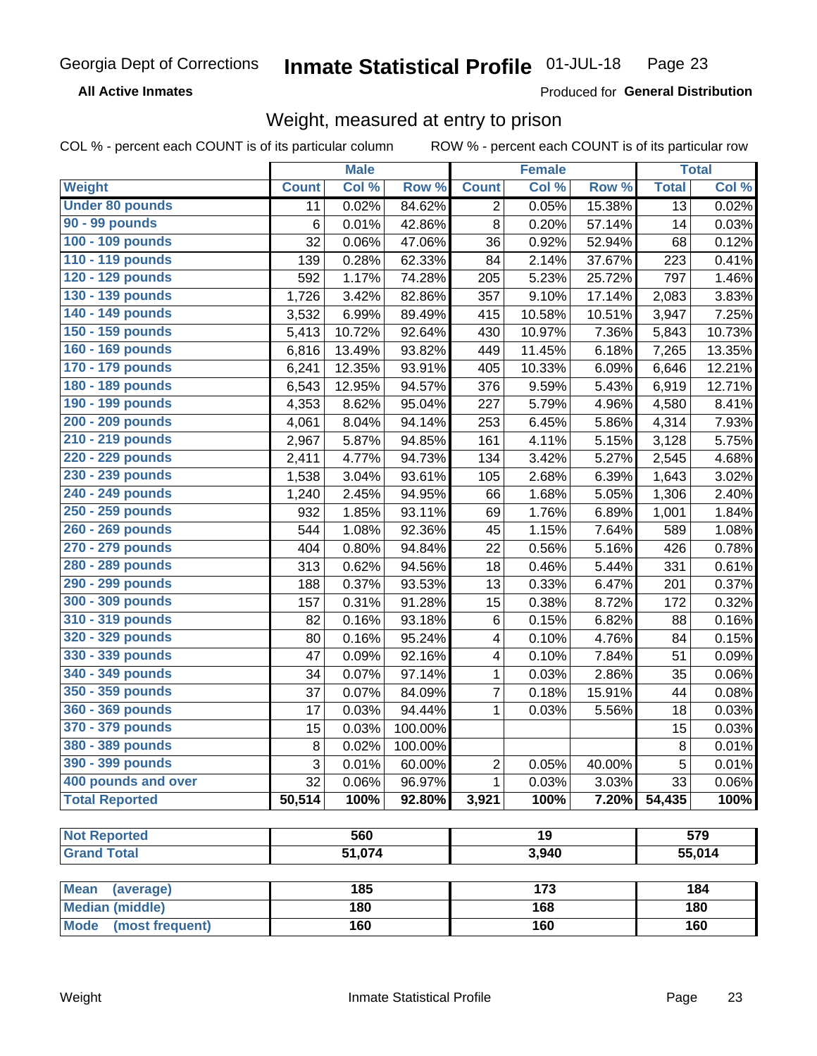Georgia Dept of Corrections **Inmate Statistical Profile** 01-JUL-18

**All Active Inmates** Produced for **General Distribution**

## Weight, measured at entry to prison

COL % - percent each COUNT is of its particular column ROW % - percent each COUNT is of its particular row

| | Male | | | Female | | | Total | |
|---|---|---|---|---|---|---|---|---|
| **Weight** | **Count** | **Col %** | **Row %** | **Count** | **Col %** | **Row %** | **Total** | **Col %** |
| **Under 80 pounds** | 11 | 0.02% | 84.62% | 2 | 0.05% | 15.38% | 13 | 0.02% |
| **90 - 99 pounds** | 6 | 0.01% | 42.86% | 8 | 0.20% | 57.14% | 14 | 0.03% |
| **100 - 109 pounds** | 32 | 0.06% | 47.06% | 36 | 0.92% | 52.94% | 68 | 0.12% |
| **110 - 119 pounds** | 139 | 0.28% | 62.33% | 84 | 2.14% | 37.67% | 223 | 0.41% |
| **120 - 129 pounds** | 592 | 1.17% | 74.28% | 205 | 5.23% | 25.72% | 797 | 1.46% |
| **130 - 139 pounds** | 1,726 | 3.42% | 82.86% | 357 | 9.10% | 17.14% | 2,083 | 3.83% |
| **140 - 149 pounds** | 3,532 | 6.99% | 89.49% | 415 | 10.58% | 10.51% | 3,947 | 7.25% |
| **150 - 159 pounds** | 5,413 | 10.72% | 92.64% | 430 | 10.97% | 7.36% | 5,843 | 10.73% |
| **160 - 169 pounds** | 6,816 | 13.49% | 93.82% | 449 | 11.45% | 6.18% | 7,265 | 13.35% |
| **170 - 179 pounds** | 6,241 | 12.35% | 93.91% | 405 | 10.33% | 6.09% | 6,646 | 12.21% |
| **180 - 189 pounds** | 6,543 | 12.95% | 94.57% | 376 | 9.59% | 5.43% | 6,919 | 12.71% |
| **190 - 199 pounds** | 4,353 | 8.62% | 95.04% | 227 | 5.79% | 4.96% | 4,580 | 8.41% |
| **200 - 209 pounds** | 4,061 | 8.04% | 94.14% | 253 | 6.45% | 5.86% | 4,314 | 7.93% |
| **210 - 219 pounds** | 2,967 | 5.87% | 94.85% | 161 | 4.11% | 5.15% | 3,128 | 5.75% |
| **220 - 229 pounds** | 2,411 | 4.77% | 94.73% | 134 | 3.42% | 5.27% | 2,545 | 4.68% |
| **230 - 239 pounds** | 1,538 | 3.04% | 93.61% | 105 | 2.68% | 6.39% | 1,643 | 3.02% |
| **240 - 249 pounds** | 1,240 | 2.45% | 94.95% | 66 | 1.68% | 5.05% | 1,306 | 2.40% |
| **250 - 259 pounds** | 932 | 1.85% | 93.11% | 69 | 1.76% | 6.89% | 1,001 | 1.84% |
| **260 - 269 pounds** | 544 | 1.08% | 92.36% | 45 | 1.15% | 7.64% | 589 | 1.08% |
| **270 - 279 pounds** | 404 | 0.80% | 94.84% | 22 | 0.56% | 5.16% | 426 | 0.78% |
| **280 - 289 pounds** | 313 | 0.62% | 94.56% | 18 | 0.46% | 5.44% | 331 | 0.61% |
| **290 - 299 pounds** | 188 | 0.37% | 93.53% | 13 | 0.33% | 6.47% | 201 | 0.37% |
| **300 - 309 pounds** | 157 | 0.31% | 91.28% | 15 | 0.38% | 8.72% | 172 | 0.32% |
| **310 - 319 pounds** | 82 | 0.16% | 93.18% | 6 | 0.15% | 6.82% | 88 | 0.16% |
| **320 - 329 pounds** | 80 | 0.16% | 95.24% | 4 | 0.10% | 4.76% | 84 | 0.15% |
| **330 - 339 pounds** | 47 | 0.09% | 92.16% | 4 | 0.10% | 7.84% | 51 | 0.09% |
| **340 - 349 pounds** | 34 | 0.07% | 97.14% | 1 | 0.03% | 2.86% | 35 | 0.06% |
| **350 - 359 pounds** | 37 | 0.07% | 84.09% | 7 | 0.18% | 15.91% | 44 | 0.08% |
| **360 - 369 pounds** | 17 | 0.03% | 94.44% | 1 | 0.03% | 5.56% | 18 | 0.03% |
| **370 - 379 pounds** | 15 | 0.03% | 100.00% | | | | 15 | 0.03% |
| **380 - 389 pounds** | 8 | 0.02% | 100.00% | | | | 8 | 0.01% |
| **390 - 399 pounds** | 3 | 0.01% | 60.00% | 2 | 0.05% | 40.00% | 5 | 0.01% |
| **400 pounds and over** | 32 | 0.06% | 96.97% | 1 | 0.03% | 3.03% | 33 | 0.06% |
| **Total Reported** | **50,514** | **100%** | **92.80%** | **3,921** | **100%** | **7.20%** | **54,435** | **100%** |

| | Male | Female | Total |
|---|---|---|---|
| **Not Reported** | **560** | **19** | **579** |
| **Grand Total** | **51,074** | **3,940** | **55,014** |

| | Male | Female | Total |
|---|---|---|---|
| **Mean (average)** | **185** | **173** | **184** |
| **Median (middle)** | **180** | **168** | **180** |
| **Mode (most frequent)** | **160** | **160** | **160** |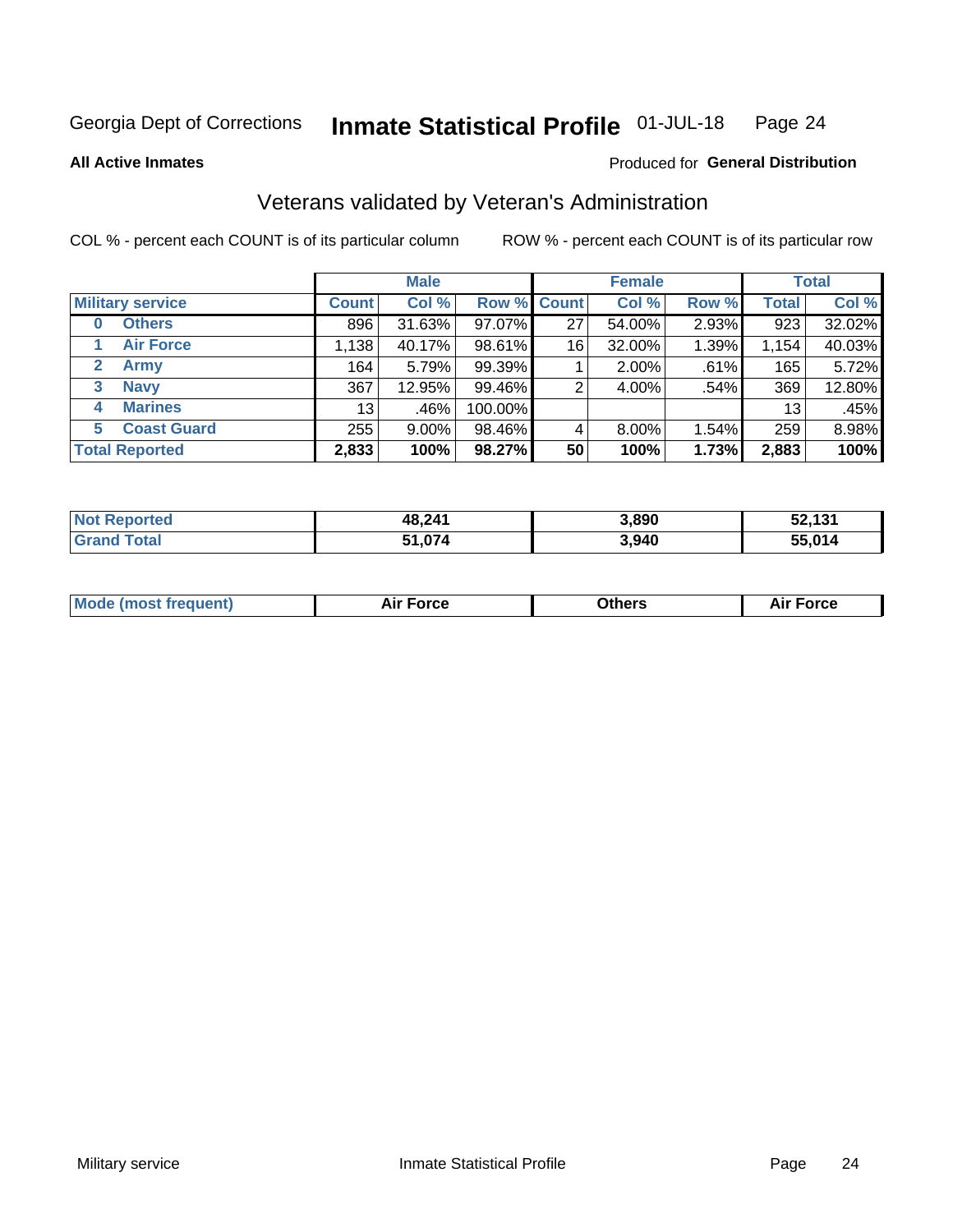Georgia Dept of Corrections **Inmate Statistical Profile** 01-JUL-18

**All Active Inmates**

Produced for **General Distribution**

## Veterans validated by Veteran's Administration

COL % - percent each COUNT is of its particular column     ROW % - percent each COUNT is of its particular row

| | Male | | | Female | | | Total | |
|---|---|---|---|---|---|---|---|---|
| **Military service** | **Count** | **Col %** | **Row %** | **Count** | **Col %** | **Row %** | **Total** | **Col %** |
| **0 Others** | 896 | 31.63% | 97.07% | 27 | 54.00% | 2.93% | 923 | 32.02% |
| **1 Air Force** | 1,138 | 40.17% | 98.61% | 16 | 32.00% | 1.39% | 1,154 | 40.03% |
| **2 Army** | 164 | 5.79% | 99.39% | 1 | 2.00% | .61% | 165 | 5.72% |
| **3 Navy** | 367 | 12.95% | 99.46% | 2 | 4.00% | .54% | 369 | 12.80% |
| **4 Marines** | 13 | .46% | 100.00% | | | | 13 | .45% |
| **5 Coast Guard** | 255 | 9.00% | 98.46% | 4 | 8.00% | 1.54% | 259 | 8.98% |
| **Total Reported** | **2,833** | **100%** | **98.27%** | **50** | **100%** | **1.73%** | **2,883** | **100%** |

| | Male | Female | Total |
|---|---|---|---|
| **Not Reported** | **48,241** | **3,890** | **52,131** |
| **Grand Total** | **51,074** | **3,940** | **55,014** |

| | Male | Female | Total |
|---|---|---|---|
| **Mode (most frequent)** | **Air Force** | **Others** | **Air Force** |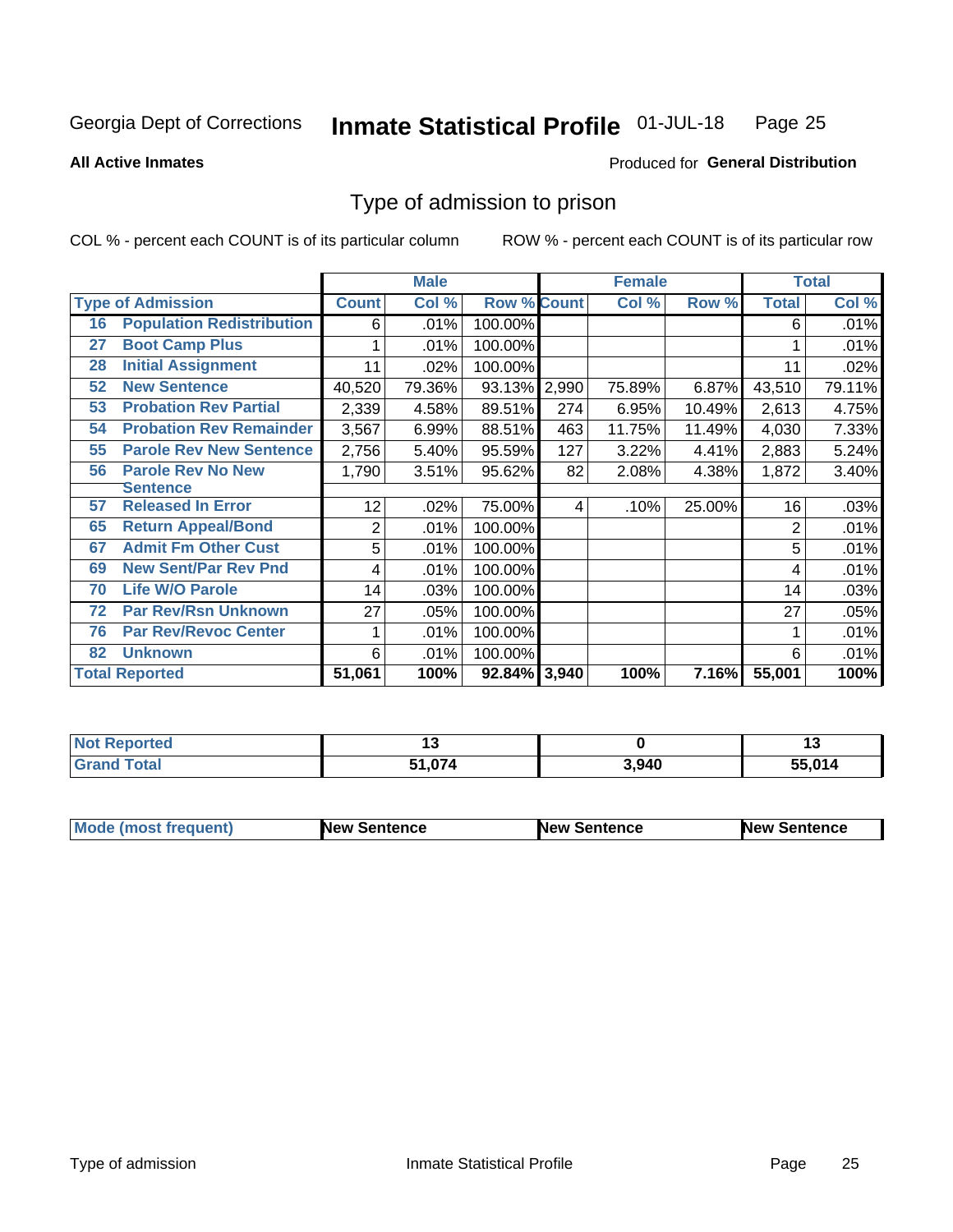Georgia Dept of Corrections **Inmate Statistical Profile** 01-JUL-18

**All Active Inmates**

Produced for **General Distribution**

## Type of admission to prison

COL % - percent each COUNT is of its particular column

ROW % - percent each COUNT is of its particular row

| | | Male | | | Female | | | Total | |
|---|---|---|---|---|---|---|---|---|---|
| Type of Admission | | Count | Col % | Row % | Count | Col % | Row % | Total | Col % |
| 16 | Population Redistribution | 6 | .01% | 100.00% | | | | 6 | .01% |
| 27 | Boot Camp Plus | 1 | .01% | 100.00% | | | | 1 | .01% |
| 28 | Initial Assignment | 11 | .02% | 100.00% | | | | 11 | .02% |
| 52 | New Sentence | 40,520 | 79.36% | 93.13% | 2,990 | 75.89% | 6.87% | 43,510 | 79.11% |
| 53 | Probation Rev Partial | 2,339 | 4.58% | 89.51% | 274 | 6.95% | 10.49% | 2,613 | 4.75% |
| 54 | Probation Rev Remainder | 3,567 | 6.99% | 88.51% | 463 | 11.75% | 11.49% | 4,030 | 7.33% |
| 55 | Parole Rev New Sentence | 2,756 | 5.40% | 95.59% | 127 | 3.22% | 4.41% | 2,883 | 5.24% |
| 56 | Parole Rev No New Sentence | 1,790 | 3.51% | 95.62% | 82 | 2.08% | 4.38% | 1,872 | 3.40% |
| 57 | Released In Error | 12 | .02% | 75.00% | 4 | .10% | 25.00% | 16 | .03% |
| 65 | Return Appeal/Bond | 2 | .01% | 100.00% | | | | 2 | .01% |
| 67 | Admit Fm Other Cust | 5 | .01% | 100.00% | | | | 5 | .01% |
| 69 | New Sent/Par Rev Pnd | 4 | .01% | 100.00% | | | | 4 | .01% |
| 70 | Life W/O Parole | 14 | .03% | 100.00% | | | | 14 | .03% |
| 72 | Par Rev/Rsn Unknown | 27 | .05% | 100.00% | | | | 27 | .05% |
| 76 | Par Rev/Revoc Center | 1 | .01% | 100.00% | | | | 1 | .01% |
| 82 | Unknown | 6 | .01% | 100.00% | | | | 6 | .01% |
| Total Reported | | 51,061 | 100% | 92.84% | 3,940 | 100% | 7.16% | 55,001 | 100% |

| | Male | Female | Total |
|---|---|---|---|
| Not Reported | 13 | 0 | 13 |
| Grand Total | 51,074 | 3,940 | 55,014 |

| | Male | Female | Total |
|---|---|---|---|
| Mode (most frequent) | New Sentence | New Sentence | New Sentence |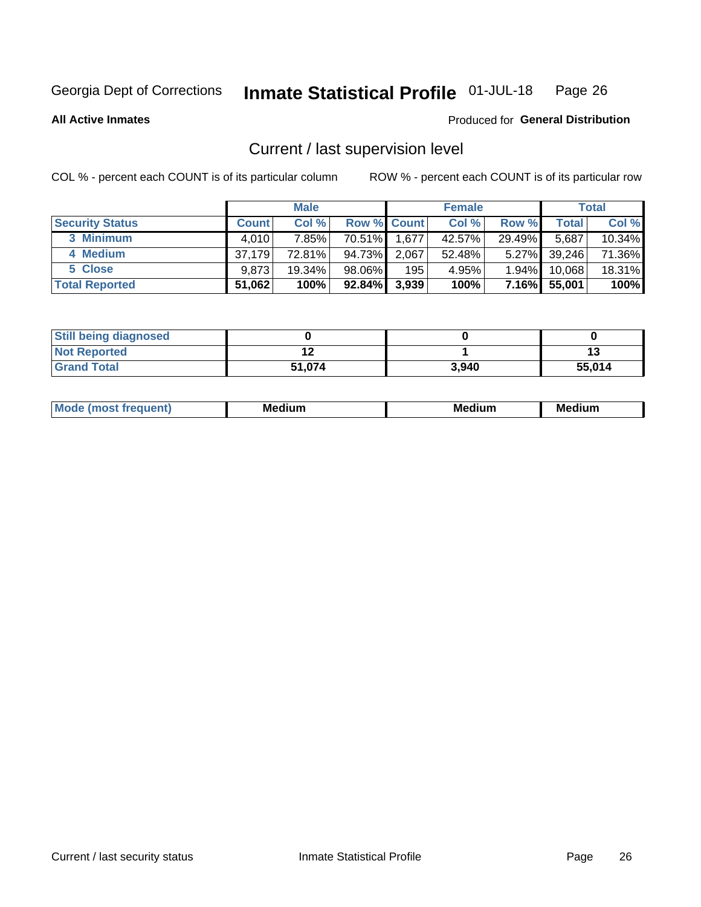Georgia Dept of Corrections **Inmate Statistical Profile** 01-JUL-18

**All Active Inmates**

Produced for **General Distribution**

## Current / last supervision level

COL % - percent each COUNT is of its particular column

ROW % - percent each COUNT is of its particular row

| | Male | | | Female | | | Total | |
|---|---|---|---|---|---|---|---|---|
| **Security Status** | **Count** | **Col %** | **Row %** | **Count** | **Col %** | **Row %** | **Total** | **Col %** |
| 3 Minimum | 4,010 | 7.85% | 70.51% | 1,677 | 42.57% | 29.49% | 5,687 | 10.34% |
| 4 Medium | 37,179 | 72.81% | 94.73% | 2,067 | 52.48% | 5.27% | 39,246 | 71.36% |
| 5 Close | 9,873 | 19.34% | 98.06% | 195 | 4.95% | 1.94% | 10,068 | 18.31% |
| **Total Reported** | **51,062** | **100%** | **92.84%** | **3,939** | **100%** | **7.16%** | **55,001** | **100%** |

| | Male | Female | Total |
|---|---|---|---|
| Still being diagnosed | 0 | 0 | 0 |
| Not Reported | 12 | 1 | 13 |
| Grand Total | 51,074 | 3,940 | 55,014 |

| | Male | Female | Total |
|---|---|---|---|
| Mode (most frequent) | Medium | Medium | Medium |

Current / last security status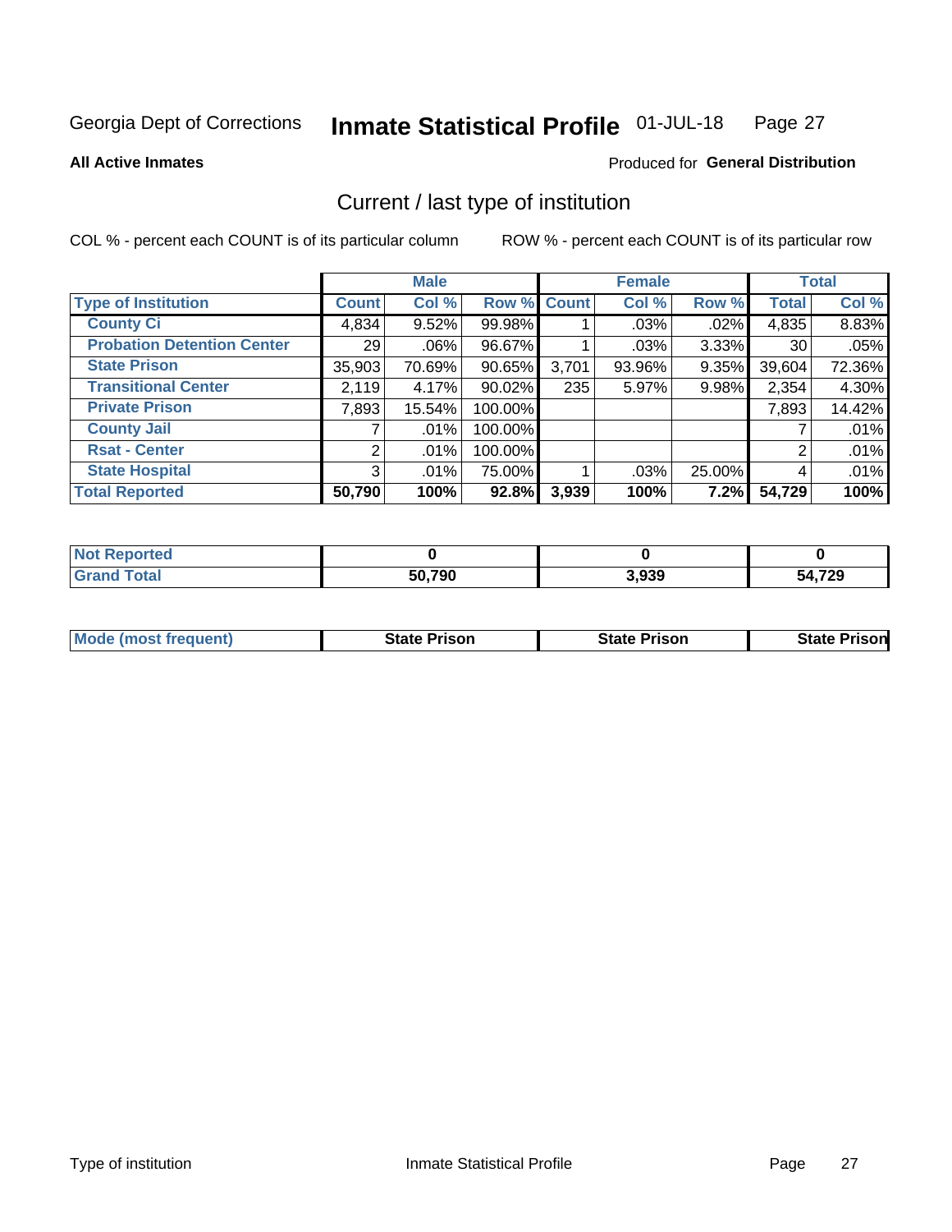Georgia Dept of Corrections **Inmate Statistical Profile** 01-JUL-18

**All Active Inmates**

Produced for **General Distribution**

## Current / last type of institution

COL % - percent each COUNT is of its particular column

ROW % - percent each COUNT is of its particular row

| | Male | | | Female | | | Total | |
|---|---|---|---|---|---|---|---|---|
| **Type of Institution** | **Count** | **Col %** | **Row %** | **Count** | **Col %** | **Row %** | **Total** | **Col %** |
| **County Ci** | 4,834 | 9.52% | 99.98% | 1 | .03% | .02% | 4,835 | 8.83% |
| **Probation Detention Center** | 29 | .06% | 96.67% | 1 | .03% | 3.33% | 30 | .05% |
| **State Prison** | 35,903 | 70.69% | 90.65% | 3,701 | 93.96% | 9.35% | 39,604 | 72.36% |
| **Transitional Center** | 2,119 | 4.17% | 90.02% | 235 | 5.97% | 9.98% | 2,354 | 4.30% |
| **Private Prison** | 7,893 | 15.54% | 100.00% | | | | 7,893 | 14.42% |
| **County Jail** | 7 | .01% | 100.00% | | | | 7 | .01% |
| **Rsat - Center** | 2 | .01% | 100.00% | | | | 2 | .01% |
| **State Hospital** | 3 | .01% | 75.00% | 1 | .03% | 25.00% | 4 | .01% |
| **Total Reported** | **50,790** | **100%** | **92.8%** | **3,939** | **100%** | **7.2%** | **54,729** | **100%** |

| | Male | Female | Total |
|---|---|---|---|
| **Not Reported** | **0** | **0** | **0** |
| **Grand Total** | **50,790** | **3,939** | **54,729** |

| | Male | Female | Total |
|---|---|---|---|
| **Mode (most frequent)** | **State Prison** | **State Prison** | **State Prison** |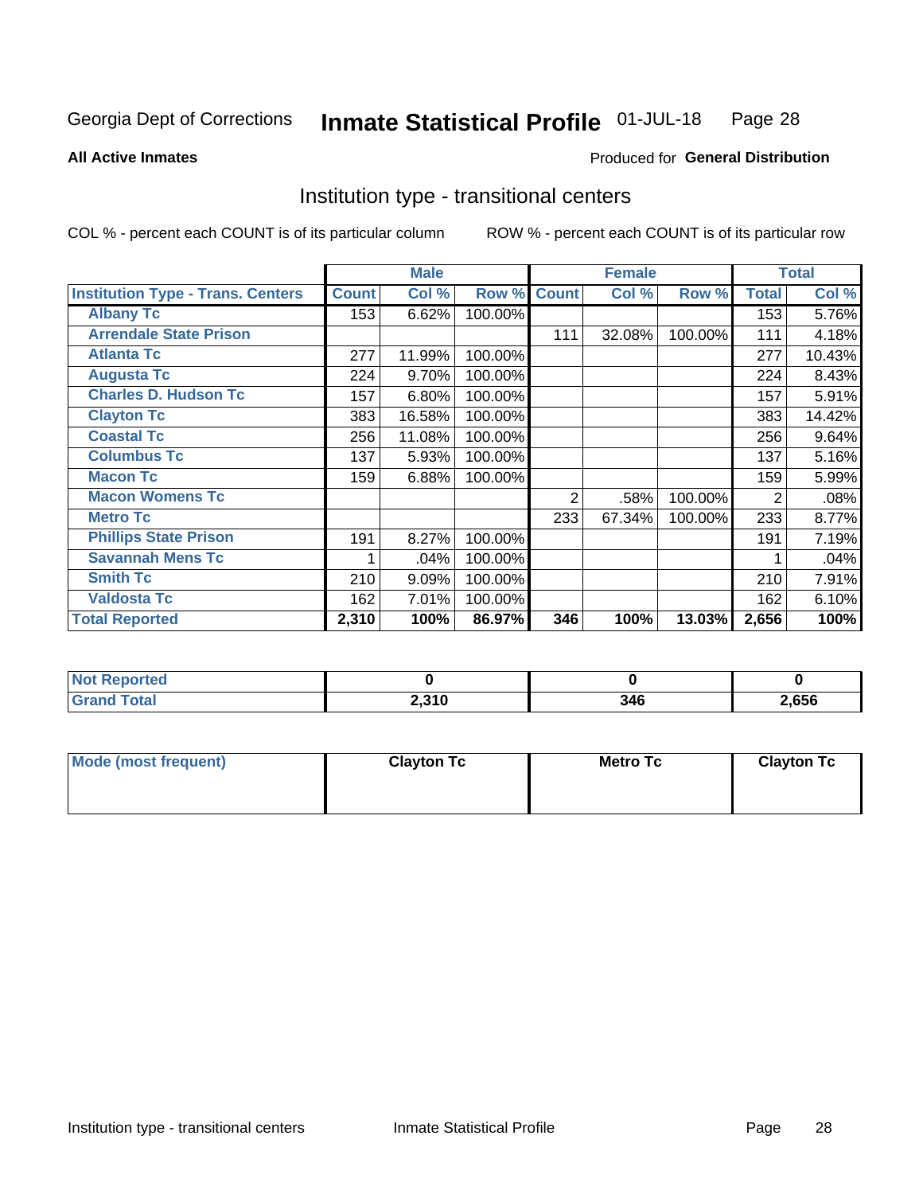Georgia Dept of Corrections **Inmate Statistical Profile** 01-JUL-18

**All Active Inmates**

Produced for **General Distribution**

## Institution type - transitional centers

COL % - percent each COUNT is of its particular column

ROW % - percent each COUNT is of its particular row

| | Male | | | Female | | | Total | |
|---|---|---|---|---|---|---|---|---|
| **Institution Type - Trans. Centers** | **Count** | **Col %** | **Row %** | **Count** | **Col %** | **Row %** | **Total** | **Col %** |
| **Albany Tc** | 153 | 6.62% | 100.00% | | | | 153 | 5.76% |
| **Arrendale State Prison** | | | | 111 | 32.08% | 100.00% | 111 | 4.18% |
| **Atlanta Tc** | 277 | 11.99% | 100.00% | | | | 277 | 10.43% |
| **Augusta Tc** | 224 | 9.70% | 100.00% | | | | 224 | 8.43% |
| **Charles D. Hudson Tc** | 157 | 6.80% | 100.00% | | | | 157 | 5.91% |
| **Clayton Tc** | 383 | 16.58% | 100.00% | | | | 383 | 14.42% |
| **Coastal Tc** | 256 | 11.08% | 100.00% | | | | 256 | 9.64% |
| **Columbus Tc** | 137 | 5.93% | 100.00% | | | | 137 | 5.16% |
| **Macon Tc** | 159 | 6.88% | 100.00% | | | | 159 | 5.99% |
| **Macon Womens Tc** | | | | 2 | .58% | 100.00% | 2 | .08% |
| **Metro Tc** | | | | 233 | 67.34% | 100.00% | 233 | 8.77% |
| **Phillips State Prison** | 191 | 8.27% | 100.00% | | | | 191 | 7.19% |
| **Savannah Mens Tc** | 1 | .04% | 100.00% | | | | 1 | .04% |
| **Smith Tc** | 210 | 9.09% | 100.00% | | | | 210 | 7.91% |
| **Valdosta Tc** | 162 | 7.01% | 100.00% | | | | 162 | 6.10% |
| **Total Reported** | **2,310** | **100%** | **86.97%** | **346** | **100%** | **13.03%** | **2,656** | **100%** |

| | Male | Female | Total |
|---|---|---|---|
| **Not Reported** | **0** | **0** | **0** |
| **Grand Total** | **2,310** | **346** | **2,656** |

| | Male | Female | Total |
|---|---|---|---|
| **Mode (most frequent)** | **Clayton Tc** | **Metro Tc** | **Clayton Tc** |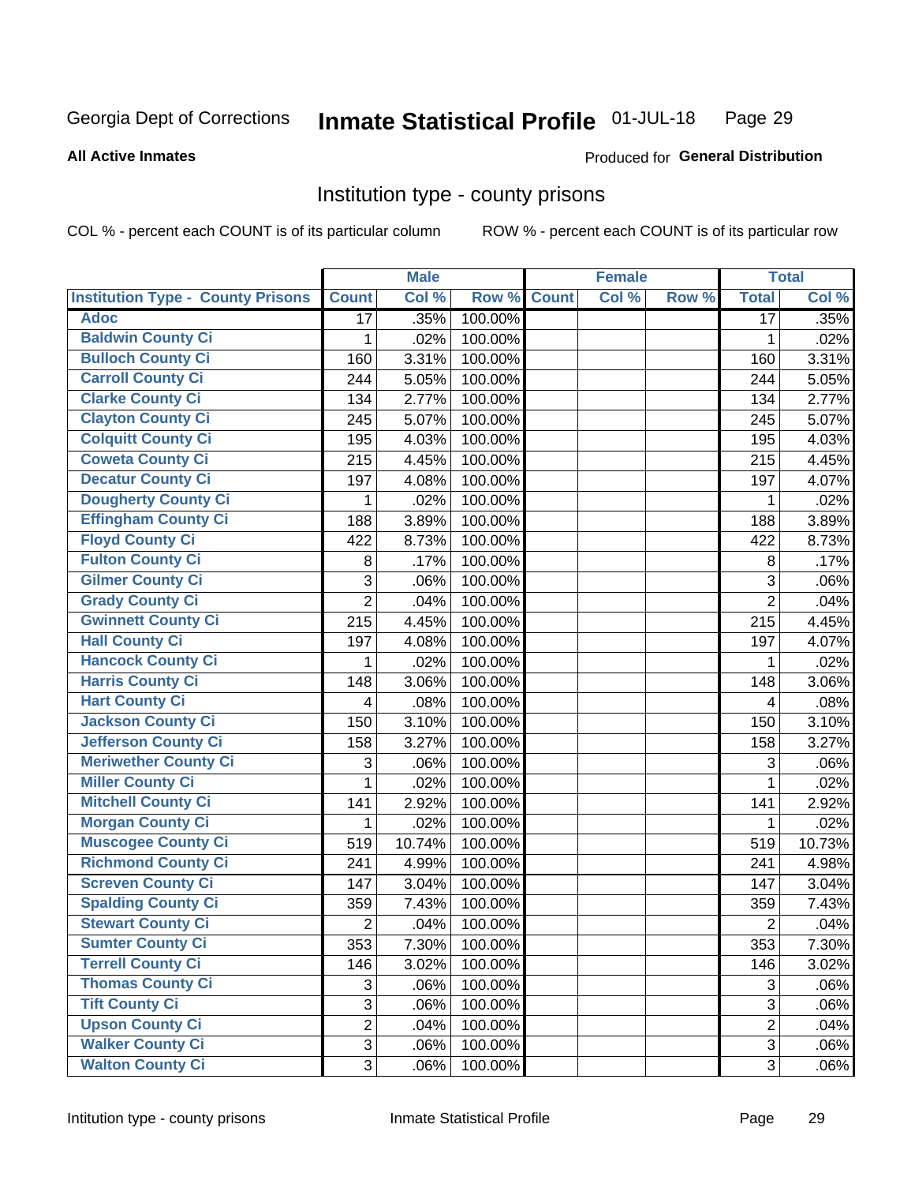Georgia Dept of Corrections **Inmate Statistical Profile** 01-JUL-18

**All Active Inmates**

Produced for **General Distribution**

## Institution type - county prisons

COL % - percent each COUNT is of its particular column

ROW % - percent each COUNT is of its particular row

| | Male | | | Female | | | Total | |
|---|---|---|---|---|---|---|---|---|
| **Institution Type - County Prisons** | **Count** | **Col %** | **Row %** | **Count** | **Col %** | **Row %** | **Total** | **Col %** |
| Adoc | 17 | .35% | 100.00% | | | | 17 | .35% |
| Baldwin County Ci | 1 | .02% | 100.00% | | | | 1 | .02% |
| Bulloch County Ci | 160 | 3.31% | 100.00% | | | | 160 | 3.31% |
| Carroll County Ci | 244 | 5.05% | 100.00% | | | | 244 | 5.05% |
| Clarke County Ci | 134 | 2.77% | 100.00% | | | | 134 | 2.77% |
| Clayton County Ci | 245 | 5.07% | 100.00% | | | | 245 | 5.07% |
| Colquitt County Ci | 195 | 4.03% | 100.00% | | | | 195 | 4.03% |
| Coweta County Ci | 215 | 4.45% | 100.00% | | | | 215 | 4.45% |
| Decatur County Ci | 197 | 4.08% | 100.00% | | | | 197 | 4.07% |
| Dougherty County Ci | 1 | .02% | 100.00% | | | | 1 | .02% |
| Effingham County Ci | 188 | 3.89% | 100.00% | | | | 188 | 3.89% |
| Floyd County Ci | 422 | 8.73% | 100.00% | | | | 422 | 8.73% |
| Fulton County Ci | 8 | .17% | 100.00% | | | | 8 | .17% |
| Gilmer County Ci | 3 | .06% | 100.00% | | | | 3 | .06% |
| Grady County Ci | 2 | .04% | 100.00% | | | | 2 | .04% |
| Gwinnett County Ci | 215 | 4.45% | 100.00% | | | | 215 | 4.45% |
| Hall County Ci | 197 | 4.08% | 100.00% | | | | 197 | 4.07% |
| Hancock County Ci | 1 | .02% | 100.00% | | | | 1 | .02% |
| Harris County Ci | 148 | 3.06% | 100.00% | | | | 148 | 3.06% |
| Hart County Ci | 4 | .08% | 100.00% | | | | 4 | .08% |
| Jackson County Ci | 150 | 3.10% | 100.00% | | | | 150 | 3.10% |
| Jefferson County Ci | 158 | 3.27% | 100.00% | | | | 158 | 3.27% |
| Meriwether County Ci | 3 | .06% | 100.00% | | | | 3 | .06% |
| Miller County Ci | 1 | .02% | 100.00% | | | | 1 | .02% |
| Mitchell County Ci | 141 | 2.92% | 100.00% | | | | 141 | 2.92% |
| Morgan County Ci | 1 | .02% | 100.00% | | | | 1 | .02% |
| Muscogee County Ci | 519 | 10.74% | 100.00% | | | | 519 | 10.73% |
| Richmond County Ci | 241 | 4.99% | 100.00% | | | | 241 | 4.98% |
| Screven County Ci | 147 | 3.04% | 100.00% | | | | 147 | 3.04% |
| Spalding County Ci | 359 | 7.43% | 100.00% | | | | 359 | 7.43% |
| Stewart County Ci | 2 | .04% | 100.00% | | | | 2 | .04% |
| Sumter County Ci | 353 | 7.30% | 100.00% | | | | 353 | 7.30% |
| Terrell County Ci | 146 | 3.02% | 100.00% | | | | 146 | 3.02% |
| Thomas County Ci | 3 | .06% | 100.00% | | | | 3 | .06% |
| Tift County Ci | 3 | .06% | 100.00% | | | | 3 | .06% |
| Upson County Ci | 2 | .04% | 100.00% | | | | 2 | .04% |
| Walker County Ci | 3 | .06% | 100.00% | | | | 3 | .06% |
| Walton County Ci | 3 | .06% | 100.00% | | | | 3 | .06% |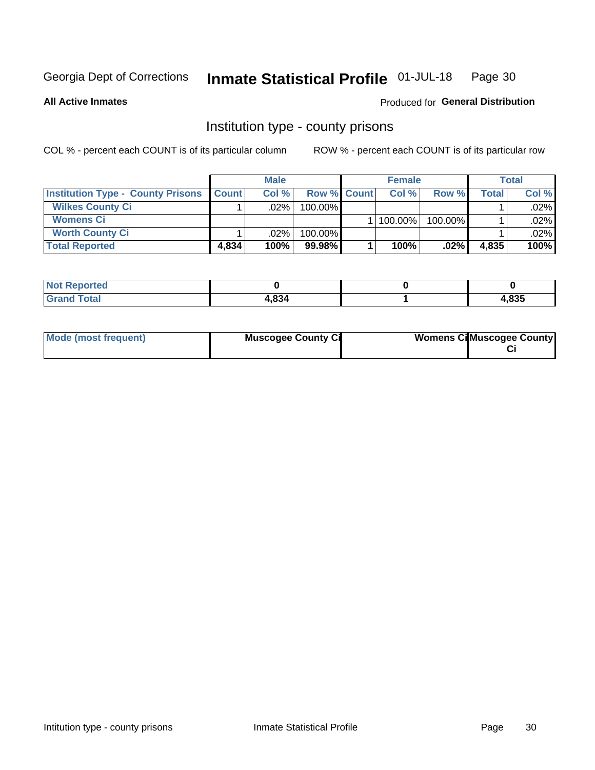Georgia Dept of Corrections **Inmate Statistical Profile** 01-JUL-18

**All Active Inmates**

Produced for **General Distribution**

## Institution type - county prisons

COL % - percent each COUNT is of its particular column

ROW % - percent each COUNT is of its particular row

| | Male | | | Female | | | Total | |
|---|---|---|---|---|---|---|---|---|
| **Institution Type - County Prisons** | **Count** | **Col %** | **Row %** | **Count** | **Col %** | **Row %** | **Total** | **Col %** |
| **Wilkes County Ci** | 1 | .02% | 100.00% | | | | 1 | .02% |
| **Womens Ci** | | | | 1 | 100.00% | 100.00% | 1 | .02% |
| **Worth County Ci** | 1 | .02% | 100.00% | | | | 1 | .02% |
| **Total Reported** | **4,834** | **100%** | **99.98%** | **1** | **100%** | **.02%** | **4,835** | **100%** |

| | Male | Female | Total |
|---|---|---|---|
| **Not Reported** | **0** | **0** | **0** |
| **Grand Total** | **4,834** | **1** | **4,835** |

| | Male | Female | Total |
|---|---|---|---|
| **Mode (most frequent)** | **Muscogee County Ci** | **Womens Ci** | **Muscogee County Ci** |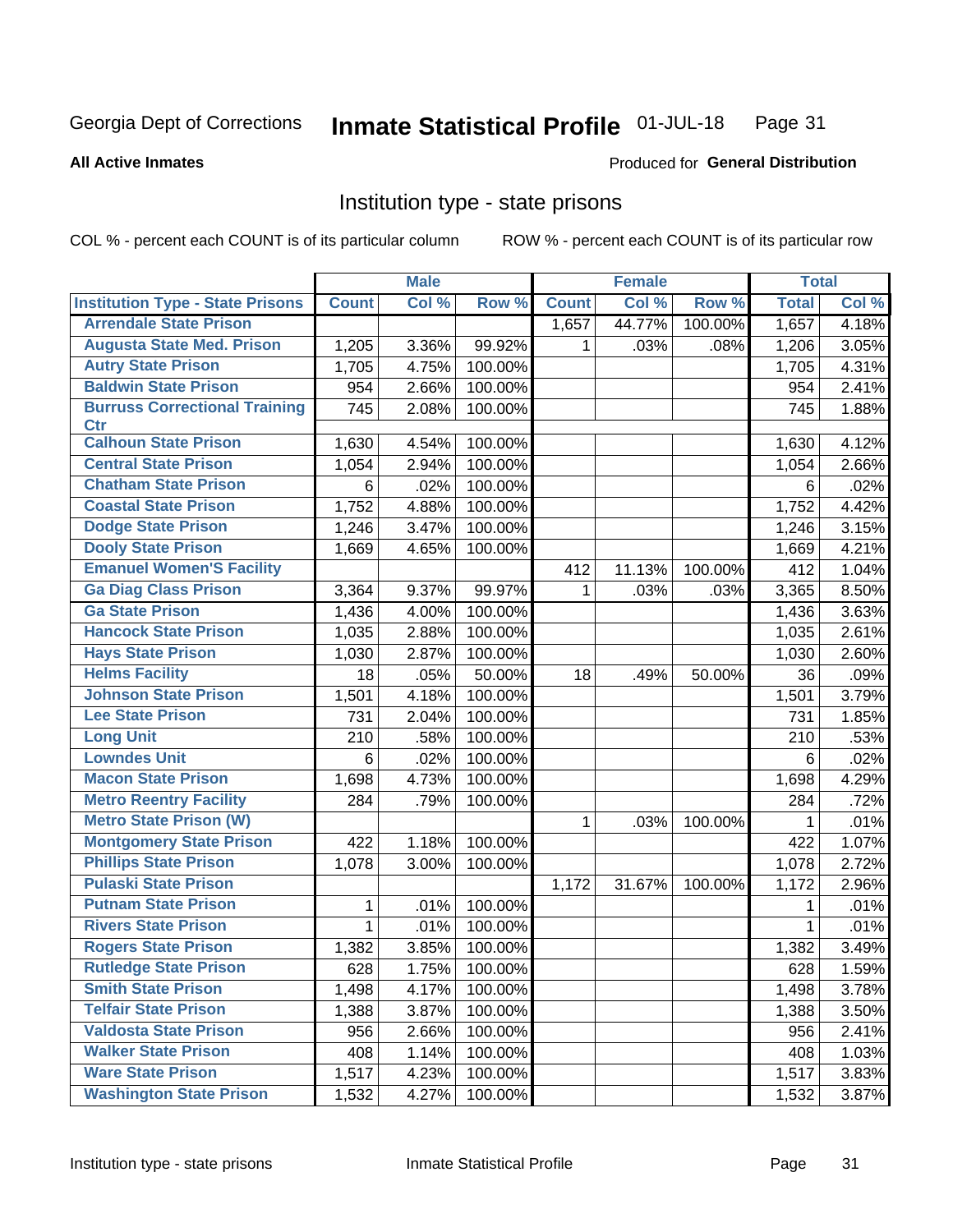Georgia Dept of Corrections **Inmate Statistical Profile** 01-JUL-18

**All Active Inmates**

Produced for **General Distribution**

## Institution type - state prisons

COL % - percent each COUNT is of its particular column ROW % - percent each COUNT is of its particular row

| | Male | | | Female | | | Total | |
|---|---|---|---|---|---|---|---|---|
| **Institution Type - State Prisons** | **Count** | **Col %** | **Row %** | **Count** | **Col %** | **Row %** | **Total** | **Col %** |
| Arrendale State Prison | | | | 1,657 | 44.77% | 100.00% | 1,657 | 4.18% |
| Augusta State Med. Prison | 1,205 | 3.36% | 99.92% | 1 | .03% | .08% | 1,206 | 3.05% |
| Autry State Prison | 1,705 | 4.75% | 100.00% | | | | 1,705 | 4.31% |
| Baldwin State Prison | 954 | 2.66% | 100.00% | | | | 954 | 2.41% |
| Burruss Correctional Training Ctr | 745 | 2.08% | 100.00% | | | | 745 | 1.88% |
| Calhoun State Prison | 1,630 | 4.54% | 100.00% | | | | 1,630 | 4.12% |
| Central State Prison | 1,054 | 2.94% | 100.00% | | | | 1,054 | 2.66% |
| Chatham State Prison | 6 | .02% | 100.00% | | | | 6 | .02% |
| Coastal State Prison | 1,752 | 4.88% | 100.00% | | | | 1,752 | 4.42% |
| Dodge State Prison | 1,246 | 3.47% | 100.00% | | | | 1,246 | 3.15% |
| Dooly State Prison | 1,669 | 4.65% | 100.00% | | | | 1,669 | 4.21% |
| Emanuel Women'S Facility | | | | 412 | 11.13% | 100.00% | 412 | 1.04% |
| Ga Diag Class Prison | 3,364 | 9.37% | 99.97% | 1 | .03% | .03% | 3,365 | 8.50% |
| Ga State Prison | 1,436 | 4.00% | 100.00% | | | | 1,436 | 3.63% |
| Hancock State Prison | 1,035 | 2.88% | 100.00% | | | | 1,035 | 2.61% |
| Hays State Prison | 1,030 | 2.87% | 100.00% | | | | 1,030 | 2.60% |
| Helms Facility | 18 | .05% | 50.00% | 18 | .49% | 50.00% | 36 | .09% |
| Johnson State Prison | 1,501 | 4.18% | 100.00% | | | | 1,501 | 3.79% |
| Lee State Prison | 731 | 2.04% | 100.00% | | | | 731 | 1.85% |
| Long Unit | 210 | .58% | 100.00% | | | | 210 | .53% |
| Lowndes Unit | 6 | .02% | 100.00% | | | | 6 | .02% |
| Macon State Prison | 1,698 | 4.73% | 100.00% | | | | 1,698 | 4.29% |
| Metro Reentry Facility | 284 | .79% | 100.00% | | | | 284 | .72% |
| Metro State Prison (W) | | | | 1 | .03% | 100.00% | 1 | .01% |
| Montgomery State Prison | 422 | 1.18% | 100.00% | | | | 422 | 1.07% |
| Phillips State Prison | 1,078 | 3.00% | 100.00% | | | | 1,078 | 2.72% |
| Pulaski State Prison | | | | 1,172 | 31.67% | 100.00% | 1,172 | 2.96% |
| Putnam State Prison | 1 | .01% | 100.00% | | | | 1 | .01% |
| Rivers State Prison | 1 | .01% | 100.00% | | | | 1 | .01% |
| Rogers State Prison | 1,382 | 3.85% | 100.00% | | | | 1,382 | 3.49% |
| Rutledge State Prison | 628 | 1.75% | 100.00% | | | | 628 | 1.59% |
| Smith State Prison | 1,498 | 4.17% | 100.00% | | | | 1,498 | 3.78% |
| Telfair State Prison | 1,388 | 3.87% | 100.00% | | | | 1,388 | 3.50% |
| Valdosta State Prison | 956 | 2.66% | 100.00% | | | | 956 | 2.41% |
| Walker State Prison | 408 | 1.14% | 100.00% | | | | 408 | 1.03% |
| Ware State Prison | 1,517 | 4.23% | 100.00% | | | | 1,517 | 3.83% |
| Washington State Prison | 1,532 | 4.27% | 100.00% | | | | 1,532 | 3.87% |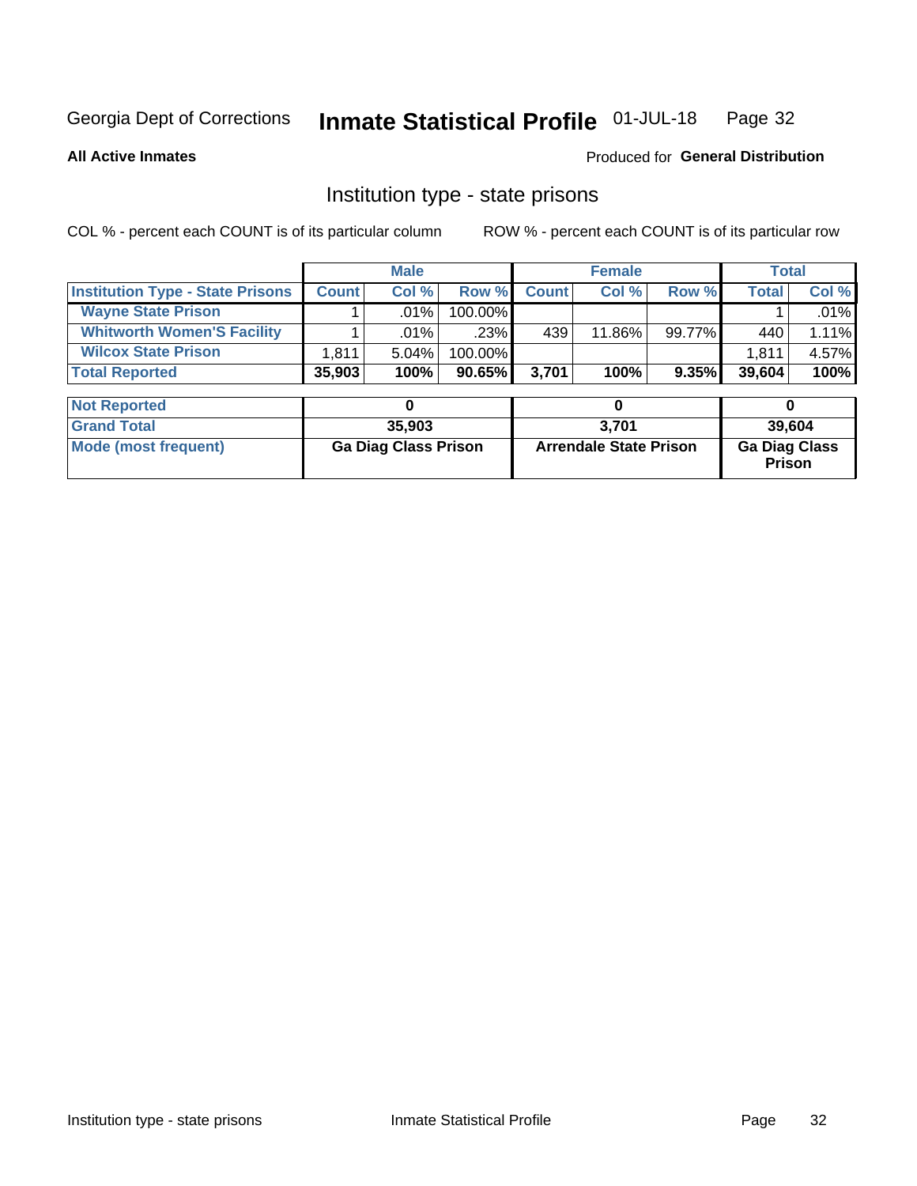Georgia Dept of Corrections **Inmate Statistical Profile** 01-JUL-18

**All Active Inmates**

Produced for **General Distribution**

## Institution type - state prisons

COL % - percent each COUNT is of its particular column    ROW % - percent each COUNT is of its particular row

| | Male | | | Female | | | Total | |
|---|---|---|---|---|---|---|---|---|
| **Institution Type - State Prisons** | **Count** | **Col %** | **Row %** | **Count** | **Col %** | **Row %** | **Total** | **Col %** |
| **Wayne State Prison** | 1 | .01% | 100.00% | | | | 1 | .01% |
| **Whitworth Women'S Facility** | 1 | .01% | .23% | 439 | 11.86% | 99.77% | 440 | 1.11% |
| **Wilcox State Prison** | 1,811 | 5.04% | 100.00% | | | | 1,811 | 4.57% |
| **Total Reported** | **35,903** | **100%** | **90.65%** | **3,701** | **100%** | **9.35%** | **39,604** | **100%** |

| | Male | Female | Total |
|---|---|---|---|
| **Not Reported** | **0** | **0** | **0** |
| **Grand Total** | **35,903** | **3,701** | **39,604** |
| **Mode (most frequent)** | **Ga Diag Class Prison** | **Arrendale State Prison** | **Ga Diag Class Prison** |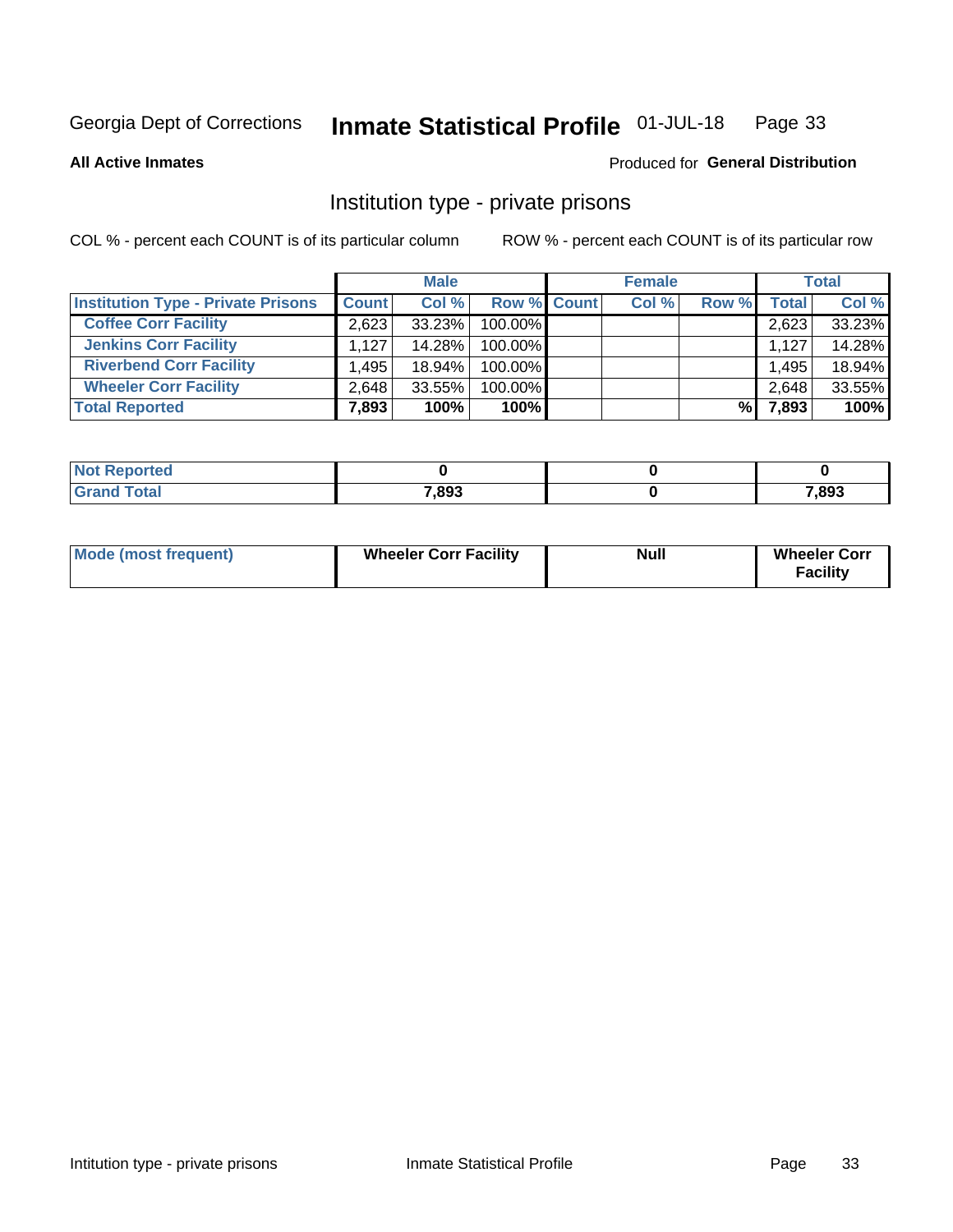Georgia Dept of Corrections **Inmate Statistical Profile** 01-JUL-18

**All Active Inmates**

Produced for **General Distribution**

## Institution type - private prisons

COL % - percent each COUNT is of its particular column

ROW % - percent each COUNT is of its particular row

| | Male | | | Female | | | Total | |
|---|---|---|---|---|---|---|---|---|
| **Institution Type - Private Prisons** | **Count** | **Col %** | **Row %** | **Count** | **Col %** | **Row %** | **Total** | **Col %** |
| **Coffee Corr Facility** | 2,623 | 33.23% | 100.00% | | | | 2,623 | 33.23% |
| **Jenkins Corr Facility** | 1,127 | 14.28% | 100.00% | | | | 1,127 | 14.28% |
| **Riverbend Corr Facility** | 1,495 | 18.94% | 100.00% | | | | 1,495 | 18.94% |
| **Wheeler Corr Facility** | 2,648 | 33.55% | 100.00% | | | | 2,648 | 33.55% |
| **Total Reported** | **7,893** | **100%** | **100%** | | | **%** | **7,893** | **100%** |

| | Male | Female | Total |
|---|---|---|---|
| **Not Reported** | **0** | **0** | **0** |
| **Grand Total** | **7,893** | **0** | **7,893** |

| | Male | Female | Total |
|---|---|---|---|
| **Mode (most frequent)** | **Wheeler Corr Facility** | **Null** | **Wheeler Corr Facility** |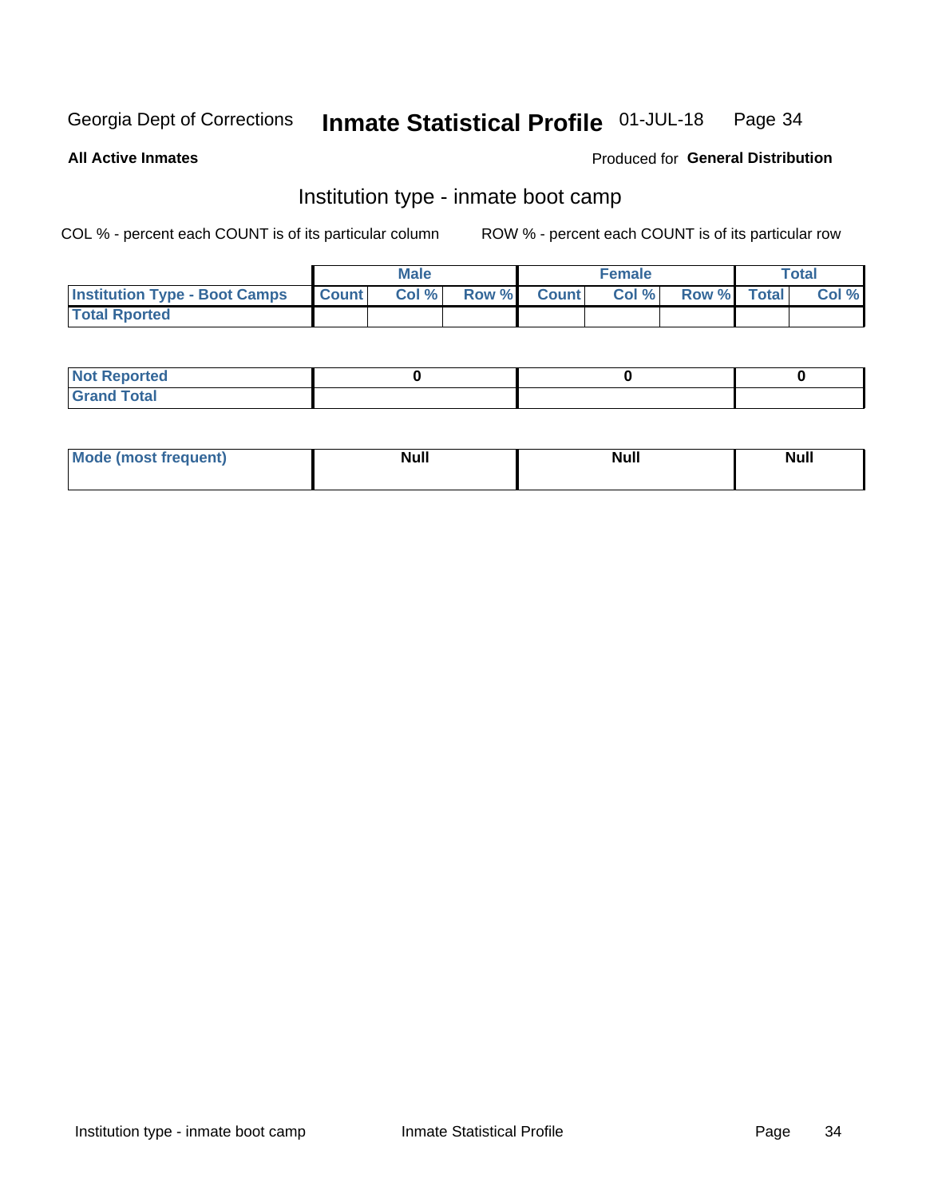Georgia Dept of Corrections **Inmate Statistical Profile** 01-JUL-18

**All Active Inmates**

Produced for **General Distribution**

## Institution type - inmate boot camp

COL % - percent each COUNT is of its particular column

ROW % - percent each COUNT is of its particular row

| | Male | | | Female | | | Total | |
|---|---|---|---|---|---|---|---|---|
| **Institution Type - Boot Camps** | **Count** | **Col %** | **Row %** | **Count** | **Col %** | **Row %** | **Total** | **Col %** |
| **Total Rported** | | | | | | | | |

| | Male | Female | Total |
|---|---|---|---|
| **Not Reported** | **0** | **0** | **0** |
| **Grand Total** | | | |

| | Male | Female | Total |
|---|---|---|---|
| **Mode (most frequent)** | **Null** | **Null** | **Null** |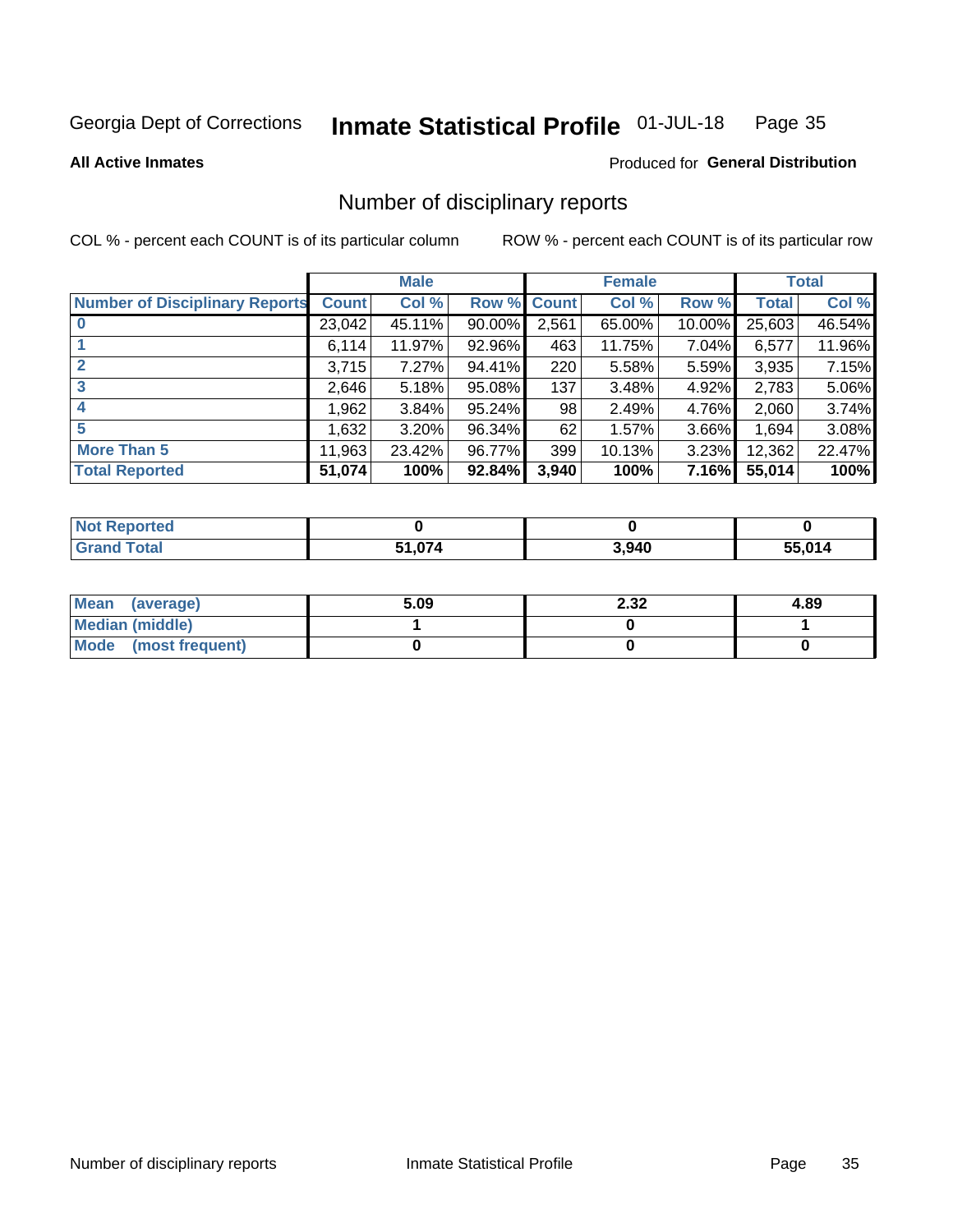Georgia Dept of Corrections **Inmate Statistical Profile** 01-JUL-18

**All Active Inmates**

Produced for **General Distribution**

# Number of disciplinary reports

COL % - percent each COUNT is of its particular column ROW % - percent each COUNT is of its particular row

| | Male | | | Female | | | Total | |
|---|---|---|---|---|---|---|---|---|
| **Number of Disciplinary Reports** | **Count** | **Col %** | **Row %** | **Count** | **Col %** | **Row %** | **Total** | **Col %** |
| **0** | 23,042 | 45.11% | 90.00% | 2,561 | 65.00% | 10.00% | 25,603 | 46.54% |
| **1** | 6,114 | 11.97% | 92.96% | 463 | 11.75% | 7.04% | 6,577 | 11.96% |
| **2** | 3,715 | 7.27% | 94.41% | 220 | 5.58% | 5.59% | 3,935 | 7.15% |
| **3** | 2,646 | 5.18% | 95.08% | 137 | 3.48% | 4.92% | 2,783 | 5.06% |
| **4** | 1,962 | 3.84% | 95.24% | 98 | 2.49% | 4.76% | 2,060 | 3.74% |
| **5** | 1,632 | 3.20% | 96.34% | 62 | 1.57% | 3.66% | 1,694 | 3.08% |
| **More Than 5** | 11,963 | 23.42% | 96.77% | 399 | 10.13% | 3.23% | 12,362 | 22.47% |
| **Total Reported** | **51,074** | **100%** | **92.84%** | **3,940** | **100%** | **7.16%** | **55,014** | **100%** |

| | Male | Female | Total |
|---|---|---|---|
| **Not Reported** | **0** | **0** | **0** |
| **Grand Total** | **51,074** | **3,940** | **55,014** |

| | Male | Female | Total |
|---|---|---|---|
| **Mean (average)** | **5.09** | **2.32** | **4.89** |
| **Median (middle)** | **1** | **0** | **1** |
| **Mode (most frequent)** | **0** | **0** | **0** |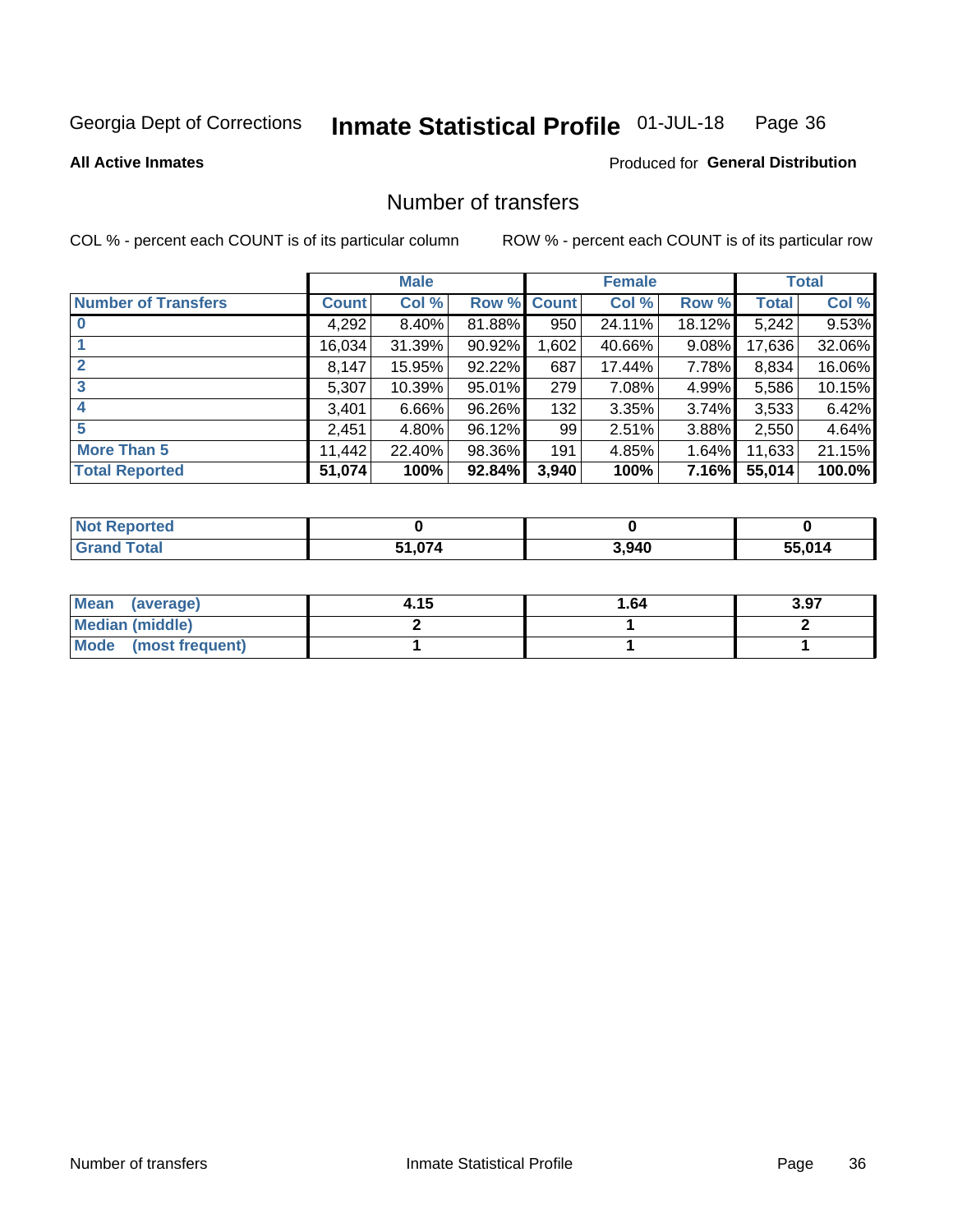Georgia Dept of Corrections **Inmate Statistical Profile** 01-JUL-18

**All Active Inmates**

Produced for **General Distribution**

## Number of transfers

COL % - percent each COUNT is of its particular column

ROW % - percent each COUNT is of its particular row

| | Male | | | Female | | | Total | |
|---|---|---|---|---|---|---|---|---|
| **Number of Transfers** | **Count** | **Col %** | **Row %** | **Count** | **Col %** | **Row %** | **Total** | **Col %** |
| **0** | 4,292 | 8.40% | 81.88% | 950 | 24.11% | 18.12% | 5,242 | 9.53% |
| **1** | 16,034 | 31.39% | 90.92% | 1,602 | 40.66% | 9.08% | 17,636 | 32.06% |
| **2** | 8,147 | 15.95% | 92.22% | 687 | 17.44% | 7.78% | 8,834 | 16.06% |
| **3** | 5,307 | 10.39% | 95.01% | 279 | 7.08% | 4.99% | 5,586 | 10.15% |
| **4** | 3,401 | 6.66% | 96.26% | 132 | 3.35% | 3.74% | 3,533 | 6.42% |
| **5** | 2,451 | 4.80% | 96.12% | 99 | 2.51% | 3.88% | 2,550 | 4.64% |
| **More Than 5** | 11,442 | 22.40% | 98.36% | 191 | 4.85% | 1.64% | 11,633 | 21.15% |
| **Total Reported** | **51,074** | **100%** | **92.84%** | **3,940** | **100%** | **7.16%** | **55,014** | **100.0%** |

| | Male | Female | Total |
|---|---|---|---|
| **Not Reported** | **0** | **0** | **0** |
| **Grand Total** | **51,074** | **3,940** | **55,014** |

| | Male | Female | Total |
|---|---|---|---|
| **Mean (average)** | **4.15** | **1.64** | **3.97** |
| **Median (middle)** | **2** | **1** | **2** |
| **Mode (most frequent)** | **1** | **1** | **1** |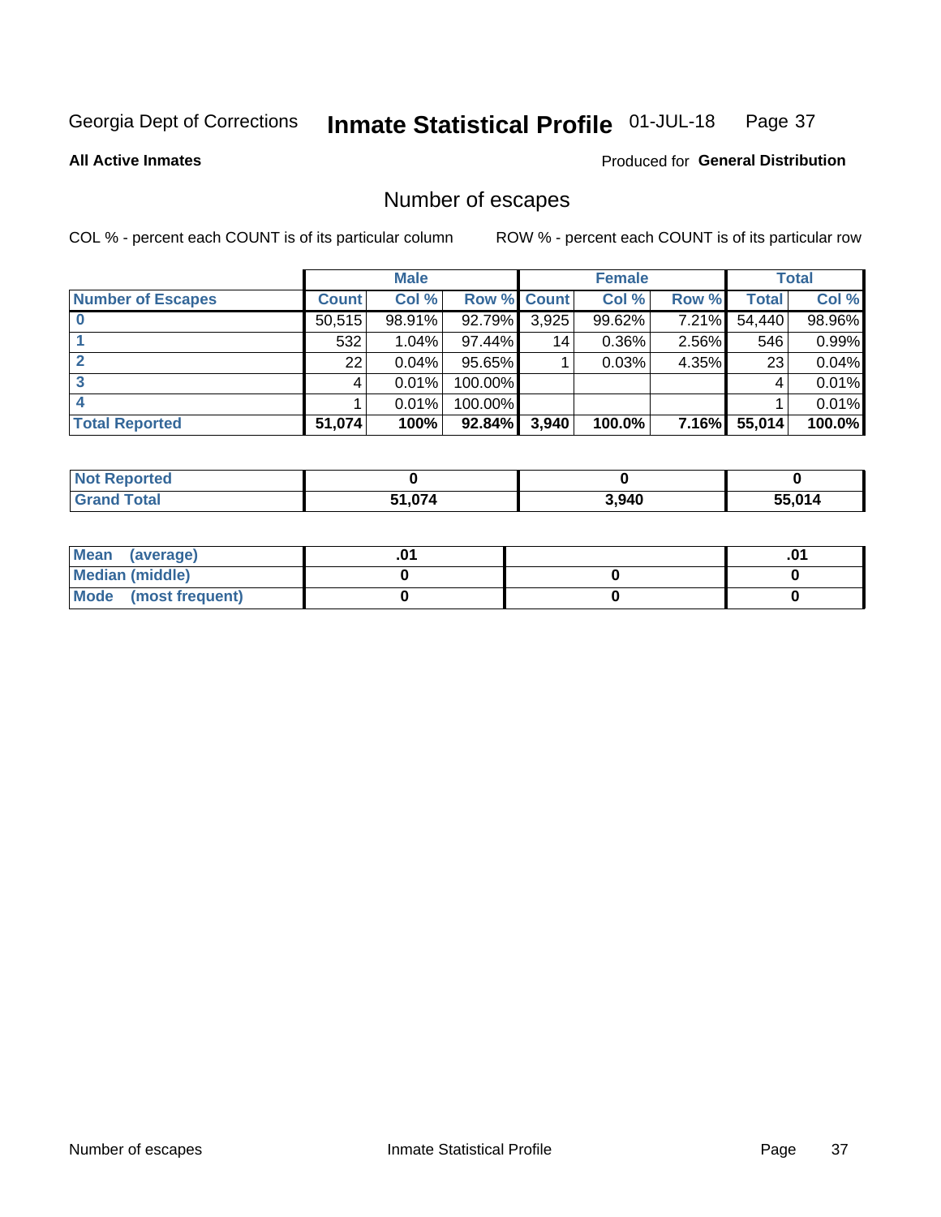Georgia Dept of Corrections **Inmate Statistical Profile** 01-JUL-18

**All Active Inmates**

Produced for **General Distribution**

## Number of escapes

COL % - percent each COUNT is of its particular column

ROW % - percent each COUNT is of its particular row

| | Male | | | Female | | | Total | |
|---|---|---|---|---|---|---|---|---|
| **Number of Escapes** | **Count** | **Col %** | **Row %** | **Count** | **Col %** | **Row %** | **Total** | **Col %** |
| **0** | 50,515 | 98.91% | 92.79% | 3,925 | 99.62% | 7.21% | 54,440 | 98.96% |
| **1** | 532 | 1.04% | 97.44% | 14 | 0.36% | 2.56% | 546 | 0.99% |
| **2** | 22 | 0.04% | 95.65% | 1 | 0.03% | 4.35% | 23 | 0.04% |
| **3** | 4 | 0.01% | 100.00% | | | | 4 | 0.01% |
| **4** | 1 | 0.01% | 100.00% | | | | 1 | 0.01% |
| **Total Reported** | **51,074** | **100%** | **92.84%** | **3,940** | **100.0%** | **7.16%** | **55,014** | **100.0%** |

| | Male | Female | Total |
|---|---|---|---|
| **Not Reported** | **0** | **0** | **0** |
| **Grand Total** | **51,074** | **3,940** | **55,014** |

| | Male | Female | Total |
|---|---|---|---|
| **Mean (average)** | **.01** | | **.01** |
| **Median (middle)** | **0** | **0** | **0** |
| **Mode (most frequent)** | **0** | **0** | **0** |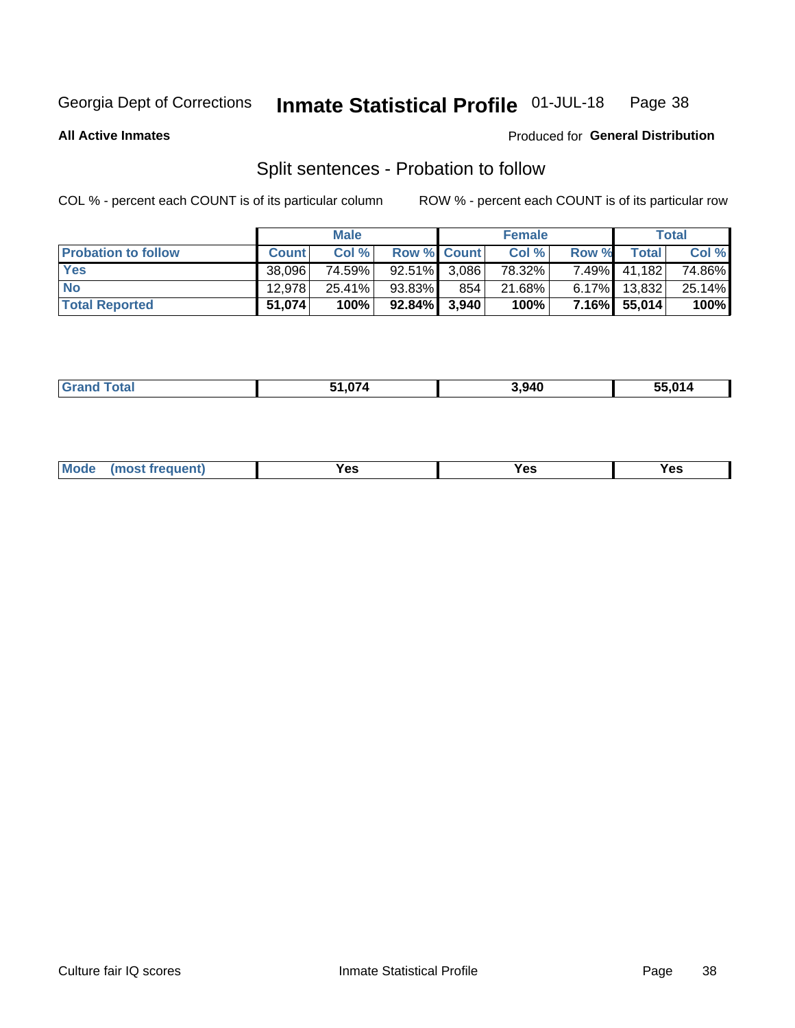Georgia Dept of Corrections **Inmate Statistical Profile** 01-JUL-18

**All Active Inmates**

Produced for **General Distribution**

## Split sentences - Probation to follow

COL % - percent each COUNT is of its particular column

ROW % - percent each COUNT is of its particular row

| | Male | | | Female | | | Total | |
|---|---|---|---|---|---|---|---|---|
| Probation to follow | Count | Col % | Row % | Count | Col % | Row % | Total | Col % |
| Yes | 38,096 | 74.59% | 92.51% | 3,086 | 78.32% | 7.49% | 41,182 | 74.86% |
| No | 12,978 | 25.41% | 93.83% | 854 | 21.68% | 6.17% | 13,832 | 25.14% |
| **Total Reported** | **51,074** | **100%** | **92.84%** | **3,940** | **100%** | **7.16%** | **55,014** | **100%** |

| | | | |
|---|---|---|---|
| Grand Total | 51,074 | 3,940 | 55,014 |

| | | | |
|---|---|---|---|
| Mode (most frequent) | Yes | Yes | Yes |

Culture fair IQ scores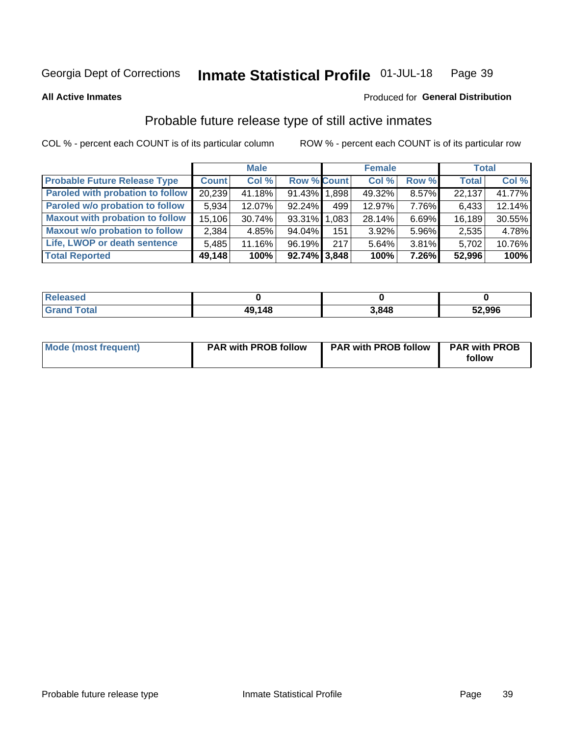Georgia Dept of Corrections **Inmate Statistical Profile** 01-JUL-18

**All Active Inmates**

Produced for **General Distribution**

## Probable future release type of still active inmates

COL % - percent each COUNT is of its particular column ROW % - percent each COUNT is of its particular row

| | Male | | | Female | | | Total | |
|---|---|---|---|---|---|---|---|---|
| **Probable Future Release Type** | **Count** | **Col %** | **Row %** | **Count** | **Col %** | **Row %** | **Total** | **Col %** |
| **Paroled with probation to follow** | 20,239 | 41.18% | 91.43% | 1,898 | 49.32% | 8.57% | 22,137 | 41.77% |
| **Paroled w/o probation to follow** | 5,934 | 12.07% | 92.24% | 499 | 12.97% | 7.76% | 6,433 | 12.14% |
| **Maxout with probation to follow** | 15,106 | 30.74% | 93.31% | 1,083 | 28.14% | 6.69% | 16,189 | 30.55% |
| **Maxout w/o probation to follow** | 2,384 | 4.85% | 94.04% | 151 | 3.92% | 5.96% | 2,535 | 4.78% |
| **Life, LWOP or death sentence** | 5,485 | 11.16% | 96.19% | 217 | 5.64% | 3.81% | 5,702 | 10.76% |
| **Total Reported** | **49,148** | **100%** | **92.74%** | **3,848** | **100%** | **7.26%** | **52,996** | **100%** |

| | Male | Female | Total |
|---|---|---|---|
| **Released** | **0** | **0** | **0** |
| **Grand Total** | **49,148** | **3,848** | **52,996** |

| | Male | Female | Total |
|---|---|---|---|
| **Mode (most frequent)** | **PAR with PROB follow** | **PAR with PROB follow** | **PAR with PROB follow** |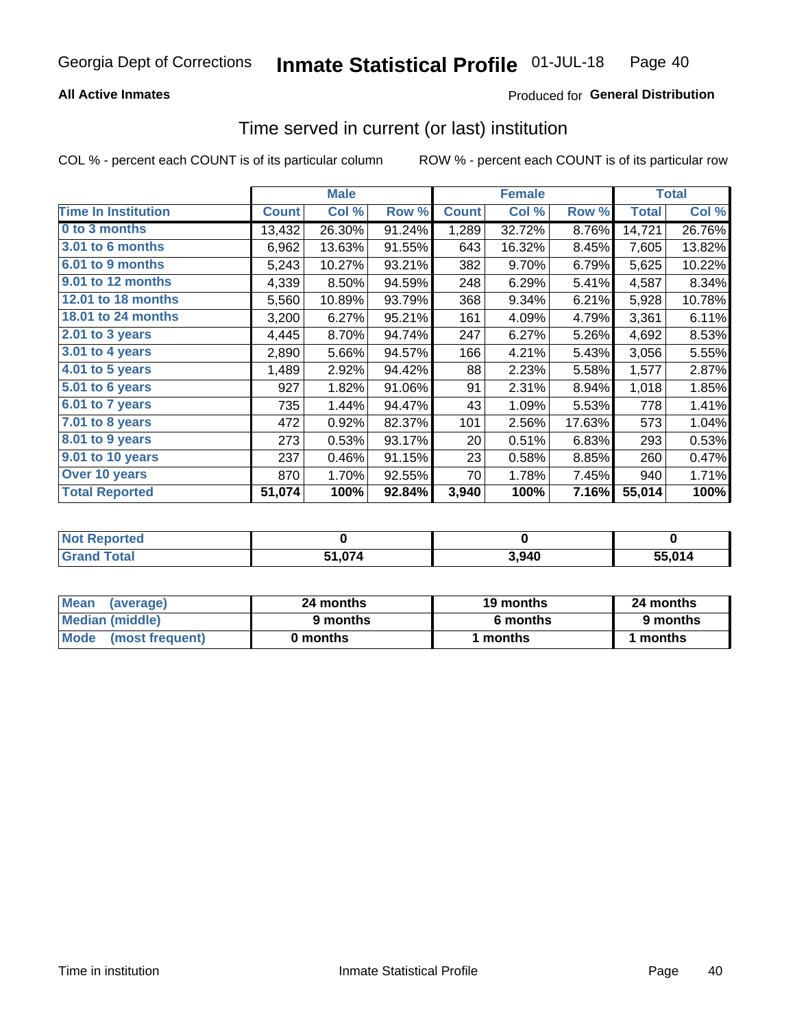Georgia Dept of Corrections **Inmate Statistical Profile** 01-JUL-18

**All Active Inmates**

Produced for **General Distribution**

## Time served in current (or last) institution

COL % - percent each COUNT is of its particular column

ROW % - percent each COUNT is of its particular row

| | Male | | | Female | | | Total | |
|---|---|---|---|---|---|---|---|---|
| **Time In Institution** | **Count** | **Col %** | **Row %** | **Count** | **Col %** | **Row %** | **Total** | **Col %** |
| **0 to 3 months** | 13,432 | 26.30% | 91.24% | 1,289 | 32.72% | 8.76% | 14,721 | 26.76% |
| **3.01 to 6 months** | 6,962 | 13.63% | 91.55% | 643 | 16.32% | 8.45% | 7,605 | 13.82% |
| **6.01 to 9 months** | 5,243 | 10.27% | 93.21% | 382 | 9.70% | 6.79% | 5,625 | 10.22% |
| **9.01 to 12 months** | 4,339 | 8.50% | 94.59% | 248 | 6.29% | 5.41% | 4,587 | 8.34% |
| **12.01 to 18 months** | 5,560 | 10.89% | 93.79% | 368 | 9.34% | 6.21% | 5,928 | 10.78% |
| **18.01 to 24 months** | 3,200 | 6.27% | 95.21% | 161 | 4.09% | 4.79% | 3,361 | 6.11% |
| **2.01 to 3 years** | 4,445 | 8.70% | 94.74% | 247 | 6.27% | 5.26% | 4,692 | 8.53% |
| **3.01 to 4 years** | 2,890 | 5.66% | 94.57% | 166 | 4.21% | 5.43% | 3,056 | 5.55% |
| **4.01 to 5 years** | 1,489 | 2.92% | 94.42% | 88 | 2.23% | 5.58% | 1,577 | 2.87% |
| **5.01 to 6 years** | 927 | 1.82% | 91.06% | 91 | 2.31% | 8.94% | 1,018 | 1.85% |
| **6.01 to 7 years** | 735 | 1.44% | 94.47% | 43 | 1.09% | 5.53% | 778 | 1.41% |
| **7.01 to 8 years** | 472 | 0.92% | 82.37% | 101 | 2.56% | 17.63% | 573 | 1.04% |
| **8.01 to 9 years** | 273 | 0.53% | 93.17% | 20 | 0.51% | 6.83% | 293 | 0.53% |
| **9.01 to 10 years** | 237 | 0.46% | 91.15% | 23 | 0.58% | 8.85% | 260 | 0.47% |
| **Over 10 years** | 870 | 1.70% | 92.55% | 70 | 1.78% | 7.45% | 940 | 1.71% |
| **Total Reported** | **51,074** | **100%** | **92.84%** | **3,940** | **100%** | **7.16%** | **55,014** | **100%** |

| | Male | Female | Total |
|---|---|---|---|
| **Not Reported** | **0** | **0** | **0** |
| **Grand Total** | **51,074** | **3,940** | **55,014** |

| | Male | Female | Total |
|---|---|---|---|
| **Mean (average)** | **24 months** | **19 months** | **24 months** |
| **Median (middle)** | **9 months** | **6 months** | **9 months** |
| **Mode (most frequent)** | **0 months** | **1 months** | **1 months** |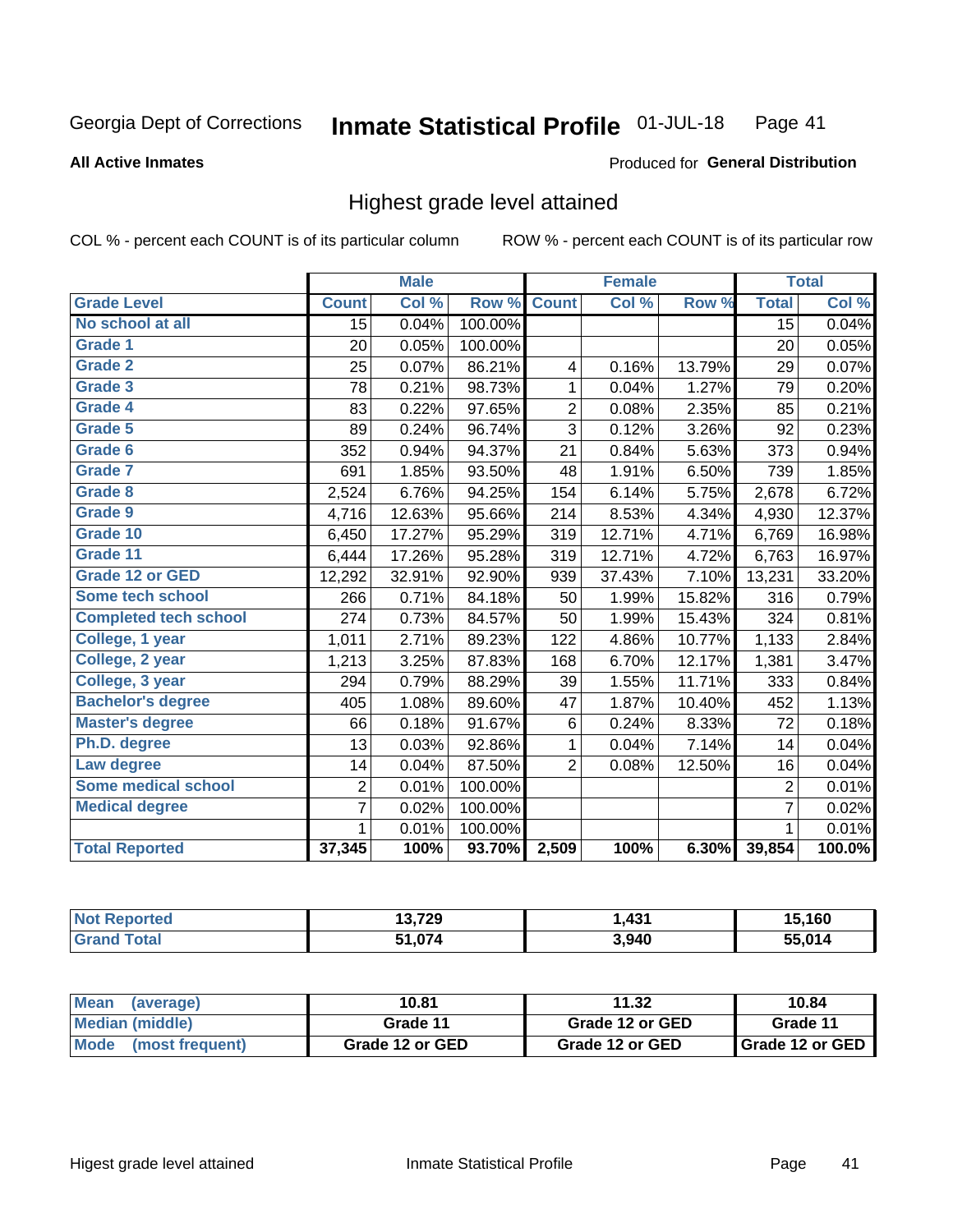Georgia Dept of Corrections **Inmate Statistical Profile** 01-JUL-18

**All Active Inmates**

Produced for **General Distribution**

## Highest grade level attained

COL % - percent each COUNT is of its particular column    ROW % - percent each COUNT is of its particular row

| | Male | | | Female | | | Total | |
|---|---|---|---|---|---|---|---|---|
| **Grade Level** | **Count** | **Col %** | **Row %** | **Count** | **Col %** | **Row %** | **Total** | **Col %** |
| No school at all | 15 | 0.04% | 100.00% | | | | 15 | 0.04% |
| Grade 1 | 20 | 0.05% | 100.00% | | | | 20 | 0.05% |
| Grade 2 | 25 | 0.07% | 86.21% | 4 | 0.16% | 13.79% | 29 | 0.07% |
| Grade 3 | 78 | 0.21% | 98.73% | 1 | 0.04% | 1.27% | 79 | 0.20% |
| Grade 4 | 83 | 0.22% | 97.65% | 2 | 0.08% | 2.35% | 85 | 0.21% |
| Grade 5 | 89 | 0.24% | 96.74% | 3 | 0.12% | 3.26% | 92 | 0.23% |
| Grade 6 | 352 | 0.94% | 94.37% | 21 | 0.84% | 5.63% | 373 | 0.94% |
| Grade 7 | 691 | 1.85% | 93.50% | 48 | 1.91% | 6.50% | 739 | 1.85% |
| Grade 8 | 2,524 | 6.76% | 94.25% | 154 | 6.14% | 5.75% | 2,678 | 6.72% |
| Grade 9 | 4,716 | 12.63% | 95.66% | 214 | 8.53% | 4.34% | 4,930 | 12.37% |
| Grade 10 | 6,450 | 17.27% | 95.29% | 319 | 12.71% | 4.71% | 6,769 | 16.98% |
| Grade 11 | 6,444 | 17.26% | 95.28% | 319 | 12.71% | 4.72% | 6,763 | 16.97% |
| Grade 12 or GED | 12,292 | 32.91% | 92.90% | 939 | 37.43% | 7.10% | 13,231 | 33.20% |
| Some tech school | 266 | 0.71% | 84.18% | 50 | 1.99% | 15.82% | 316 | 0.79% |
| Completed tech school | 274 | 0.73% | 84.57% | 50 | 1.99% | 15.43% | 324 | 0.81% |
| College, 1 year | 1,011 | 2.71% | 89.23% | 122 | 4.86% | 10.77% | 1,133 | 2.84% |
| College, 2 year | 1,213 | 3.25% | 87.83% | 168 | 6.70% | 12.17% | 1,381 | 3.47% |
| College, 3 year | 294 | 0.79% | 88.29% | 39 | 1.55% | 11.71% | 333 | 0.84% |
| Bachelor's degree | 405 | 1.08% | 89.60% | 47 | 1.87% | 10.40% | 452 | 1.13% |
| Master's degree | 66 | 0.18% | 91.67% | 6 | 0.24% | 8.33% | 72 | 0.18% |
| Ph.D. degree | 13 | 0.03% | 92.86% | 1 | 0.04% | 7.14% | 14 | 0.04% |
| Law degree | 14 | 0.04% | 87.50% | 2 | 0.08% | 12.50% | 16 | 0.04% |
| Some medical school | 2 | 0.01% | 100.00% | | | | 2 | 0.01% |
| Medical degree | 7 | 0.02% | 100.00% | | | | 7 | 0.02% |
| | 1 | 0.01% | 100.00% | | | | 1 | 0.01% |
| **Total Reported** | **37,345** | **100%** | **93.70%** | **2,509** | **100%** | **6.30%** | **39,854** | **100.0%** |

| | Male | Female | Total |
|---|---|---|---|
| Not Reported | 13,729 | 1,431 | 15,160 |
| Grand Total | 51,074 | 3,940 | 55,014 |

| | Male | Female | Total |
|---|---|---|---|
| Mean (average) | 10.81 | 11.32 | 10.84 |
| Median (middle) | Grade 11 | Grade 12 or GED | Grade 11 |
| Mode (most frequent) | Grade 12 or GED | Grade 12 or GED | Grade 12 or GED |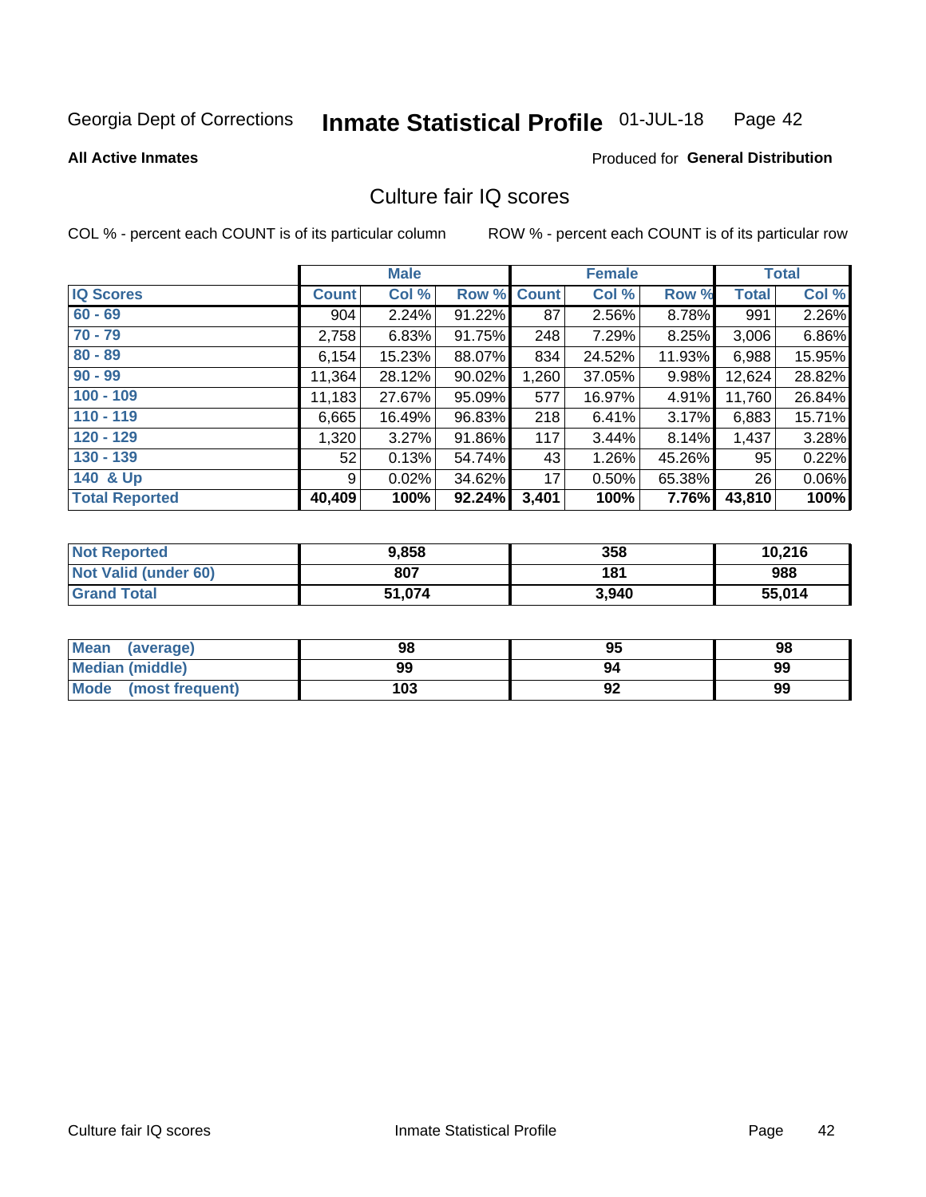Georgia Dept of Corrections **Inmate Statistical Profile** 01-JUL-18

**All Active Inmates**

Produced for **General Distribution**

## Culture fair IQ scores

COL % - percent each COUNT is of its particular column

ROW % - percent each COUNT is of its particular row

| | Male | | | Female | | | Total | |
|---|---|---|---|---|---|---|---|---|
| **IQ Scores** | **Count** | **Col %** | **Row %** | **Count** | **Col %** | **Row %** | **Total** | **Col %** |
| 60 - 69 | 904 | 2.24% | 91.22% | 87 | 2.56% | 8.78% | 991 | 2.26% |
| 70 - 79 | 2,758 | 6.83% | 91.75% | 248 | 7.29% | 8.25% | 3,006 | 6.86% |
| 80 - 89 | 6,154 | 15.23% | 88.07% | 834 | 24.52% | 11.93% | 6,988 | 15.95% |
| 90 - 99 | 11,364 | 28.12% | 90.02% | 1,260 | 37.05% | 9.98% | 12,624 | 28.82% |
| 100 - 109 | 11,183 | 27.67% | 95.09% | 577 | 16.97% | 4.91% | 11,760 | 26.84% |
| 110 - 119 | 6,665 | 16.49% | 96.83% | 218 | 6.41% | 3.17% | 6,883 | 15.71% |
| 120 - 129 | 1,320 | 3.27% | 91.86% | 117 | 3.44% | 8.14% | 1,437 | 3.28% |
| 130 - 139 | 52 | 0.13% | 54.74% | 43 | 1.26% | 45.26% | 95 | 0.22% |
| 140 & Up | 9 | 0.02% | 34.62% | 17 | 0.50% | 65.38% | 26 | 0.06% |
| **Total Reported** | **40,409** | **100%** | **92.24%** | **3,401** | **100%** | **7.76%** | **43,810** | **100%** |

| | Male | Female | Total |
|---|---|---|---|
| Not Reported | 9,858 | 358 | 10,216 |
| Not Valid (under 60) | 807 | 181 | 988 |
| Grand Total | 51,074 | 3,940 | 55,014 |

| | Male | Female | Total |
|---|---|---|---|
| Mean (average) | 98 | 95 | 98 |
| Median (middle) | 99 | 94 | 99 |
| Mode (most frequent) | 103 | 92 | 99 |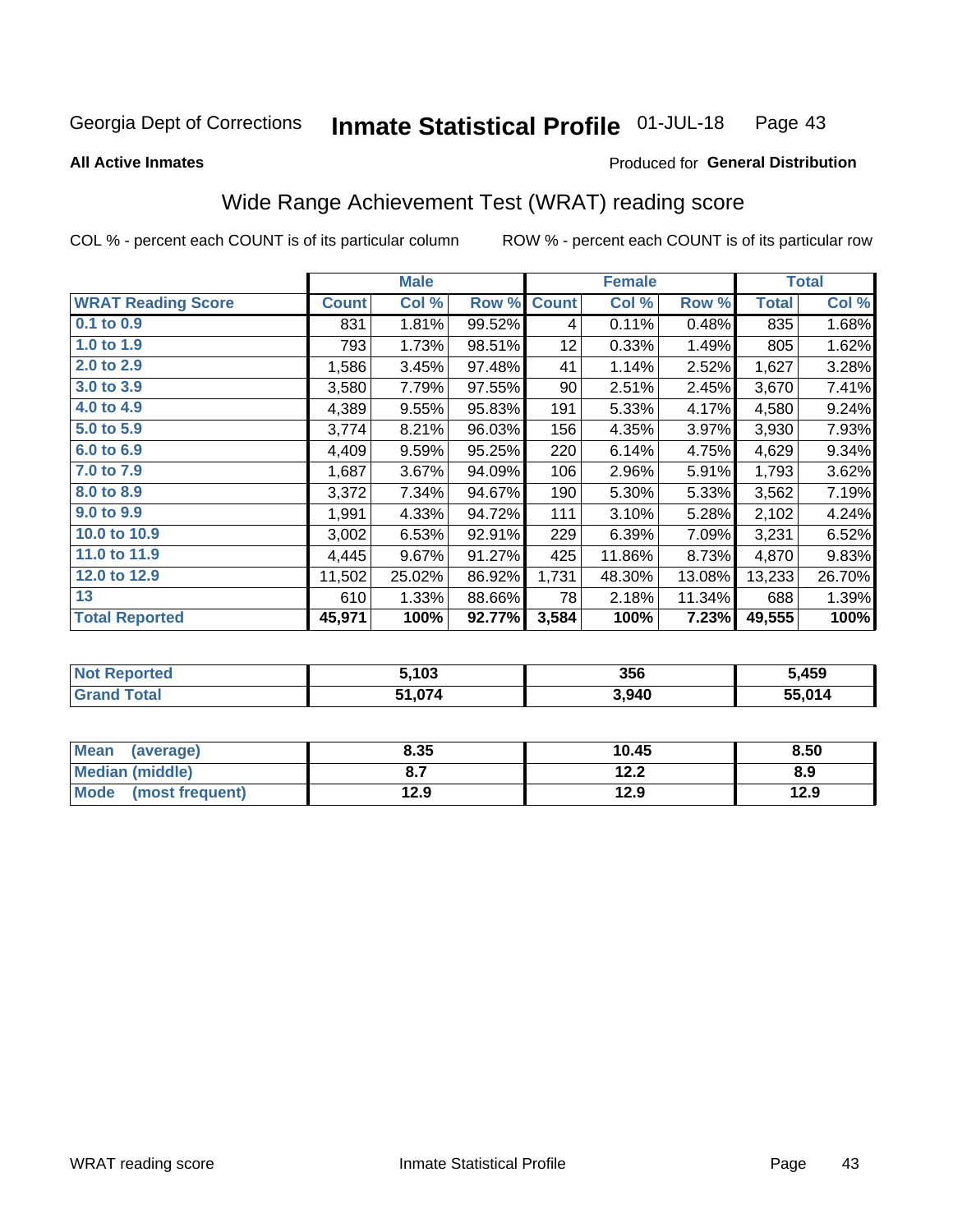Georgia Dept of Corrections **Inmate Statistical Profile** 01-JUL-18

**All Active Inmates**

Produced for **General Distribution**

## Wide Range Achievement Test (WRAT) reading score

COL % - percent each COUNT is of its particular column

ROW % - percent each COUNT is of its particular row

| | Male | | | Female | | | Total | |
|---|---|---|---|---|---|---|---|---|
| **WRAT Reading Score** | **Count** | **Col %** | **Row %** | **Count** | **Col %** | **Row %** | **Total** | **Col %** |
| **0.1 to 0.9** | 831 | 1.81% | 99.52% | 4 | 0.11% | 0.48% | 835 | 1.68% |
| **1.0 to 1.9** | 793 | 1.73% | 98.51% | 12 | 0.33% | 1.49% | 805 | 1.62% |
| **2.0 to 2.9** | 1,586 | 3.45% | 97.48% | 41 | 1.14% | 2.52% | 1,627 | 3.28% |
| **3.0 to 3.9** | 3,580 | 7.79% | 97.55% | 90 | 2.51% | 2.45% | 3,670 | 7.41% |
| **4.0 to 4.9** | 4,389 | 9.55% | 95.83% | 191 | 5.33% | 4.17% | 4,580 | 9.24% |
| **5.0 to 5.9** | 3,774 | 8.21% | 96.03% | 156 | 4.35% | 3.97% | 3,930 | 7.93% |
| **6.0 to 6.9** | 4,409 | 9.59% | 95.25% | 220 | 6.14% | 4.75% | 4,629 | 9.34% |
| **7.0 to 7.9** | 1,687 | 3.67% | 94.09% | 106 | 2.96% | 5.91% | 1,793 | 3.62% |
| **8.0 to 8.9** | 3,372 | 7.34% | 94.67% | 190 | 5.30% | 5.33% | 3,562 | 7.19% |
| **9.0 to 9.9** | 1,991 | 4.33% | 94.72% | 111 | 3.10% | 5.28% | 2,102 | 4.24% |
| **10.0 to 10.9** | 3,002 | 6.53% | 92.91% | 229 | 6.39% | 7.09% | 3,231 | 6.52% |
| **11.0 to 11.9** | 4,445 | 9.67% | 91.27% | 425 | 11.86% | 8.73% | 4,870 | 9.83% |
| **12.0 to 12.9** | 11,502 | 25.02% | 86.92% | 1,731 | 48.30% | 13.08% | 13,233 | 26.70% |
| **13** | 610 | 1.33% | 88.66% | 78 | 2.18% | 11.34% | 688 | 1.39% |
| **Total Reported** | **45,971** | **100%** | **92.77%** | **3,584** | **100%** | **7.23%** | **49,555** | **100%** |

| | Male | Female | Total |
|---|---|---|---|
| **Not Reported** | **5,103** | **356** | **5,459** |
| **Grand Total** | **51,074** | **3,940** | **55,014** |

| | Male | Female | Total |
|---|---|---|---|
| **Mean (average)** | **8.35** | **10.45** | **8.50** |
| **Median (middle)** | **8.7** | **12.2** | **8.9** |
| **Mode (most frequent)** | **12.9** | **12.9** | **12.9** |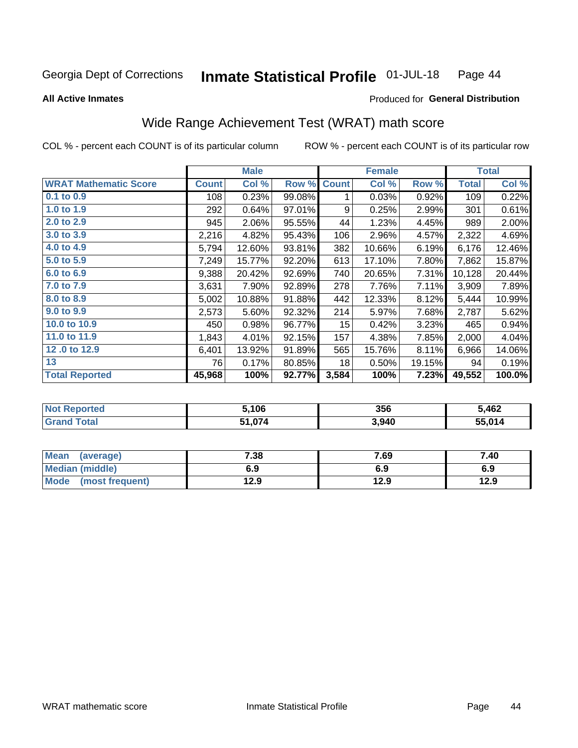Georgia Dept of Corrections **Inmate Statistical Profile** 01-JUL-18

**All Active Inmates**

Produced for **General Distribution**

## Wide Range Achievement Test (WRAT) math score

COL % - percent each COUNT is of its particular column

ROW % - percent each COUNT is of its particular row

| | Male | | | Female | | | Total | |
|---|---|---|---|---|---|---|---|---|
| **WRAT Mathematic Score** | **Count** | **Col %** | **Row %** | **Count** | **Col %** | **Row %** | **Total** | **Col %** |
| **0.1 to 0.9** | 108 | 0.23% | 99.08% | 1 | 0.03% | 0.92% | 109 | 0.22% |
| **1.0 to 1.9** | 292 | 0.64% | 97.01% | 9 | 0.25% | 2.99% | 301 | 0.61% |
| **2.0 to 2.9** | 945 | 2.06% | 95.55% | 44 | 1.23% | 4.45% | 989 | 2.00% |
| **3.0 to 3.9** | 2,216 | 4.82% | 95.43% | 106 | 2.96% | 4.57% | 2,322 | 4.69% |
| **4.0 to 4.9** | 5,794 | 12.60% | 93.81% | 382 | 10.66% | 6.19% | 6,176 | 12.46% |
| **5.0 to 5.9** | 7,249 | 15.77% | 92.20% | 613 | 17.10% | 7.80% | 7,862 | 15.87% |
| **6.0 to 6.9** | 9,388 | 20.42% | 92.69% | 740 | 20.65% | 7.31% | 10,128 | 20.44% |
| **7.0 to 7.9** | 3,631 | 7.90% | 92.89% | 278 | 7.76% | 7.11% | 3,909 | 7.89% |
| **8.0 to 8.9** | 5,002 | 10.88% | 91.88% | 442 | 12.33% | 8.12% | 5,444 | 10.99% |
| **9.0 to 9.9** | 2,573 | 5.60% | 92.32% | 214 | 5.97% | 7.68% | 2,787 | 5.62% |
| **10.0 to 10.9** | 450 | 0.98% | 96.77% | 15 | 0.42% | 3.23% | 465 | 0.94% |
| **11.0 to 11.9** | 1,843 | 4.01% | 92.15% | 157 | 4.38% | 7.85% | 2,000 | 4.04% |
| **12 .0 to 12.9** | 6,401 | 13.92% | 91.89% | 565 | 15.76% | 8.11% | 6,966 | 14.06% |
| **13** | 76 | 0.17% | 80.85% | 18 | 0.50% | 19.15% | 94 | 0.19% |
| **Total Reported** | **45,968** | **100%** | **92.77%** | **3,584** | **100%** | **7.23%** | **49,552** | **100.0%** |

| | Male | Female | Total |
|---|---|---|---|
| **Not Reported** | **5,106** | **356** | **5,462** |
| **Grand Total** | **51,074** | **3,940** | **55,014** |

| | Male | Female | Total |
|---|---|---|---|
| **Mean (average)** | **7.38** | **7.69** | **7.40** |
| **Median (middle)** | **6.9** | **6.9** | **6.9** |
| **Mode (most frequent)** | **12.9** | **12.9** | **12.9** |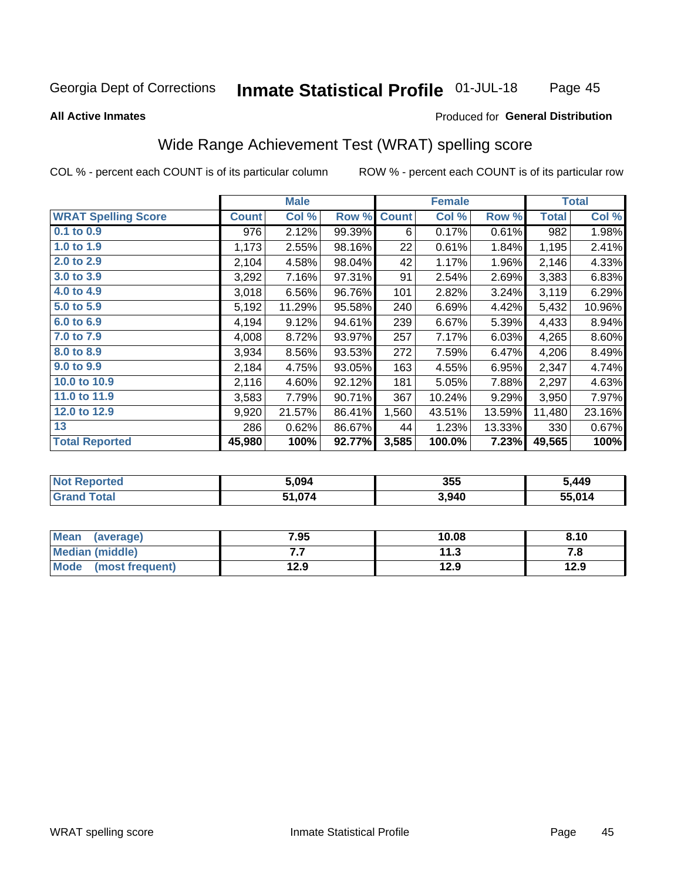Georgia Dept of Corrections **Inmate Statistical Profile** 01-JUL-18

**All Active Inmates**

Produced for **General Distribution**

## Wide Range Achievement Test (WRAT) spelling score

COL % - percent each COUNT is of its particular column    ROW % - percent each COUNT is of its particular row

| | Male | | | Female | | | Total | |
|---|---|---|---|---|---|---|---|---|
| **WRAT Spelling Score** | **Count** | **Col %** | **Row %** | **Count** | **Col %** | **Row %** | **Total** | **Col %** |
| 0.1 to 0.9 | 976 | 2.12% | 99.39% | 6 | 0.17% | 0.61% | 982 | 1.98% |
| 1.0 to 1.9 | 1,173 | 2.55% | 98.16% | 22 | 0.61% | 1.84% | 1,195 | 2.41% |
| 2.0 to 2.9 | 2,104 | 4.58% | 98.04% | 42 | 1.17% | 1.96% | 2,146 | 4.33% |
| 3.0 to 3.9 | 3,292 | 7.16% | 97.31% | 91 | 2.54% | 2.69% | 3,383 | 6.83% |
| 4.0 to 4.9 | 3,018 | 6.56% | 96.76% | 101 | 2.82% | 3.24% | 3,119 | 6.29% |
| 5.0 to 5.9 | 5,192 | 11.29% | 95.58% | 240 | 6.69% | 4.42% | 5,432 | 10.96% |
| 6.0 to 6.9 | 4,194 | 9.12% | 94.61% | 239 | 6.67% | 5.39% | 4,433 | 8.94% |
| 7.0 to 7.9 | 4,008 | 8.72% | 93.97% | 257 | 7.17% | 6.03% | 4,265 | 8.60% |
| 8.0 to 8.9 | 3,934 | 8.56% | 93.53% | 272 | 7.59% | 6.47% | 4,206 | 8.49% |
| 9.0 to 9.9 | 2,184 | 4.75% | 93.05% | 163 | 4.55% | 6.95% | 2,347 | 4.74% |
| 10.0 to 10.9 | 2,116 | 4.60% | 92.12% | 181 | 5.05% | 7.88% | 2,297 | 4.63% |
| 11.0 to 11.9 | 3,583 | 7.79% | 90.71% | 367 | 10.24% | 9.29% | 3,950 | 7.97% |
| 12.0 to 12.9 | 9,920 | 21.57% | 86.41% | 1,560 | 43.51% | 13.59% | 11,480 | 23.16% |
| 13 | 286 | 0.62% | 86.67% | 44 | 1.23% | 13.33% | 330 | 0.67% |
| **Total Reported** | **45,980** | **100%** | **92.77%** | **3,585** | **100.0%** | **7.23%** | **49,565** | **100%** |

| | Male | Female | Total |
|---|---|---|---|
| Not Reported | 5,094 | 355 | 5,449 |
| Grand Total | 51,074 | 3,940 | 55,014 |

| | Male | Female | Total |
|---|---|---|---|
| Mean (average) | 7.95 | 10.08 | 8.10 |
| Median (middle) | 7.7 | 11.3 | 7.8 |
| Mode (most frequent) | 12.9 | 12.9 | 12.9 |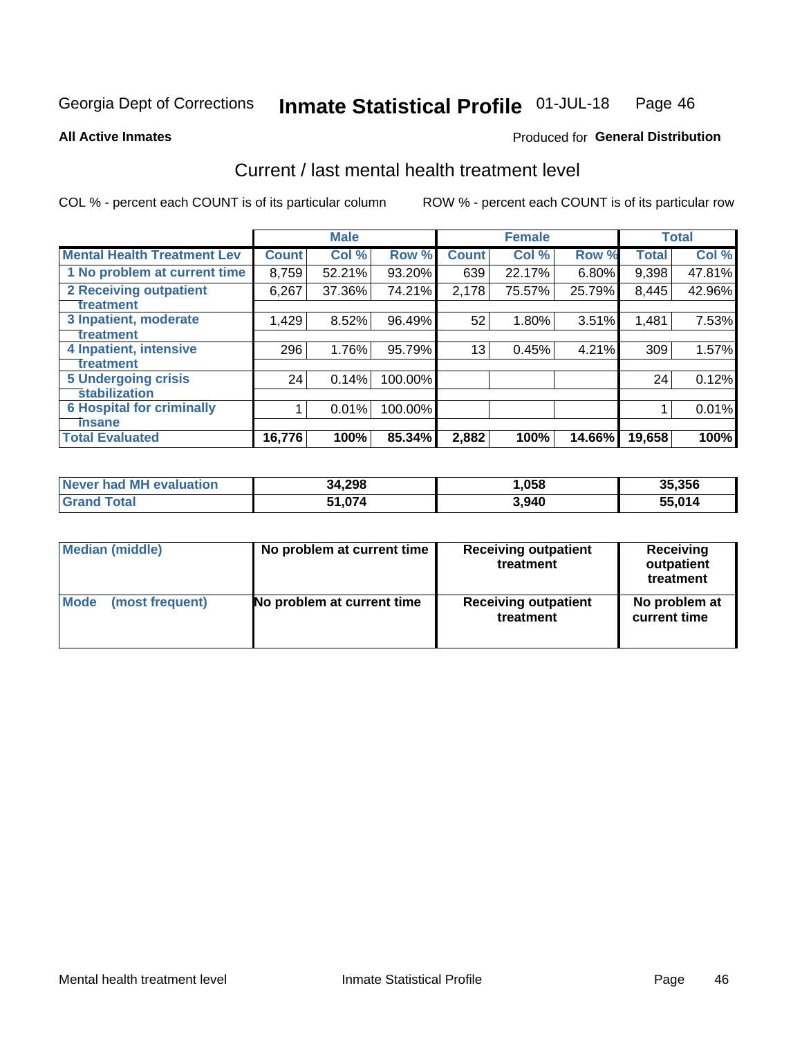Georgia Dept of Corrections **Inmate Statistical Profile** 01-JUL-18

**All Active Inmates** Produced for **General Distribution**

## Current / last mental health treatment level

COL % - percent each COUNT is of its particular column ROW % - percent each COUNT is of its particular row

| | Male | | | Female | | | Total | |
|---|---|---|---|---|---|---|---|---|
| **Mental Health Treatment Lev** | **Count** | **Col %** | **Row %** | **Count** | **Col %** | **Row %** | **Total** | **Col %** |
| 1 No problem at current time | 8,759 | 52.21% | 93.20% | 639 | 22.17% | 6.80% | 9,398 | 47.81% |
| 2 Receiving outpatient treatment | 6,267 | 37.36% | 74.21% | 2,178 | 75.57% | 25.79% | 8,445 | 42.96% |
| 3 Inpatient, moderate treatment | 1,429 | 8.52% | 96.49% | 52 | 1.80% | 3.51% | 1,481 | 7.53% |
| 4 Inpatient, intensive treatment | 296 | 1.76% | 95.79% | 13 | 0.45% | 4.21% | 309 | 1.57% |
| 5 Undergoing crisis stabilization | 24 | 0.14% | 100.00% | | | | 24 | 0.12% |
| 6 Hospital for criminally insane | 1 | 0.01% | 100.00% | | | | 1 | 0.01% |
| **Total Evaluated** | **16,776** | **100%** | **85.34%** | **2,882** | **100%** | **14.66%** | **19,658** | **100%** |

| | Male | Female | Total |
|---|---|---|---|
| **Never had MH evaluation** | **34,298** | **1,058** | **35,356** |
| **Grand Total** | **51,074** | **3,940** | **55,014** |

| | Male | Female | Total |
|---|---|---|---|
| **Median (middle)** | **No problem at current time** | **Receiving outpatient treatment** | **Receiving outpatient treatment** |
| **Mode (most frequent)** | **No problem at current time** | **Receiving outpatient treatment** | **No problem at current time** |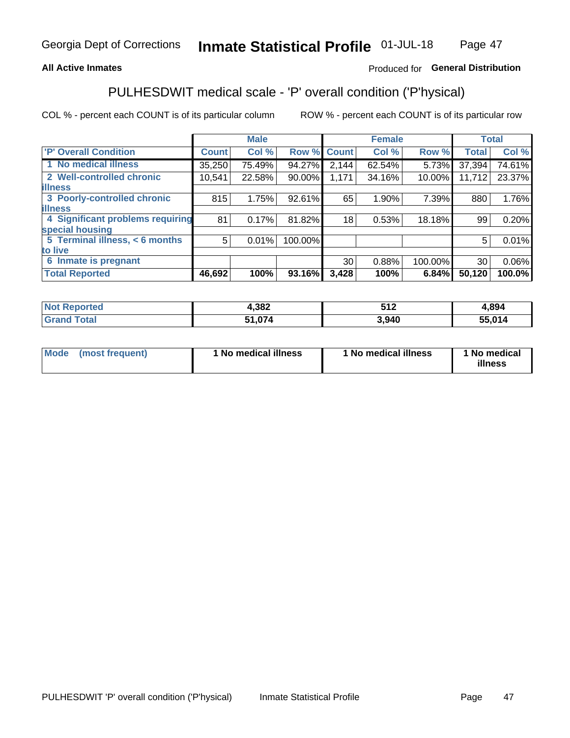Georgia Dept of Corrections **Inmate Statistical Profile** 01-JUL-18

**All Active Inmates**

Produced for **General Distribution**

## PULHESDWIT medical scale - 'P' overall condition ('P'hysical)

COL % - percent each COUNT is of its particular column

ROW % - percent each COUNT is of its particular row

| | Male | | | Female | | | Total | |
|---|---|---|---|---|---|---|---|---|
| **'P' Overall Condition** | **Count** | **Col %** | **Row %** | **Count** | **Col %** | **Row %** | **Total** | **Col %** |
| **1 No medical illness** | 35,250 | 75.49% | 94.27% | 2,144 | 62.54% | 5.73% | 37,394 | 74.61% |
| **2 Well-controlled chronic illness** | 10,541 | 22.58% | 90.00% | 1,171 | 34.16% | 10.00% | 11,712 | 23.37% |
| **3 Poorly-controlled chronic illness** | 815 | 1.75% | 92.61% | 65 | 1.90% | 7.39% | 880 | 1.76% |
| **4 Significant problems requiring special housing** | 81 | 0.17% | 81.82% | 18 | 0.53% | 18.18% | 99 | 0.20% |
| **5 Terminal illness, < 6 months to live** | 5 | 0.01% | 100.00% | | | | 5 | 0.01% |
| **6 Inmate is pregnant** | | | | 30 | 0.88% | 100.00% | 30 | 0.06% |
| **Total Reported** | **46,692** | **100%** | **93.16%** | **3,428** | **100%** | **6.84%** | **50,120** | **100.0%** |

| | Male | Female | Total |
|---|---|---|---|
| **Not Reported** | **4,382** | **512** | **4,894** |
| **Grand Total** | **51,074** | **3,940** | **55,014** |

| | Male | Female | Total |
|---|---|---|---|
| **Mode (most frequent)** | **1 No medical illness** | **1 No medical illness** | **1 No medical illness** |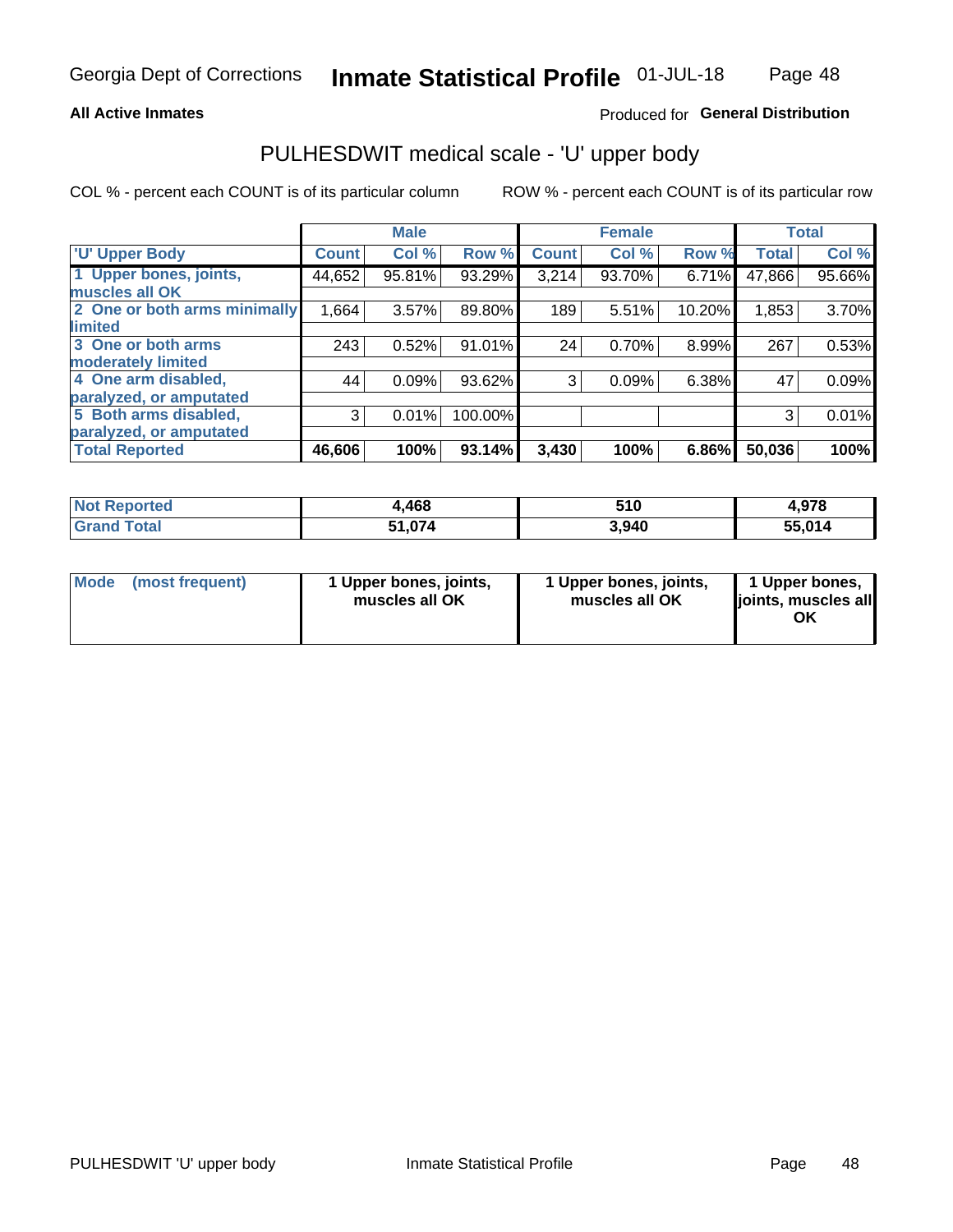**All Active Inmates**

Produced for **General Distribution**

# PULHESDWIT medical scale - 'U' upper body

COL % - percent each COUNT is of its particular column

ROW % - percent each COUNT is of its particular row

| | Male | | | Female | | | Total | |
|---|---|---|---|---|---|---|---|---|
| 'U' Upper Body | Count | Col % | Row % | Count | Col % | Row % | Total | Col % |
| 1 Upper bones, joints, muscles all OK | 44,652 | 95.81% | 93.29% | 3,214 | 93.70% | 6.71% | 47,866 | 95.66% |
| 2 One or both arms minimally limited | 1,664 | 3.57% | 89.80% | 189 | 5.51% | 10.20% | 1,853 | 3.70% |
| 3 One or both arms moderately limited | 243 | 0.52% | 91.01% | 24 | 0.70% | 8.99% | 267 | 0.53% |
| 4 One arm disabled, paralyzed, or amputated | 44 | 0.09% | 93.62% | 3 | 0.09% | 6.38% | 47 | 0.09% |
| 5 Both arms disabled, paralyzed, or amputated | 3 | 0.01% | 100.00% | | | | 3 | 0.01% |
| **Total Reported** | **46,606** | **100%** | **93.14%** | **3,430** | **100%** | **6.86%** | **50,036** | **100%** |

| | Male | Female | Total |
|---|---|---|---|
| Not Reported | 4,468 | 510 | 4,978 |
| Grand Total | 51,074 | 3,940 | 55,014 |

| | Male | Female | Total |
|---|---|---|---|
| Mode (most frequent) | 1 Upper bones, joints, muscles all OK | 1 Upper bones, joints, muscles all OK | 1 Upper bones, joints, muscles all OK |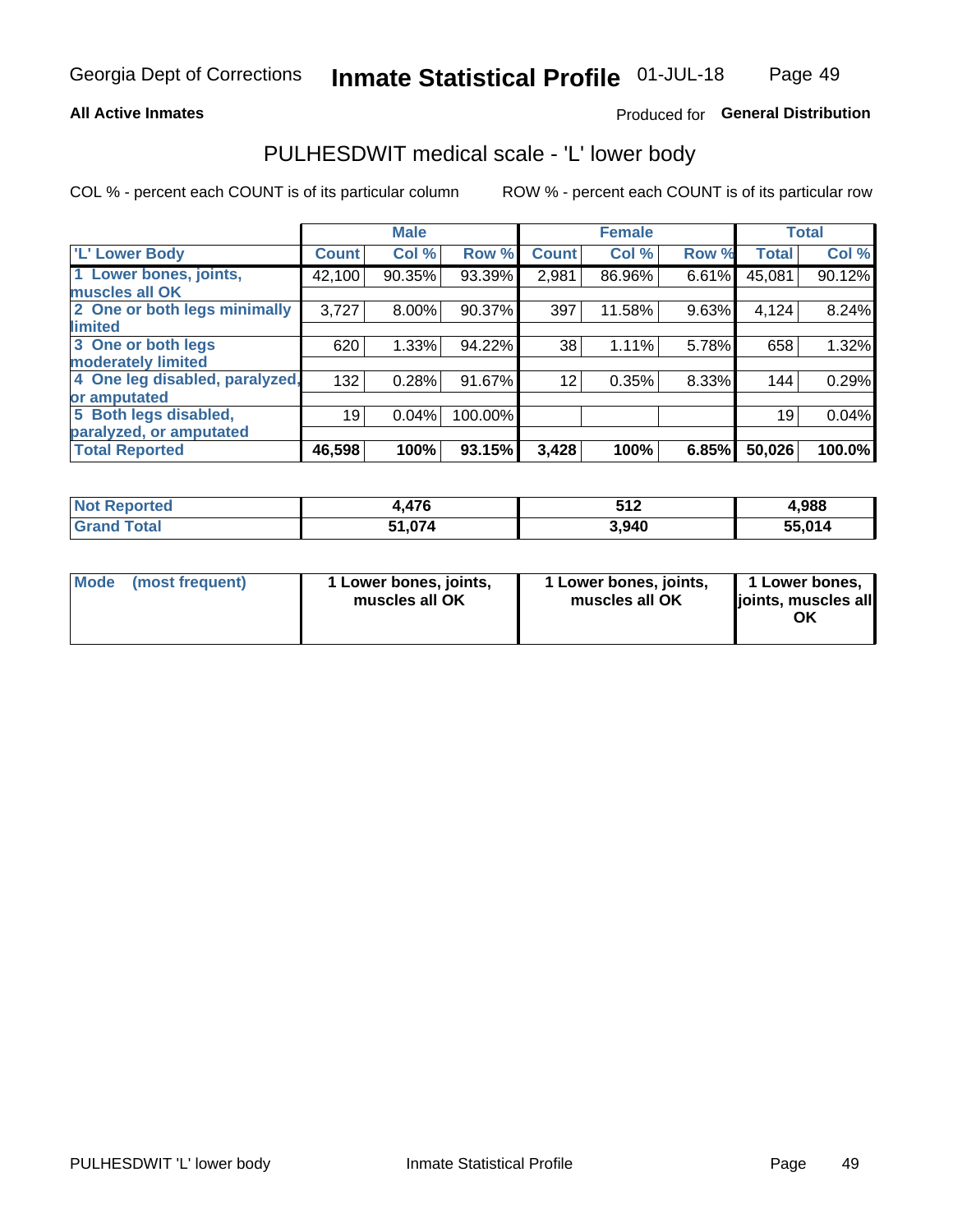Georgia Dept of Corrections **Inmate Statistical Profile** 01-JUL-18

**All Active Inmates**

Produced for **General Distribution**

## PULHESDWIT medical scale - 'L' lower body

COL % - percent each COUNT is of its particular column

ROW % - percent each COUNT is of its particular row

| | Male | | | Female | | | Total | |
|---|---|---|---|---|---|---|---|---|
| 'L' Lower Body | Count | Col % | Row % | Count | Col % | Row % | Total | Col % |
| 1 Lower bones, joints, muscles all OK | 42,100 | 90.35% | 93.39% | 2,981 | 86.96% | 6.61% | 45,081 | 90.12% |
| 2 One or both legs minimally limited | 3,727 | 8.00% | 90.37% | 397 | 11.58% | 9.63% | 4,124 | 8.24% |
| 3 One or both legs moderately limited | 620 | 1.33% | 94.22% | 38 | 1.11% | 5.78% | 658 | 1.32% |
| 4 One leg disabled, paralyzed, or amputated | 132 | 0.28% | 91.67% | 12 | 0.35% | 8.33% | 144 | 0.29% |
| 5 Both legs disabled, paralyzed, or amputated | 19 | 0.04% | 100.00% | | | | 19 | 0.04% |
| **Total Reported** | **46,598** | **100%** | **93.15%** | **3,428** | **100%** | **6.85%** | **50,026** | **100.0%** |

| | Male | Female | Total |
|---|---|---|---|
| **Not Reported** | **4,476** | **512** | **4,988** |
| **Grand Total** | **51,074** | **3,940** | **55,014** |

| | Male | Female | Total |
|---|---|---|---|
| **Mode (most frequent)** | **1 Lower bones, joints, muscles all OK** | **1 Lower bones, joints, muscles all OK** | **1 Lower bones, joints, muscles all OK** |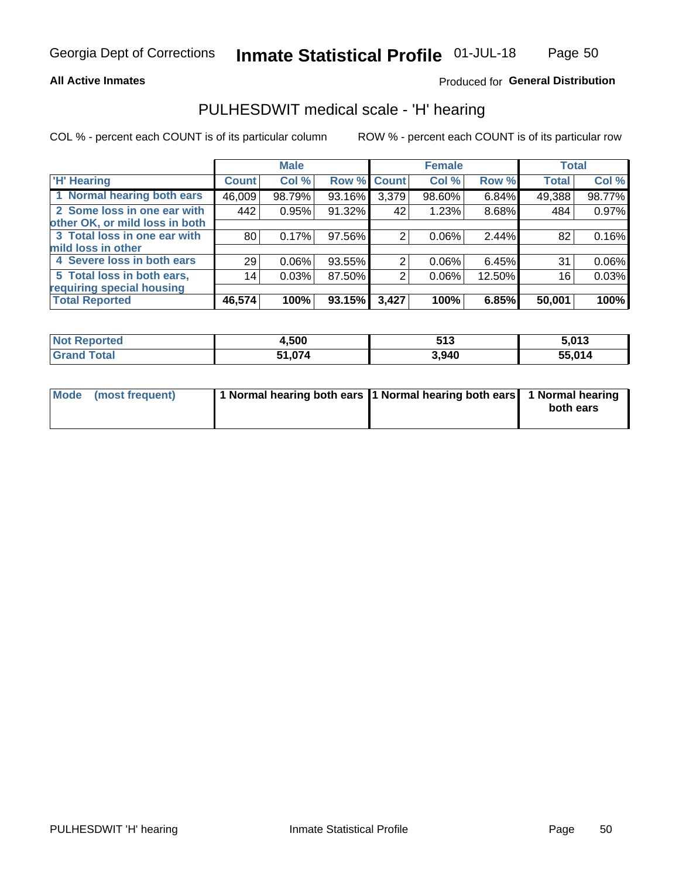Georgia Dept of Corrections **Inmate Statistical Profile** 01-JUL-18

**All Active Inmates**

Produced for **General Distribution**

## PULHESDWIT medical scale - 'H' hearing

COL % - percent each COUNT is of its particular column

ROW % - percent each COUNT is of its particular row

| | Male | | | Female | | | Total | |
|---|---|---|---|---|---|---|---|---|
| 'H' Hearing | Count | Col % | Row % | Count | Col % | Row % | Total | Col % |
| 1 Normal hearing both ears | 46,009 | 98.79% | 93.16% | 3,379 | 98.60% | 6.84% | 49,388 | 98.77% |
| 2 Some loss in one ear with other OK, or mild loss in both | 442 | 0.95% | 91.32% | 42 | 1.23% | 8.68% | 484 | 0.97% |
| 3 Total loss in one ear with mild loss in other | 80 | 0.17% | 97.56% | 2 | 0.06% | 2.44% | 82 | 0.16% |
| 4 Severe loss in both ears | 29 | 0.06% | 93.55% | 2 | 0.06% | 6.45% | 31 | 0.06% |
| 5 Total loss in both ears, requiring special housing | 14 | 0.03% | 87.50% | 2 | 0.06% | 12.50% | 16 | 0.03% |
| **Total Reported** | **46,574** | **100%** | **93.15%** | **3,427** | **100%** | **6.85%** | **50,001** | **100%** |

| | Male | Female | Total |
|---|---|---|---|
| **Not Reported** | **4,500** | **513** | **5,013** |
| **Grand Total** | **51,074** | **3,940** | **55,014** |

| | Male | Female | Total |
|---|---|---|---|
| **Mode (most frequent)** | **1 Normal hearing both ears** | **1 Normal hearing both ears** | **1 Normal hearing both ears** |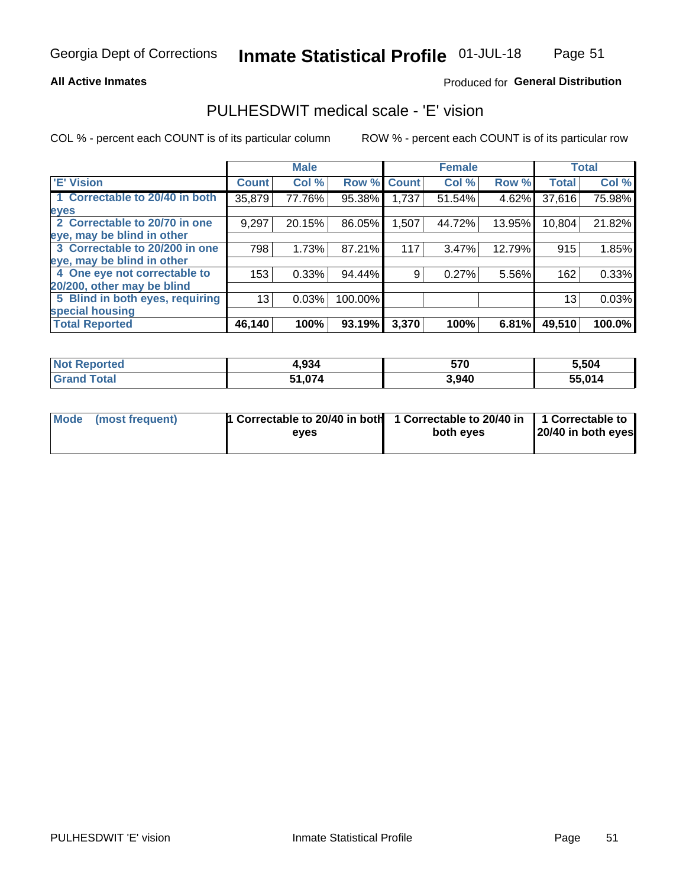Georgia Dept of Corrections **Inmate Statistical Profile** 01-JUL-18

**All Active Inmates**

Produced for **General Distribution**

## PULHESDWIT medical scale - 'E' vision

COL % - percent each COUNT is of its particular column

ROW % - percent each COUNT is of its particular row

| | Male | | | Female | | | Total | |
|---|---|---|---|---|---|---|---|---|
| 'E' Vision | Count | Col % | Row % | Count | Col % | Row % | Total | Col % |
| 1 Correctable to 20/40 in both eyes | 35,879 | 77.76% | 95.38% | 1,737 | 51.54% | 4.62% | 37,616 | 75.98% |
| 2 Correctable to 20/70 in one eye, may be blind in other | 9,297 | 20.15% | 86.05% | 1,507 | 44.72% | 13.95% | 10,804 | 21.82% |
| 3 Correctable to 20/200 in one eye, may be blind in other | 798 | 1.73% | 87.21% | 117 | 3.47% | 12.79% | 915 | 1.85% |
| 4 One eye not correctable to 20/200, other may be blind | 153 | 0.33% | 94.44% | 9 | 0.27% | 5.56% | 162 | 0.33% |
| 5 Blind in both eyes, requiring special housing | 13 | 0.03% | 100.00% | | | | 13 | 0.03% |
| **Total Reported** | **46,140** | **100%** | **93.19%** | **3,370** | **100%** | **6.81%** | **49,510** | **100.0%** |

| | Male | Female | Total |
|---|---|---|---|
| **Not Reported** | **4,934** | **570** | **5,504** |
| **Grand Total** | **51,074** | **3,940** | **55,014** |

| | Male | Female | Total |
|---|---|---|---|
| **Mode (most frequent)** | **1 Correctable to 20/40 in both eyes** | **1 Correctable to 20/40 in both eyes** | **1 Correctable to 20/40 in both eyes** |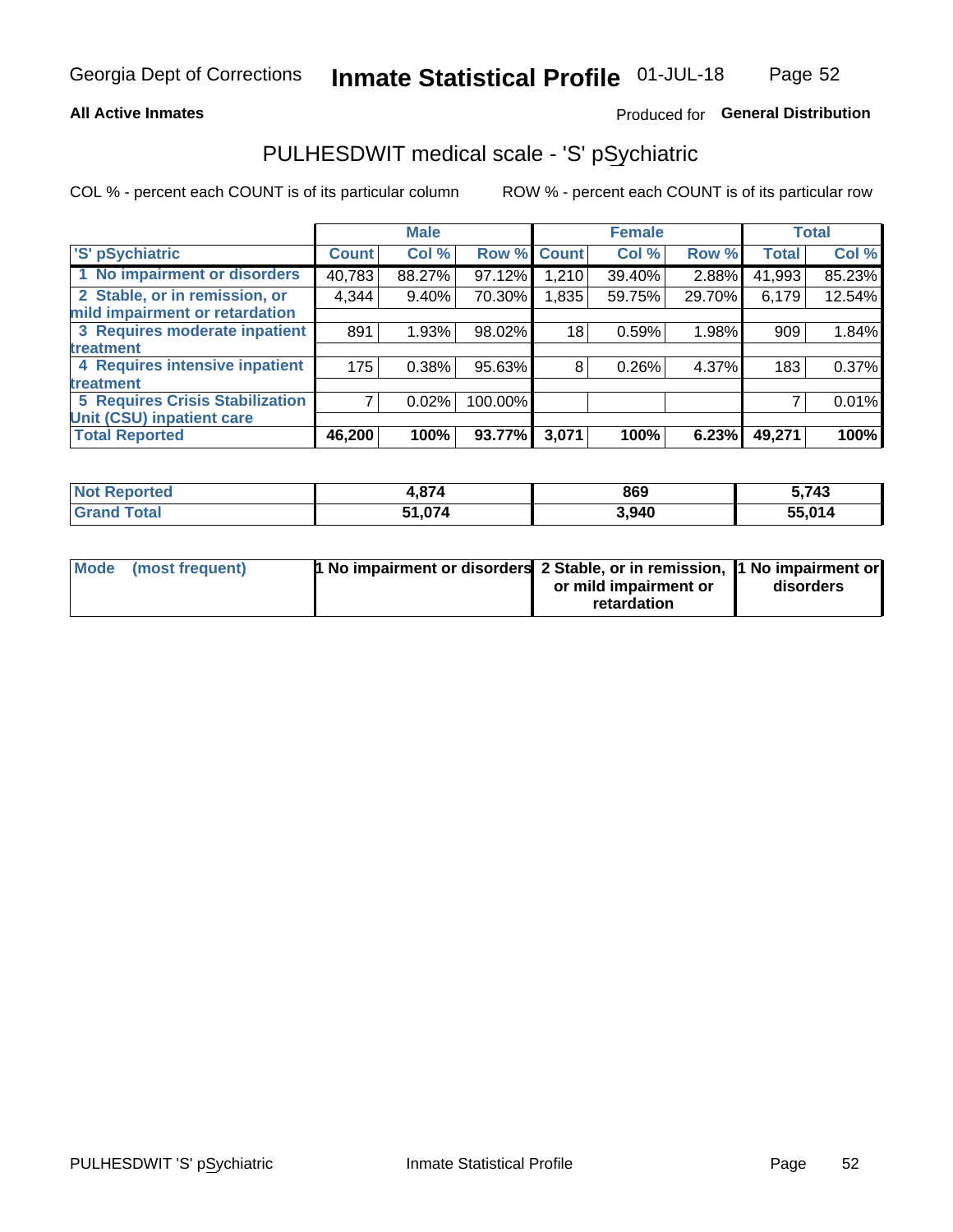Georgia Dept of Corrections **Inmate Statistical Profile** 01-JUL-18

**All Active Inmates** Produced for **General Distribution**

## PULHESDWIT medical scale - 'S' pSychiatric

COL % - percent each COUNT is of its particular column    ROW % - percent each COUNT is of its particular row

| | Male | | | Female | | | Total | |
|---|---|---|---|---|---|---|---|---|
| 'S' pSychiatric | Count | Col % | Row % | Count | Col % | Row % | Total | Col % |
| 1 No impairment or disorders | 40,783 | 88.27% | 97.12% | 1,210 | 39.40% | 2.88% | 41,993 | 85.23% |
| 2 Stable, or in remission, or mild impairment or retardation | 4,344 | 9.40% | 70.30% | 1,835 | 59.75% | 29.70% | 6,179 | 12.54% |
| 3 Requires moderate inpatient treatment | 891 | 1.93% | 98.02% | 18 | 0.59% | 1.98% | 909 | 1.84% |
| 4 Requires intensive inpatient treatment | 175 | 0.38% | 95.63% | 8 | 0.26% | 4.37% | 183 | 0.37% |
| 5 Requires Crisis Stabilization Unit (CSU) inpatient care | 7 | 0.02% | 100.00% | | | | 7 | 0.01% |
| **Total Reported** | **46,200** | **100%** | **93.77%** | **3,071** | **100%** | **6.23%** | **49,271** | **100%** |

| | Male | Female | Total |
|---|---|---|---|
| Not Reported | 4,874 | 869 | 5,743 |
| Grand Total | 51,074 | 3,940 | 55,014 |

| | Male | Female | Total |
|---|---|---|---|
| Mode (most frequent) | 1 No impairment or disorders | 2 Stable, or in remission, or mild impairment or retardation | 1 No impairment or disorders |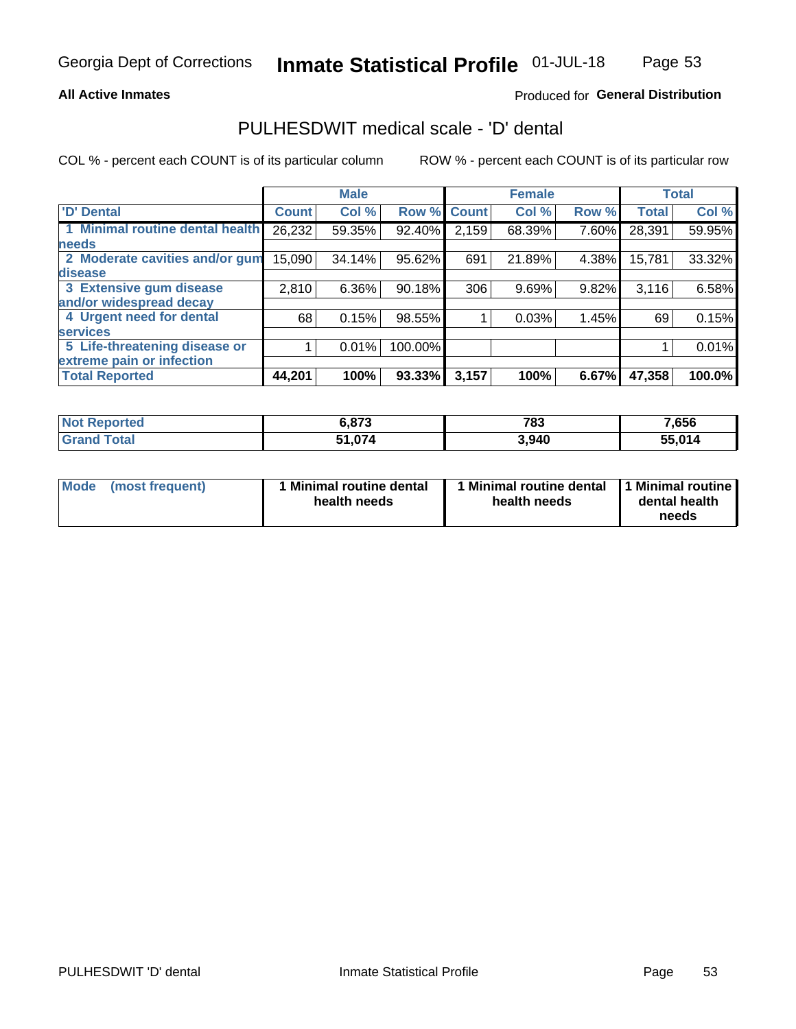Georgia Dept of Corrections **Inmate Statistical Profile** 01-JUL-18

**All Active Inmates**

Produced for **General Distribution**

# PULHESDWIT medical scale - 'D' dental

COL % - percent each COUNT is of its particular column        ROW % - percent each COUNT is of its particular row

| | Male | | | Female | | | Total | |
|---|---|---|---|---|---|---|---|---|
| **'D' Dental** | **Count** | **Col %** | **Row %** | **Count** | **Col %** | **Row %** | **Total** | **Col %** |
| **1 Minimal routine dental health needs** | 26,232 | 59.35% | 92.40% | 2,159 | 68.39% | 7.60% | 28,391 | 59.95% |
| **2 Moderate cavities and/or gum disease** | 15,090 | 34.14% | 95.62% | 691 | 21.89% | 4.38% | 15,781 | 33.32% |
| **3 Extensive gum disease and/or widespread decay** | 2,810 | 6.36% | 90.18% | 306 | 9.69% | 9.82% | 3,116 | 6.58% |
| **4 Urgent need for dental services** | 68 | 0.15% | 98.55% | 1 | 0.03% | 1.45% | 69 | 0.15% |
| **5 Life-threatening disease or extreme pain or infection** | 1 | 0.01% | 100.00% | | | | 1 | 0.01% |
| **Total Reported** | **44,201** | **100%** | **93.33%** | **3,157** | **100%** | **6.67%** | **47,358** | **100.0%** |

| | Male | Female | Total |
|---|---|---|---|
| **Not Reported** | **6,873** | **783** | **7,656** |
| **Grand Total** | **51,074** | **3,940** | **55,014** |

| | Male | Female | Total |
|---|---|---|---|
| **Mode (most frequent)** | **1 Minimal routine dental health needs** | **1 Minimal routine dental health needs** | **1 Minimal routine dental health needs** |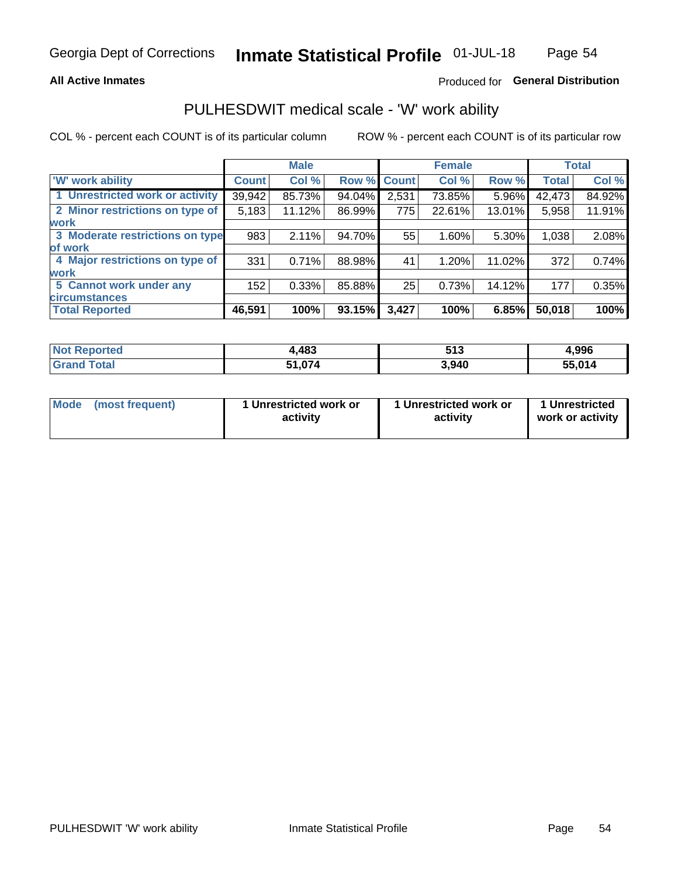Georgia Dept of Corrections **Inmate Statistical Profile** 01-JUL-18

**All Active Inmates**

Produced for **General Distribution**

## PULHESDWIT medical scale - 'W' work ability

COL % - percent each COUNT is of its particular column    ROW % - percent each COUNT is of its particular row

| | Male | | | Female | | | Total | |
|---|---|---|---|---|---|---|---|---|
| **'W' work ability** | **Count** | **Col %** | **Row %** | **Count** | **Col %** | **Row %** | **Total** | **Col %** |
| **1 Unrestricted work or activity** | 39,942 | 85.73% | 94.04% | 2,531 | 73.85% | 5.96% | 42,473 | 84.92% |
| **2 Minor restrictions on type of work** | 5,183 | 11.12% | 86.99% | 775 | 22.61% | 13.01% | 5,958 | 11.91% |
| **3 Moderate restrictions on type of work** | 983 | 2.11% | 94.70% | 55 | 1.60% | 5.30% | 1,038 | 2.08% |
| **4 Major restrictions on type of work** | 331 | 0.71% | 88.98% | 41 | 1.20% | 11.02% | 372 | 0.74% |
| **5 Cannot work under any circumstances** | 152 | 0.33% | 85.88% | 25 | 0.73% | 14.12% | 177 | 0.35% |
| **Total Reported** | **46,591** | **100%** | **93.15%** | **3,427** | **100%** | **6.85%** | **50,018** | **100%** |

| | Male | Female | Total |
|---|---|---|---|
| **Not Reported** | **4,483** | **513** | **4,996** |
| **Grand Total** | **51,074** | **3,940** | **55,014** |

| | Male | Female | Total |
|---|---|---|---|
| **Mode (most frequent)** | **1 Unrestricted work or activity** | **1 Unrestricted work or activity** | **1 Unrestricted work or activity** |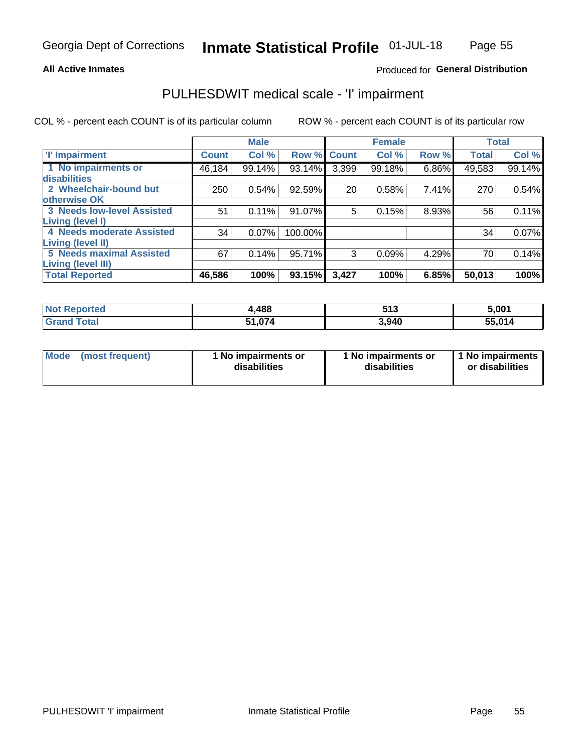Georgia Dept of Corrections **Inmate Statistical Profile** 01-JUL-18

**All Active Inmates**

Produced for **General Distribution**

# PULHESDWIT medical scale - 'I' impairment

COL % - percent each COUNT is of its particular column

ROW % - percent each COUNT is of its particular row

| | Male | | | Female | | | Total | |
|---|---|---|---|---|---|---|---|---|
| 'I' Impairment | Count | Col % | Row % | Count | Col % | Row % | Total | Col % |
| 1 No impairments or disabilities | 46,184 | 99.14% | 93.14% | 3,399 | 99.18% | 6.86% | 49,583 | 99.14% |
| 2 Wheelchair-bound but otherwise OK | 250 | 0.54% | 92.59% | 20 | 0.58% | 7.41% | 270 | 0.54% |
| 3 Needs low-level Assisted Living (level I) | 51 | 0.11% | 91.07% | 5 | 0.15% | 8.93% | 56 | 0.11% |
| 4 Needs moderate Assisted Living (level II) | 34 | 0.07% | 100.00% | | | | 34 | 0.07% |
| 5 Needs maximal Assisted Living (level III) | 67 | 0.14% | 95.71% | 3 | 0.09% | 4.29% | 70 | 0.14% |
| **Total Reported** | **46,586** | **100%** | **93.15%** | **3,427** | **100%** | **6.85%** | **50,013** | **100%** |

| | Male | Female | Total |
|---|---|---|---|
| Not Reported | 4,488 | 513 | 5,001 |
| Grand Total | 51,074 | 3,940 | 55,014 |

| Mode (most frequent) | Male | Female | Total |
|---|---|---|---|
| | 1 No impairments or disabilities | 1 No impairments or disabilities | 1 No impairments or disabilities |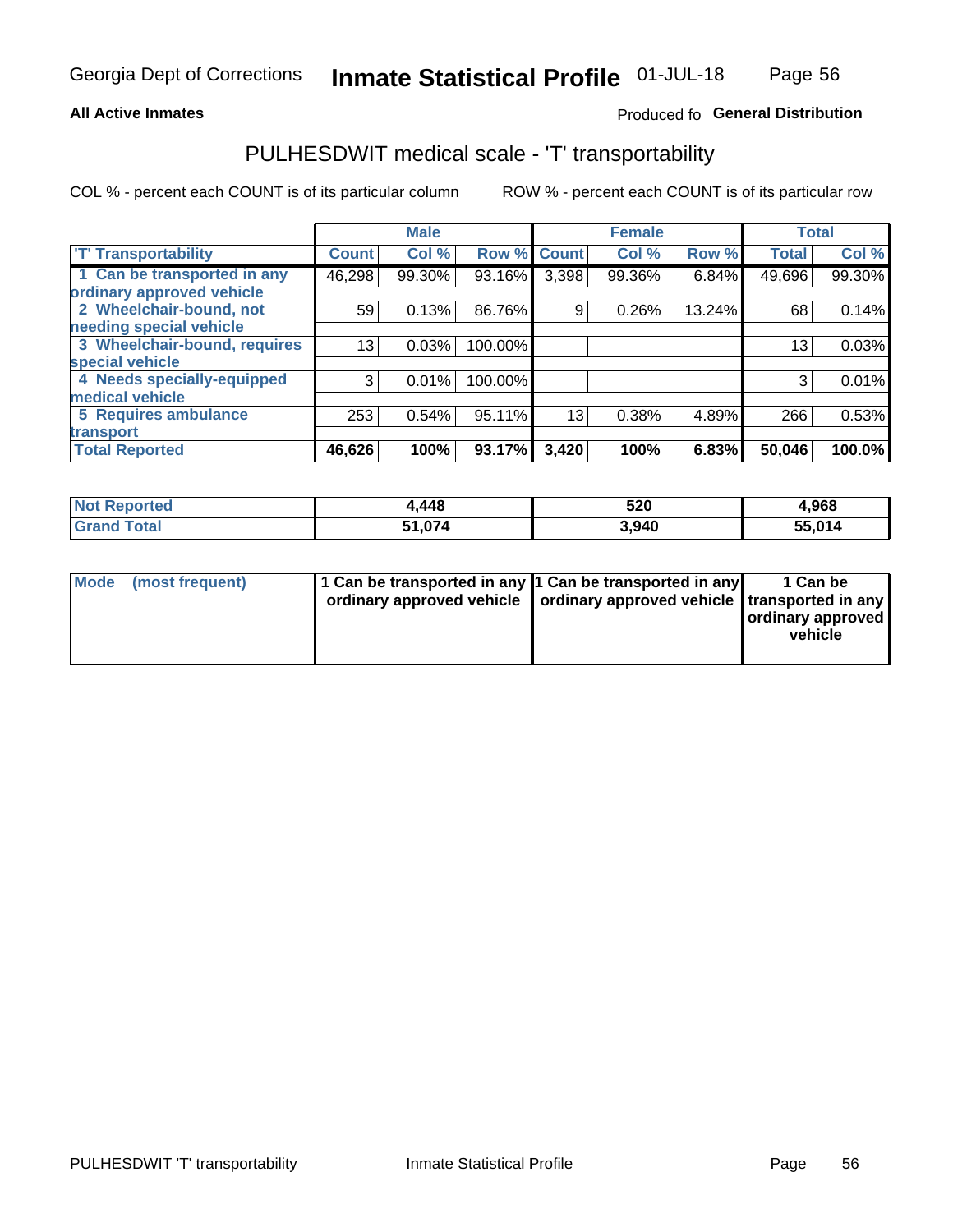Georgia Dept of Corrections **Inmate Statistical Profile** 01-JUL-18

**All Active Inmates**

Produced fo **General Distribution**

## PULHESDWIT medical scale - 'T' transportability

COL % - percent each COUNT is of its particular column ROW % - percent each COUNT is of its particular row

| | Male | | | Female | | | Total | |
|---|---|---|---|---|---|---|---|---|
| 'T' Transportability | Count | Col % | Row % | Count | Col % | Row % | Total | Col % |
| 1 Can be transported in any ordinary approved vehicle | 46,298 | 99.30% | 93.16% | 3,398 | 99.36% | 6.84% | 49,696 | 99.30% |
| 2 Wheelchair-bound, not needing special vehicle | 59 | 0.13% | 86.76% | 9 | 0.26% | 13.24% | 68 | 0.14% |
| 3 Wheelchair-bound, requires special vehicle | 13 | 0.03% | 100.00% | | | | 13 | 0.03% |
| 4 Needs specially-equipped medical vehicle | 3 | 0.01% | 100.00% | | | | 3 | 0.01% |
| 5 Requires ambulance transport | 253 | 0.54% | 95.11% | 13 | 0.38% | 4.89% | 266 | 0.53% |
| **Total Reported** | **46,626** | **100%** | **93.17%** | **3,420** | **100%** | **6.83%** | **50,046** | **100.0%** |

| | Male | Female | Total |
|---|---|---|---|
| **Not Reported** | **4,448** | **520** | **4,968** |
| **Grand Total** | **51,074** | **3,940** | **55,014** |

| | Male | Female | Total |
|---|---|---|---|
| **Mode (most frequent)** | **1 Can be transported in any ordinary approved vehicle** | **1 Can be transported in any ordinary approved vehicle** | **1 Can be transported in any ordinary approved vehicle** |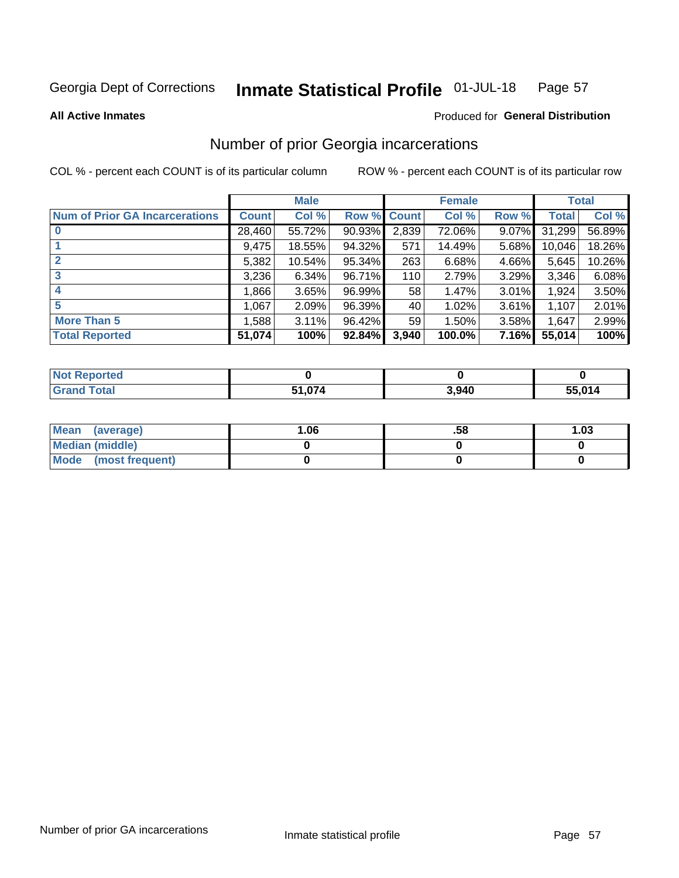Georgia Dept of Corrections **Inmate Statistical Profile** 01-JUL-18

**All Active Inmates**

Produced for **General Distribution**

## Number of prior Georgia incarcerations

COL % - percent each COUNT is of its particular column

ROW % - percent each COUNT is of its particular row

| | Male | | | Female | | | Total | |
|---|---|---|---|---|---|---|---|---|
| **Num of Prior GA Incarcerations** | **Count** | **Col %** | **Row %** | **Count** | **Col %** | **Row %** | **Total** | **Col %** |
| **0** | 28,460 | 55.72% | 90.93% | 2,839 | 72.06% | 9.07% | 31,299 | 56.89% |
| **1** | 9,475 | 18.55% | 94.32% | 571 | 14.49% | 5.68% | 10,046 | 18.26% |
| **2** | 5,382 | 10.54% | 95.34% | 263 | 6.68% | 4.66% | 5,645 | 10.26% |
| **3** | 3,236 | 6.34% | 96.71% | 110 | 2.79% | 3.29% | 3,346 | 6.08% |
| **4** | 1,866 | 3.65% | 96.99% | 58 | 1.47% | 3.01% | 1,924 | 3.50% |
| **5** | 1,067 | 2.09% | 96.39% | 40 | 1.02% | 3.61% | 1,107 | 2.01% |
| **More Than 5** | 1,588 | 3.11% | 96.42% | 59 | 1.50% | 3.58% | 1,647 | 2.99% |
| **Total Reported** | **51,074** | **100%** | **92.84%** | **3,940** | **100.0%** | **7.16%** | **55,014** | **100%** |

| | Male | Female | Total |
|---|---|---|---|
| **Not Reported** | **0** | **0** | **0** |
| **Grand Total** | **51,074** | **3,940** | **55,014** |

| | Male | Female | Total |
|---|---|---|---|
| **Mean (average)** | **1.06** | **.58** | **1.03** |
| **Median (middle)** | **0** | **0** | **0** |
| **Mode (most frequent)** | **0** | **0** | **0** |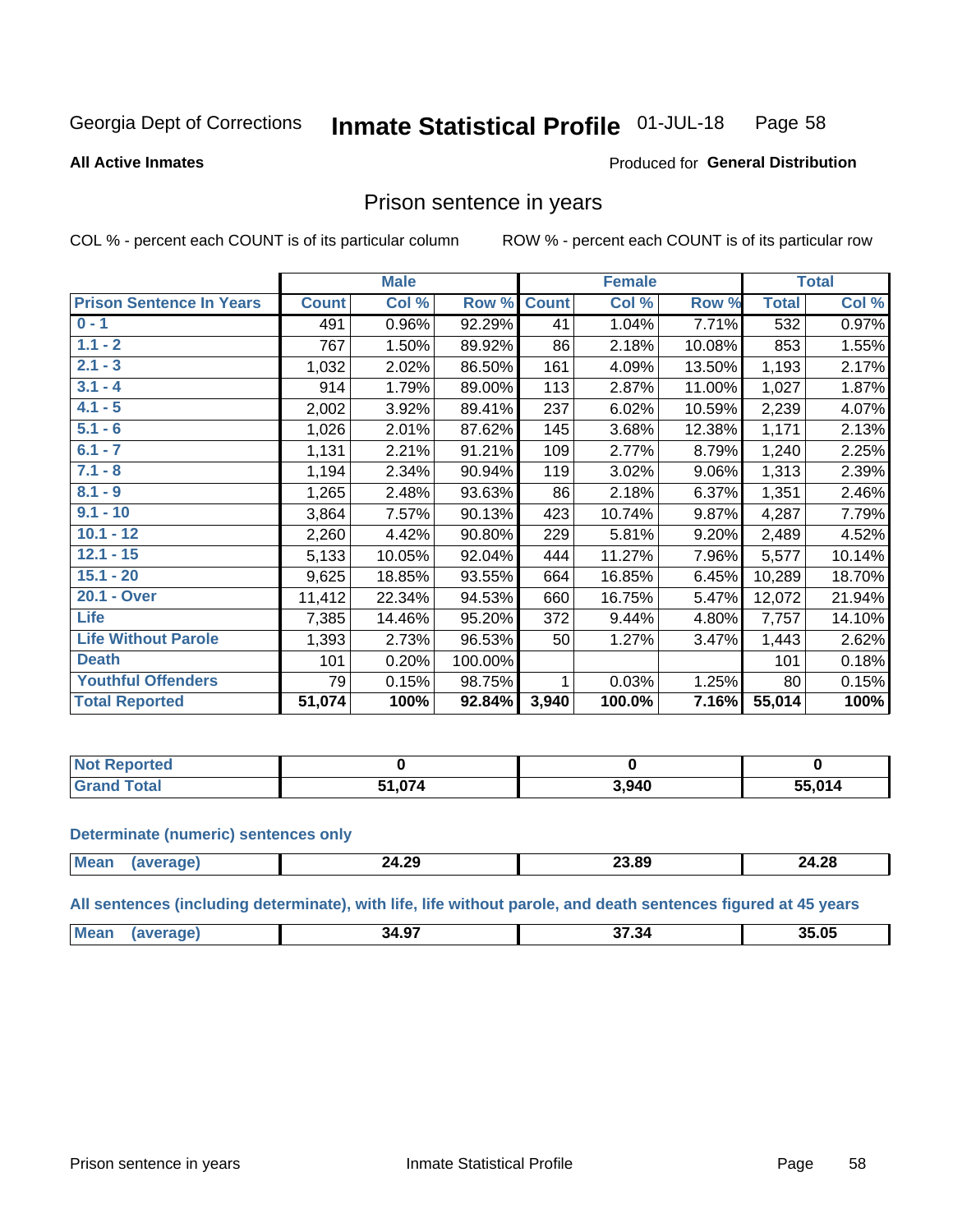Georgia Dept of Corrections **Inmate Statistical Profile** 01-JUL-18

**All Active Inmates**

Produced for **General Distribution**

## Prison sentence in years

COL % - percent each COUNT is of its particular column     ROW % - percent each COUNT is of its particular row

| | Male | | | Female | | | Total | |
|---|---|---|---|---|---|---|---|---|
| **Prison Sentence In Years** | **Count** | **Col %** | **Row %** | **Count** | **Col %** | **Row %** | **Total** | **Col %** |
| 0 - 1 | 491 | 0.96% | 92.29% | 41 | 1.04% | 7.71% | 532 | 0.97% |
| 1.1 - 2 | 767 | 1.50% | 89.92% | 86 | 2.18% | 10.08% | 853 | 1.55% |
| 2.1 - 3 | 1,032 | 2.02% | 86.50% | 161 | 4.09% | 13.50% | 1,193 | 2.17% |
| 3.1 - 4 | 914 | 1.79% | 89.00% | 113 | 2.87% | 11.00% | 1,027 | 1.87% |
| 4.1 - 5 | 2,002 | 3.92% | 89.41% | 237 | 6.02% | 10.59% | 2,239 | 4.07% |
| 5.1 - 6 | 1,026 | 2.01% | 87.62% | 145 | 3.68% | 12.38% | 1,171 | 2.13% |
| 6.1 - 7 | 1,131 | 2.21% | 91.21% | 109 | 2.77% | 8.79% | 1,240 | 2.25% |
| 7.1 - 8 | 1,194 | 2.34% | 90.94% | 119 | 3.02% | 9.06% | 1,313 | 2.39% |
| 8.1 - 9 | 1,265 | 2.48% | 93.63% | 86 | 2.18% | 6.37% | 1,351 | 2.46% |
| 9.1 - 10 | 3,864 | 7.57% | 90.13% | 423 | 10.74% | 9.87% | 4,287 | 7.79% |
| 10.1 - 12 | 2,260 | 4.42% | 90.80% | 229 | 5.81% | 9.20% | 2,489 | 4.52% |
| 12.1 - 15 | 5,133 | 10.05% | 92.04% | 444 | 11.27% | 7.96% | 5,577 | 10.14% |
| 15.1 - 20 | 9,625 | 18.85% | 93.55% | 664 | 16.85% | 6.45% | 10,289 | 18.70% |
| 20.1 - Over | 11,412 | 22.34% | 94.53% | 660 | 16.75% | 5.47% | 12,072 | 21.94% |
| Life | 7,385 | 14.46% | 95.20% | 372 | 9.44% | 4.80% | 7,757 | 14.10% |
| Life Without Parole | 1,393 | 2.73% | 96.53% | 50 | 1.27% | 3.47% | 1,443 | 2.62% |
| Death | 101 | 0.20% | 100.00% | | | | 101 | 0.18% |
| Youthful Offenders | 79 | 0.15% | 98.75% | 1 | 0.03% | 1.25% | 80 | 0.15% |
| **Total Reported** | **51,074** | **100%** | **92.84%** | **3,940** | **100.0%** | **7.16%** | **55,014** | **100%** |

| | Male | Female | Total |
|---|---|---|---|
| Not Reported | 0 | 0 | 0 |
| Grand Total | 51,074 | 3,940 | 55,014 |

### Determinate (numeric) sentences only

| | Male | Female | Total |
|---|---|---|---|
| Mean (average) | 24.29 | 23.89 | 24.28 |

### All sentences (including determinate), with life, life without parole, and death sentences figured at 45 years

| | Male | Female | Total |
|---|---|---|---|
| Mean (average) | 34.97 | 37.34 | 35.05 |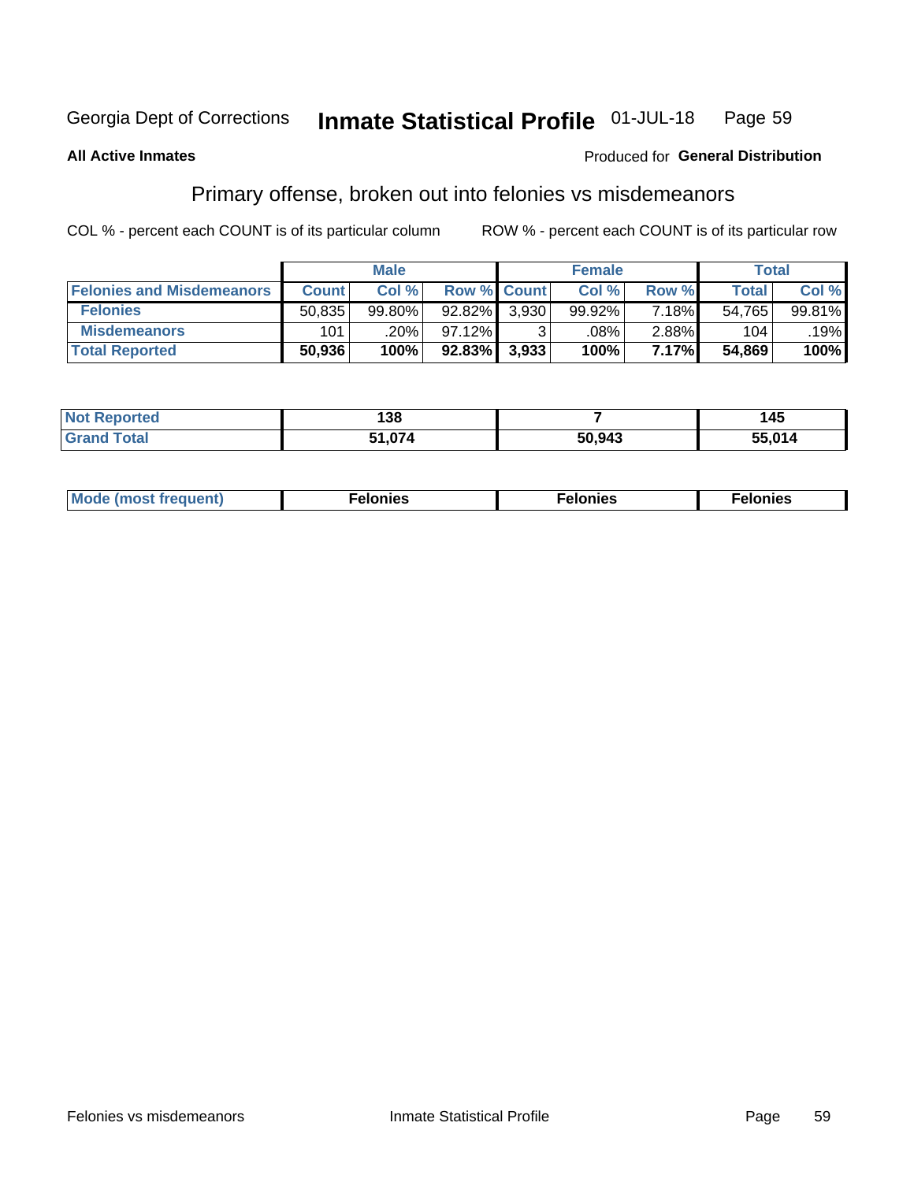Georgia Dept of Corrections **Inmate Statistical Profile** 01-JUL-18

**All Active Inmates**

Produced for **General Distribution**

## Primary offense, broken out into felonies vs misdemeanors

COL % - percent each COUNT is of its particular column

ROW % - percent each COUNT is of its particular row

| | Male | | | Female | | | Total | |
|---|---|---|---|---|---|---|---|---|
| **Felonies and Misdemeanors** | **Count** | **Col %** | **Row %** | **Count** | **Col %** | **Row %** | **Total** | **Col %** |
| **Felonies** | 50,835 | 99.80% | 92.82% | 3,930 | 99.92% | 7.18% | 54,765 | 99.81% |
| **Misdemeanors** | 101 | .20% | 97.12% | 3 | .08% | 2.88% | 104 | .19% |
| **Total Reported** | **50,936** | **100%** | **92.83%** | **3,933** | **100%** | **7.17%** | **54,869** | **100%** |

| | Male | Female | Total |
|---|---|---|---|
| **Not Reported** | **138** | **7** | **145** |
| **Grand Total** | **51,074** | **50,943** | **55,014** |

| | Male | Female | Total |
|---|---|---|---|
| **Mode (most frequent)** | **Felonies** | **Felonies** | **Felonies** |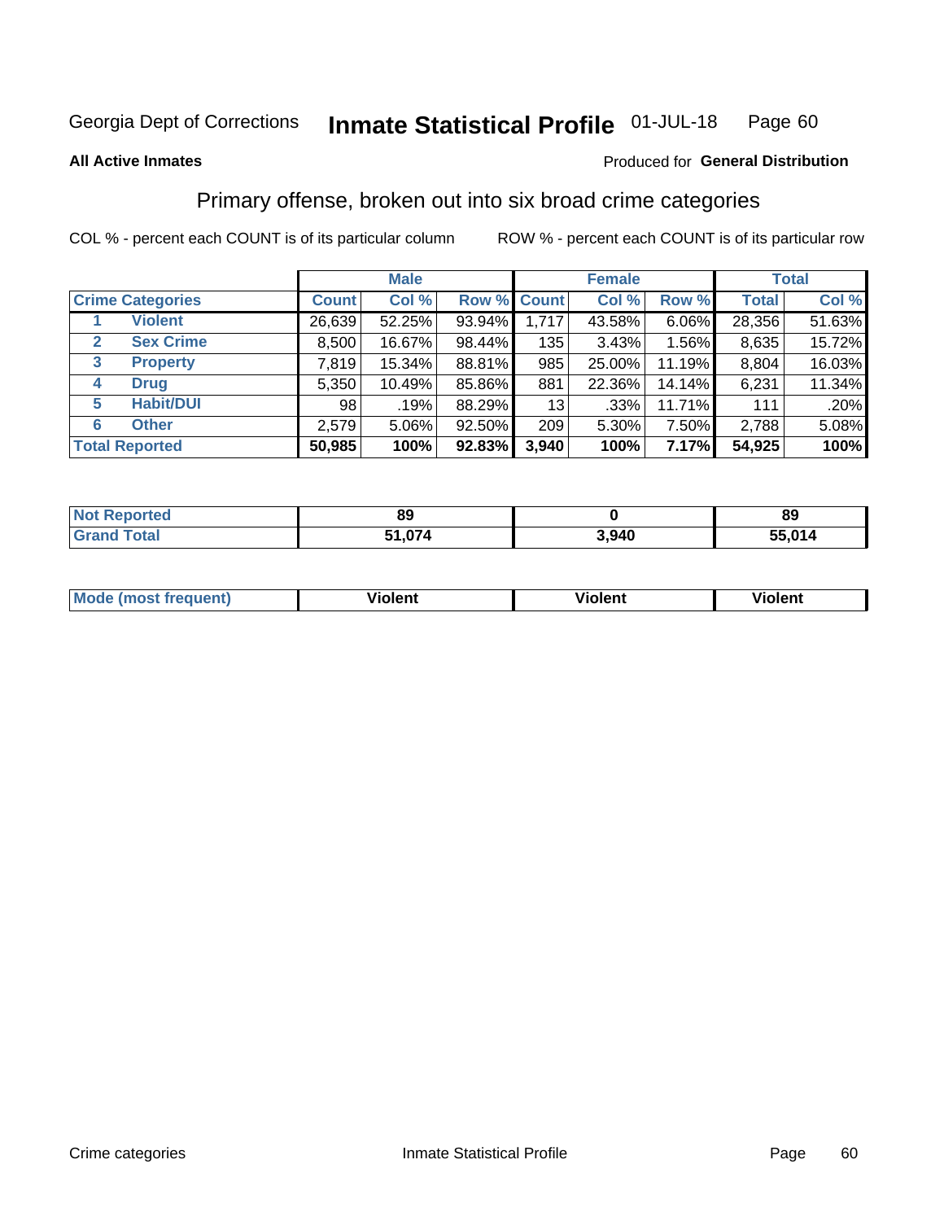Georgia Dept of Corrections **Inmate Statistical Profile** 01-JUL-18

**All Active Inmates**

Produced for **General Distribution**

## Primary offense, broken out into six broad crime categories

COL % - percent each COUNT is of its particular column

ROW % - percent each COUNT is of its particular row

| | | Male | | | Female | | | Total | |
|---|---|---|---|---|---|---|---|---|---|
| **Crime Categories** | | **Count** | **Col %** | **Row %** | **Count** | **Col %** | **Row %** | **Total** | **Col %** |
| 1 | **Violent** | 26,639 | 52.25% | 93.94% | 1,717 | 43.58% | 6.06% | 28,356 | 51.63% |
| 2 | **Sex Crime** | 8,500 | 16.67% | 98.44% | 135 | 3.43% | 1.56% | 8,635 | 15.72% |
| 3 | **Property** | 7,819 | 15.34% | 88.81% | 985 | 25.00% | 11.19% | 8,804 | 16.03% |
| 4 | **Drug** | 5,350 | 10.49% | 85.86% | 881 | 22.36% | 14.14% | 6,231 | 11.34% |
| 5 | **Habit/DUI** | 98 | .19% | 88.29% | 13 | .33% | 11.71% | 111 | .20% |
| 6 | **Other** | 2,579 | 5.06% | 92.50% | 209 | 5.30% | 7.50% | 2,788 | 5.08% |
| **Total Reported** | | **50,985** | **100%** | **92.83%** | **3,940** | **100%** | **7.17%** | **54,925** | **100%** |

| | Male | Female | Total |
|---|---|---|---|
| **Not Reported** | **89** | **0** | **89** |
| **Grand Total** | **51,074** | **3,940** | **55,014** |

| | Male | Female | Total |
|---|---|---|---|
| **Mode (most frequent)** | **Violent** | **Violent** | **Violent** |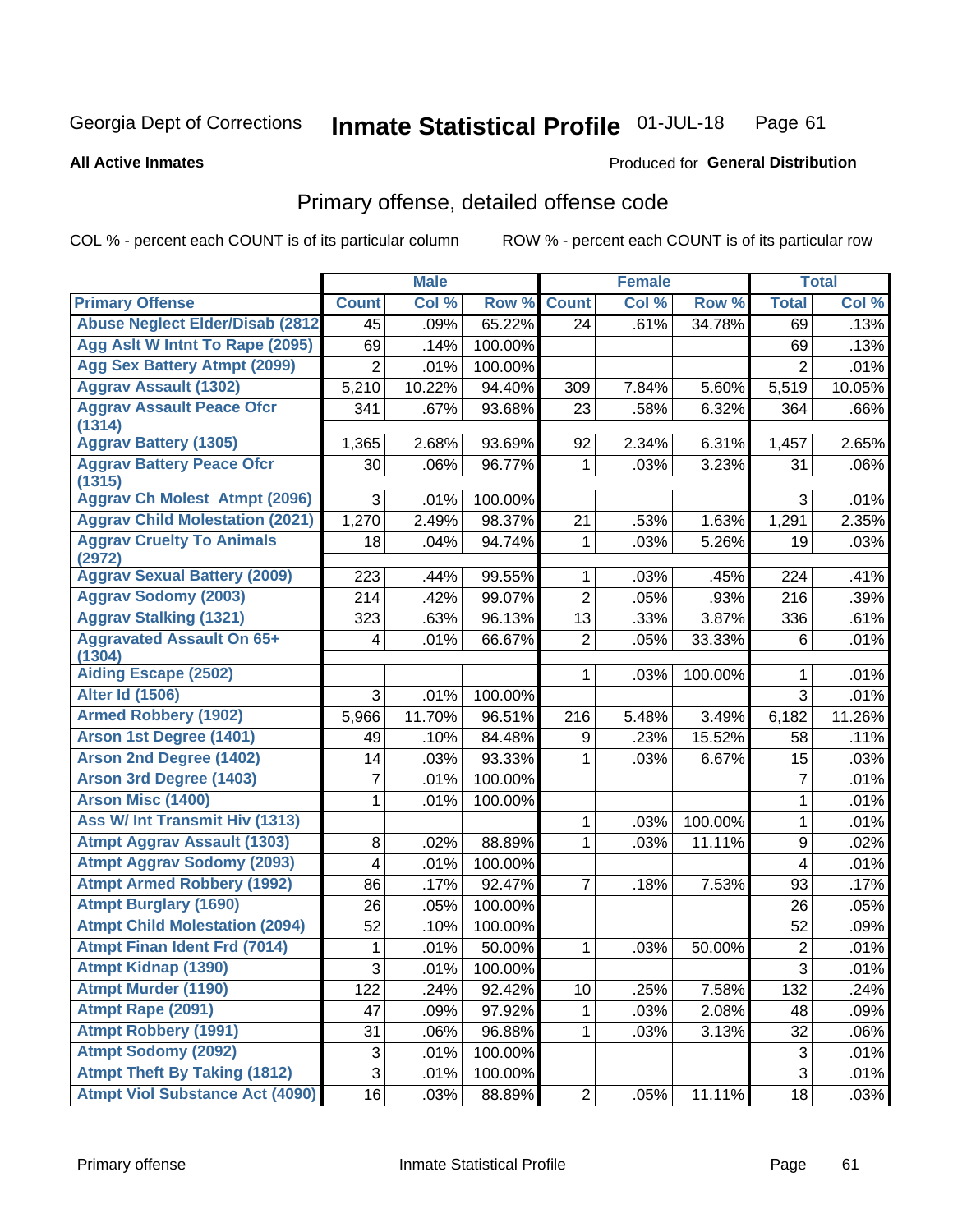Georgia Dept of Corrections **Inmate Statistical Profile** 01-JUL-18

**All Active Inmates**

Produced for **General Distribution**

## Primary offense, detailed offense code

COL % - percent each COUNT is of its particular column ROW % - percent each COUNT is of its particular row

| | Male | | | Female | | | Total | |
|---|---|---|---|---|---|---|---|---|
| Primary Offense | Count | Col % | Row % | Count | Col % | Row % | Total | Col % |
| Abuse Neglect Elder/Disab (2812 | 45 | .09% | 65.22% | 24 | .61% | 34.78% | 69 | .13% |
| Agg Aslt W Intnt To Rape (2095) | 69 | .14% | 100.00% | | | | 69 | .13% |
| Agg Sex Battery Atmpt (2099) | 2 | .01% | 100.00% | | | | 2 | .01% |
| Aggrav Assault (1302) | 5,210 | 10.22% | 94.40% | 309 | 7.84% | 5.60% | 5,519 | 10.05% |
| Aggrav Assault Peace Ofcr (1314) | 341 | .67% | 93.68% | 23 | .58% | 6.32% | 364 | .66% |
| Aggrav Battery (1305) | 1,365 | 2.68% | 93.69% | 92 | 2.34% | 6.31% | 1,457 | 2.65% |
| Aggrav Battery Peace Ofcr (1315) | 30 | .06% | 96.77% | 1 | .03% | 3.23% | 31 | .06% |
| Aggrav Ch Molest Atmpt (2096) | 3 | .01% | 100.00% | | | | 3 | .01% |
| Aggrav Child Molestation (2021) | 1,270 | 2.49% | 98.37% | 21 | .53% | 1.63% | 1,291 | 2.35% |
| Aggrav Cruelty To Animals (2972) | 18 | .04% | 94.74% | 1 | .03% | 5.26% | 19 | .03% |
| Aggrav Sexual Battery (2009) | 223 | .44% | 99.55% | 1 | .03% | .45% | 224 | .41% |
| Aggrav Sodomy (2003) | 214 | .42% | 99.07% | 2 | .05% | .93% | 216 | .39% |
| Aggrav Stalking (1321) | 323 | .63% | 96.13% | 13 | .33% | 3.87% | 336 | .61% |
| Aggravated Assault On 65+ (1304) | 4 | .01% | 66.67% | 2 | .05% | 33.33% | 6 | .01% |
| Aiding Escape (2502) | | | | 1 | .03% | 100.00% | 1 | .01% |
| Alter Id (1506) | 3 | .01% | 100.00% | | | | 3 | .01% |
| Armed Robbery (1902) | 5,966 | 11.70% | 96.51% | 216 | 5.48% | 3.49% | 6,182 | 11.26% |
| Arson 1st Degree (1401) | 49 | .10% | 84.48% | 9 | .23% | 15.52% | 58 | .11% |
| Arson 2nd Degree (1402) | 14 | .03% | 93.33% | 1 | .03% | 6.67% | 15 | .03% |
| Arson 3rd Degree (1403) | 7 | .01% | 100.00% | | | | 7 | .01% |
| Arson Misc (1400) | 1 | .01% | 100.00% | | | | 1 | .01% |
| Ass W/ Int Transmit Hiv (1313) | | | | 1 | .03% | 100.00% | 1 | .01% |
| Atmpt Aggrav Assault (1303) | 8 | .02% | 88.89% | 1 | .03% | 11.11% | 9 | .02% |
| Atmpt Aggrav Sodomy (2093) | 4 | .01% | 100.00% | | | | 4 | .01% |
| Atmpt Armed Robbery (1992) | 86 | .17% | 92.47% | 7 | .18% | 7.53% | 93 | .17% |
| Atmpt Burglary (1690) | 26 | .05% | 100.00% | | | | 26 | .05% |
| Atmpt Child Molestation (2094) | 52 | .10% | 100.00% | | | | 52 | .09% |
| Atmpt Finan Ident Frd (7014) | 1 | .01% | 50.00% | 1 | .03% | 50.00% | 2 | .01% |
| Atmpt Kidnap (1390) | 3 | .01% | 100.00% | | | | 3 | .01% |
| Atmpt Murder (1190) | 122 | .24% | 92.42% | 10 | .25% | 7.58% | 132 | .24% |
| Atmpt Rape (2091) | 47 | .09% | 97.92% | 1 | .03% | 2.08% | 48 | .09% |
| Atmpt Robbery (1991) | 31 | .06% | 96.88% | 1 | .03% | 3.13% | 32 | .06% |
| Atmpt Sodomy (2092) | 3 | .01% | 100.00% | | | | 3 | .01% |
| Atmpt Theft By Taking (1812) | 3 | .01% | 100.00% | | | | 3 | .01% |
| Atmpt Viol Substance Act (4090) | 16 | .03% | 88.89% | 2 | .05% | 11.11% | 18 | .03% |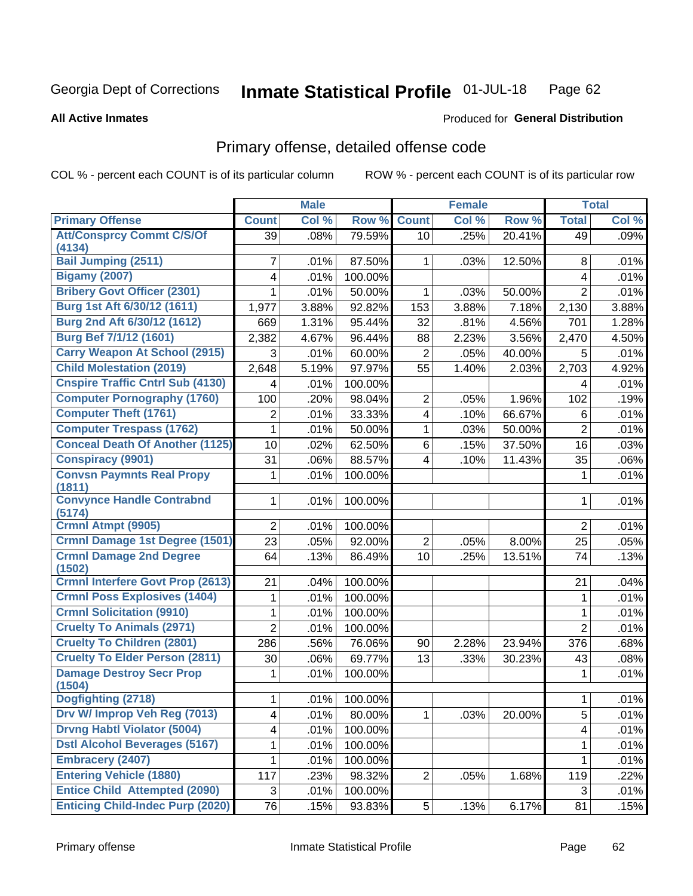Georgia Dept of Corrections **Inmate Statistical Profile** 01-JUL-18

**All Active Inmates**

Produced for **General Distribution**

## Primary offense, detailed offense code

COL % - percent each COUNT is of its particular column

ROW % - percent each COUNT is of its particular row

| | Male | | | Female | | | Total | |
|---|---|---|---|---|---|---|---|---|
| Primary Offense | Count | Col % | Row % | Count | Col % | Row % | Total | Col % |
| Att/Consprcy Commt C/S/Of (4134) | 39 | .08% | 79.59% | 10 | .25% | 20.41% | 49 | .09% |
| Bail Jumping (2511) | 7 | .01% | 87.50% | 1 | .03% | 12.50% | 8 | .01% |
| Bigamy (2007) | 4 | .01% | 100.00% | | | | 4 | .01% |
| Bribery Govt Officer (2301) | 1 | .01% | 50.00% | 1 | .03% | 50.00% | 2 | .01% |
| Burg 1st Aft 6/30/12 (1611) | 1,977 | 3.88% | 92.82% | 153 | 3.88% | 7.18% | 2,130 | 3.88% |
| Burg 2nd Aft 6/30/12 (1612) | 669 | 1.31% | 95.44% | 32 | .81% | 4.56% | 701 | 1.28% |
| Burg Bef 7/1/12 (1601) | 2,382 | 4.67% | 96.44% | 88 | 2.23% | 3.56% | 2,470 | 4.50% |
| Carry Weapon At School (2915) | 3 | .01% | 60.00% | 2 | .05% | 40.00% | 5 | .01% |
| Child Molestation (2019) | 2,648 | 5.19% | 97.97% | 55 | 1.40% | 2.03% | 2,703 | 4.92% |
| Cnspire Traffic Cntrl Sub (4130) | 4 | .01% | 100.00% | | | | 4 | .01% |
| Computer Pornography (1760) | 100 | .20% | 98.04% | 2 | .05% | 1.96% | 102 | .19% |
| Computer Theft (1761) | 2 | .01% | 33.33% | 4 | .10% | 66.67% | 6 | .01% |
| Computer Trespass (1762) | 1 | .01% | 50.00% | 1 | .03% | 50.00% | 2 | .01% |
| Conceal Death Of Another (1125) | 10 | .02% | 62.50% | 6 | .15% | 37.50% | 16 | .03% |
| Conspiracy (9901) | 31 | .06% | 88.57% | 4 | .10% | 11.43% | 35 | .06% |
| Convsn Paymnts Real Propy (1811) | 1 | .01% | 100.00% | | | | 1 | .01% |
| Convynce Handle Contrabnd (5174) | 1 | .01% | 100.00% | | | | 1 | .01% |
| Crmnl Atmpt (9905) | 2 | .01% | 100.00% | | | | 2 | .01% |
| Crmnl Damage 1st Degree (1501) | 23 | .05% | 92.00% | 2 | .05% | 8.00% | 25 | .05% |
| Crmnl Damage 2nd Degree (1502) | 64 | .13% | 86.49% | 10 | .25% | 13.51% | 74 | .13% |
| Crmnl Interfere Govt Prop (2613) | 21 | .04% | 100.00% | | | | 21 | .04% |
| Crmnl Poss Explosives (1404) | 1 | .01% | 100.00% | | | | 1 | .01% |
| Crmnl Solicitation (9910) | 1 | .01% | 100.00% | | | | 1 | .01% |
| Cruelty To Animals (2971) | 2 | .01% | 100.00% | | | | 2 | .01% |
| Cruelty To Children (2801) | 286 | .56% | 76.06% | 90 | 2.28% | 23.94% | 376 | .68% |
| Cruelty To Elder Person (2811) | 30 | .06% | 69.77% | 13 | .33% | 30.23% | 43 | .08% |
| Damage Destroy Secr Prop (1504) | 1 | .01% | 100.00% | | | | 1 | .01% |
| Dogfighting (2718) | 1 | .01% | 100.00% | | | | 1 | .01% |
| Drv W/ Improp Veh Reg (7013) | 4 | .01% | 80.00% | 1 | .03% | 20.00% | 5 | .01% |
| Drvng Habtl Violator (5004) | 4 | .01% | 100.00% | | | | 4 | .01% |
| Dstl Alcohol Beverages (5167) | 1 | .01% | 100.00% | | | | 1 | .01% |
| Embracery (2407) | 1 | .01% | 100.00% | | | | 1 | .01% |
| Entering Vehicle (1880) | 117 | .23% | 98.32% | 2 | .05% | 1.68% | 119 | .22% |
| Entice Child Attempted (2090) | 3 | .01% | 100.00% | | | | 3 | .01% |
| Enticing Child-Indec Purp (2020) | 76 | .15% | 93.83% | 5 | .13% | 6.17% | 81 | .15% |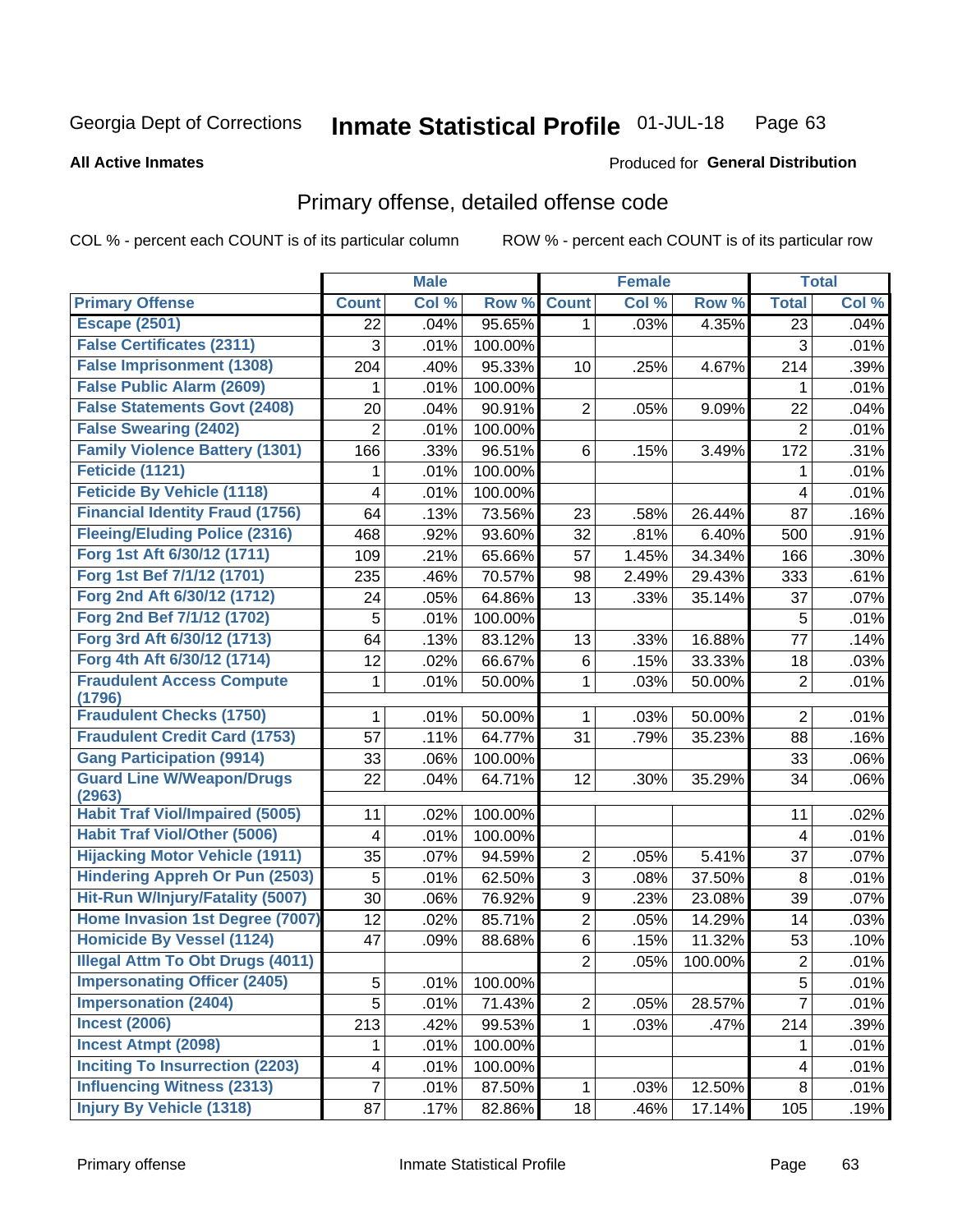# Georgia Dept of Corrections — Inmate Statistical Profile 01-JUL-18

**All Active Inmates**

Produced for **General Distribution**

## Primary offense, detailed offense code

COL % - percent each COUNT is of its particular column

ROW % - percent each COUNT is of its particular row

| | Male | | | Female | | | Total | |
|---|---|---|---|---|---|---|---|---|
| **Primary Offense** | **Count** | **Col %** | **Row %** | **Count** | **Col %** | **Row %** | **Total** | **Col %** |
| Escape (2501) | 22 | .04% | 95.65% | 1 | .03% | 4.35% | 23 | .04% |
| False Certificates (2311) | 3 | .01% | 100.00% | | | | 3 | .01% |
| False Imprisonment (1308) | 204 | .40% | 95.33% | 10 | .25% | 4.67% | 214 | .39% |
| False Public Alarm (2609) | 1 | .01% | 100.00% | | | | 1 | .01% |
| False Statements Govt (2408) | 20 | .04% | 90.91% | 2 | .05% | 9.09% | 22 | .04% |
| False Swearing (2402) | 2 | .01% | 100.00% | | | | 2 | .01% |
| Family Violence Battery (1301) | 166 | .33% | 96.51% | 6 | .15% | 3.49% | 172 | .31% |
| Feticide (1121) | 1 | .01% | 100.00% | | | | 1 | .01% |
| Feticide By Vehicle (1118) | 4 | .01% | 100.00% | | | | 4 | .01% |
| Financial Identity Fraud (1756) | 64 | .13% | 73.56% | 23 | .58% | 26.44% | 87 | .16% |
| Fleeing/Eluding Police (2316) | 468 | .92% | 93.60% | 32 | .81% | 6.40% | 500 | .91% |
| Forg 1st Aft 6/30/12 (1711) | 109 | .21% | 65.66% | 57 | 1.45% | 34.34% | 166 | .30% |
| Forg 1st Bef 7/1/12 (1701) | 235 | .46% | 70.57% | 98 | 2.49% | 29.43% | 333 | .61% |
| Forg 2nd Aft 6/30/12 (1712) | 24 | .05% | 64.86% | 13 | .33% | 35.14% | 37 | .07% |
| Forg 2nd Bef 7/1/12 (1702) | 5 | .01% | 100.00% | | | | 5 | .01% |
| Forg 3rd Aft 6/30/12 (1713) | 64 | .13% | 83.12% | 13 | .33% | 16.88% | 77 | .14% |
| Forg 4th Aft 6/30/12 (1714) | 12 | .02% | 66.67% | 6 | .15% | 33.33% | 18 | .03% |
| Fraudulent Access Compute (1796) | 1 | .01% | 50.00% | 1 | .03% | 50.00% | 2 | .01% |
| Fraudulent Checks (1750) | 1 | .01% | 50.00% | 1 | .03% | 50.00% | 2 | .01% |
| Fraudulent Credit Card (1753) | 57 | .11% | 64.77% | 31 | .79% | 35.23% | 88 | .16% |
| Gang Participation (9914) | 33 | .06% | 100.00% | | | | 33 | .06% |
| Guard Line W/Weapon/Drugs (2963) | 22 | .04% | 64.71% | 12 | .30% | 35.29% | 34 | .06% |
| Habit Traf Viol/Impaired (5005) | 11 | .02% | 100.00% | | | | 11 | .02% |
| Habit Traf Viol/Other (5006) | 4 | .01% | 100.00% | | | | 4 | .01% |
| Hijacking Motor Vehicle (1911) | 35 | .07% | 94.59% | 2 | .05% | 5.41% | 37 | .07% |
| Hindering Appreh Or Pun (2503) | 5 | .01% | 62.50% | 3 | .08% | 37.50% | 8 | .01% |
| Hit-Run W/Injury/Fatality (5007) | 30 | .06% | 76.92% | 9 | .23% | 23.08% | 39 | .07% |
| Home Invasion 1st Degree (7007) | 12 | .02% | 85.71% | 2 | .05% | 14.29% | 14 | .03% |
| Homicide By Vessel (1124) | 47 | .09% | 88.68% | 6 | .15% | 11.32% | 53 | .10% |
| Illegal Attm To Obt Drugs (4011) | | | | 2 | .05% | 100.00% | 2 | .01% |
| Impersonating Officer (2405) | 5 | .01% | 100.00% | | | | 5 | .01% |
| Impersonation (2404) | 5 | .01% | 71.43% | 2 | .05% | 28.57% | 7 | .01% |
| Incest (2006) | 213 | .42% | 99.53% | 1 | .03% | .47% | 214 | .39% |
| Incest Atmpt (2098) | 1 | .01% | 100.00% | | | | 1 | .01% |
| Inciting To Insurrection (2203) | 4 | .01% | 100.00% | | | | 4 | .01% |
| Influencing Witness (2313) | 7 | .01% | 87.50% | 1 | .03% | 12.50% | 8 | .01% |
| Injury By Vehicle (1318) | 87 | .17% | 82.86% | 18 | .46% | 17.14% | 105 | .19% |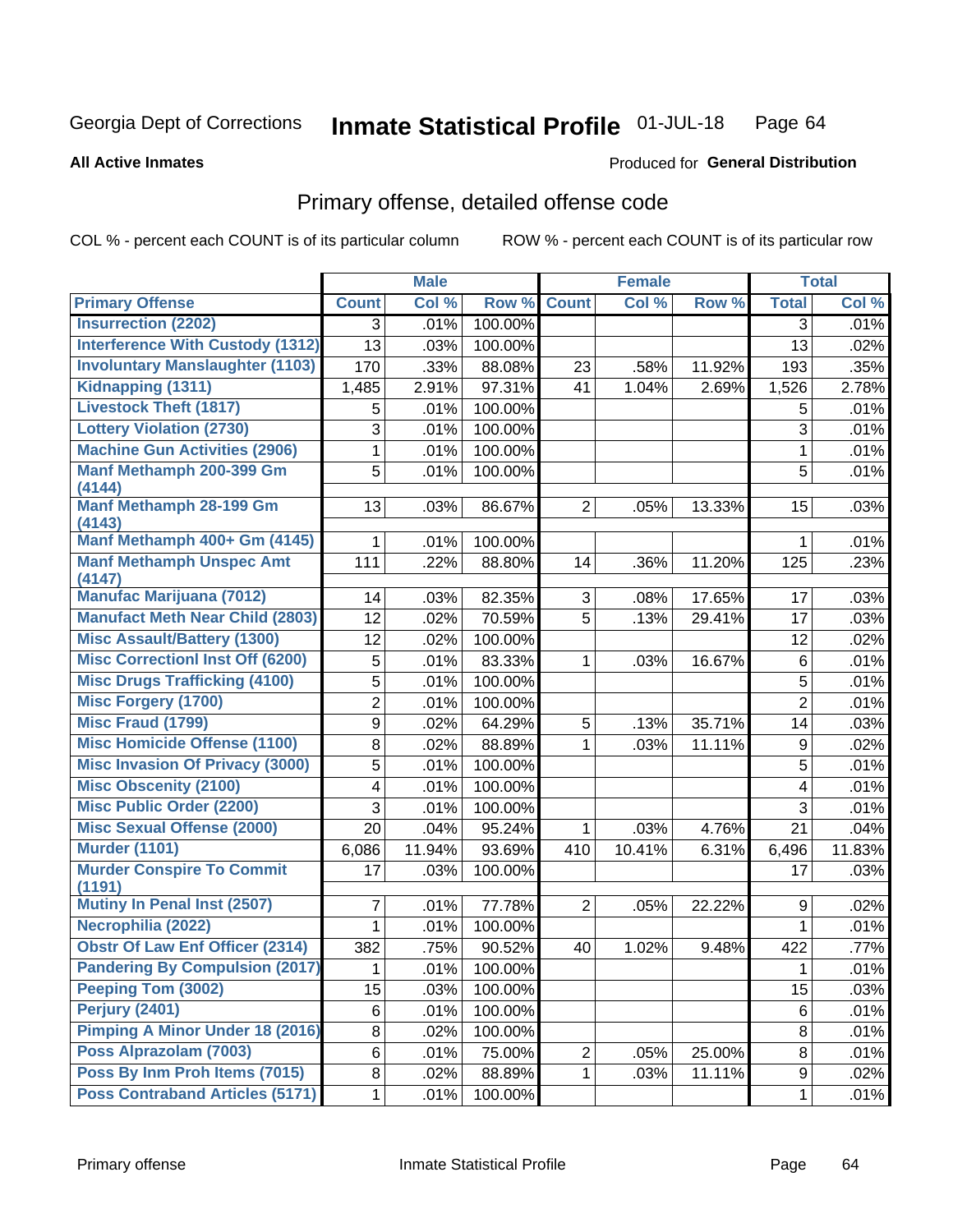Georgia Dept of Corrections **Inmate Statistical Profile** 01-JUL-18

**All Active Inmates**

Produced for **General Distribution**

## Primary offense, detailed offense code

COL % - percent each COUNT is of its particular column ROW % - percent each COUNT is of its particular row

| | Male | | | Female | | | Total | |
|---|---|---|---|---|---|---|---|---|
| **Primary Offense** | **Count** | **Col %** | **Row %** | **Count** | **Col %** | **Row %** | **Total** | **Col %** |
| Insurrection (2202) | 3 | .01% | 100.00% | | | | 3 | .01% |
| Interference With Custody (1312) | 13 | .03% | 100.00% | | | | 13 | .02% |
| Involuntary Manslaughter (1103) | 170 | .33% | 88.08% | 23 | .58% | 11.92% | 193 | .35% |
| Kidnapping (1311) | 1,485 | 2.91% | 97.31% | 41 | 1.04% | 2.69% | 1,526 | 2.78% |
| Livestock Theft (1817) | 5 | .01% | 100.00% | | | | 5 | .01% |
| Lottery Violation (2730) | 3 | .01% | 100.00% | | | | 3 | .01% |
| Machine Gun Activities (2906) | 1 | .01% | 100.00% | | | | 1 | .01% |
| Manf Methamph 200-399 Gm (4144) | 5 | .01% | 100.00% | | | | 5 | .01% |
| Manf Methamph 28-199 Gm (4143) | 13 | .03% | 86.67% | 2 | .05% | 13.33% | 15 | .03% |
| Manf Methamph 400+ Gm (4145) | 1 | .01% | 100.00% | | | | 1 | .01% |
| Manf Methamph Unspec Amt (4147) | 111 | .22% | 88.80% | 14 | .36% | 11.20% | 125 | .23% |
| Manufac Marijuana (7012) | 14 | .03% | 82.35% | 3 | .08% | 17.65% | 17 | .03% |
| Manufact Meth Near Child (2803) | 12 | .02% | 70.59% | 5 | .13% | 29.41% | 17 | .03% |
| Misc Assault/Battery (1300) | 12 | .02% | 100.00% | | | | 12 | .02% |
| Misc Correctionl Inst Off (6200) | 5 | .01% | 83.33% | 1 | .03% | 16.67% | 6 | .01% |
| Misc Drugs Trafficking (4100) | 5 | .01% | 100.00% | | | | 5 | .01% |
| Misc Forgery (1700) | 2 | .01% | 100.00% | | | | 2 | .01% |
| Misc Fraud (1799) | 9 | .02% | 64.29% | 5 | .13% | 35.71% | 14 | .03% |
| Misc Homicide Offense (1100) | 8 | .02% | 88.89% | 1 | .03% | 11.11% | 9 | .02% |
| Misc Invasion Of Privacy (3000) | 5 | .01% | 100.00% | | | | 5 | .01% |
| Misc Obscenity (2100) | 4 | .01% | 100.00% | | | | 4 | .01% |
| Misc Public Order (2200) | 3 | .01% | 100.00% | | | | 3 | .01% |
| Misc Sexual Offense (2000) | 20 | .04% | 95.24% | 1 | .03% | 4.76% | 21 | .04% |
| Murder (1101) | 6,086 | 11.94% | 93.69% | 410 | 10.41% | 6.31% | 6,496 | 11.83% |
| Murder Conspire To Commit (1191) | 17 | .03% | 100.00% | | | | 17 | .03% |
| Mutiny In Penal Inst (2507) | 7 | .01% | 77.78% | 2 | .05% | 22.22% | 9 | .02% |
| Necrophilia (2022) | 1 | .01% | 100.00% | | | | 1 | .01% |
| Obstr Of Law Enf Officer (2314) | 382 | .75% | 90.52% | 40 | 1.02% | 9.48% | 422 | .77% |
| Pandering By Compulsion (2017) | 1 | .01% | 100.00% | | | | 1 | .01% |
| Peeping Tom (3002) | 15 | .03% | 100.00% | | | | 15 | .03% |
| Perjury (2401) | 6 | .01% | 100.00% | | | | 6 | .01% |
| Pimping A Minor Under 18 (2016) | 8 | .02% | 100.00% | | | | 8 | .01% |
| Poss Alprazolam (7003) | 6 | .01% | 75.00% | 2 | .05% | 25.00% | 8 | .01% |
| Poss By Inm Proh Items (7015) | 8 | .02% | 88.89% | 1 | .03% | 11.11% | 9 | .02% |
| Poss Contraband Articles (5171) | 1 | .01% | 100.00% | | | | 1 | .01% |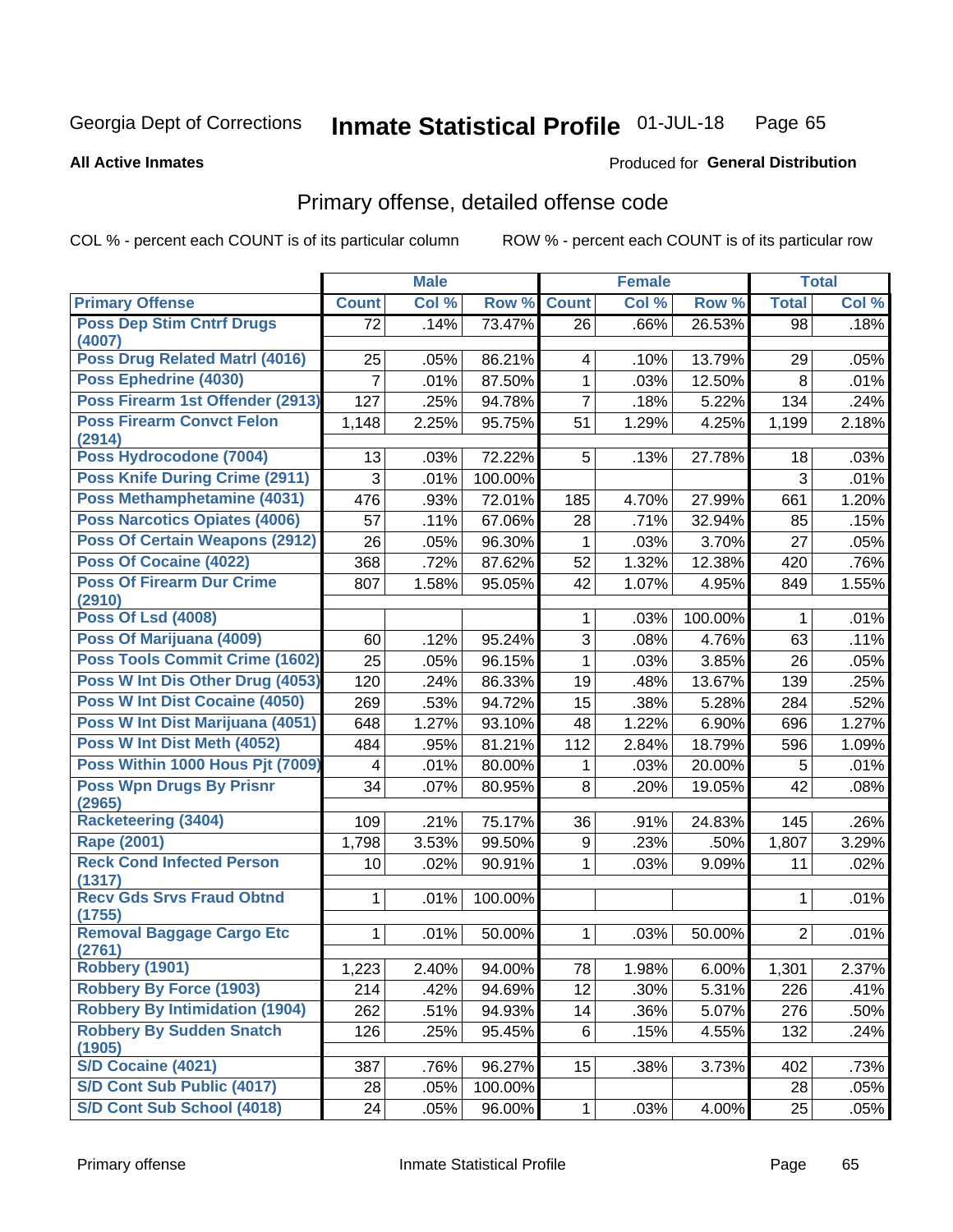Georgia Dept of Corrections **Inmate Statistical Profile** 01-JUL-18

**All Active Inmates**

Produced for **General Distribution**

## Primary offense, detailed offense code

COL % - percent each COUNT is of its particular column ROW % - percent each COUNT is of its particular row

| | Male | | | Female | | | Total | |
|---|---|---|---|---|---|---|---|---|
| Primary Offense | Count | Col % | Row % | Count | Col % | Row % | Total | Col % |
| Poss Dep Stim Cntrf Drugs (4007) | 72 | .14% | 73.47% | 26 | .66% | 26.53% | 98 | .18% |
| Poss Drug Related Matrl (4016) | 25 | .05% | 86.21% | 4 | .10% | 13.79% | 29 | .05% |
| Poss Ephedrine (4030) | 7 | .01% | 87.50% | 1 | .03% | 12.50% | 8 | .01% |
| Poss Firearm 1st Offender (2913) | 127 | .25% | 94.78% | 7 | .18% | 5.22% | 134 | .24% |
| Poss Firearm Convct Felon (2914) | 1,148 | 2.25% | 95.75% | 51 | 1.29% | 4.25% | 1,199 | 2.18% |
| Poss Hydrocodone (7004) | 13 | .03% | 72.22% | 5 | .13% | 27.78% | 18 | .03% |
| Poss Knife During Crime (2911) | 3 | .01% | 100.00% | | | | 3 | .01% |
| Poss Methamphetamine (4031) | 476 | .93% | 72.01% | 185 | 4.70% | 27.99% | 661 | 1.20% |
| Poss Narcotics Opiates (4006) | 57 | .11% | 67.06% | 28 | .71% | 32.94% | 85 | .15% |
| Poss Of Certain Weapons (2912) | 26 | .05% | 96.30% | 1 | .03% | 3.70% | 27 | .05% |
| Poss Of Cocaine (4022) | 368 | .72% | 87.62% | 52 | 1.32% | 12.38% | 420 | .76% |
| Poss Of Firearm Dur Crime (2910) | 807 | 1.58% | 95.05% | 42 | 1.07% | 4.95% | 849 | 1.55% |
| Poss Of Lsd (4008) | | | | 1 | .03% | 100.00% | 1 | .01% |
| Poss Of Marijuana (4009) | 60 | .12% | 95.24% | 3 | .08% | 4.76% | 63 | .11% |
| Poss Tools Commit Crime (1602) | 25 | .05% | 96.15% | 1 | .03% | 3.85% | 26 | .05% |
| Poss W Int Dis Other Drug (4053) | 120 | .24% | 86.33% | 19 | .48% | 13.67% | 139 | .25% |
| Poss W Int Dist Cocaine (4050) | 269 | .53% | 94.72% | 15 | .38% | 5.28% | 284 | .52% |
| Poss W Int Dist Marijuana (4051) | 648 | 1.27% | 93.10% | 48 | 1.22% | 6.90% | 696 | 1.27% |
| Poss W Int Dist Meth (4052) | 484 | .95% | 81.21% | 112 | 2.84% | 18.79% | 596 | 1.09% |
| Poss Within 1000 Hous Pjt (7009) | 4 | .01% | 80.00% | 1 | .03% | 20.00% | 5 | .01% |
| Poss Wpn Drugs By Prisnr (2965) | 34 | .07% | 80.95% | 8 | .20% | 19.05% | 42 | .08% |
| Racketeering (3404) | 109 | .21% | 75.17% | 36 | .91% | 24.83% | 145 | .26% |
| Rape (2001) | 1,798 | 3.53% | 99.50% | 9 | .23% | .50% | 1,807 | 3.29% |
| Reck Cond Infected Person (1317) | 10 | .02% | 90.91% | 1 | .03% | 9.09% | 11 | .02% |
| Recv Gds Srvs Fraud Obtnd (1755) | 1 | .01% | 100.00% | | | | 1 | .01% |
| Removal Baggage Cargo Etc (2761) | 1 | .01% | 50.00% | 1 | .03% | 50.00% | 2 | .01% |
| Robbery (1901) | 1,223 | 2.40% | 94.00% | 78 | 1.98% | 6.00% | 1,301 | 2.37% |
| Robbery By Force (1903) | 214 | .42% | 94.69% | 12 | .30% | 5.31% | 226 | .41% |
| Robbery By Intimidation (1904) | 262 | .51% | 94.93% | 14 | .36% | 5.07% | 276 | .50% |
| Robbery By Sudden Snatch (1905) | 126 | .25% | 95.45% | 6 | .15% | 4.55% | 132 | .24% |
| S/D Cocaine (4021) | 387 | .76% | 96.27% | 15 | .38% | 3.73% | 402 | .73% |
| S/D Cont Sub Public (4017) | 28 | .05% | 100.00% | | | | 28 | .05% |
| S/D Cont Sub School (4018) | 24 | .05% | 96.00% | 1 | .03% | 4.00% | 25 | .05% |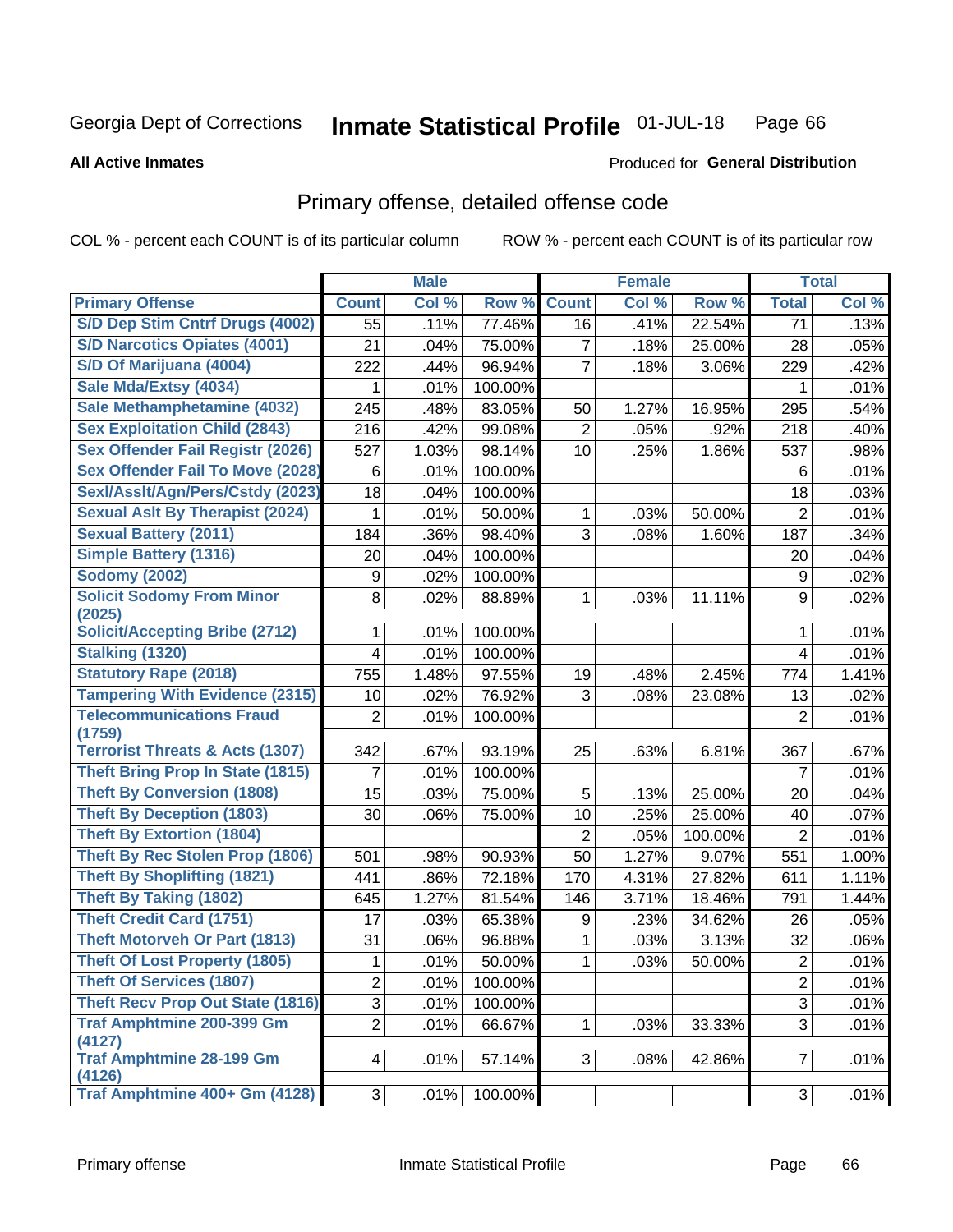Georgia Dept of Corrections **Inmate Statistical Profile** 01-JUL-18

**All Active Inmates**

Produced for **General Distribution**

## Primary offense, detailed offense code

COL % - percent each COUNT is of its particular column ROW % - percent each COUNT is of its particular row

| | Male | | | Female | | | Total | |
|---|---|---|---|---|---|---|---|---|
| **Primary Offense** | **Count** | **Col %** | **Row %** | **Count** | **Col %** | **Row %** | **Total** | **Col %** |
| S/D Dep Stim Cntrf Drugs (4002) | 55 | .11% | 77.46% | 16 | .41% | 22.54% | 71 | .13% |
| S/D Narcotics Opiates (4001) | 21 | .04% | 75.00% | 7 | .18% | 25.00% | 28 | .05% |
| S/D Of Marijuana (4004) | 222 | .44% | 96.94% | 7 | .18% | 3.06% | 229 | .42% |
| Sale Mda/Extsy (4034) | 1 | .01% | 100.00% | | | | 1 | .01% |
| Sale Methamphetamine (4032) | 245 | .48% | 83.05% | 50 | 1.27% | 16.95% | 295 | .54% |
| Sex Exploitation Child (2843) | 216 | .42% | 99.08% | 2 | .05% | .92% | 218 | .40% |
| Sex Offender Fail Registr (2026) | 527 | 1.03% | 98.14% | 10 | .25% | 1.86% | 537 | .98% |
| Sex Offender Fail To Move (2028) | 6 | .01% | 100.00% | | | | 6 | .01% |
| Sexl/Asslt/Agn/Pers/Cstdy (2023) | 18 | .04% | 100.00% | | | | 18 | .03% |
| Sexual Aslt By Therapist (2024) | 1 | .01% | 50.00% | 1 | .03% | 50.00% | 2 | .01% |
| Sexual Battery (2011) | 184 | .36% | 98.40% | 3 | .08% | 1.60% | 187 | .34% |
| Simple Battery (1316) | 20 | .04% | 100.00% | | | | 20 | .04% |
| Sodomy (2002) | 9 | .02% | 100.00% | | | | 9 | .02% |
| Solicit Sodomy From Minor (2025) | 8 | .02% | 88.89% | 1 | .03% | 11.11% | 9 | .02% |
| Solicit/Accepting Bribe (2712) | 1 | .01% | 100.00% | | | | 1 | .01% |
| Stalking (1320) | 4 | .01% | 100.00% | | | | 4 | .01% |
| Statutory Rape (2018) | 755 | 1.48% | 97.55% | 19 | .48% | 2.45% | 774 | 1.41% |
| Tampering With Evidence (2315) | 10 | .02% | 76.92% | 3 | .08% | 23.08% | 13 | .02% |
| Telecommunications Fraud (1759) | 2 | .01% | 100.00% | | | | 2 | .01% |
| Terrorist Threats & Acts (1307) | 342 | .67% | 93.19% | 25 | .63% | 6.81% | 367 | .67% |
| Theft Bring Prop In State (1815) | 7 | .01% | 100.00% | | | | 7 | .01% |
| Theft By Conversion (1808) | 15 | .03% | 75.00% | 5 | .13% | 25.00% | 20 | .04% |
| Theft By Deception (1803) | 30 | .06% | 75.00% | 10 | .25% | 25.00% | 40 | .07% |
| Theft By Extortion (1804) | | | | 2 | .05% | 100.00% | 2 | .01% |
| Theft By Rec Stolen Prop (1806) | 501 | .98% | 90.93% | 50 | 1.27% | 9.07% | 551 | 1.00% |
| Theft By Shoplifting (1821) | 441 | .86% | 72.18% | 170 | 4.31% | 27.82% | 611 | 1.11% |
| Theft By Taking (1802) | 645 | 1.27% | 81.54% | 146 | 3.71% | 18.46% | 791 | 1.44% |
| Theft Credit Card (1751) | 17 | .03% | 65.38% | 9 | .23% | 34.62% | 26 | .05% |
| Theft Motorveh Or Part (1813) | 31 | .06% | 96.88% | 1 | .03% | 3.13% | 32 | .06% |
| Theft Of Lost Property (1805) | 1 | .01% | 50.00% | 1 | .03% | 50.00% | 2 | .01% |
| Theft Of Services (1807) | 2 | .01% | 100.00% | | | | 2 | .01% |
| Theft Recv Prop Out State (1816) | 3 | .01% | 100.00% | | | | 3 | .01% |
| Traf Amphtmine 200-399 Gm (4127) | 2 | .01% | 66.67% | 1 | .03% | 33.33% | 3 | .01% |
| Traf Amphtmine 28-199 Gm (4126) | 4 | .01% | 57.14% | 3 | .08% | 42.86% | 7 | .01% |
| Traf Amphtmine 400+ Gm (4128) | 3 | .01% | 100.00% | | | | 3 | .01% |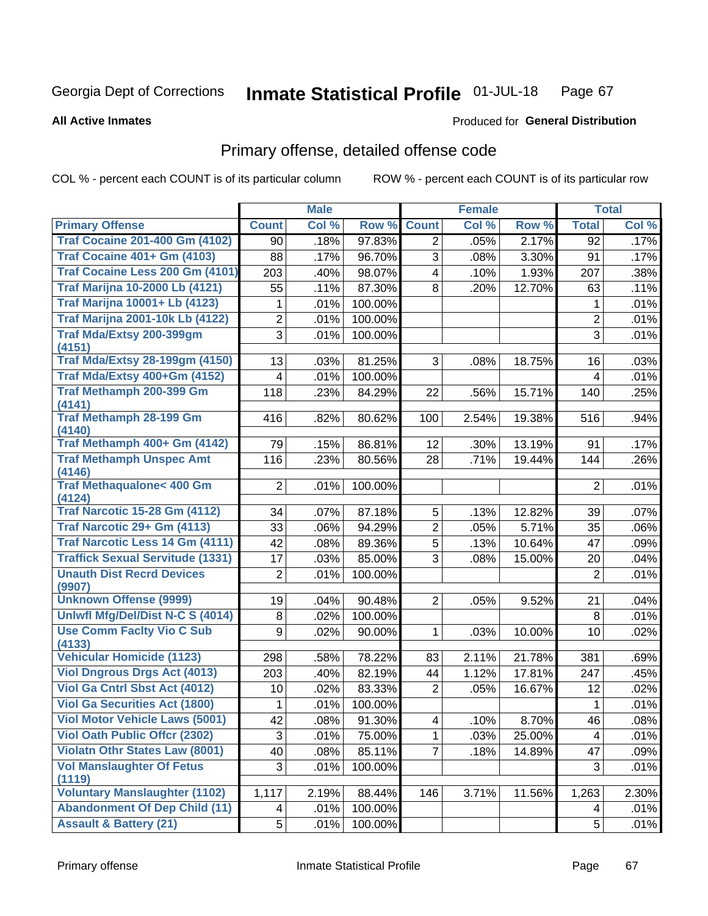Georgia Dept of Corrections **Inmate Statistical Profile** 01-JUL-18

**All Active Inmates**

Produced for **General Distribution**

## Primary offense, detailed offense code

COL % - percent each COUNT is of its particular column ROW % - percent each COUNT is of its particular row

| | Male | | | Female | | | Total | |
|---|---|---|---|---|---|---|---|---|
| **Primary Offense** | **Count** | **Col %** | **Row %** | **Count** | **Col %** | **Row %** | **Total** | **Col %** |
| Traf Cocaine 201-400 Gm (4102) | 90 | .18% | 97.83% | 2 | .05% | 2.17% | 92 | .17% |
| Traf Cocaine 401+ Gm (4103) | 88 | .17% | 96.70% | 3 | .08% | 3.30% | 91 | .17% |
| Traf Cocaine Less 200 Gm (4101) | 203 | .40% | 98.07% | 4 | .10% | 1.93% | 207 | .38% |
| Traf Marijna 10-2000 Lb (4121) | 55 | .11% | 87.30% | 8 | .20% | 12.70% | 63 | .11% |
| Traf Marijna 10001+ Lb (4123) | 1 | .01% | 100.00% | | | | 1 | .01% |
| Traf Marijna 2001-10k Lb (4122) | 2 | .01% | 100.00% | | | | 2 | .01% |
| Traf Mda/Extsy 200-399gm (4151) | 3 | .01% | 100.00% | | | | 3 | .01% |
| Traf Mda/Extsy 28-199gm (4150) | 13 | .03% | 81.25% | 3 | .08% | 18.75% | 16 | .03% |
| Traf Mda/Extsy 400+Gm (4152) | 4 | .01% | 100.00% | | | | 4 | .01% |
| Traf Methamph 200-399 Gm (4141) | 118 | .23% | 84.29% | 22 | .56% | 15.71% | 140 | .25% |
| Traf Methamph 28-199 Gm (4140) | 416 | .82% | 80.62% | 100 | 2.54% | 19.38% | 516 | .94% |
| Traf Methamph 400+ Gm (4142) | 79 | .15% | 86.81% | 12 | .30% | 13.19% | 91 | .17% |
| Traf Methamph Unspec Amt (4146) | 116 | .23% | 80.56% | 28 | .71% | 19.44% | 144 | .26% |
| Traf Methaqualone< 400 Gm (4124) | 2 | .01% | 100.00% | | | | 2 | .01% |
| Traf Narcotic 15-28 Gm (4112) | 34 | .07% | 87.18% | 5 | .13% | 12.82% | 39 | .07% |
| Traf Narcotic 29+ Gm (4113) | 33 | .06% | 94.29% | 2 | .05% | 5.71% | 35 | .06% |
| Traf Narcotic Less 14 Gm (4111) | 42 | .08% | 89.36% | 5 | .13% | 10.64% | 47 | .09% |
| Traffick Sexual Servitude (1331) | 17 | .03% | 85.00% | 3 | .08% | 15.00% | 20 | .04% |
| Unauth Dist Recrd Devices (9907) | 2 | .01% | 100.00% | | | | 2 | .01% |
| Unknown Offense (9999) | 19 | .04% | 90.48% | 2 | .05% | 9.52% | 21 | .04% |
| Unlwfl Mfg/Del/Dist N-C S (4014) | 8 | .02% | 100.00% | | | | 8 | .01% |
| Use Comm Faclty Vio C Sub (4133) | 9 | .02% | 90.00% | 1 | .03% | 10.00% | 10 | .02% |
| Vehicular Homicide (1123) | 298 | .58% | 78.22% | 83 | 2.11% | 21.78% | 381 | .69% |
| Viol Dngrous Drgs Act (4013) | 203 | .40% | 82.19% | 44 | 1.12% | 17.81% | 247 | .45% |
| Viol Ga Cntrl Sbst Act (4012) | 10 | .02% | 83.33% | 2 | .05% | 16.67% | 12 | .02% |
| Viol Ga Securities Act (1800) | 1 | .01% | 100.00% | | | | 1 | .01% |
| Viol Motor Vehicle Laws (5001) | 42 | .08% | 91.30% | 4 | .10% | 8.70% | 46 | .08% |
| Viol Oath Public Offcr (2302) | 3 | .01% | 75.00% | 1 | .03% | 25.00% | 4 | .01% |
| Violatn Othr States Law (8001) | 40 | .08% | 85.11% | 7 | .18% | 14.89% | 47 | .09% |
| Vol Manslaughter Of Fetus (1119) | 3 | .01% | 100.00% | | | | 3 | .01% |
| Voluntary Manslaughter (1102) | 1,117 | 2.19% | 88.44% | 146 | 3.71% | 11.56% | 1,263 | 2.30% |
| Abandonment Of Dep Child (11) | 4 | .01% | 100.00% | | | | 4 | .01% |
| Assault & Battery (21) | 5 | .01% | 100.00% | | | | 5 | .01% |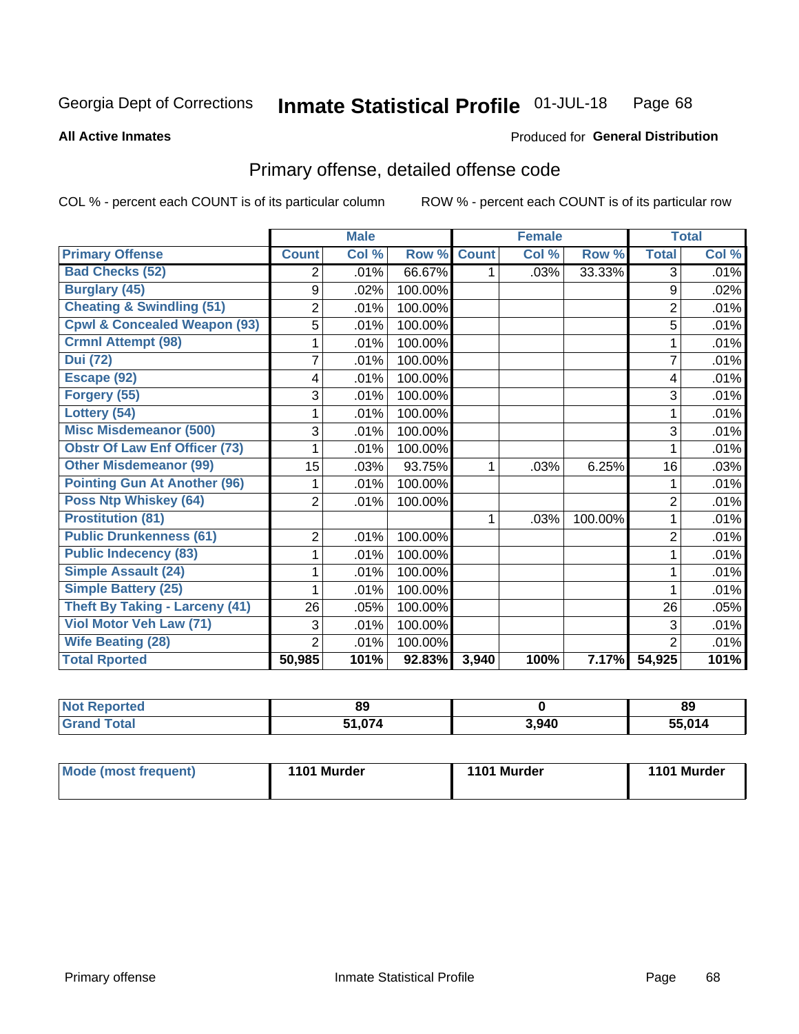Georgia Dept of Corrections **Inhmate Statistical Profile** 01-JUL-18 Page 68

**All Active Inmates**

Produced for **General Distribution**

## Primary offense, detailed offense code

COL % - percent each COUNT is of its particular column

ROW % - percent each COUNT is of its particular row

| | Male | | | Female | | | Total | |
|---|---|---|---|---|---|---|---|---|
| **Primary Offense** | **Count** | **Col %** | **Row %** | **Count** | **Col %** | **Row %** | **Total** | **Col %** |
| **Bad Checks (52)** | 2 | .01% | 66.67% | 1 | .03% | 33.33% | 3 | .01% |
| **Burglary (45)** | 9 | .02% | 100.00% | | | | 9 | .02% |
| **Cheating & Swindling (51)** | 2 | .01% | 100.00% | | | | 2 | .01% |
| **Cpwl & Concealed Weapon (93)** | 5 | .01% | 100.00% | | | | 5 | .01% |
| **Crmnl Attempt (98)** | 1 | .01% | 100.00% | | | | 1 | .01% |
| **Dui (72)** | 7 | .01% | 100.00% | | | | 7 | .01% |
| **Escape (92)** | 4 | .01% | 100.00% | | | | 4 | .01% |
| **Forgery (55)** | 3 | .01% | 100.00% | | | | 3 | .01% |
| **Lottery (54)** | 1 | .01% | 100.00% | | | | 1 | .01% |
| **Misc Misdemeanor (500)** | 3 | .01% | 100.00% | | | | 3 | .01% |
| **Obstr Of Law Enf Officer (73)** | 1 | .01% | 100.00% | | | | 1 | .01% |
| **Other Misdemeanor (99)** | 15 | .03% | 93.75% | 1 | .03% | 6.25% | 16 | .03% |
| **Pointing Gun At Another (96)** | 1 | .01% | 100.00% | | | | 1 | .01% |
| **Poss Ntp Whiskey (64)** | 2 | .01% | 100.00% | | | | 2 | .01% |
| **Prostitution (81)** | | | | 1 | .03% | 100.00% | 1 | .01% |
| **Public Drunkenness (61)** | 2 | .01% | 100.00% | | | | 2 | .01% |
| **Public Indecency (83)** | 1 | .01% | 100.00% | | | | 1 | .01% |
| **Simple Assault (24)** | 1 | .01% | 100.00% | | | | 1 | .01% |
| **Simple Battery (25)** | 1 | .01% | 100.00% | | | | 1 | .01% |
| **Theft By Taking - Larceny (41)** | 26 | .05% | 100.00% | | | | 26 | .05% |
| **Viol Motor Veh Law (71)** | 3 | .01% | 100.00% | | | | 3 | .01% |
| **Wife Beating (28)** | 2 | .01% | 100.00% | | | | 2 | .01% |
| **Total Rported** | **50,985** | **101%** | **92.83%** | **3,940** | **100%** | **7.17%** | **54,925** | **101%** |

| | Male | Female | Total |
|---|---|---|---|
| **Not Reported** | **89** | **0** | **89** |
| **Grand Total** | **51,074** | **3,940** | **55,014** |

| | Male | Female | Total |
|---|---|---|---|
| **Mode (most frequent)** | **1101 Murder** | **1101 Murder** | **1101 Murder** |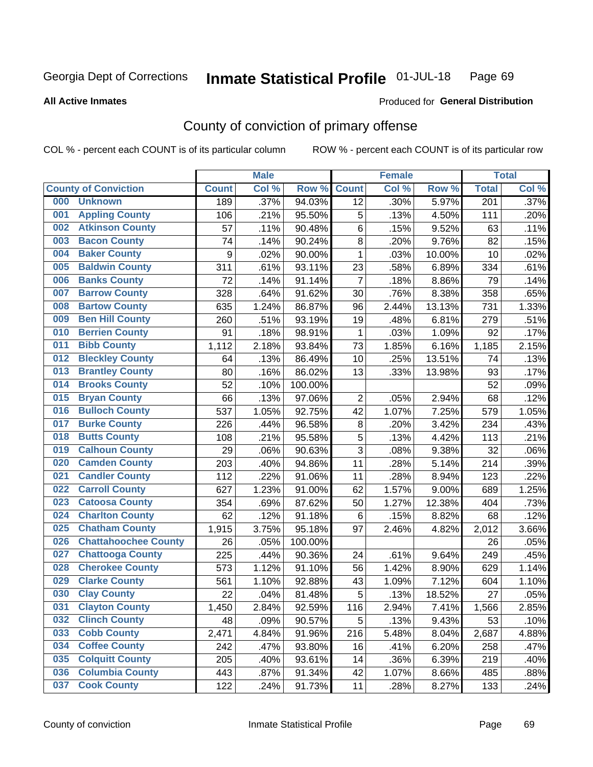Georgia Dept of Corrections **Inmate Statistical Profile** 01-JUL-18

**All Active Inmates**

Produced for **General Distribution**

## County of conviction of primary offense

COL % - percent each COUNT is of its particular column ROW % - percent each COUNT is of its particular row

| County of Conviction | Male | | | Female | | | Total | |
|---|---|---|---|---|---|---|---|---|
| | Count | Col % | Row % | Count | Col % | Row % | Total | Col % |
| 000 Unknown | 189 | .37% | 94.03% | 12 | .30% | 5.97% | 201 | .37% |
| 001 Appling County | 106 | .21% | 95.50% | 5 | .13% | 4.50% | 111 | .20% |
| 002 Atkinson County | 57 | .11% | 90.48% | 6 | .15% | 9.52% | 63 | .11% |
| 003 Bacon County | 74 | .14% | 90.24% | 8 | .20% | 9.76% | 82 | .15% |
| 004 Baker County | 9 | .02% | 90.00% | 1 | .03% | 10.00% | 10 | .02% |
| 005 Baldwin County | 311 | .61% | 93.11% | 23 | .58% | 6.89% | 334 | .61% |
| 006 Banks County | 72 | .14% | 91.14% | 7 | .18% | 8.86% | 79 | .14% |
| 007 Barrow County | 328 | .64% | 91.62% | 30 | .76% | 8.38% | 358 | .65% |
| 008 Bartow County | 635 | 1.24% | 86.87% | 96 | 2.44% | 13.13% | 731 | 1.33% |
| 009 Ben Hill County | 260 | .51% | 93.19% | 19 | .48% | 6.81% | 279 | .51% |
| 010 Berrien County | 91 | .18% | 98.91% | 1 | .03% | 1.09% | 92 | .17% |
| 011 Bibb County | 1,112 | 2.18% | 93.84% | 73 | 1.85% | 6.16% | 1,185 | 2.15% |
| 012 Bleckley County | 64 | .13% | 86.49% | 10 | .25% | 13.51% | 74 | .13% |
| 013 Brantley County | 80 | .16% | 86.02% | 13 | .33% | 13.98% | 93 | .17% |
| 014 Brooks County | 52 | .10% | 100.00% | | | | 52 | .09% |
| 015 Bryan County | 66 | .13% | 97.06% | 2 | .05% | 2.94% | 68 | .12% |
| 016 Bulloch County | 537 | 1.05% | 92.75% | 42 | 1.07% | 7.25% | 579 | 1.05% |
| 017 Burke County | 226 | .44% | 96.58% | 8 | .20% | 3.42% | 234 | .43% |
| 018 Butts County | 108 | .21% | 95.58% | 5 | .13% | 4.42% | 113 | .21% |
| 019 Calhoun County | 29 | .06% | 90.63% | 3 | .08% | 9.38% | 32 | .06% |
| 020 Camden County | 203 | .40% | 94.86% | 11 | .28% | 5.14% | 214 | .39% |
| 021 Candler County | 112 | .22% | 91.06% | 11 | .28% | 8.94% | 123 | .22% |
| 022 Carroll County | 627 | 1.23% | 91.00% | 62 | 1.57% | 9.00% | 689 | 1.25% |
| 023 Catoosa County | 354 | .69% | 87.62% | 50 | 1.27% | 12.38% | 404 | .73% |
| 024 Charlton County | 62 | .12% | 91.18% | 6 | .15% | 8.82% | 68 | .12% |
| 025 Chatham County | 1,915 | 3.75% | 95.18% | 97 | 2.46% | 4.82% | 2,012 | 3.66% |
| 026 Chattahoochee County | 26 | .05% | 100.00% | | | | 26 | .05% |
| 027 Chattooga County | 225 | .44% | 90.36% | 24 | .61% | 9.64% | 249 | .45% |
| 028 Cherokee County | 573 | 1.12% | 91.10% | 56 | 1.42% | 8.90% | 629 | 1.14% |
| 029 Clarke County | 561 | 1.10% | 92.88% | 43 | 1.09% | 7.12% | 604 | 1.10% |
| 030 Clay County | 22 | .04% | 81.48% | 5 | .13% | 18.52% | 27 | .05% |
| 031 Clayton County | 1,450 | 2.84% | 92.59% | 116 | 2.94% | 7.41% | 1,566 | 2.85% |
| 032 Clinch County | 48 | .09% | 90.57% | 5 | .13% | 9.43% | 53 | .10% |
| 033 Cobb County | 2,471 | 4.84% | 91.96% | 216 | 5.48% | 8.04% | 2,687 | 4.88% |
| 034 Coffee County | 242 | .47% | 93.80% | 16 | .41% | 6.20% | 258 | .47% |
| 035 Colquitt County | 205 | .40% | 93.61% | 14 | .36% | 6.39% | 219 | .40% |
| 036 Columbia County | 443 | .87% | 91.34% | 42 | 1.07% | 8.66% | 485 | .88% |
| 037 Cook County | 122 | .24% | 91.73% | 11 | .28% | 8.27% | 133 | .24% |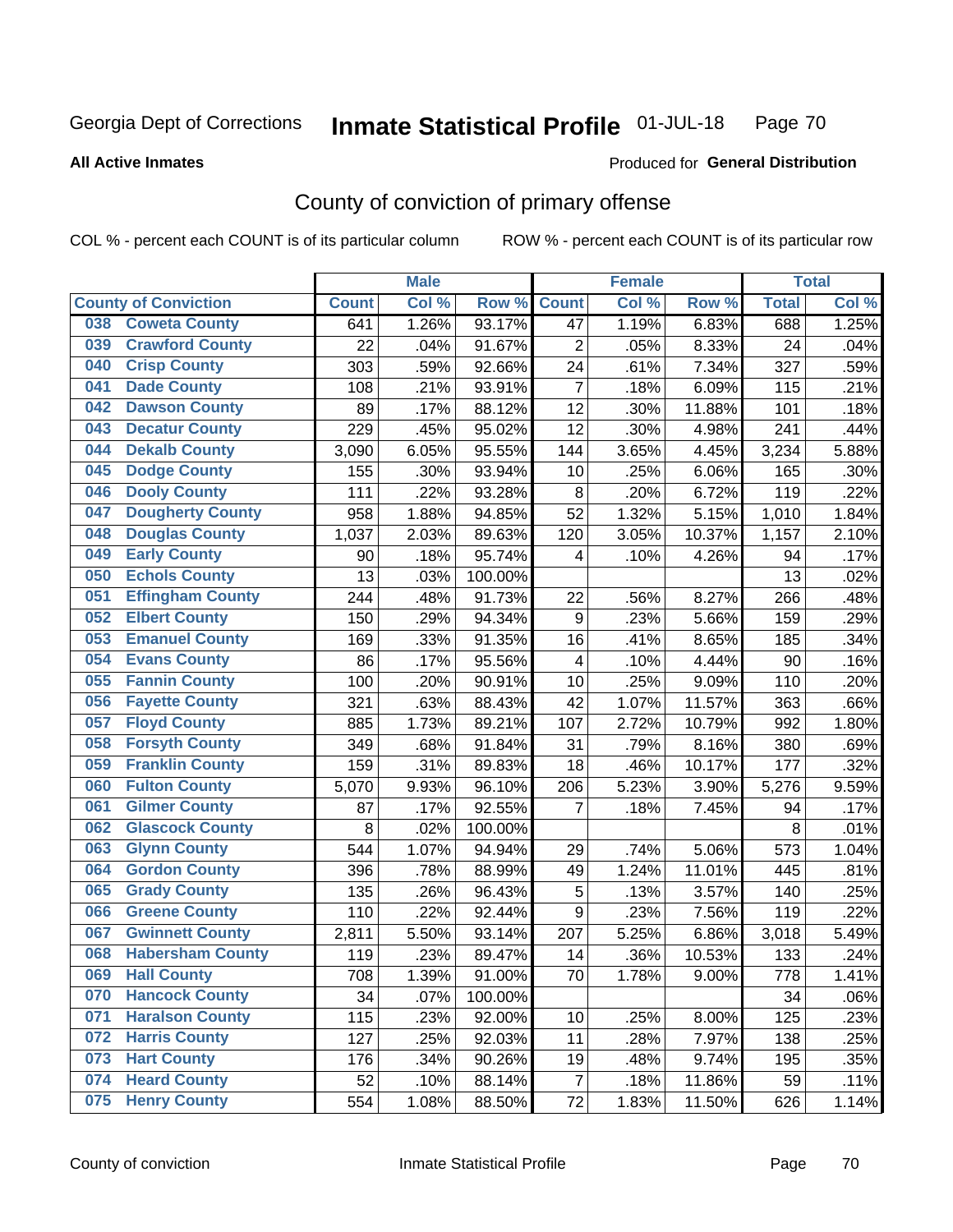Georgia Dept of Corrections **Inmate Statistical Profile** 01-JUL-18

**All Active Inmates**

Produced for **General Distribution**

## County of conviction of primary offense

COL % - percent each COUNT is of its particular column

ROW % - percent each COUNT is of its particular row

| County of Conviction | Male | | | Female | | | Total | |
|---|---|---|---|---|---|---|---|---|
| | Count | Col % | Row % | Count | Col % | Row % | Total | Col % |
| 038 Coweta County | 641 | 1.26% | 93.17% | 47 | 1.19% | 6.83% | 688 | 1.25% |
| 039 Crawford County | 22 | .04% | 91.67% | 2 | .05% | 8.33% | 24 | .04% |
| 040 Crisp County | 303 | .59% | 92.66% | 24 | .61% | 7.34% | 327 | .59% |
| 041 Dade County | 108 | .21% | 93.91% | 7 | .18% | 6.09% | 115 | .21% |
| 042 Dawson County | 89 | .17% | 88.12% | 12 | .30% | 11.88% | 101 | .18% |
| 043 Decatur County | 229 | .45% | 95.02% | 12 | .30% | 4.98% | 241 | .44% |
| 044 Dekalb County | 3,090 | 6.05% | 95.55% | 144 | 3.65% | 4.45% | 3,234 | 5.88% |
| 045 Dodge County | 155 | .30% | 93.94% | 10 | .25% | 6.06% | 165 | .30% |
| 046 Dooly County | 111 | .22% | 93.28% | 8 | .20% | 6.72% | 119 | .22% |
| 047 Dougherty County | 958 | 1.88% | 94.85% | 52 | 1.32% | 5.15% | 1,010 | 1.84% |
| 048 Douglas County | 1,037 | 2.03% | 89.63% | 120 | 3.05% | 10.37% | 1,157 | 2.10% |
| 049 Early County | 90 | .18% | 95.74% | 4 | .10% | 4.26% | 94 | .17% |
| 050 Echols County | 13 | .03% | 100.00% | | | | 13 | .02% |
| 051 Effingham County | 244 | .48% | 91.73% | 22 | .56% | 8.27% | 266 | .48% |
| 052 Elbert County | 150 | .29% | 94.34% | 9 | .23% | 5.66% | 159 | .29% |
| 053 Emanuel County | 169 | .33% | 91.35% | 16 | .41% | 8.65% | 185 | .34% |
| 054 Evans County | 86 | .17% | 95.56% | 4 | .10% | 4.44% | 90 | .16% |
| 055 Fannin County | 100 | .20% | 90.91% | 10 | .25% | 9.09% | 110 | .20% |
| 056 Fayette County | 321 | .63% | 88.43% | 42 | 1.07% | 11.57% | 363 | .66% |
| 057 Floyd County | 885 | 1.73% | 89.21% | 107 | 2.72% | 10.79% | 992 | 1.80% |
| 058 Forsyth County | 349 | .68% | 91.84% | 31 | .79% | 8.16% | 380 | .69% |
| 059 Franklin County | 159 | .31% | 89.83% | 18 | .46% | 10.17% | 177 | .32% |
| 060 Fulton County | 5,070 | 9.93% | 96.10% | 206 | 5.23% | 3.90% | 5,276 | 9.59% |
| 061 Gilmer County | 87 | .17% | 92.55% | 7 | .18% | 7.45% | 94 | .17% |
| 062 Glascock County | 8 | .02% | 100.00% | | | | 8 | .01% |
| 063 Glynn County | 544 | 1.07% | 94.94% | 29 | .74% | 5.06% | 573 | 1.04% |
| 064 Gordon County | 396 | .78% | 88.99% | 49 | 1.24% | 11.01% | 445 | .81% |
| 065 Grady County | 135 | .26% | 96.43% | 5 | .13% | 3.57% | 140 | .25% |
| 066 Greene County | 110 | .22% | 92.44% | 9 | .23% | 7.56% | 119 | .22% |
| 067 Gwinnett County | 2,811 | 5.50% | 93.14% | 207 | 5.25% | 6.86% | 3,018 | 5.49% |
| 068 Habersham County | 119 | .23% | 89.47% | 14 | .36% | 10.53% | 133 | .24% |
| 069 Hall County | 708 | 1.39% | 91.00% | 70 | 1.78% | 9.00% | 778 | 1.41% |
| 070 Hancock County | 34 | .07% | 100.00% | | | | 34 | .06% |
| 071 Haralson County | 115 | .23% | 92.00% | 10 | .25% | 8.00% | 125 | .23% |
| 072 Harris County | 127 | .25% | 92.03% | 11 | .28% | 7.97% | 138 | .25% |
| 073 Hart County | 176 | .34% | 90.26% | 19 | .48% | 9.74% | 195 | .35% |
| 074 Heard County | 52 | .10% | 88.14% | 7 | .18% | 11.86% | 59 | .11% |
| 075 Henry County | 554 | 1.08% | 88.50% | 72 | 1.83% | 11.50% | 626 | 1.14% |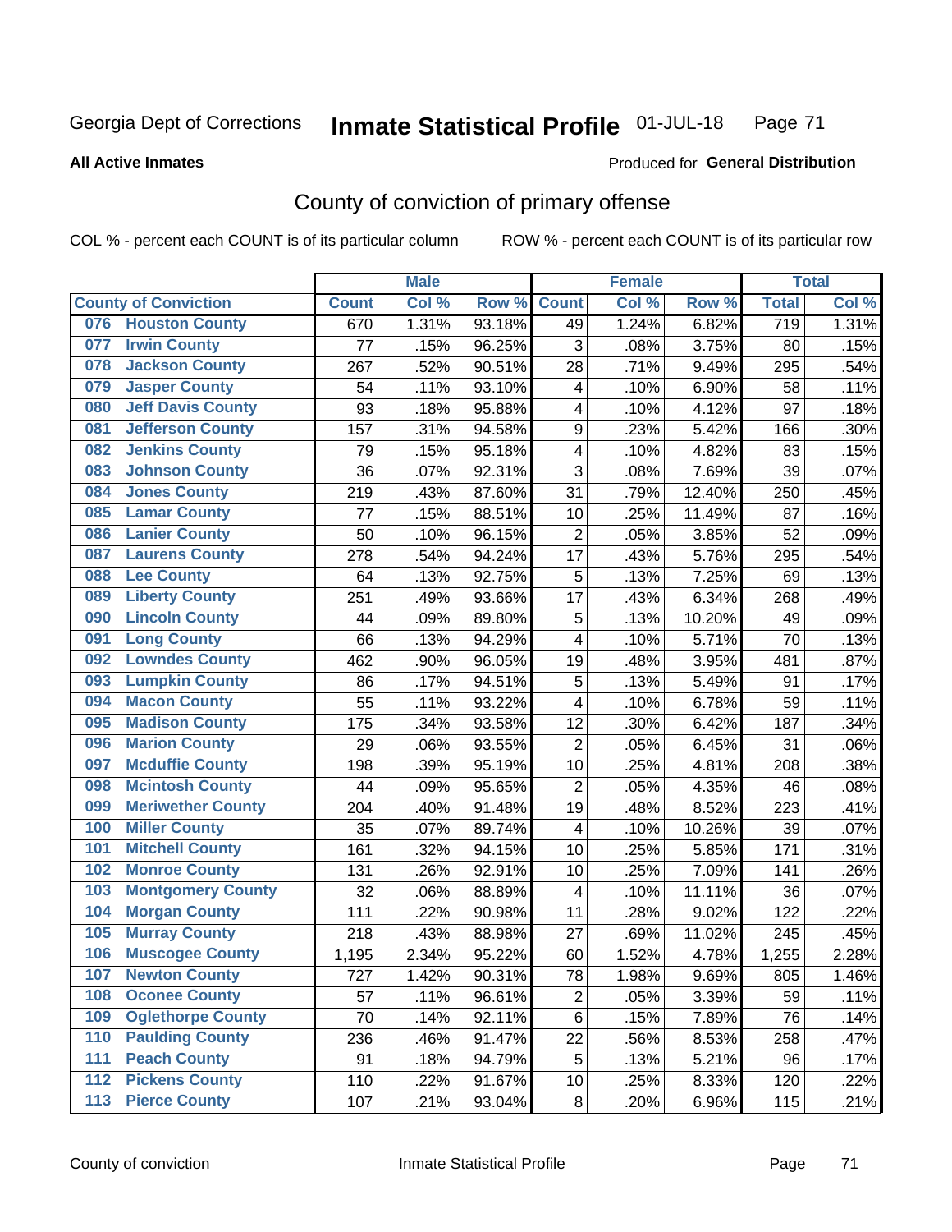Georgia Dept of Corrections **Inmate Statistical Profile** 01-JUL-18

**All Active Inmates**

Produced for **General Distribution**

## County of conviction of primary offense

COL % - percent each COUNT is of its particular column ROW % - percent each COUNT is of its particular row

| County of Conviction | Male | | | Female | | | Total | |
|---|---|---|---|---|---|---|---|---|
| | Count | Col % | Row % | Count | Col % | Row % | Total | Col % |
| 076 Houston County | 670 | 1.31% | 93.18% | 49 | 1.24% | 6.82% | 719 | 1.31% |
| 077 Irwin County | 77 | .15% | 96.25% | 3 | .08% | 3.75% | 80 | .15% |
| 078 Jackson County | 267 | .52% | 90.51% | 28 | .71% | 9.49% | 295 | .54% |
| 079 Jasper County | 54 | .11% | 93.10% | 4 | .10% | 6.90% | 58 | .11% |
| 080 Jeff Davis County | 93 | .18% | 95.88% | 4 | .10% | 4.12% | 97 | .18% |
| 081 Jefferson County | 157 | .31% | 94.58% | 9 | .23% | 5.42% | 166 | .30% |
| 082 Jenkins County | 79 | .15% | 95.18% | 4 | .10% | 4.82% | 83 | .15% |
| 083 Johnson County | 36 | .07% | 92.31% | 3 | .08% | 7.69% | 39 | .07% |
| 084 Jones County | 219 | .43% | 87.60% | 31 | .79% | 12.40% | 250 | .45% |
| 085 Lamar County | 77 | .15% | 88.51% | 10 | .25% | 11.49% | 87 | .16% |
| 086 Lanier County | 50 | .10% | 96.15% | 2 | .05% | 3.85% | 52 | .09% |
| 087 Laurens County | 278 | .54% | 94.24% | 17 | .43% | 5.76% | 295 | .54% |
| 088 Lee County | 64 | .13% | 92.75% | 5 | .13% | 7.25% | 69 | .13% |
| 089 Liberty County | 251 | .49% | 93.66% | 17 | .43% | 6.34% | 268 | .49% |
| 090 Lincoln County | 44 | .09% | 89.80% | 5 | .13% | 10.20% | 49 | .09% |
| 091 Long County | 66 | .13% | 94.29% | 4 | .10% | 5.71% | 70 | .13% |
| 092 Lowndes County | 462 | .90% | 96.05% | 19 | .48% | 3.95% | 481 | .87% |
| 093 Lumpkin County | 86 | .17% | 94.51% | 5 | .13% | 5.49% | 91 | .17% |
| 094 Macon County | 55 | .11% | 93.22% | 4 | .10% | 6.78% | 59 | .11% |
| 095 Madison County | 175 | .34% | 93.58% | 12 | .30% | 6.42% | 187 | .34% |
| 096 Marion County | 29 | .06% | 93.55% | 2 | .05% | 6.45% | 31 | .06% |
| 097 Mcduffie County | 198 | .39% | 95.19% | 10 | .25% | 4.81% | 208 | .38% |
| 098 Mcintosh County | 44 | .09% | 95.65% | 2 | .05% | 4.35% | 46 | .08% |
| 099 Meriwether County | 204 | .40% | 91.48% | 19 | .48% | 8.52% | 223 | .41% |
| 100 Miller County | 35 | .07% | 89.74% | 4 | .10% | 10.26% | 39 | .07% |
| 101 Mitchell County | 161 | .32% | 94.15% | 10 | .25% | 5.85% | 171 | .31% |
| 102 Monroe County | 131 | .26% | 92.91% | 10 | .25% | 7.09% | 141 | .26% |
| 103 Montgomery County | 32 | .06% | 88.89% | 4 | .10% | 11.11% | 36 | .07% |
| 104 Morgan County | 111 | .22% | 90.98% | 11 | .28% | 9.02% | 122 | .22% |
| 105 Murray County | 218 | .43% | 88.98% | 27 | .69% | 11.02% | 245 | .45% |
| 106 Muscogee County | 1,195 | 2.34% | 95.22% | 60 | 1.52% | 4.78% | 1,255 | 2.28% |
| 107 Newton County | 727 | 1.42% | 90.31% | 78 | 1.98% | 9.69% | 805 | 1.46% |
| 108 Oconee County | 57 | .11% | 96.61% | 2 | .05% | 3.39% | 59 | .11% |
| 109 Oglethorpe County | 70 | .14% | 92.11% | 6 | .15% | 7.89% | 76 | .14% |
| 110 Paulding County | 236 | .46% | 91.47% | 22 | .56% | 8.53% | 258 | .47% |
| 111 Peach County | 91 | .18% | 94.79% | 5 | .13% | 5.21% | 96 | .17% |
| 112 Pickens County | 110 | .22% | 91.67% | 10 | .25% | 8.33% | 120 | .22% |
| 113 Pierce County | 107 | .21% | 93.04% | 8 | .20% | 6.96% | 115 | .21% |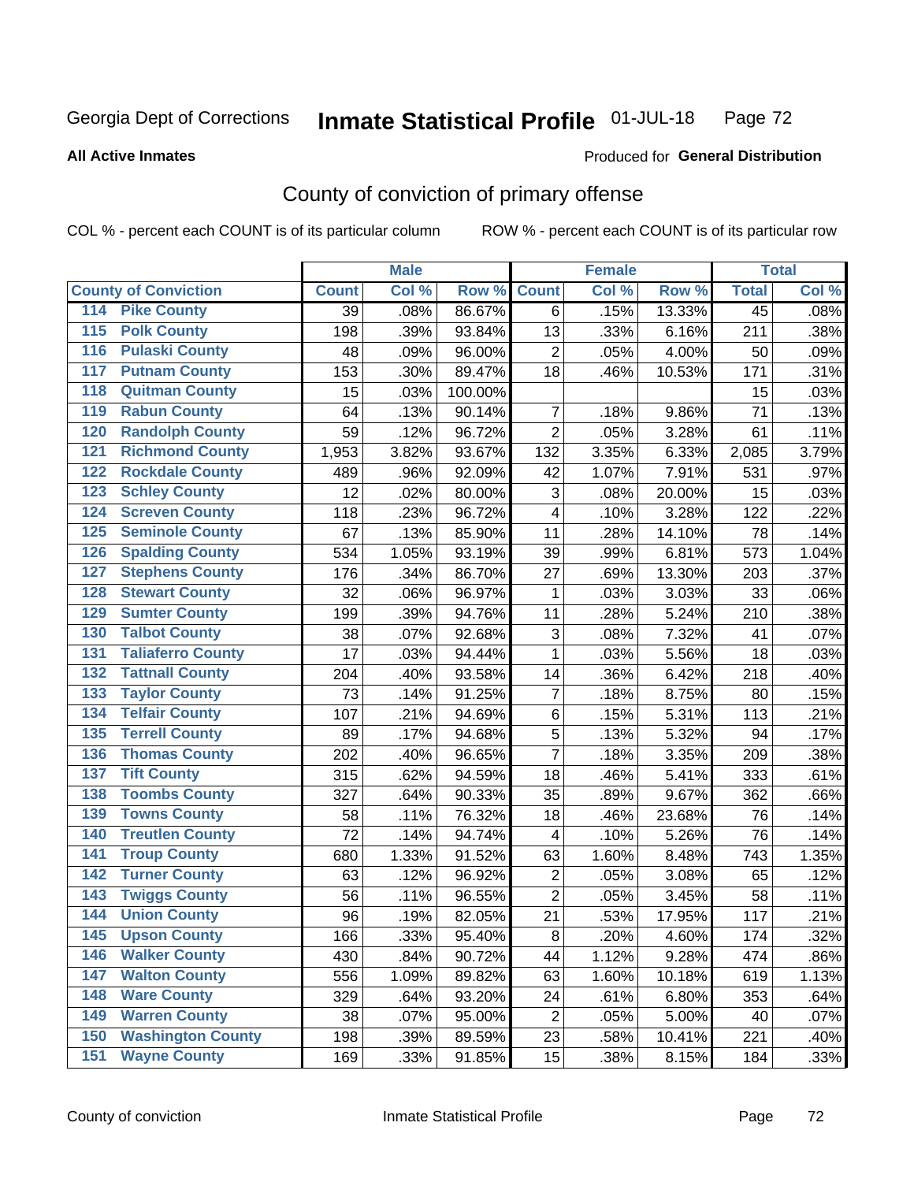Georgia Dept of Corrections **Inmate Statistical Profile** 01-JUL-18

**All Active Inmates**

Produced for **General Distribution**

## County of conviction of primary offense

COL % - percent each COUNT is of its particular column ROW % - percent each COUNT is of its particular row

| County of Conviction | Male | | | Female | | | Total | |
|---|---|---|---|---|---|---|---|---|
| | Count | Col % | Row % | Count | Col % | Row % | Total | Col % |
| 114 Pike County | 39 | .08% | 86.67% | 6 | .15% | 13.33% | 45 | .08% |
| 115 Polk County | 198 | .39% | 93.84% | 13 | .33% | 6.16% | 211 | .38% |
| 116 Pulaski County | 48 | .09% | 96.00% | 2 | .05% | 4.00% | 50 | .09% |
| 117 Putnam County | 153 | .30% | 89.47% | 18 | .46% | 10.53% | 171 | .31% |
| 118 Quitman County | 15 | .03% | 100.00% | | | | 15 | .03% |
| 119 Rabun County | 64 | .13% | 90.14% | 7 | .18% | 9.86% | 71 | .13% |
| 120 Randolph County | 59 | .12% | 96.72% | 2 | .05% | 3.28% | 61 | .11% |
| 121 Richmond County | 1,953 | 3.82% | 93.67% | 132 | 3.35% | 6.33% | 2,085 | 3.79% |
| 122 Rockdale County | 489 | .96% | 92.09% | 42 | 1.07% | 7.91% | 531 | .97% |
| 123 Schley County | 12 | .02% | 80.00% | 3 | .08% | 20.00% | 15 | .03% |
| 124 Screven County | 118 | .23% | 96.72% | 4 | .10% | 3.28% | 122 | .22% |
| 125 Seminole County | 67 | .13% | 85.90% | 11 | .28% | 14.10% | 78 | .14% |
| 126 Spalding County | 534 | 1.05% | 93.19% | 39 | .99% | 6.81% | 573 | 1.04% |
| 127 Stephens County | 176 | .34% | 86.70% | 27 | .69% | 13.30% | 203 | .37% |
| 128 Stewart County | 32 | .06% | 96.97% | 1 | .03% | 3.03% | 33 | .06% |
| 129 Sumter County | 199 | .39% | 94.76% | 11 | .28% | 5.24% | 210 | .38% |
| 130 Talbot County | 38 | .07% | 92.68% | 3 | .08% | 7.32% | 41 | .07% |
| 131 Taliaferro County | 17 | .03% | 94.44% | 1 | .03% | 5.56% | 18 | .03% |
| 132 Tattnall County | 204 | .40% | 93.58% | 14 | .36% | 6.42% | 218 | .40% |
| 133 Taylor County | 73 | .14% | 91.25% | 7 | .18% | 8.75% | 80 | .15% |
| 134 Telfair County | 107 | .21% | 94.69% | 6 | .15% | 5.31% | 113 | .21% |
| 135 Terrell County | 89 | .17% | 94.68% | 5 | .13% | 5.32% | 94 | .17% |
| 136 Thomas County | 202 | .40% | 96.65% | 7 | .18% | 3.35% | 209 | .38% |
| 137 Tift County | 315 | .62% | 94.59% | 18 | .46% | 5.41% | 333 | .61% |
| 138 Toombs County | 327 | .64% | 90.33% | 35 | .89% | 9.67% | 362 | .66% |
| 139 Towns County | 58 | .11% | 76.32% | 18 | .46% | 23.68% | 76 | .14% |
| 140 Treutlen County | 72 | .14% | 94.74% | 4 | .10% | 5.26% | 76 | .14% |
| 141 Troup County | 680 | 1.33% | 91.52% | 63 | 1.60% | 8.48% | 743 | 1.35% |
| 142 Turner County | 63 | .12% | 96.92% | 2 | .05% | 3.08% | 65 | .12% |
| 143 Twiggs County | 56 | .11% | 96.55% | 2 | .05% | 3.45% | 58 | .11% |
| 144 Union County | 96 | .19% | 82.05% | 21 | .53% | 17.95% | 117 | .21% |
| 145 Upson County | 166 | .33% | 95.40% | 8 | .20% | 4.60% | 174 | .32% |
| 146 Walker County | 430 | .84% | 90.72% | 44 | 1.12% | 9.28% | 474 | .86% |
| 147 Walton County | 556 | 1.09% | 89.82% | 63 | 1.60% | 10.18% | 619 | 1.13% |
| 148 Ware County | 329 | .64% | 93.20% | 24 | .61% | 6.80% | 353 | .64% |
| 149 Warren County | 38 | .07% | 95.00% | 2 | .05% | 5.00% | 40 | .07% |
| 150 Washington County | 198 | .39% | 89.59% | 23 | .58% | 10.41% | 221 | .40% |
| 151 Wayne County | 169 | .33% | 91.85% | 15 | .38% | 8.15% | 184 | .33% |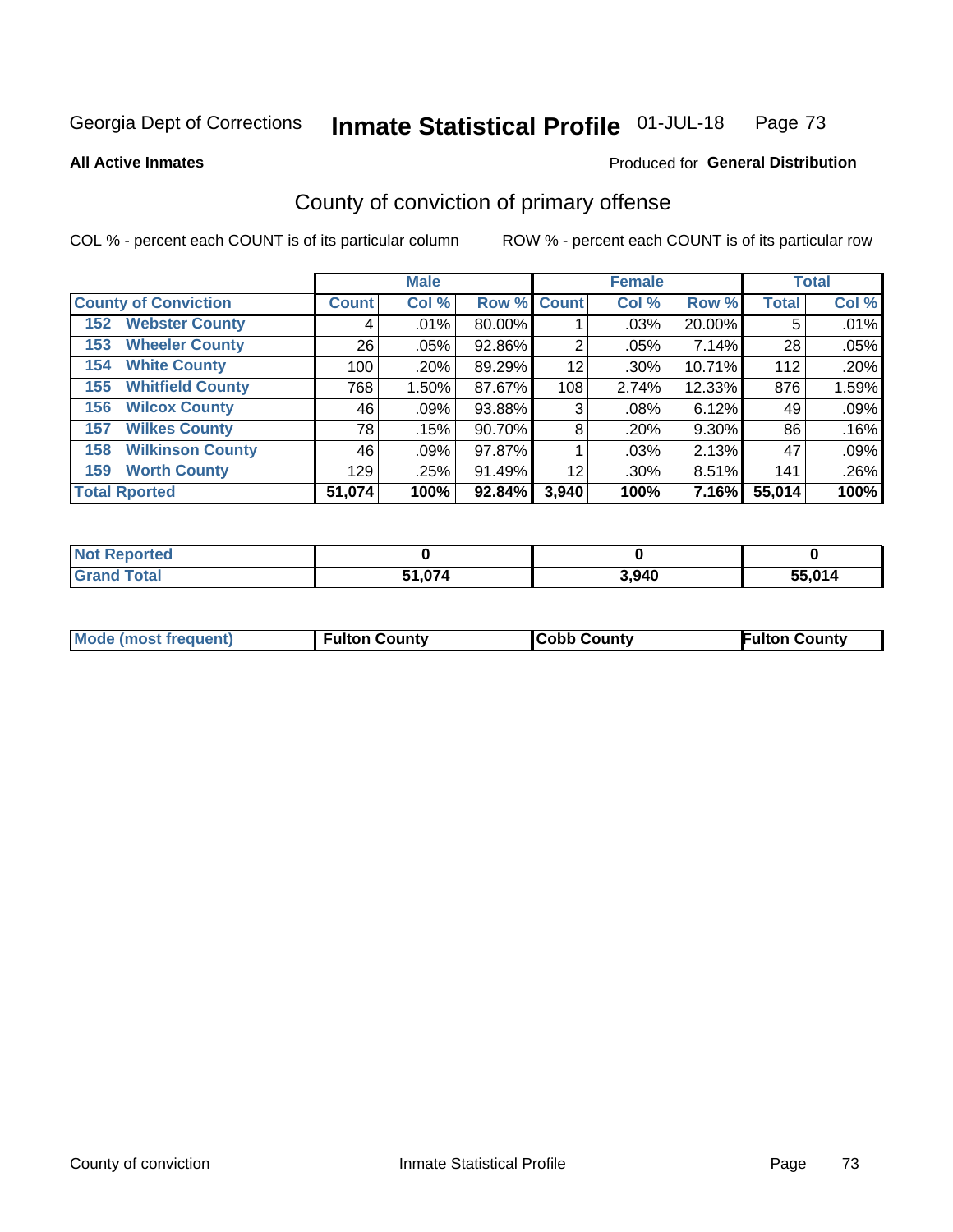Georgia Dept of Corrections **Inmate Statistical Profile** 01-JUL-18

**All Active Inmates**

Produced for **General Distribution**

## County of conviction of primary offense

COL % - percent each COUNT is of its particular column

ROW % - percent each COUNT is of its particular row

| County of Conviction | Male | | | Female | | | Total | |
|---|---|---|---|---|---|---|---|---|
| | Count | Col % | Row % | Count | Col % | Row % | Total | Col % |
| 152 Webster County | 4 | .01% | 80.00% | 1 | .03% | 20.00% | 5 | .01% |
| 153 Wheeler County | 26 | .05% | 92.86% | 2 | .05% | 7.14% | 28 | .05% |
| 154 White County | 100 | .20% | 89.29% | 12 | .30% | 10.71% | 112 | .20% |
| 155 Whitfield County | 768 | 1.50% | 87.67% | 108 | 2.74% | 12.33% | 876 | 1.59% |
| 156 Wilcox County | 46 | .09% | 93.88% | 3 | .08% | 6.12% | 49 | .09% |
| 157 Wilkes County | 78 | .15% | 90.70% | 8 | .20% | 9.30% | 86 | .16% |
| 158 Wilkinson County | 46 | .09% | 97.87% | 1 | .03% | 2.13% | 47 | .09% |
| 159 Worth County | 129 | .25% | 91.49% | 12 | .30% | 8.51% | 141 | .26% |
| **Total Rported** | **51,074** | **100%** | **92.84%** | **3,940** | **100%** | **7.16%** | **55,014** | **100%** |

| | Male | Female | Total |
|---|---|---|---|
| Not Reported | **0** | **0** | **0** |
| Grand Total | **51,074** | **3,940** | **55,014** |

| | Male | Female | Total |
|---|---|---|---|
| Mode (most frequent) | **Fulton County** | **Cobb County** | **Fulton County** |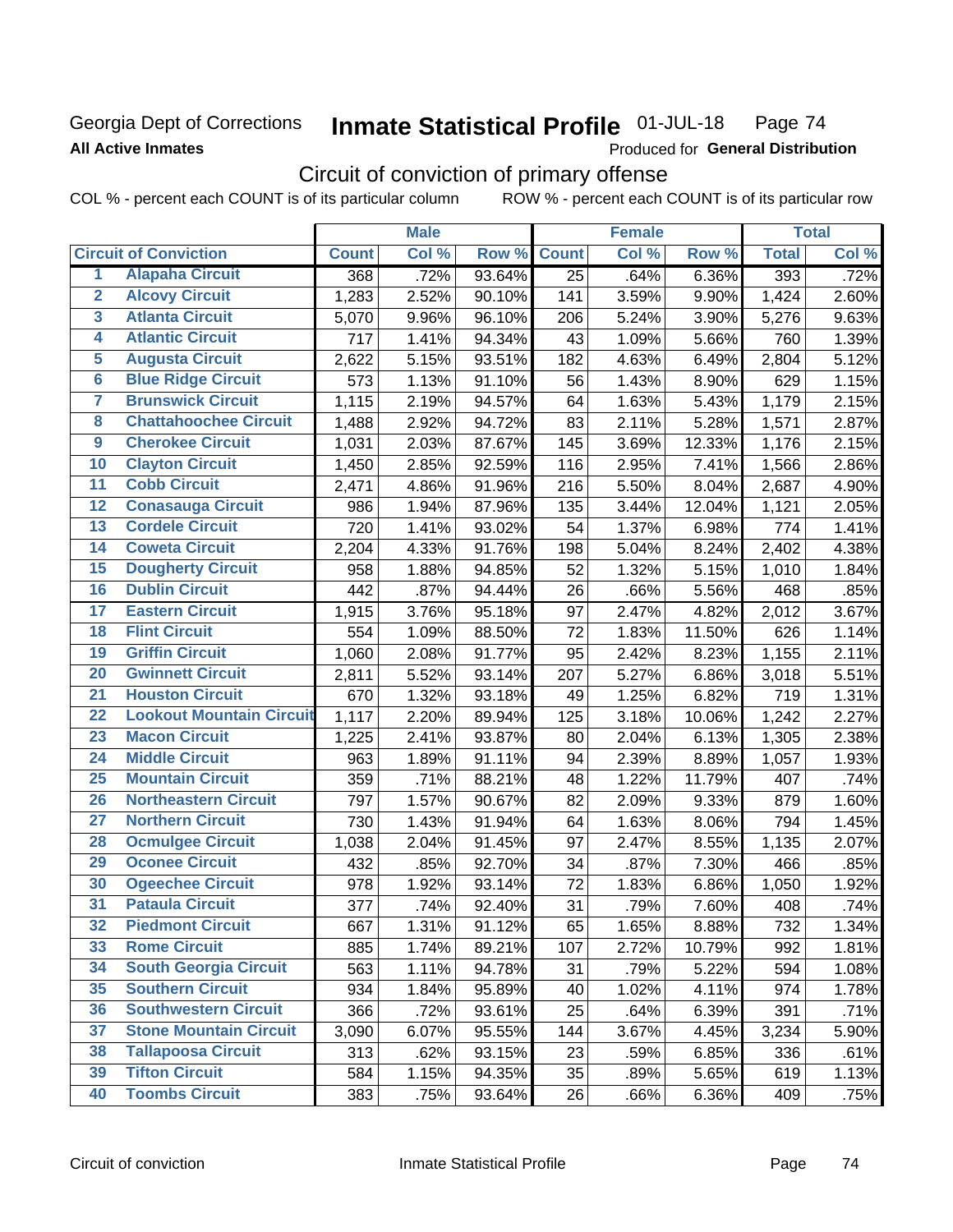Georgia Dept of Corrections **Inmate Statistical Profile** 01-JUL-18 Page 74

**All Active Inmates**

Produced for **General Distribution**

## Circuit of conviction of primary offense

COL % - percent each COUNT is of its particular column ROW % - percent each COUNT is of its particular row

| | | Male | | | Female | | | Total | |
|---|---|---|---|---|---|---|---|---|---|
| **Circuit of Conviction** | | **Count** | **Col %** | **Row %** | **Count** | **Col %** | **Row %** | **Total** | **Col %** |
| 1 | Alapaha Circuit | 368 | .72% | 93.64% | 25 | .64% | 6.36% | 393 | .72% |
| 2 | Alcovy Circuit | 1,283 | 2.52% | 90.10% | 141 | 3.59% | 9.90% | 1,424 | 2.60% |
| 3 | Atlanta Circuit | 5,070 | 9.96% | 96.10% | 206 | 5.24% | 3.90% | 5,276 | 9.63% |
| 4 | Atlantic Circuit | 717 | 1.41% | 94.34% | 43 | 1.09% | 5.66% | 760 | 1.39% |
| 5 | Augusta Circuit | 2,622 | 5.15% | 93.51% | 182 | 4.63% | 6.49% | 2,804 | 5.12% |
| 6 | Blue Ridge Circuit | 573 | 1.13% | 91.10% | 56 | 1.43% | 8.90% | 629 | 1.15% |
| 7 | Brunswick Circuit | 1,115 | 2.19% | 94.57% | 64 | 1.63% | 5.43% | 1,179 | 2.15% |
| 8 | Chattahoochee Circuit | 1,488 | 2.92% | 94.72% | 83 | 2.11% | 5.28% | 1,571 | 2.87% |
| 9 | Cherokee Circuit | 1,031 | 2.03% | 87.67% | 145 | 3.69% | 12.33% | 1,176 | 2.15% |
| 10 | Clayton Circuit | 1,450 | 2.85% | 92.59% | 116 | 2.95% | 7.41% | 1,566 | 2.86% |
| 11 | Cobb Circuit | 2,471 | 4.86% | 91.96% | 216 | 5.50% | 8.04% | 2,687 | 4.90% |
| 12 | Conasauga Circuit | 986 | 1.94% | 87.96% | 135 | 3.44% | 12.04% | 1,121 | 2.05% |
| 13 | Cordele Circuit | 720 | 1.41% | 93.02% | 54 | 1.37% | 6.98% | 774 | 1.41% |
| 14 | Coweta Circuit | 2,204 | 4.33% | 91.76% | 198 | 5.04% | 8.24% | 2,402 | 4.38% |
| 15 | Dougherty Circuit | 958 | 1.88% | 94.85% | 52 | 1.32% | 5.15% | 1,010 | 1.84% |
| 16 | Dublin Circuit | 442 | .87% | 94.44% | 26 | .66% | 5.56% | 468 | .85% |
| 17 | Eastern Circuit | 1,915 | 3.76% | 95.18% | 97 | 2.47% | 4.82% | 2,012 | 3.67% |
| 18 | Flint Circuit | 554 | 1.09% | 88.50% | 72 | 1.83% | 11.50% | 626 | 1.14% |
| 19 | Griffin Circuit | 1,060 | 2.08% | 91.77% | 95 | 2.42% | 8.23% | 1,155 | 2.11% |
| 20 | Gwinnett Circuit | 2,811 | 5.52% | 93.14% | 207 | 5.27% | 6.86% | 3,018 | 5.51% |
| 21 | Houston Circuit | 670 | 1.32% | 93.18% | 49 | 1.25% | 6.82% | 719 | 1.31% |
| 22 | Lookout Mountain Circuit | 1,117 | 2.20% | 89.94% | 125 | 3.18% | 10.06% | 1,242 | 2.27% |
| 23 | Macon Circuit | 1,225 | 2.41% | 93.87% | 80 | 2.04% | 6.13% | 1,305 | 2.38% |
| 24 | Middle Circuit | 963 | 1.89% | 91.11% | 94 | 2.39% | 8.89% | 1,057 | 1.93% |
| 25 | Mountain Circuit | 359 | .71% | 88.21% | 48 | 1.22% | 11.79% | 407 | .74% |
| 26 | Northeastern Circuit | 797 | 1.57% | 90.67% | 82 | 2.09% | 9.33% | 879 | 1.60% |
| 27 | Northern Circuit | 730 | 1.43% | 91.94% | 64 | 1.63% | 8.06% | 794 | 1.45% |
| 28 | Ocmulgee Circuit | 1,038 | 2.04% | 91.45% | 97 | 2.47% | 8.55% | 1,135 | 2.07% |
| 29 | Oconee Circuit | 432 | .85% | 92.70% | 34 | .87% | 7.30% | 466 | .85% |
| 30 | Ogeechee Circuit | 978 | 1.92% | 93.14% | 72 | 1.83% | 6.86% | 1,050 | 1.92% |
| 31 | Pataula Circuit | 377 | .74% | 92.40% | 31 | .79% | 7.60% | 408 | .74% |
| 32 | Piedmont Circuit | 667 | 1.31% | 91.12% | 65 | 1.65% | 8.88% | 732 | 1.34% |
| 33 | Rome Circuit | 885 | 1.74% | 89.21% | 107 | 2.72% | 10.79% | 992 | 1.81% |
| 34 | South Georgia Circuit | 563 | 1.11% | 94.78% | 31 | .79% | 5.22% | 594 | 1.08% |
| 35 | Southern Circuit | 934 | 1.84% | 95.89% | 40 | 1.02% | 4.11% | 974 | 1.78% |
| 36 | Southwestern Circuit | 366 | .72% | 93.61% | 25 | .64% | 6.39% | 391 | .71% |
| 37 | Stone Mountain Circuit | 3,090 | 6.07% | 95.55% | 144 | 3.67% | 4.45% | 3,234 | 5.90% |
| 38 | Tallapoosa Circuit | 313 | .62% | 93.15% | 23 | .59% | 6.85% | 336 | .61% |
| 39 | Tifton Circuit | 584 | 1.15% | 94.35% | 35 | .89% | 5.65% | 619 | 1.13% |
| 40 | Toombs Circuit | 383 | .75% | 93.64% | 26 | .66% | 6.36% | 409 | .75% |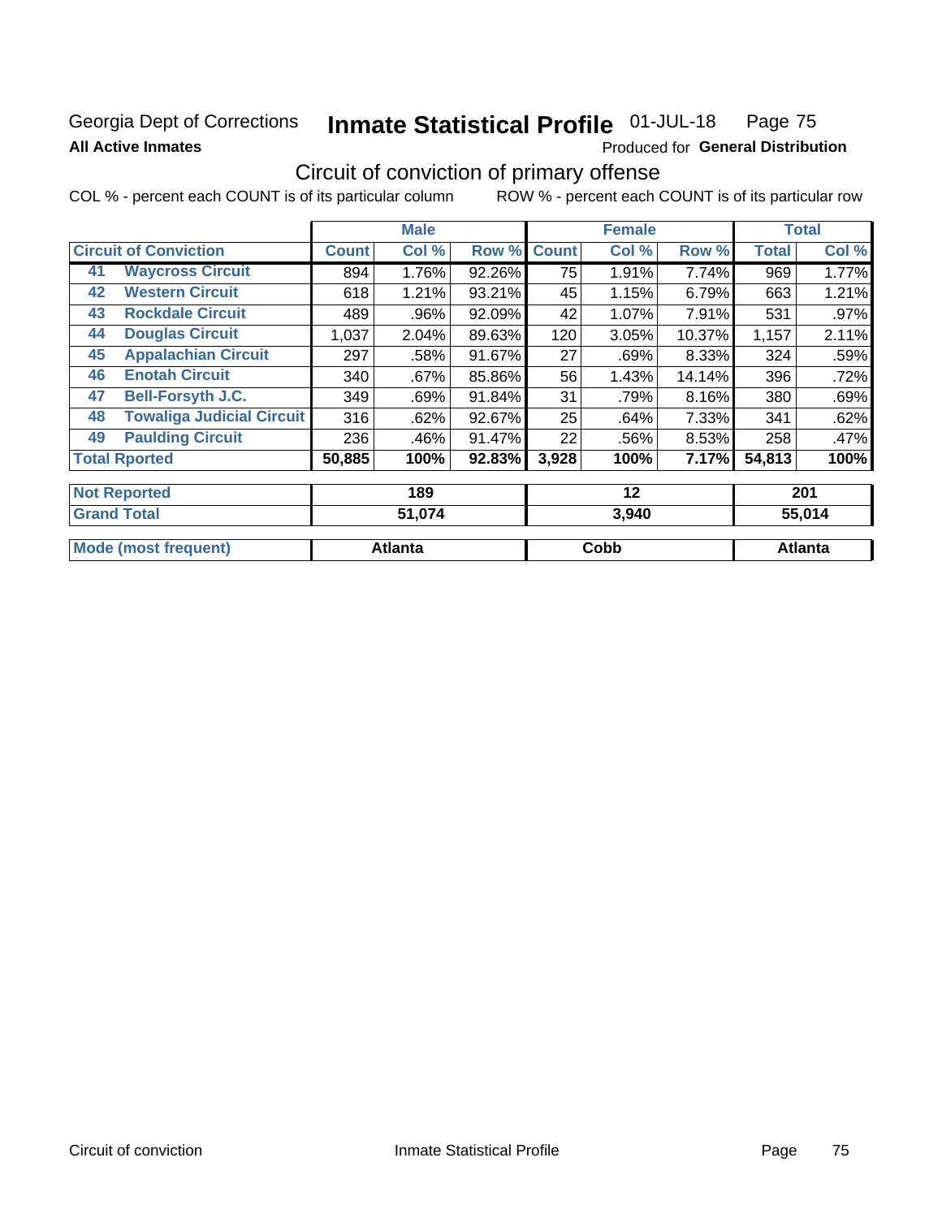Georgia Dept of Corrections **Inmate Statistical Profile** 01-JUL-18 Page 75

**All Active Inmates**

Produced for **General Distribution**

## Circuit of conviction of primary offense

COL % - percent each COUNT is of its particular column ROW % - percent each COUNT is of its particular row

| Circuit of Conviction | | Male | | | Female | | | Total | |
|---|---|---|---|---|---|---|---|---|---|
| | | Count | Col % | Row % | Count | Col % | Row % | Total | Col % |
| 41 | Waycross Circuit | 894 | 1.76% | 92.26% | 75 | 1.91% | 7.74% | 969 | 1.77% |
| 42 | Western Circuit | 618 | 1.21% | 93.21% | 45 | 1.15% | 6.79% | 663 | 1.21% |
| 43 | Rockdale Circuit | 489 | .96% | 92.09% | 42 | 1.07% | 7.91% | 531 | .97% |
| 44 | Douglas Circuit | 1,037 | 2.04% | 89.63% | 120 | 3.05% | 10.37% | 1,157 | 2.11% |
| 45 | Appalachian Circuit | 297 | .58% | 91.67% | 27 | .69% | 8.33% | 324 | .59% |
| 46 | Enotah Circuit | 340 | .67% | 85.86% | 56 | 1.43% | 14.14% | 396 | .72% |
| 47 | Bell-Forsyth J.C. | 349 | .69% | 91.84% | 31 | .79% | 8.16% | 380 | .69% |
| 48 | Towaliga Judicial Circuit | 316 | .62% | 92.67% | 25 | .64% | 7.33% | 341 | .62% |
| 49 | Paulding Circuit | 236 | .46% | 91.47% | 22 | .56% | 8.53% | 258 | .47% |
| Total Rported | | 50,885 | 100% | 92.83% | 3,928 | 100% | 7.17% | 54,813 | 100% |

| | Male | Female | Total |
|---|---|---|---|
| Not Reported | 189 | 12 | 201 |
| Grand Total | 51,074 | 3,940 | 55,014 |
| Mode (most frequent) | Atlanta | Cobb | Atlanta |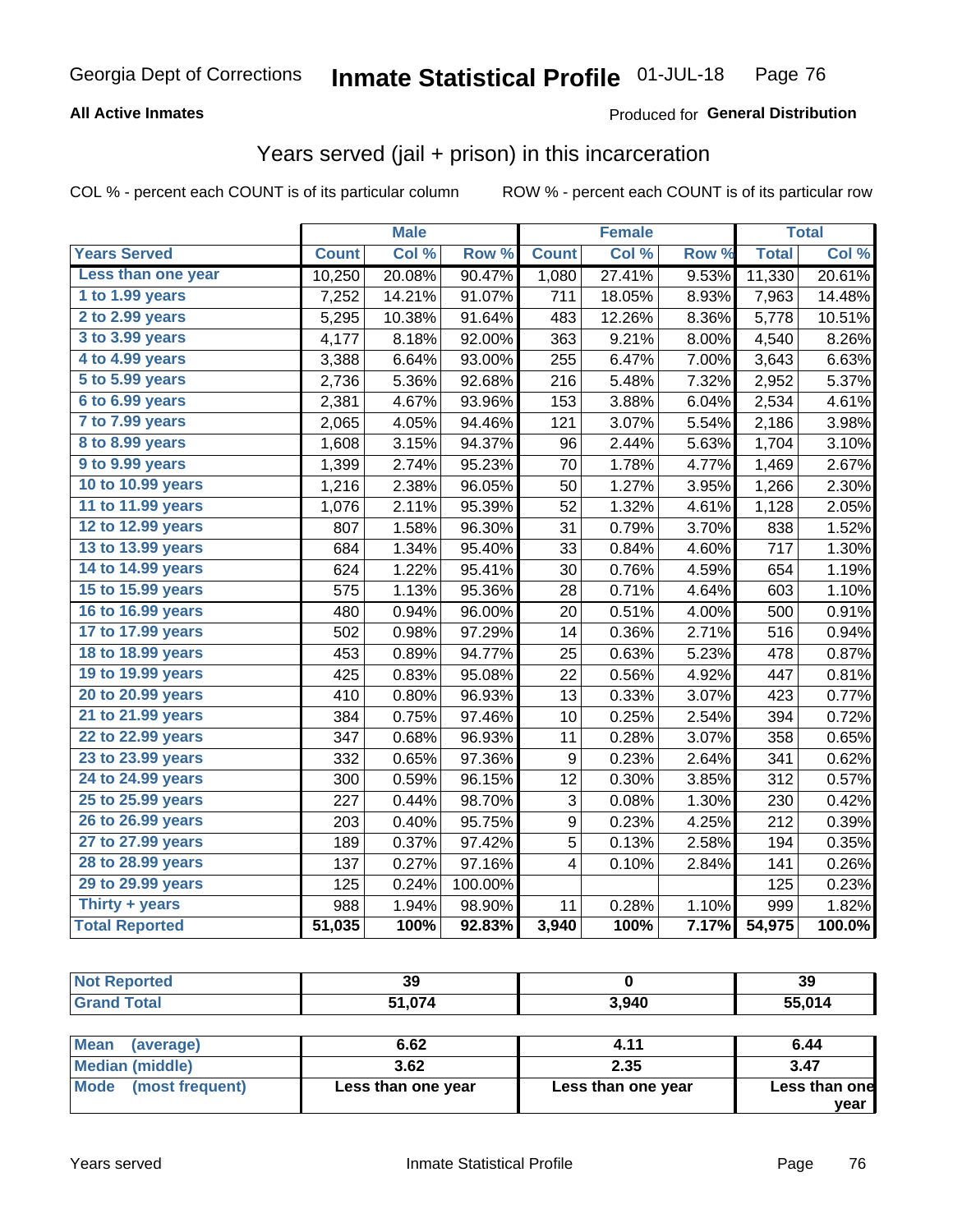Georgia Dept of Corrections **Inmate Statistical Profile** 01-JUL-18

**All Active Inmates**

Produced for **General Distribution**

## Years served (jail + prison) in this incarceration

COL % - percent each COUNT is of its particular column

ROW % - percent each COUNT is of its particular row

| | Male | | | Female | | | Total | |
|---|---|---|---|---|---|---|---|---|
| **Years Served** | **Count** | **Col %** | **Row %** | **Count** | **Col %** | **Row %** | **Total** | **Col %** |
| Less than one year | 10,250 | 20.08% | 90.47% | 1,080 | 27.41% | 9.53% | 11,330 | 20.61% |
| 1 to 1.99 years | 7,252 | 14.21% | 91.07% | 711 | 18.05% | 8.93% | 7,963 | 14.48% |
| 2 to 2.99 years | 5,295 | 10.38% | 91.64% | 483 | 12.26% | 8.36% | 5,778 | 10.51% |
| 3 to 3.99 years | 4,177 | 8.18% | 92.00% | 363 | 9.21% | 8.00% | 4,540 | 8.26% |
| 4 to 4.99 years | 3,388 | 6.64% | 93.00% | 255 | 6.47% | 7.00% | 3,643 | 6.63% |
| 5 to 5.99 years | 2,736 | 5.36% | 92.68% | 216 | 5.48% | 7.32% | 2,952 | 5.37% |
| 6 to 6.99 years | 2,381 | 4.67% | 93.96% | 153 | 3.88% | 6.04% | 2,534 | 4.61% |
| 7 to 7.99 years | 2,065 | 4.05% | 94.46% | 121 | 3.07% | 5.54% | 2,186 | 3.98% |
| 8 to 8.99 years | 1,608 | 3.15% | 94.37% | 96 | 2.44% | 5.63% | 1,704 | 3.10% |
| 9 to 9.99 years | 1,399 | 2.74% | 95.23% | 70 | 1.78% | 4.77% | 1,469 | 2.67% |
| 10 to 10.99 years | 1,216 | 2.38% | 96.05% | 50 | 1.27% | 3.95% | 1,266 | 2.30% |
| 11 to 11.99 years | 1,076 | 2.11% | 95.39% | 52 | 1.32% | 4.61% | 1,128 | 2.05% |
| 12 to 12.99 years | 807 | 1.58% | 96.30% | 31 | 0.79% | 3.70% | 838 | 1.52% |
| 13 to 13.99 years | 684 | 1.34% | 95.40% | 33 | 0.84% | 4.60% | 717 | 1.30% |
| 14 to 14.99 years | 624 | 1.22% | 95.41% | 30 | 0.76% | 4.59% | 654 | 1.19% |
| 15 to 15.99 years | 575 | 1.13% | 95.36% | 28 | 0.71% | 4.64% | 603 | 1.10% |
| 16 to 16.99 years | 480 | 0.94% | 96.00% | 20 | 0.51% | 4.00% | 500 | 0.91% |
| 17 to 17.99 years | 502 | 0.98% | 97.29% | 14 | 0.36% | 2.71% | 516 | 0.94% |
| 18 to 18.99 years | 453 | 0.89% | 94.77% | 25 | 0.63% | 5.23% | 478 | 0.87% |
| 19 to 19.99 years | 425 | 0.83% | 95.08% | 22 | 0.56% | 4.92% | 447 | 0.81% |
| 20 to 20.99 years | 410 | 0.80% | 96.93% | 13 | 0.33% | 3.07% | 423 | 0.77% |
| 21 to 21.99 years | 384 | 0.75% | 97.46% | 10 | 0.25% | 2.54% | 394 | 0.72% |
| 22 to 22.99 years | 347 | 0.68% | 96.93% | 11 | 0.28% | 3.07% | 358 | 0.65% |
| 23 to 23.99 years | 332 | 0.65% | 97.36% | 9 | 0.23% | 2.64% | 341 | 0.62% |
| 24 to 24.99 years | 300 | 0.59% | 96.15% | 12 | 0.30% | 3.85% | 312 | 0.57% |
| 25 to 25.99 years | 227 | 0.44% | 98.70% | 3 | 0.08% | 1.30% | 230 | 0.42% |
| 26 to 26.99 years | 203 | 0.40% | 95.75% | 9 | 0.23% | 4.25% | 212 | 0.39% |
| 27 to 27.99 years | 189 | 0.37% | 97.42% | 5 | 0.13% | 2.58% | 194 | 0.35% |
| 28 to 28.99 years | 137 | 0.27% | 97.16% | 4 | 0.10% | 2.84% | 141 | 0.26% |
| 29 to 29.99 years | 125 | 0.24% | 100.00% | | | | 125 | 0.23% |
| Thirty + years | 988 | 1.94% | 98.90% | 11 | 0.28% | 1.10% | 999 | 1.82% |
| **Total Reported** | **51,035** | **100%** | **92.83%** | **3,940** | **100%** | **7.17%** | **54,975** | **100.0%** |

| | Male | Female | Total |
|---|---|---|---|
| Not Reported | 39 | 0 | 39 |
| Grand Total | 51,074 | 3,940 | 55,014 |

| | Male | Female | Total |
|---|---|---|---|
| Mean (average) | 6.62 | 4.11 | 6.44 |
| Median (middle) | 3.62 | 2.35 | 3.47 |
| Mode (most frequent) | Less than one year | Less than one year | Less than one year |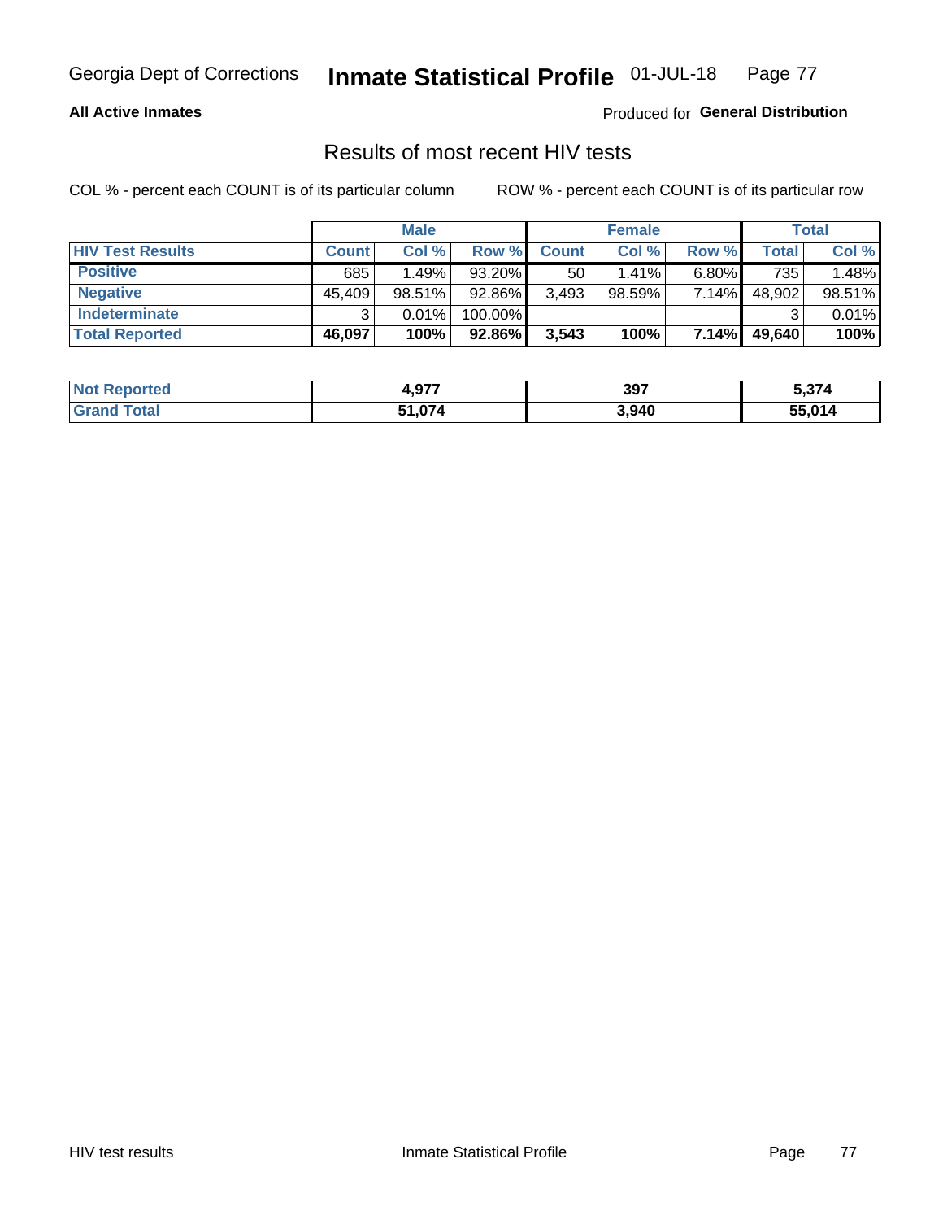Georgia Dept of Corrections **Inmate Statistical Profile** 01-JUL-18

**All Active Inmates**

Produced for **General Distribution**

## Results of most recent HIV tests

COL % - percent each COUNT is of its particular column

ROW % - percent each COUNT is of its particular row

| | Male | | | Female | | | Total | |
|---|---|---|---|---|---|---|---|---|
| **HIV Test Results** | **Count** | **Col %** | **Row %** | **Count** | **Col %** | **Row %** | **Total** | **Col %** |
| **Positive** | 685 | 1.49% | 93.20% | 50 | 1.41% | 6.80% | 735 | 1.48% |
| **Negative** | 45,409 | 98.51% | 92.86% | 3,493 | 98.59% | 7.14% | 48,902 | 98.51% |
| **Indeterminate** | 3 | 0.01% | 100.00% | | | | 3 | 0.01% |
| **Total Reported** | **46,097** | **100%** | **92.86%** | **3,543** | **100%** | **7.14%** | **49,640** | **100%** |

| | Male | Female | Total |
|---|---|---|---|
| **Not Reported** | **4,977** | **397** | **5,374** |
| **Grand Total** | **51,074** | **3,940** | **55,014** |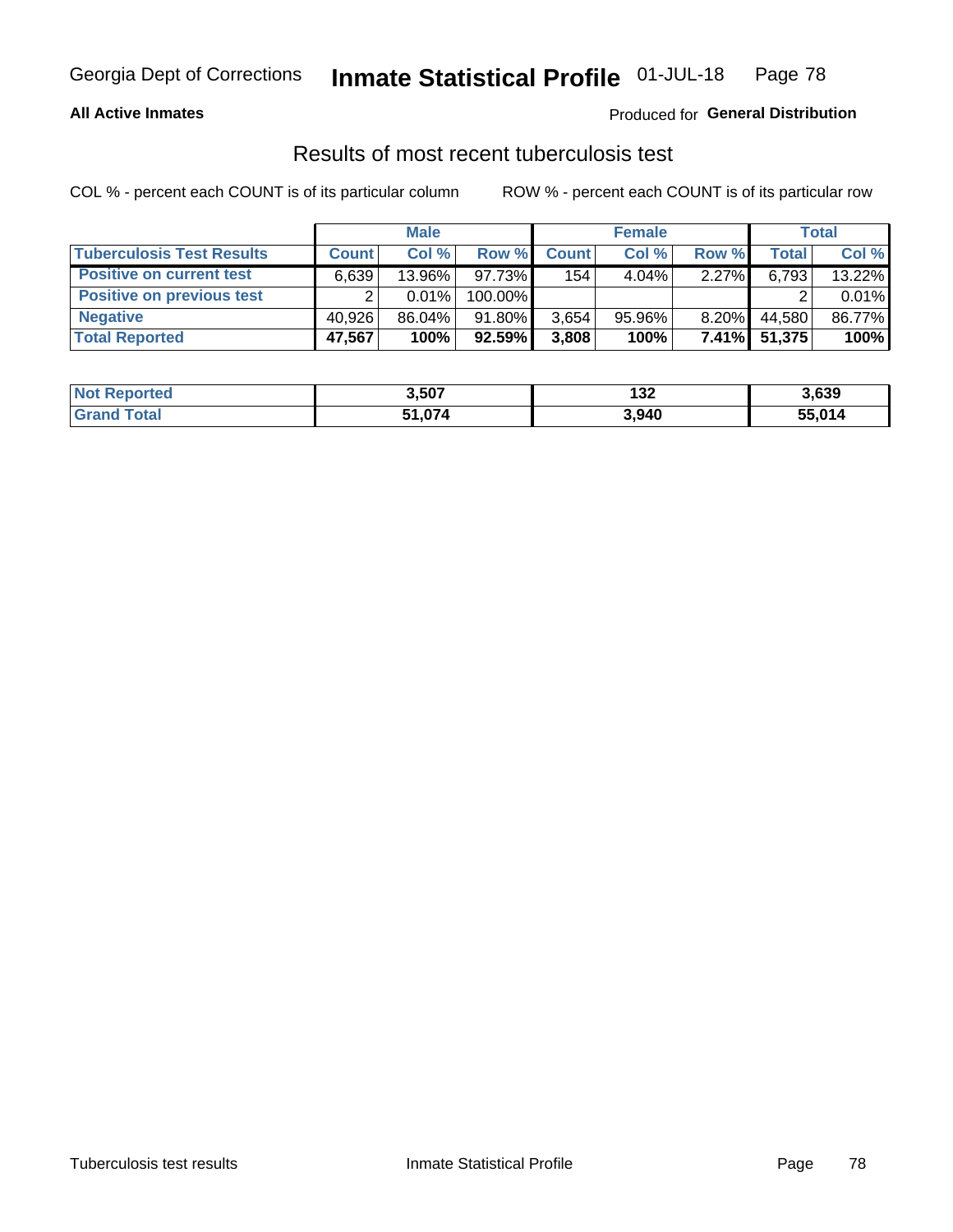Georgia Dept of Corrections **Inmate Statistical Profile** 01-JUL-18

**All Active Inmates**

Produced for **General Distribution**

## Results of most recent tuberculosis test

COL % - percent each COUNT is of its particular column

ROW % - percent each COUNT is of its particular row

| | Male | | | Female | | | Total | |
|---|---|---|---|---|---|---|---|---|
| **Tuberculosis Test Results** | **Count** | **Col %** | **Row %** | **Count** | **Col %** | **Row %** | **Total** | **Col %** |
| **Positive on current test** | 6,639 | 13.96% | 97.73% | 154 | 4.04% | 2.27% | 6,793 | 13.22% |
| **Positive on previous test** | 2 | 0.01% | 100.00% | | | | 2 | 0.01% |
| **Negative** | 40,926 | 86.04% | 91.80% | 3,654 | 95.96% | 8.20% | 44,580 | 86.77% |
| **Total Reported** | **47,567** | **100%** | **92.59%** | **3,808** | **100%** | **7.41%** | **51,375** | **100%** |

| | Male | Female | Total |
|---|---|---|---|
| **Not Reported** | **3,507** | **132** | **3,639** |
| **Grand Total** | **51,074** | **3,940** | **55,014** |

Tuberculosis test results Inmate Statistical Profile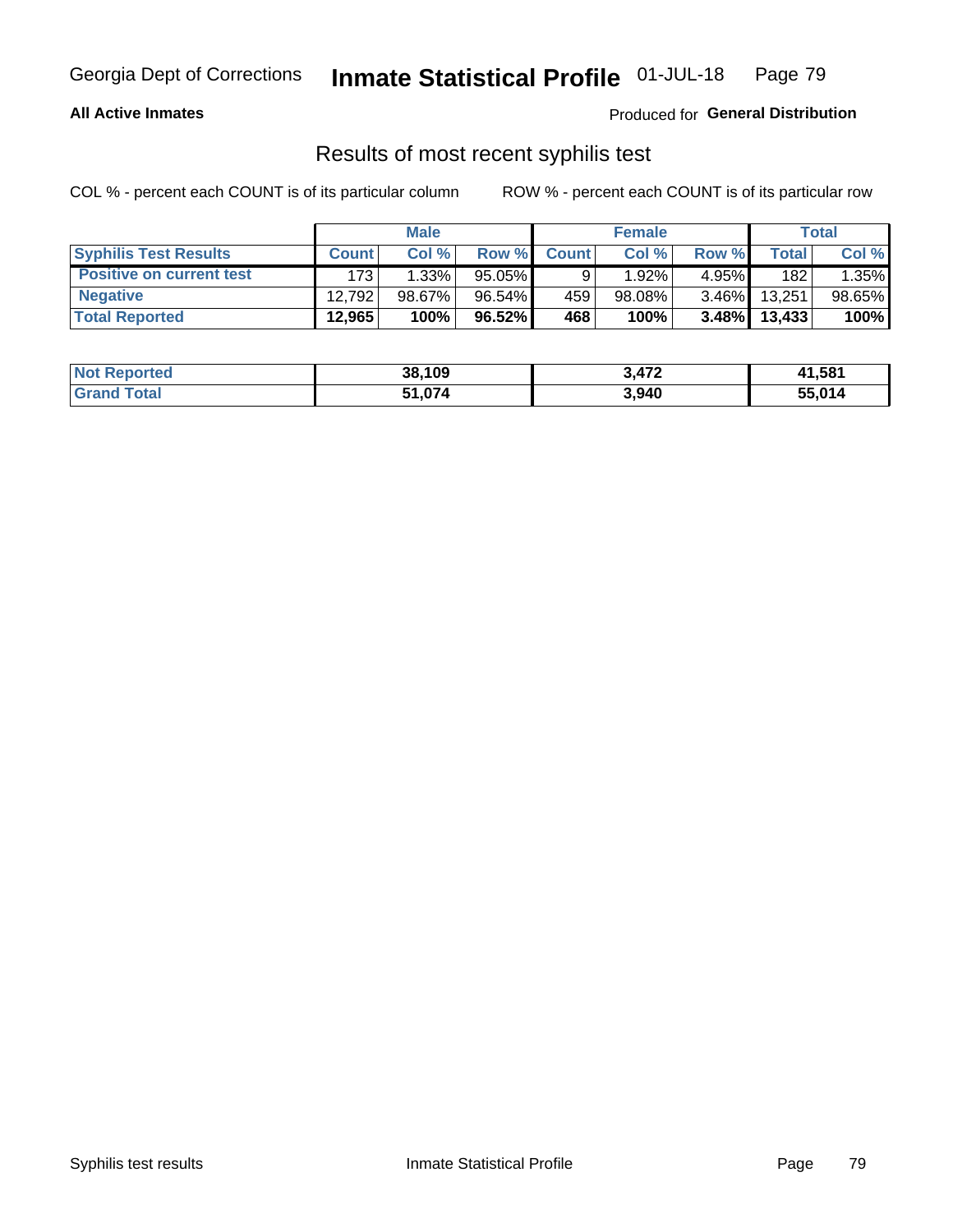Georgia Dept of Corrections **Inmate Statistical Profile** 01-JUL-18

**All Active Inmates**

Produced for **General Distribution**

## Results of most recent syphilis test

COL % - percent each COUNT is of its particular column    ROW % - percent each COUNT is of its particular row

| | Male | | | Female | | | Total | |
|---|---|---|---|---|---|---|---|---|
| **Syphilis Test Results** | **Count** | **Col %** | **Row %** | **Count** | **Col %** | **Row %** | **Total** | **Col %** |
| **Positive on current test** | 173 | 1.33% | 95.05% | 9 | 1.92% | 4.95% | 182 | 1.35% |
| **Negative** | 12,792 | 98.67% | 96.54% | 459 | 98.08% | 3.46% | 13,251 | 98.65% |
| **Total Reported** | **12,965** | **100%** | **96.52%** | **468** | **100%** | **3.48%** | **13,433** | **100%** |

| | Male | Female | Total |
|---|---|---|---|
| **Not Reported** | **38,109** | **3,472** | **41,581** |
| **Grand Total** | **51,074** | **3,940** | **55,014** |

Syphilis test results    Inmate Statistical Profile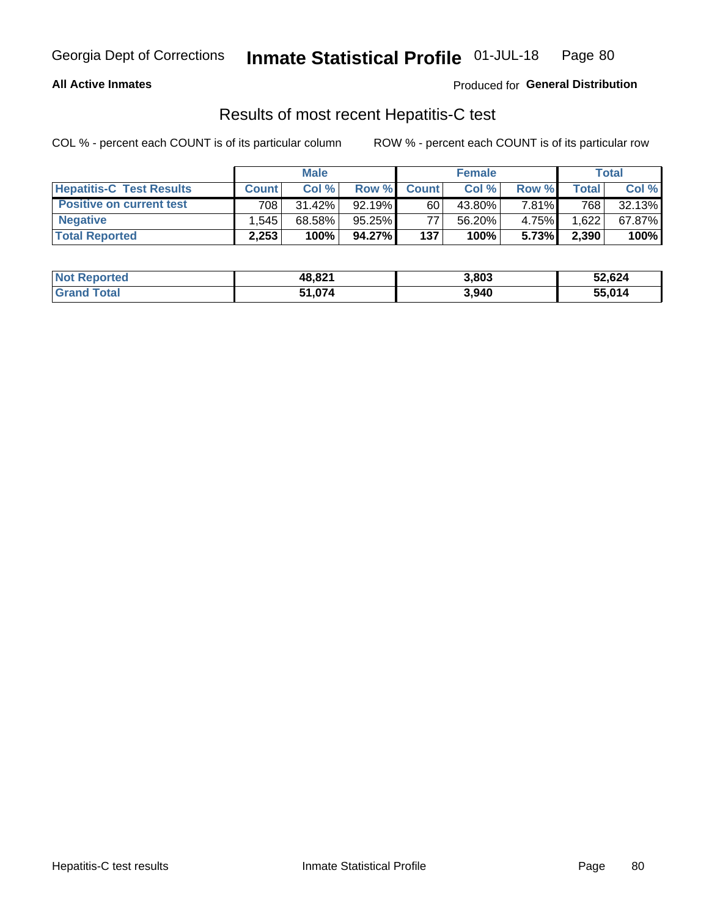Georgia Dept of Corrections **Inmate Statistical Profile** 01-JUL-18

**All Active Inmates**

Produced for **General Distribution**

## Results of most recent Hepatitis-C test

COL % - percent each COUNT is of its particular column

ROW % - percent each COUNT is of its particular row

| | Male | | | Female | | | Total | |
|---|---|---|---|---|---|---|---|---|
| **Hepatitis-C Test Results** | **Count** | **Col %** | **Row %** | **Count** | **Col %** | **Row %** | **Total** | **Col %** |
| **Positive on current test** | 708 | 31.42% | 92.19% | 60 | 43.80% | 7.81% | 768 | 32.13% |
| **Negative** | 1,545 | 68.58% | 95.25% | 77 | 56.20% | 4.75% | 1,622 | 67.87% |
| **Total Reported** | **2,253** | **100%** | **94.27%** | **137** | **100%** | **5.73%** | **2,390** | **100%** |

| | Male | Female | Total |
|---|---|---|---|
| **Not Reported** | **48,821** | **3,803** | **52,624** |
| **Grand Total** | **51,074** | **3,940** | **55,014** |